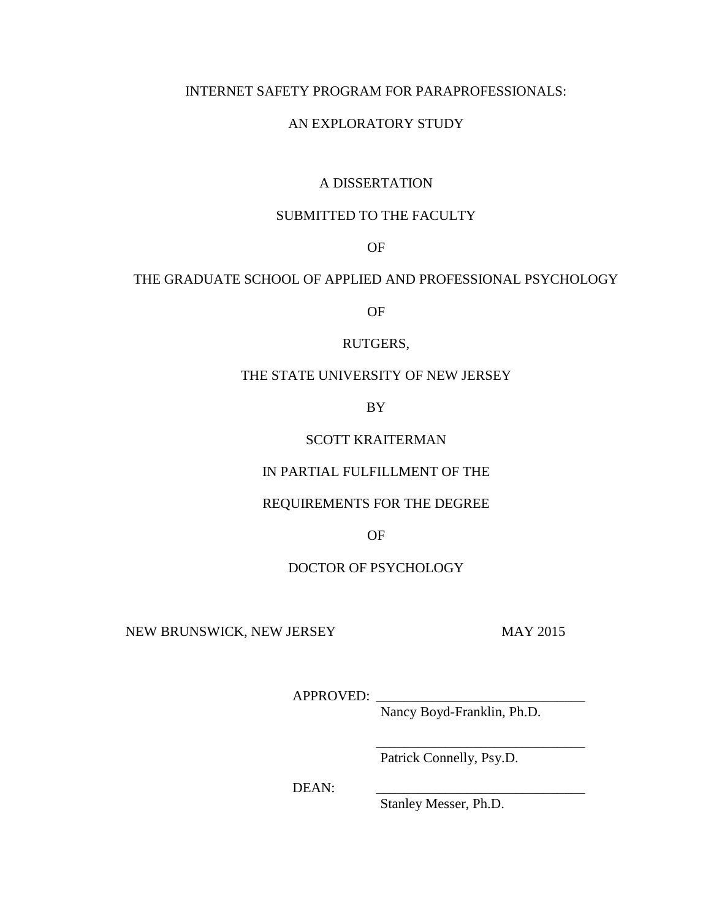# INTERNET SAFETY PROGRAM FOR PARAPROFESSIONALS:

# AN EXPLORATORY STUDY

A DISSERTATION

SUBMITTED TO THE FACULTY

OF

THE GRADUATE SCHOOL OF APPLIED AND PROFESSIONAL PSYCHOLOGY

OF

RUTGERS,

THE STATE UNIVERSITY OF NEW JERSEY

BY

SCOTT KRAITERMAN

IN PARTIAL FULFILLMENT OF THE

REQUIREMENTS FOR THE DEGREE

OF

DOCTOR OF PSYCHOLOGY

NEW BRUNSWICK, NEW JERSEY MAY 2015

APPROVED: \_\_\_\_\_\_\_\_\_\_\_\_\_\_\_\_\_\_\_\_\_\_\_\_\_\_\_\_\_\_
Nancy Boyd-Franklin, Ph.D.

\_\_\_\_\_\_\_\_\_\_\_\_\_\_\_\_\_\_\_\_\_\_\_\_\_\_\_\_\_\_
Patrick Connelly, Psy.D.

DEAN: \_\_\_\_\_\_\_\_\_\_\_\_\_\_\_\_\_\_\_\_\_\_\_\_\_\_\_\_\_\_
Stanley Messer, Ph.D.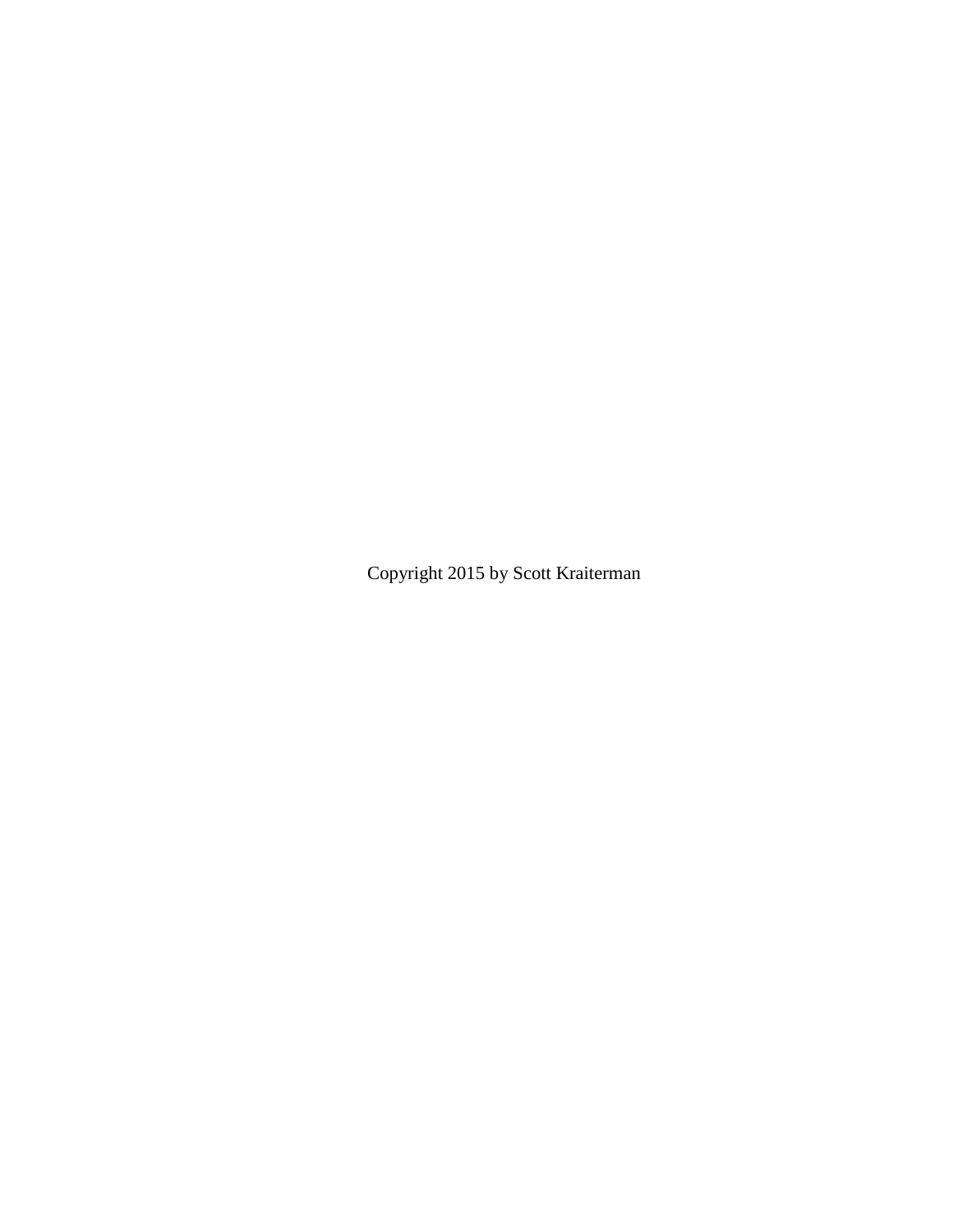Copyright 2015 by Scott Kraiterman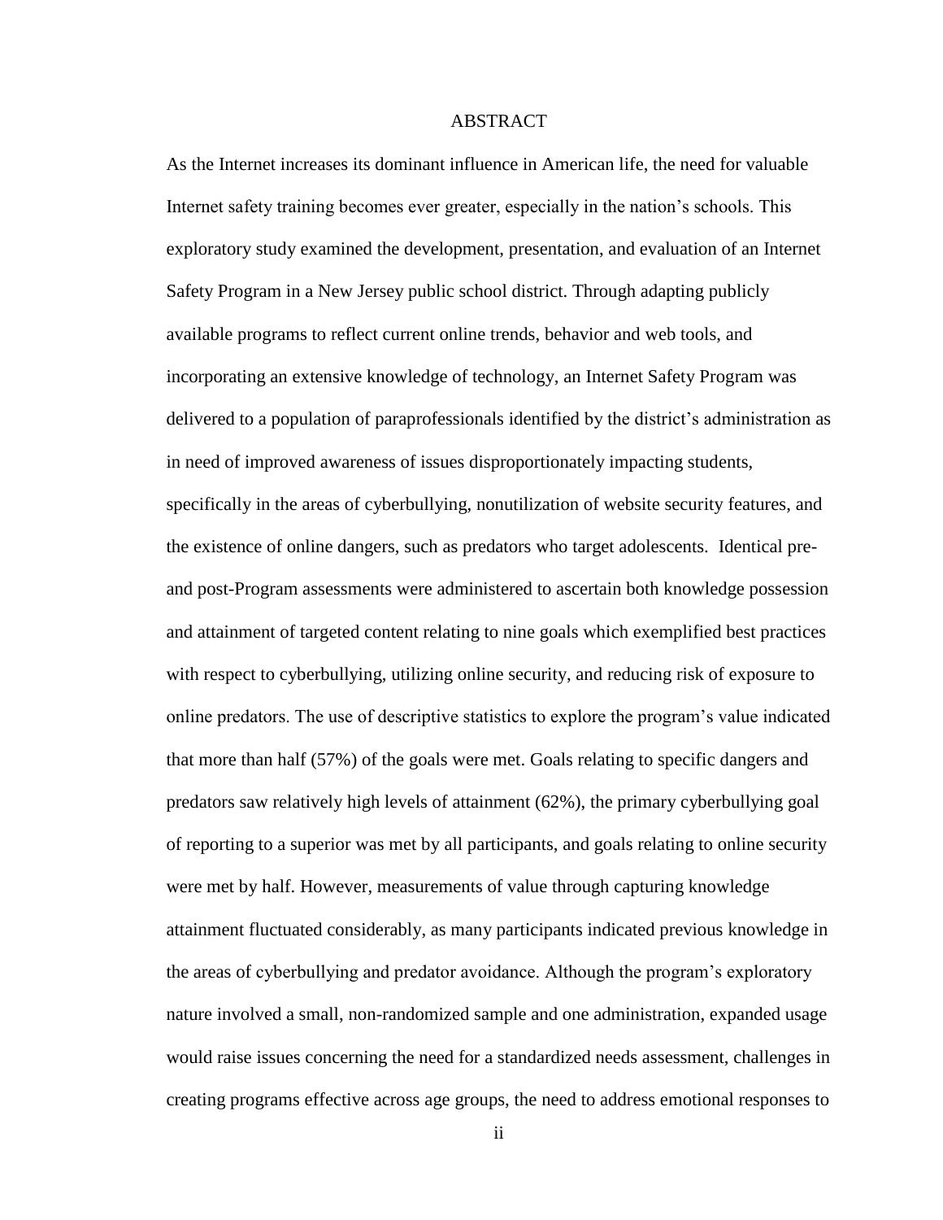# ABSTRACT

As the Internet increases its dominant influence in American life, the need for valuable Internet safety training becomes ever greater, especially in the nation's schools. This exploratory study examined the development, presentation, and evaluation of an Internet Safety Program in a New Jersey public school district. Through adapting publicly available programs to reflect current online trends, behavior and web tools, and incorporating an extensive knowledge of technology, an Internet Safety Program was delivered to a population of paraprofessionals identified by the district's administration as in need of improved awareness of issues disproportionately impacting students, specifically in the areas of cyberbullying, nonutilization of website security features, and the existence of online dangers, such as predators who target adolescents. Identical pre- and post-Program assessments were administered to ascertain both knowledge possession and attainment of targeted content relating to nine goals which exemplified best practices with respect to cyberbullying, utilizing online security, and reducing risk of exposure to online predators. The use of descriptive statistics to explore the program's value indicated that more than half (57%) of the goals were met. Goals relating to specific dangers and predators saw relatively high levels of attainment (62%), the primary cyberbullying goal of reporting to a superior was met by all participants, and goals relating to online security were met by half. However, measurements of value through capturing knowledge attainment fluctuated considerably, as many participants indicated previous knowledge in the areas of cyberbullying and predator avoidance. Although the program's exploratory nature involved a small, non-randomized sample and one administration, expanded usage would raise issues concerning the need for a standardized needs assessment, challenges in creating programs effective across age groups, the need to address emotional responses to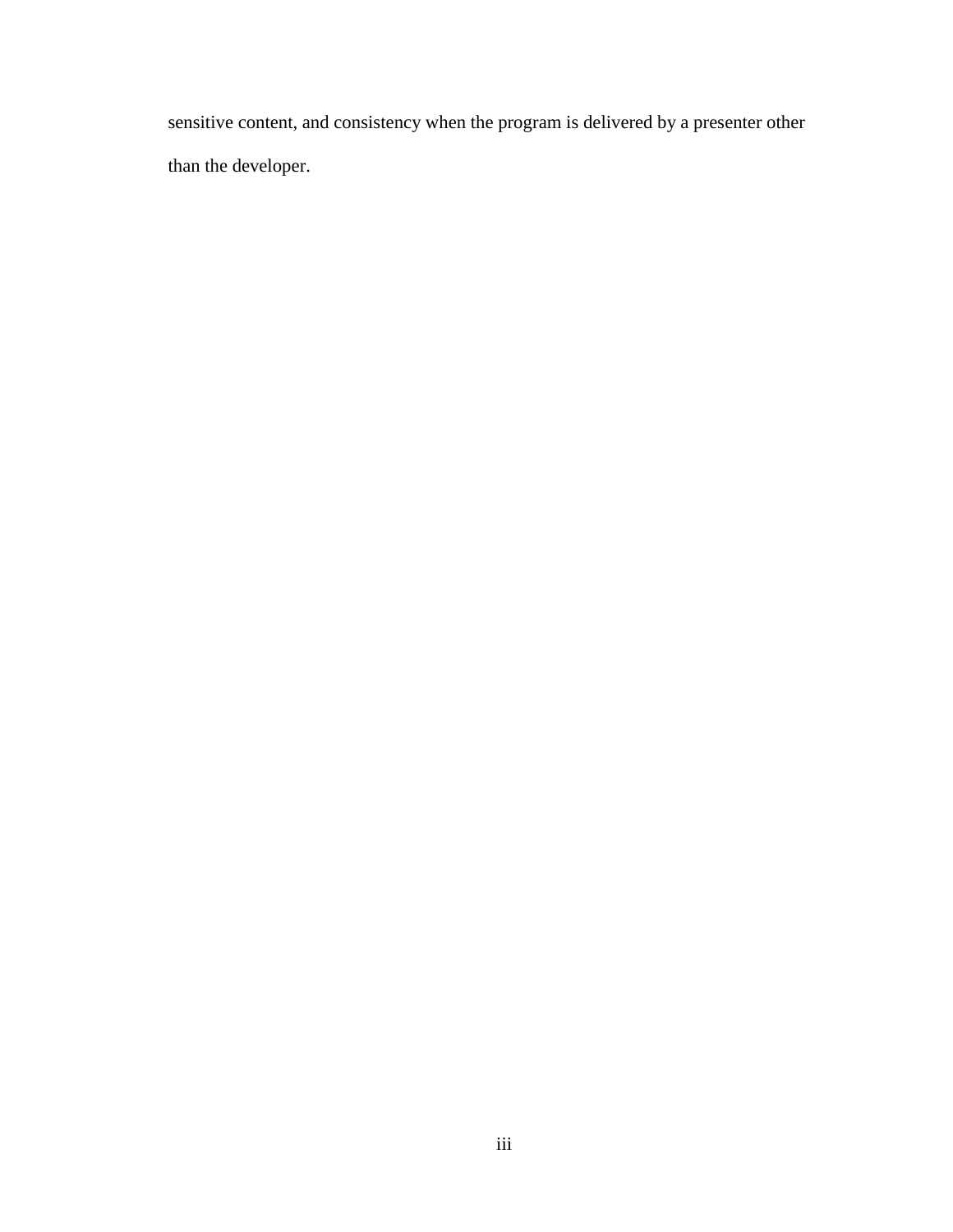sensitive content, and consistency when the program is delivered by a presenter other than the developer.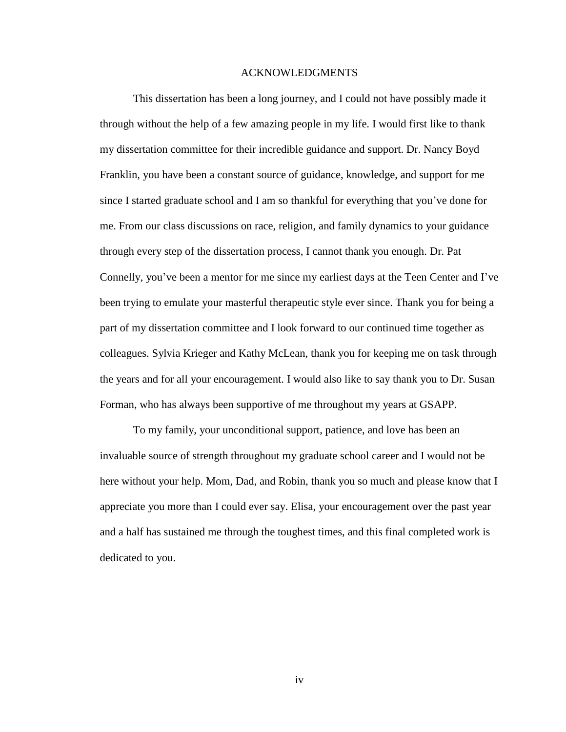# ACKNOWLEDGMENTS

This dissertation has been a long journey, and I could not have possibly made it through without the help of a few amazing people in my life. I would first like to thank my dissertation committee for their incredible guidance and support. Dr. Nancy Boyd Franklin, you have been a constant source of guidance, knowledge, and support for me since I started graduate school and I am so thankful for everything that you've done for me. From our class discussions on race, religion, and family dynamics to your guidance through every step of the dissertation process, I cannot thank you enough. Dr. Pat Connelly, you've been a mentor for me since my earliest days at the Teen Center and I've been trying to emulate your masterful therapeutic style ever since. Thank you for being a part of my dissertation committee and I look forward to our continued time together as colleagues. Sylvia Krieger and Kathy McLean, thank you for keeping me on task through the years and for all your encouragement. I would also like to say thank you to Dr. Susan Forman, who has always been supportive of me throughout my years at GSAPP.

To my family, your unconditional support, patience, and love has been an invaluable source of strength throughout my graduate school career and I would not be here without your help. Mom, Dad, and Robin, thank you so much and please know that I appreciate you more than I could ever say. Elisa, your encouragement over the past year and a half has sustained me through the toughest times, and this final completed work is dedicated to you.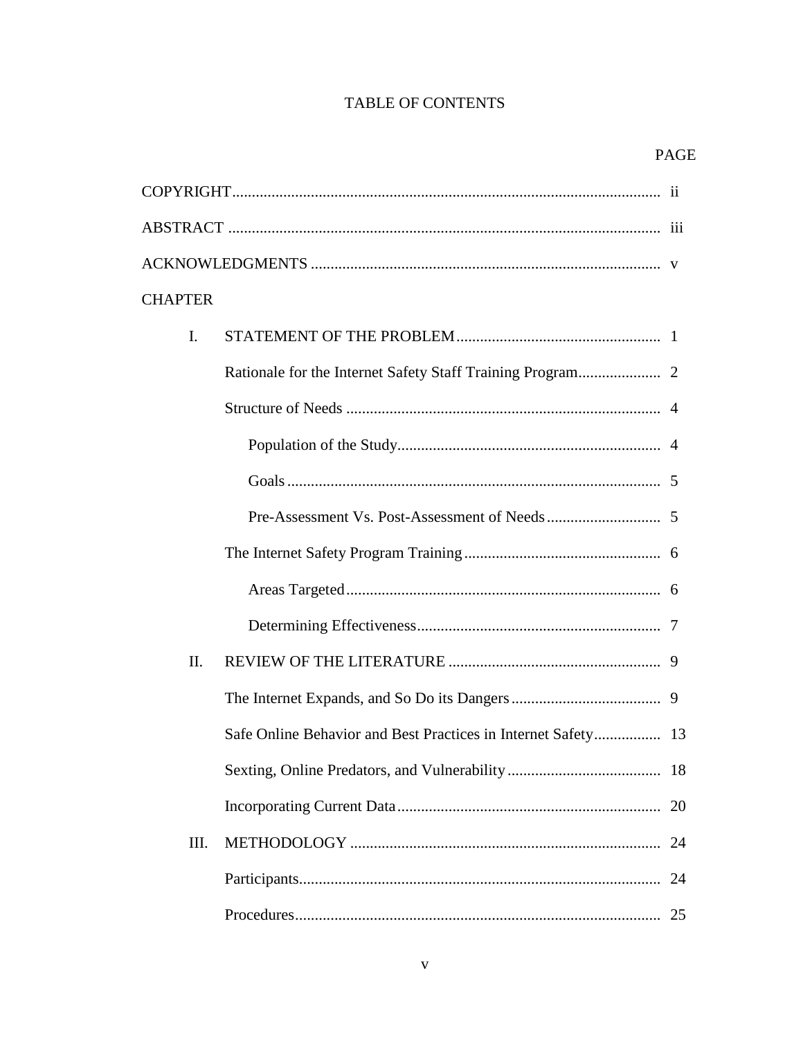# TABLE OF CONTENTS

| | PAGE |
|---|---|
| COPYRIGHT | ii |
| ABSTRACT | iii |
| ACKNOWLEDGMENTS | v |
| CHAPTER | |
| I. STATEMENT OF THE PROBLEM | 1 |
| Rationale for the Internet Safety Staff Training Program | 2 |
| Structure of Needs | 4 |
| Population of the Study | 4 |
| Goals | 5 |
| Pre-Assessment Vs. Post-Assessment of Needs | 5 |
| The Internet Safety Program Training | 6 |
| Areas Targeted | 6 |
| Determining Effectiveness | 7 |
| II. REVIEW OF THE LITERATURE | 9 |
| The Internet Expands, and So Do its Dangers | 9 |
| Safe Online Behavior and Best Practices in Internet Safety | 13 |
| Sexting, Online Predators, and Vulnerability | 18 |
| Incorporating Current Data | 20 |
| III. METHODOLOGY | 24 |
| Participants | 24 |
| Procedures | 25 |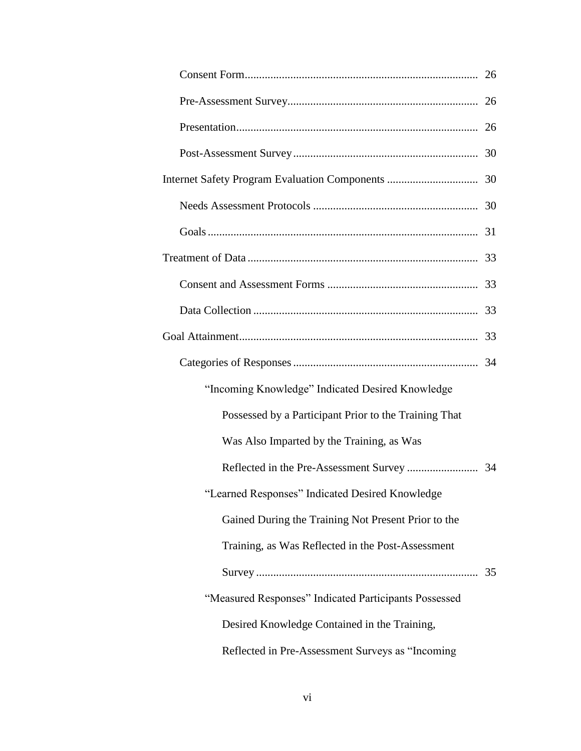Consent Form ..... 26

Pre-Assessment Survey ..... 26

Presentation ..... 26

Post-Assessment Survey ..... 30

Internet Safety Program Evaluation Components ..... 30

Needs Assessment Protocols ..... 30

Goals ..... 31

Treatment of Data ..... 33

Consent and Assessment Forms ..... 33

Data Collection ..... 33

Goal Attainment ..... 33

Categories of Responses ..... 34

"Incoming Knowledge" Indicated Desired Knowledge Possessed by a Participant Prior to the Training That Was Also Imparted by the Training, as Was Reflected in the Pre-Assessment Survey ..... 34

"Learned Responses" Indicated Desired Knowledge Gained During the Training Not Present Prior to the Training, as Was Reflected in the Post-Assessment Survey ..... 35

"Measured Responses" Indicated Participants Possessed Desired Knowledge Contained in the Training, Reflected in Pre-Assessment Surveys as "Incoming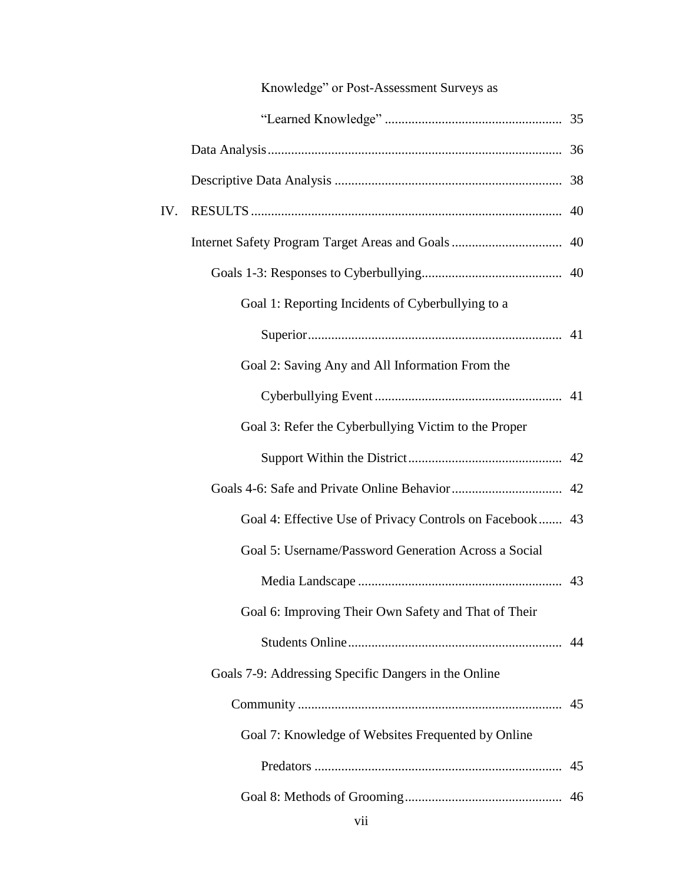Knowledge" or Post-Assessment Surveys as "Learned Knowledge" .... 35

Data Analysis .... 36

Descriptive Data Analysis .... 38

IV. RESULTS .... 40

Internet Safety Program Target Areas and Goals .... 40

Goals 1-3: Responses to Cyberbullying .... 40

Goal 1: Reporting Incidents of Cyberbullying to a Superior .... 41

Goal 2: Saving Any and All Information From the Cyberbullying Event .... 41

Goal 3: Refer the Cyberbullying Victim to the Proper Support Within the District .... 42

Goals 4-6: Safe and Private Online Behavior .... 42

Goal 4: Effective Use of Privacy Controls on Facebook .... 43

Goal 5: Username/Password Generation Across a Social Media Landscape .... 43

Goal 6: Improving Their Own Safety and That of Their Students Online .... 44

Goals 7-9: Addressing Specific Dangers in the Online Community .... 45

Goal 7: Knowledge of Websites Frequented by Online Predators .... 45

Goal 8: Methods of Grooming .... 46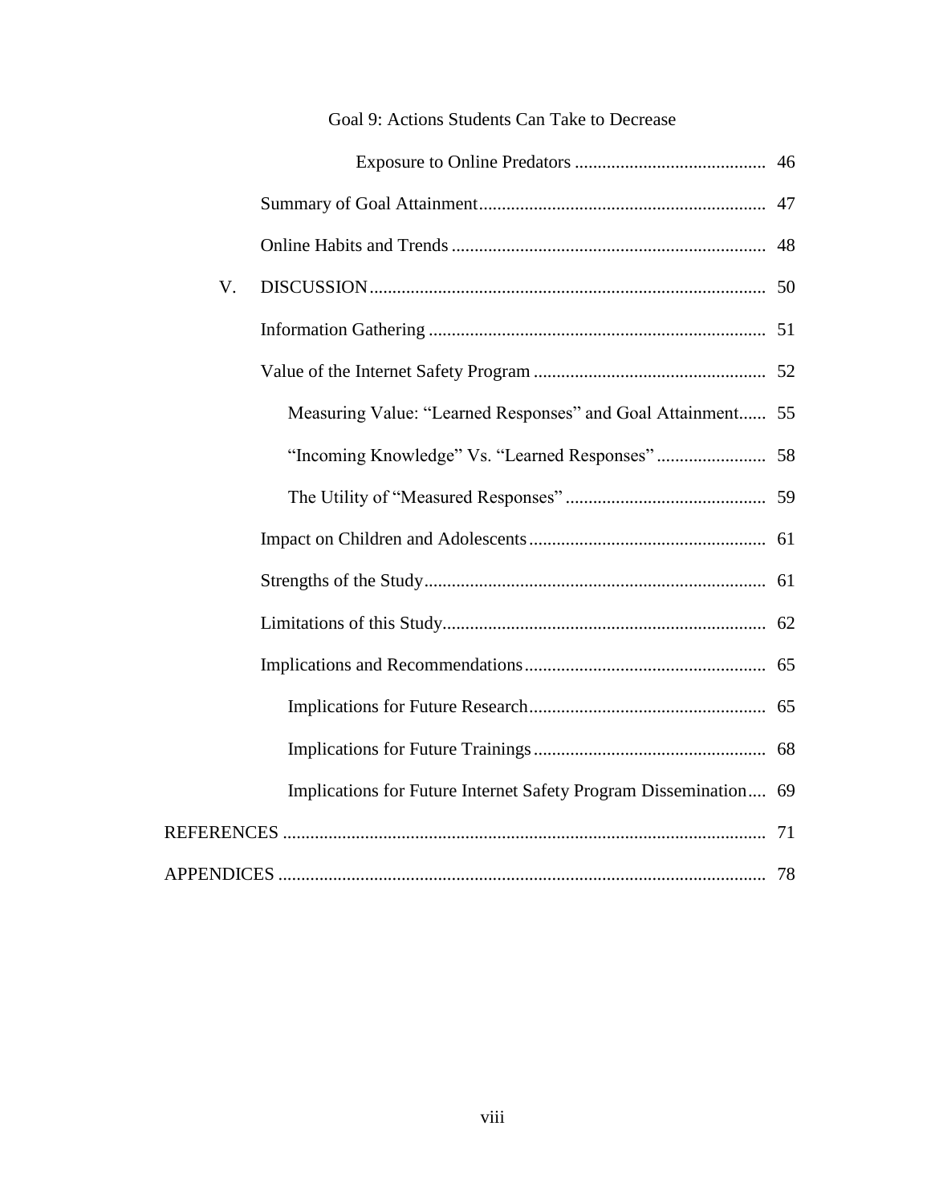Goal 9: Actions Students Can Take to Decrease Exposure to Online Predators ......... 46

Summary of Goal Attainment ......... 47

Online Habits and Trends ......... 48

V. DISCUSSION ......... 50

Information Gathering ......... 51

Value of the Internet Safety Program ......... 52

Measuring Value: "Learned Responses" and Goal Attainment ......... 55

"Incoming Knowledge" Vs. "Learned Responses" ......... 58

The Utility of "Measured Responses" ......... 59

Impact on Children and Adolescents ......... 61

Strengths of the Study ......... 61

Limitations of this Study ......... 62

Implications and Recommendations ......... 65

Implications for Future Research ......... 65

Implications for Future Trainings ......... 68

Implications for Future Internet Safety Program Dissemination ......... 69

REFERENCES ......... 71

APPENDICES ......... 78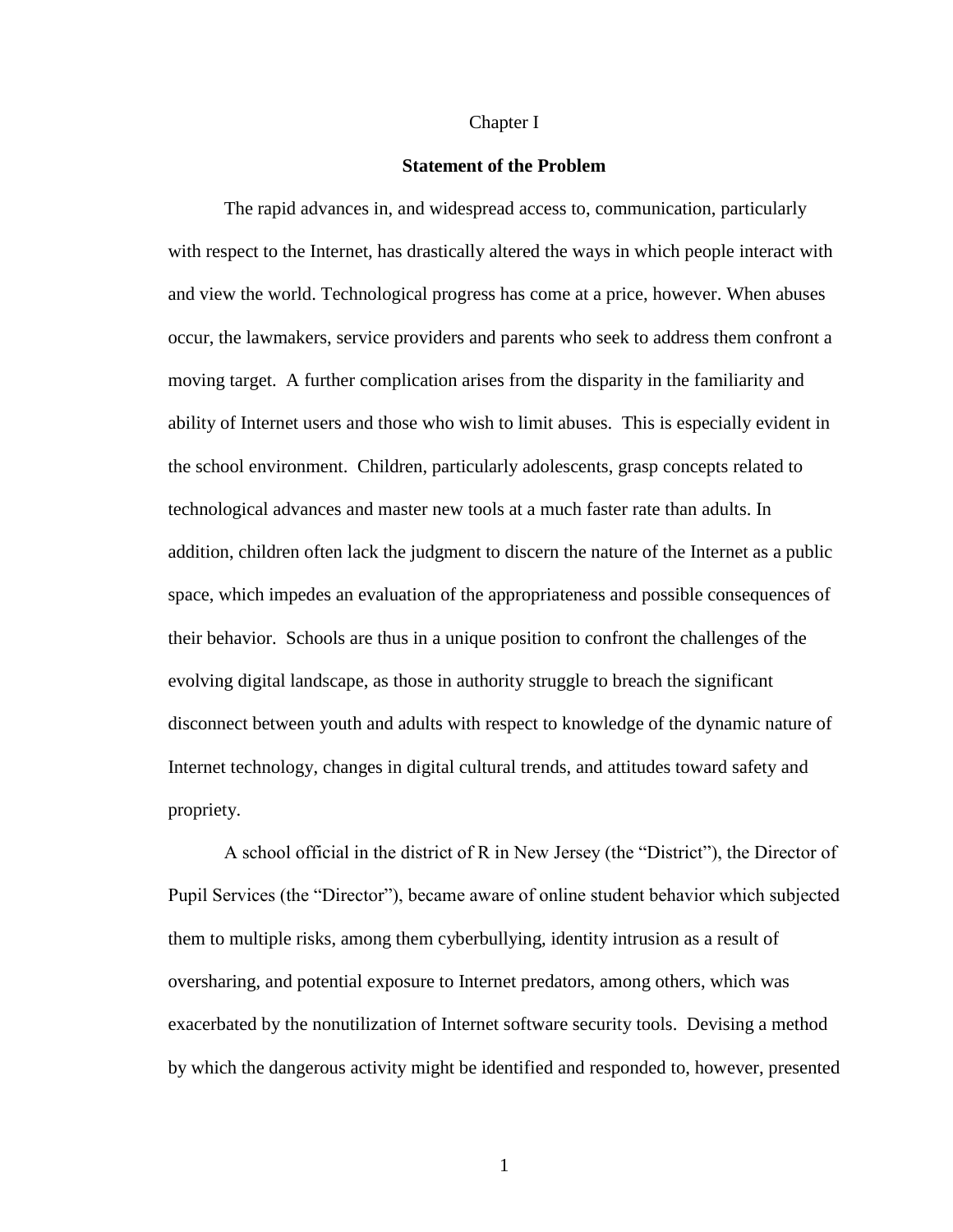Chapter I

## Statement of the Problem

The rapid advances in, and widespread access to, communication, particularly with respect to the Internet, has drastically altered the ways in which people interact with and view the world. Technological progress has come at a price, however. When abuses occur, the lawmakers, service providers and parents who seek to address them confront a moving target. A further complication arises from the disparity in the familiarity and ability of Internet users and those who wish to limit abuses. This is especially evident in the school environment. Children, particularly adolescents, grasp concepts related to technological advances and master new tools at a much faster rate than adults. In addition, children often lack the judgment to discern the nature of the Internet as a public space, which impedes an evaluation of the appropriateness and possible consequences of their behavior. Schools are thus in a unique position to confront the challenges of the evolving digital landscape, as those in authority struggle to breach the significant disconnect between youth and adults with respect to knowledge of the dynamic nature of Internet technology, changes in digital cultural trends, and attitudes toward safety and propriety.

A school official in the district of R in New Jersey (the "District"), the Director of Pupil Services (the "Director"), became aware of online student behavior which subjected them to multiple risks, among them cyberbullying, identity intrusion as a result of oversharing, and potential exposure to Internet predators, among others, which was exacerbated by the nonutilization of Internet software security tools. Devising a method by which the dangerous activity might be identified and responded to, however, presented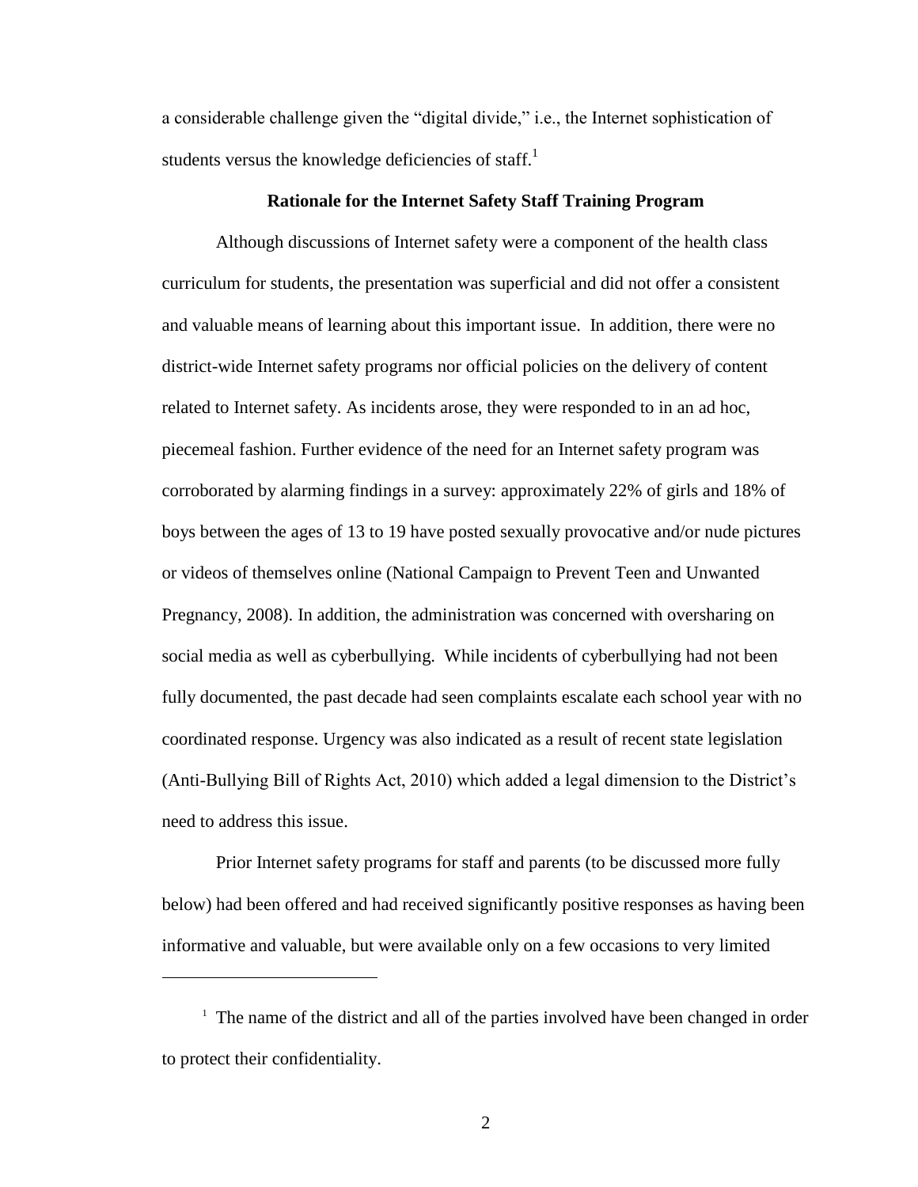a considerable challenge given the "digital divide," i.e., the Internet sophistication of students versus the knowledge deficiencies of staff.[1]

### Rationale for the Internet Safety Staff Training Program

Although discussions of Internet safety were a component of the health class curriculum for students, the presentation was superficial and did not offer a consistent and valuable means of learning about this important issue. In addition, there were no district-wide Internet safety programs nor official policies on the delivery of content related to Internet safety. As incidents arose, they were responded to in an ad hoc, piecemeal fashion. Further evidence of the need for an Internet safety program was corroborated by alarming findings in a survey: approximately 22% of girls and 18% of boys between the ages of 13 to 19 have posted sexually provocative and/or nude pictures or videos of themselves online (National Campaign to Prevent Teen and Unwanted Pregnancy, 2008). In addition, the administration was concerned with oversharing on social media as well as cyberbullying. While incidents of cyberbullying had not been fully documented, the past decade had seen complaints escalate each school year with no coordinated response. Urgency was also indicated as a result of recent state legislation (Anti-Bullying Bill of Rights Act, 2010) which added a legal dimension to the District's need to address this issue.

Prior Internet safety programs for staff and parents (to be discussed more fully below) had been offered and had received significantly positive responses as having been informative and valuable, but were available only on a few occasions to very limited

---

[1] The name of the district and all of the parties involved have been changed in order to protect their confidentiality.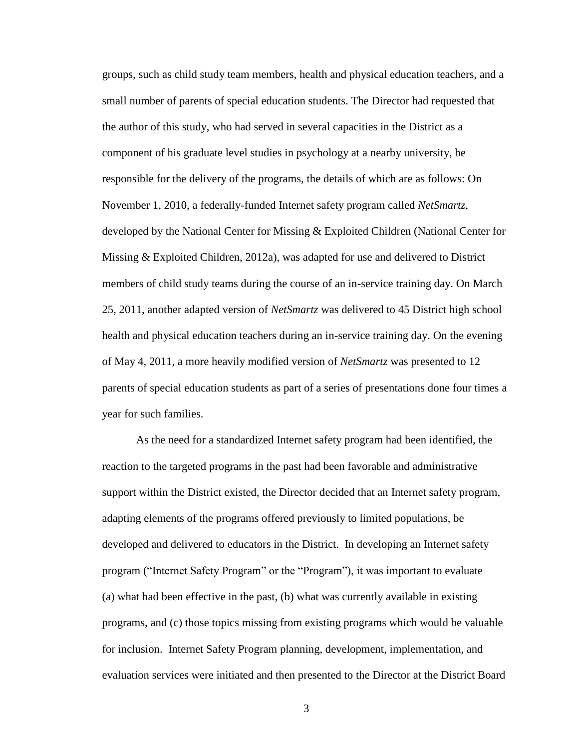groups, such as child study team members, health and physical education teachers, and a small number of parents of special education students. The Director had requested that the author of this study, who had served in several capacities in the District as a component of his graduate level studies in psychology at a nearby university, be responsible for the delivery of the programs, the details of which are as follows: On November 1, 2010, a federally-funded Internet safety program called *NetSmartz*, developed by the National Center for Missing & Exploited Children (National Center for Missing & Exploited Children, 2012a), was adapted for use and delivered to District members of child study teams during the course of an in-service training day. On March 25, 2011, another adapted version of *NetSmartz* was delivered to 45 District high school health and physical education teachers during an in-service training day. On the evening of May 4, 2011, a more heavily modified version of *NetSmartz* was presented to 12 parents of special education students as part of a series of presentations done four times a year for such families.

As the need for a standardized Internet safety program had been identified, the reaction to the targeted programs in the past had been favorable and administrative support within the District existed, the Director decided that an Internet safety program, adapting elements of the programs offered previously to limited populations, be developed and delivered to educators in the District. In developing an Internet safety program ("Internet Safety Program" or the "Program"), it was important to evaluate (a) what had been effective in the past, (b) what was currently available in existing programs, and (c) those topics missing from existing programs which would be valuable for inclusion. Internet Safety Program planning, development, implementation, and evaluation services were initiated and then presented to the Director at the District Board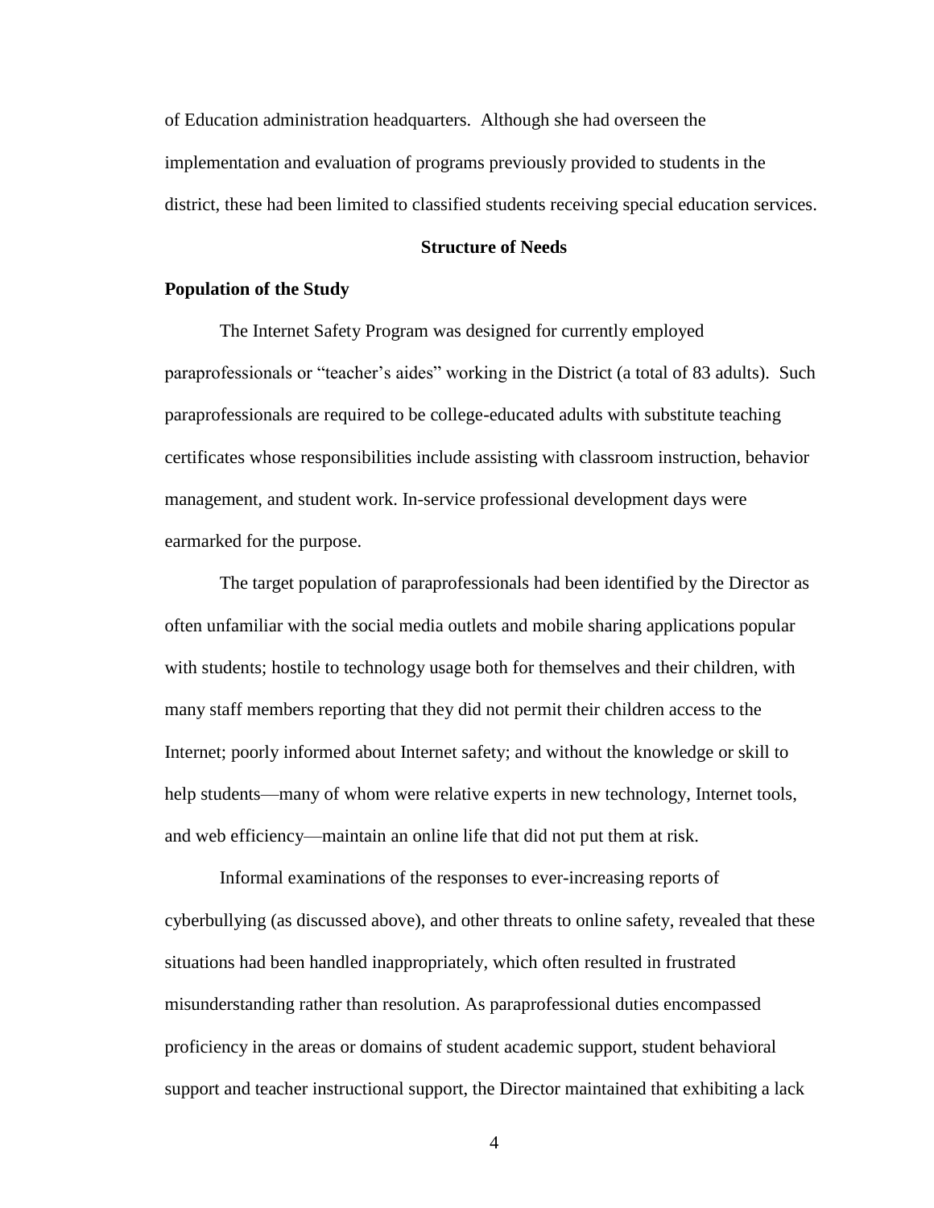of Education administration headquarters. Although she had overseen the implementation and evaluation of programs previously provided to students in the district, these had been limited to classified students receiving special education services.

## Structure of Needs

### Population of the Study

The Internet Safety Program was designed for currently employed paraprofessionals or "teacher's aides" working in the District (a total of 83 adults). Such paraprofessionals are required to be college-educated adults with substitute teaching certificates whose responsibilities include assisting with classroom instruction, behavior management, and student work. In-service professional development days were earmarked for the purpose.

The target population of paraprofessionals had been identified by the Director as often unfamiliar with the social media outlets and mobile sharing applications popular with students; hostile to technology usage both for themselves and their children, with many staff members reporting that they did not permit their children access to the Internet; poorly informed about Internet safety; and without the knowledge or skill to help students—many of whom were relative experts in new technology, Internet tools, and web efficiency—maintain an online life that did not put them at risk.

Informal examinations of the responses to ever-increasing reports of cyberbullying (as discussed above), and other threats to online safety, revealed that these situations had been handled inappropriately, which often resulted in frustrated misunderstanding rather than resolution. As paraprofessional duties encompassed proficiency in the areas or domains of student academic support, student behavioral support and teacher instructional support, the Director maintained that exhibiting a lack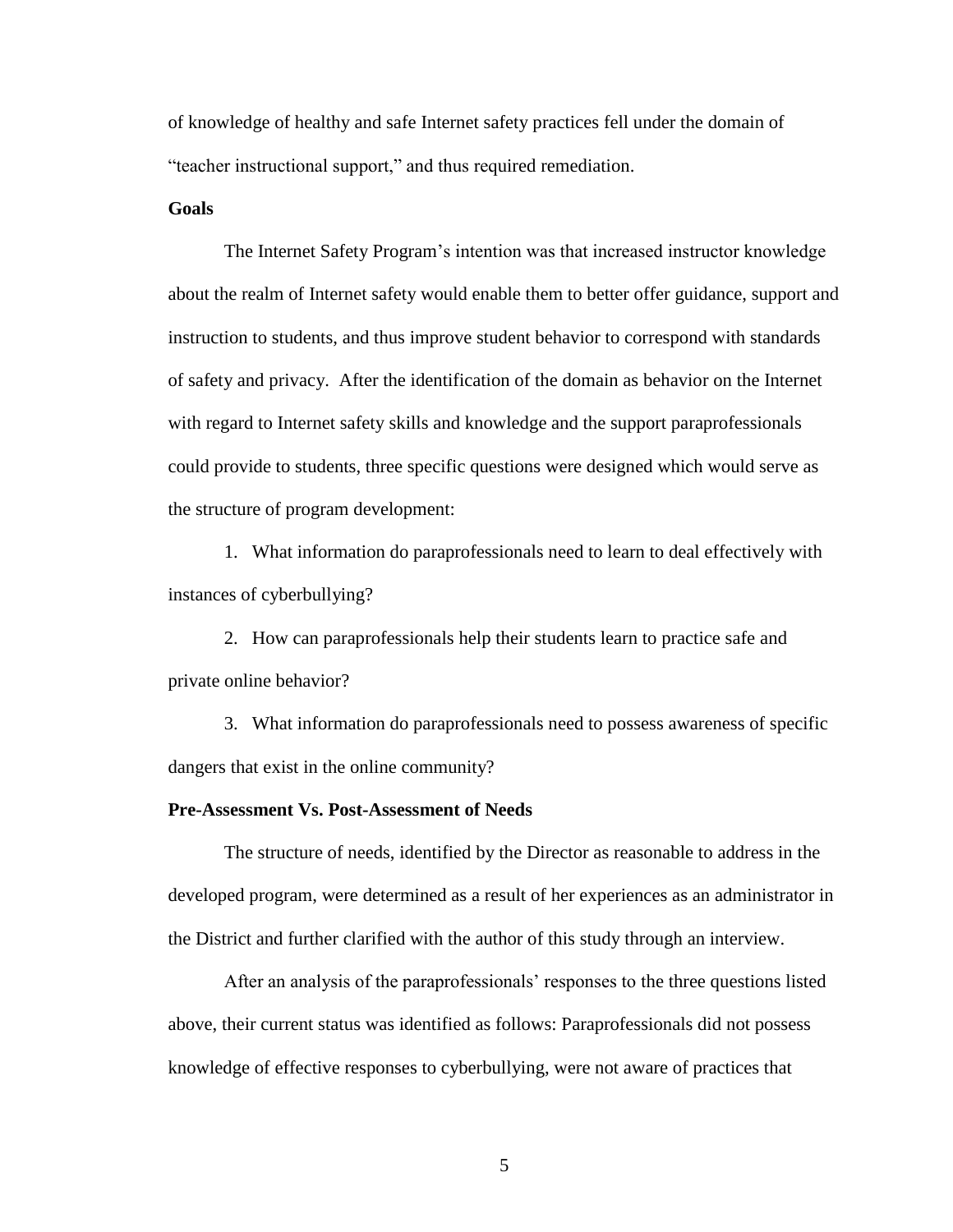of knowledge of healthy and safe Internet safety practices fell under the domain of "teacher instructional support," and thus required remediation.

**Goals**

The Internet Safety Program's intention was that increased instructor knowledge about the realm of Internet safety would enable them to better offer guidance, support and instruction to students, and thus improve student behavior to correspond with standards of safety and privacy. After the identification of the domain as behavior on the Internet with regard to Internet safety skills and knowledge and the support paraprofessionals could provide to students, three specific questions were designed which would serve as the structure of program development:

1. What information do paraprofessionals need to learn to deal effectively with instances of cyberbullying?

2. How can paraprofessionals help their students learn to practice safe and private online behavior?

3. What information do paraprofessionals need to possess awareness of specific dangers that exist in the online community?

**Pre-Assessment Vs. Post-Assessment of Needs**

The structure of needs, identified by the Director as reasonable to address in the developed program, were determined as a result of her experiences as an administrator in the District and further clarified with the author of this study through an interview.

After an analysis of the paraprofessionals' responses to the three questions listed above, their current status was identified as follows: Paraprofessionals did not possess knowledge of effective responses to cyberbullying, were not aware of practices that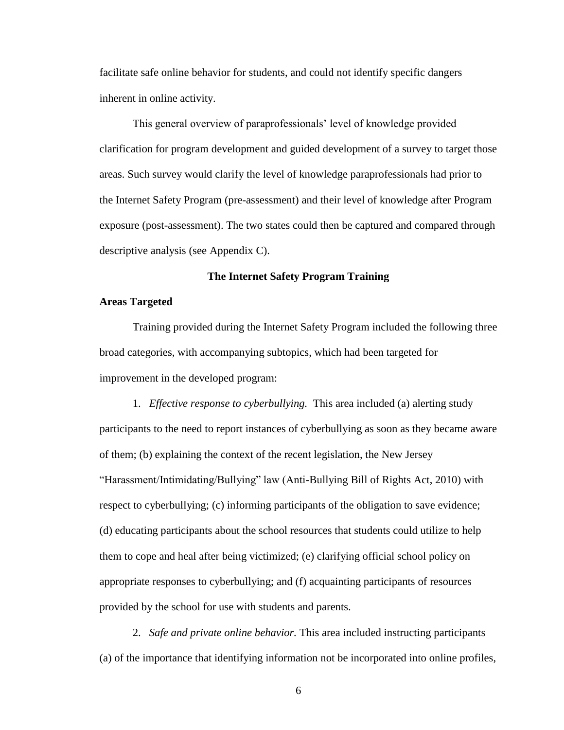facilitate safe online behavior for students, and could not identify specific dangers inherent in online activity.

This general overview of paraprofessionals' level of knowledge provided clarification for program development and guided development of a survey to target those areas. Such survey would clarify the level of knowledge paraprofessionals had prior to the Internet Safety Program (pre-assessment) and their level of knowledge after Program exposure (post-assessment). The two states could then be captured and compared through descriptive analysis (see Appendix C).

## The Internet Safety Program Training

### Areas Targeted

Training provided during the Internet Safety Program included the following three broad categories, with accompanying subtopics, which had been targeted for improvement in the developed program:

1. *Effective response to cyberbullying.* This area included (a) alerting study participants to the need to report instances of cyberbullying as soon as they became aware of them; (b) explaining the context of the recent legislation, the New Jersey "Harassment/Intimidating/Bullying" law (Anti-Bullying Bill of Rights Act, 2010) with respect to cyberbullying; (c) informing participants of the obligation to save evidence; (d) educating participants about the school resources that students could utilize to help them to cope and heal after being victimized; (e) clarifying official school policy on appropriate responses to cyberbullying; and (f) acquainting participants of resources provided by the school for use with students and parents.

2. *Safe and private online behavior.* This area included instructing participants (a) of the importance that identifying information not be incorporated into online profiles,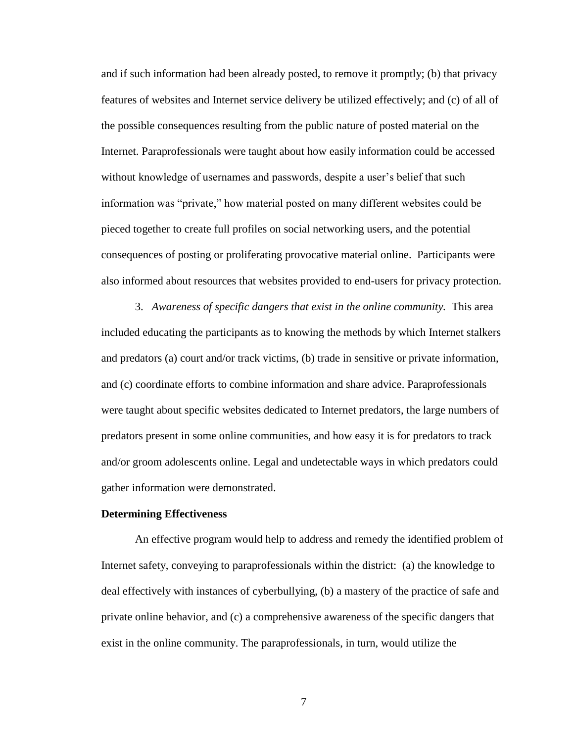and if such information had been already posted, to remove it promptly; (b) that privacy features of websites and Internet service delivery be utilized effectively; and (c) of all of the possible consequences resulting from the public nature of posted material on the Internet. Paraprofessionals were taught about how easily information could be accessed without knowledge of usernames and passwords, despite a user's belief that such information was "private," how material posted on many different websites could be pieced together to create full profiles on social networking users, and the potential consequences of posting or proliferating provocative material online. Participants were also informed about resources that websites provided to end-users for privacy protection.

3. *Awareness of specific dangers that exist in the online community.* This area included educating the participants as to knowing the methods by which Internet stalkers and predators (a) court and/or track victims, (b) trade in sensitive or private information, and (c) coordinate efforts to combine information and share advice. Paraprofessionals were taught about specific websites dedicated to Internet predators, the large numbers of predators present in some online communities, and how easy it is for predators to track and/or groom adolescents online. Legal and undetectable ways in which predators could gather information were demonstrated.

**Determining Effectiveness**

An effective program would help to address and remedy the identified problem of Internet safety, conveying to paraprofessionals within the district: (a) the knowledge to deal effectively with instances of cyberbullying, (b) a mastery of the practice of safe and private online behavior, and (c) a comprehensive awareness of the specific dangers that exist in the online community. The paraprofessionals, in turn, would utilize the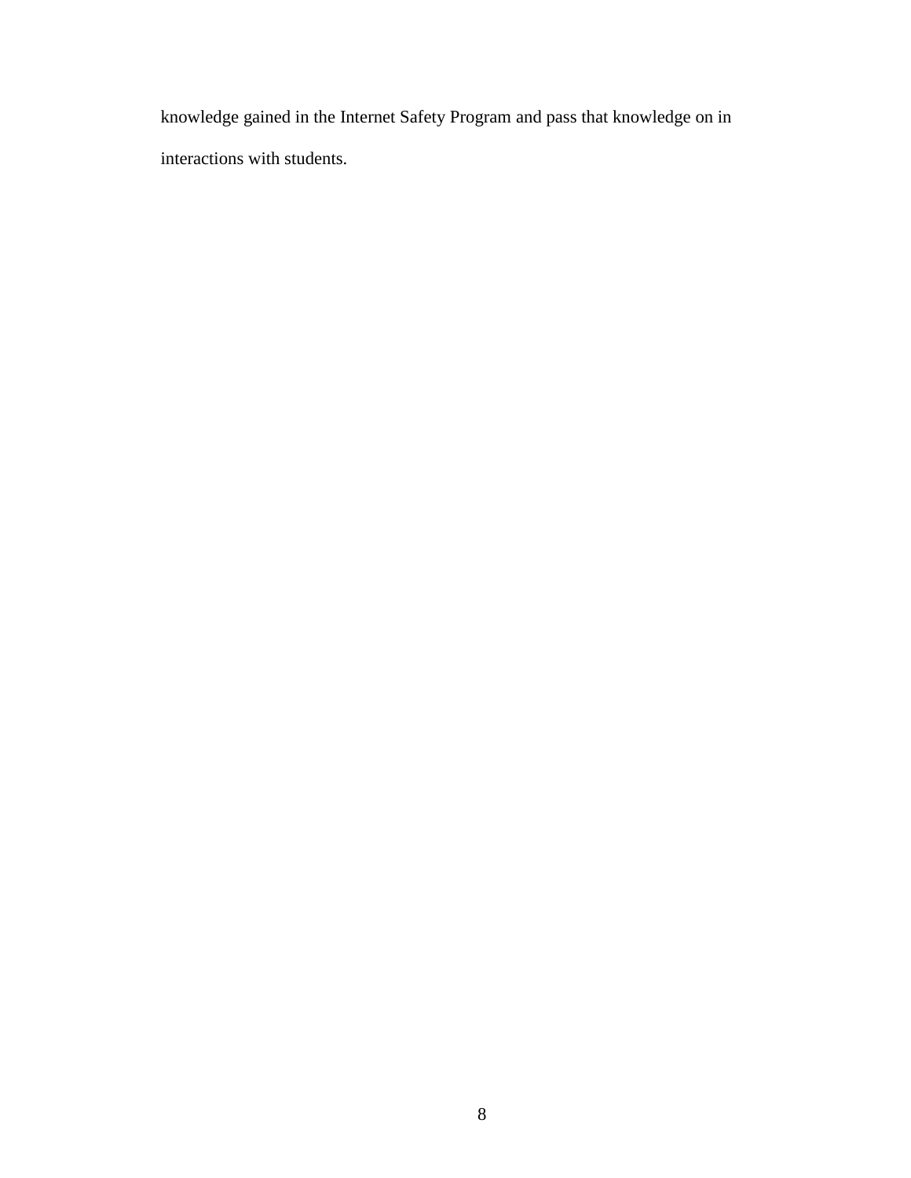knowledge gained in the Internet Safety Program and pass that knowledge on in interactions with students.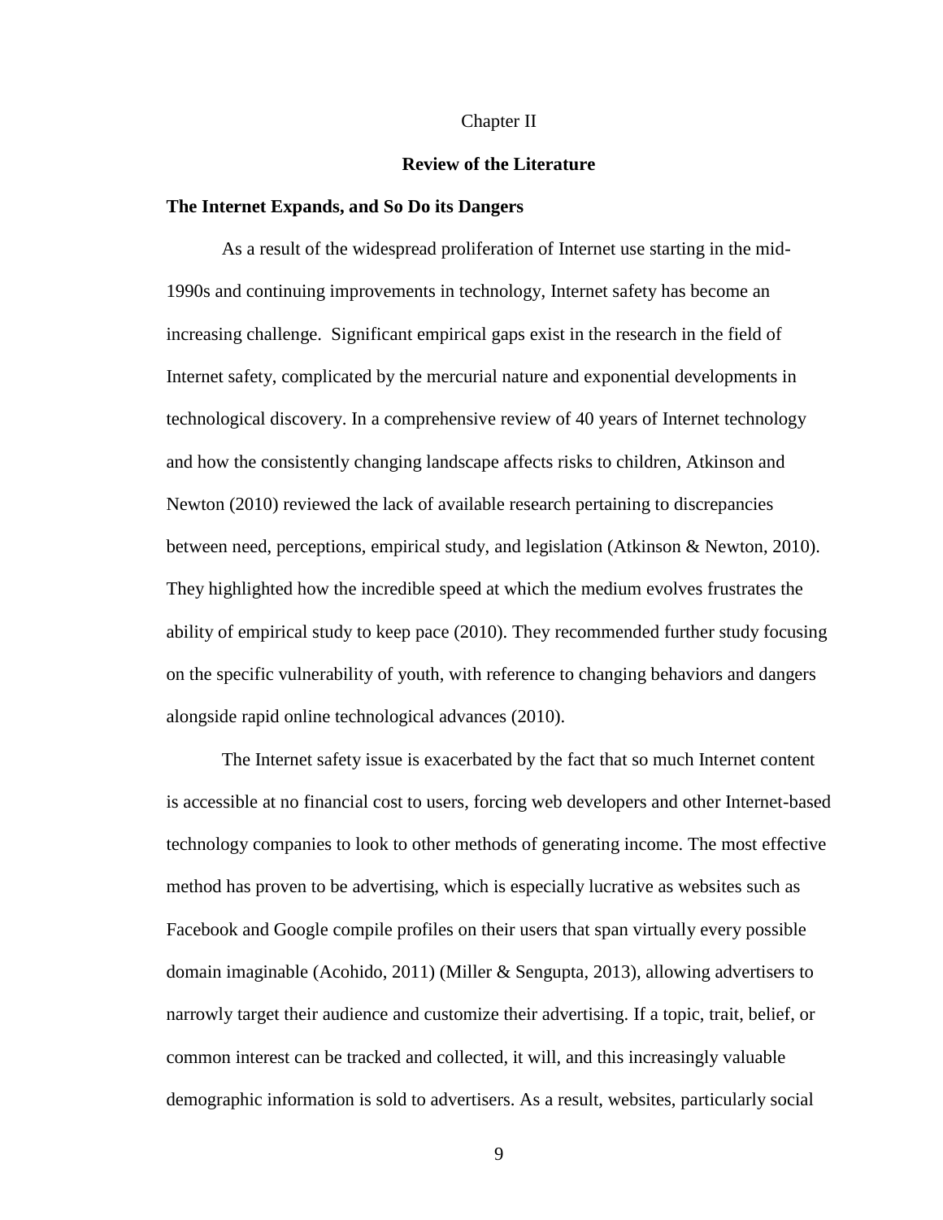# Chapter II

## Review of the Literature

### The Internet Expands, and So Do its Dangers

As a result of the widespread proliferation of Internet use starting in the mid-1990s and continuing improvements in technology, Internet safety has become an increasing challenge. Significant empirical gaps exist in the research in the field of Internet safety, complicated by the mercurial nature and exponential developments in technological discovery. In a comprehensive review of 40 years of Internet technology and how the consistently changing landscape affects risks to children, Atkinson and Newton (2010) reviewed the lack of available research pertaining to discrepancies between need, perceptions, empirical study, and legislation (Atkinson & Newton, 2010). They highlighted how the incredible speed at which the medium evolves frustrates the ability of empirical study to keep pace (2010). They recommended further study focusing on the specific vulnerability of youth, with reference to changing behaviors and dangers alongside rapid online technological advances (2010).

The Internet safety issue is exacerbated by the fact that so much Internet content is accessible at no financial cost to users, forcing web developers and other Internet-based technology companies to look to other methods of generating income. The most effective method has proven to be advertising, which is especially lucrative as websites such as Facebook and Google compile profiles on their users that span virtually every possible domain imaginable (Acohido, 2011) (Miller & Sengupta, 2013), allowing advertisers to narrowly target their audience and customize their advertising. If a topic, trait, belief, or common interest can be tracked and collected, it will, and this increasingly valuable demographic information is sold to advertisers. As a result, websites, particularly social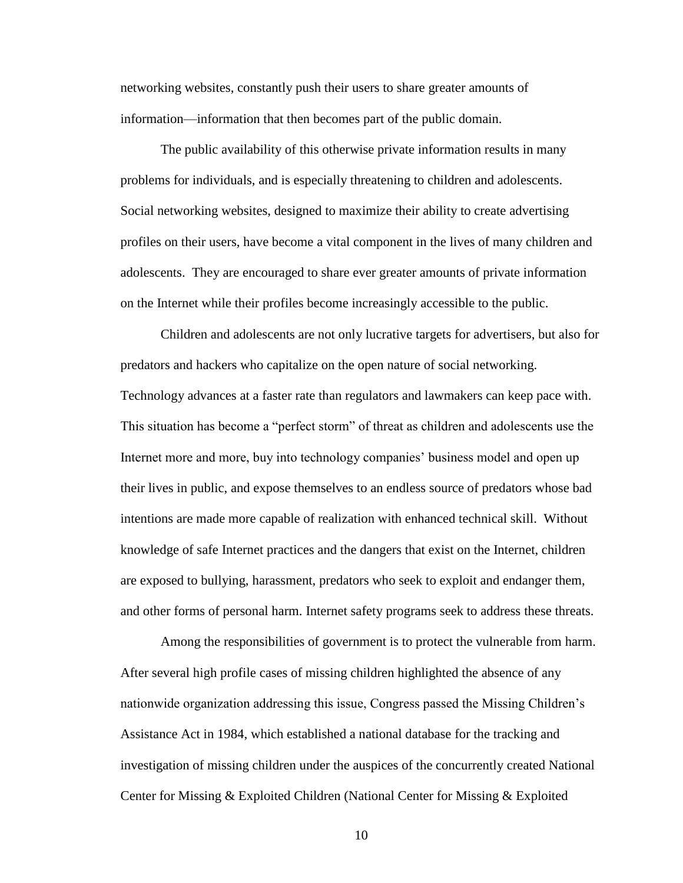networking websites, constantly push their users to share greater amounts of information—information that then becomes part of the public domain.

The public availability of this otherwise private information results in many problems for individuals, and is especially threatening to children and adolescents. Social networking websites, designed to maximize their ability to create advertising profiles on their users, have become a vital component in the lives of many children and adolescents. They are encouraged to share ever greater amounts of private information on the Internet while their profiles become increasingly accessible to the public.

Children and adolescents are not only lucrative targets for advertisers, but also for predators and hackers who capitalize on the open nature of social networking. Technology advances at a faster rate than regulators and lawmakers can keep pace with. This situation has become a "perfect storm" of threat as children and adolescents use the Internet more and more, buy into technology companies' business model and open up their lives in public, and expose themselves to an endless source of predators whose bad intentions are made more capable of realization with enhanced technical skill. Without knowledge of safe Internet practices and the dangers that exist on the Internet, children are exposed to bullying, harassment, predators who seek to exploit and endanger them, and other forms of personal harm. Internet safety programs seek to address these threats.

Among the responsibilities of government is to protect the vulnerable from harm. After several high profile cases of missing children highlighted the absence of any nationwide organization addressing this issue, Congress passed the Missing Children's Assistance Act in 1984, which established a national database for the tracking and investigation of missing children under the auspices of the concurrently created National Center for Missing & Exploited Children (National Center for Missing & Exploited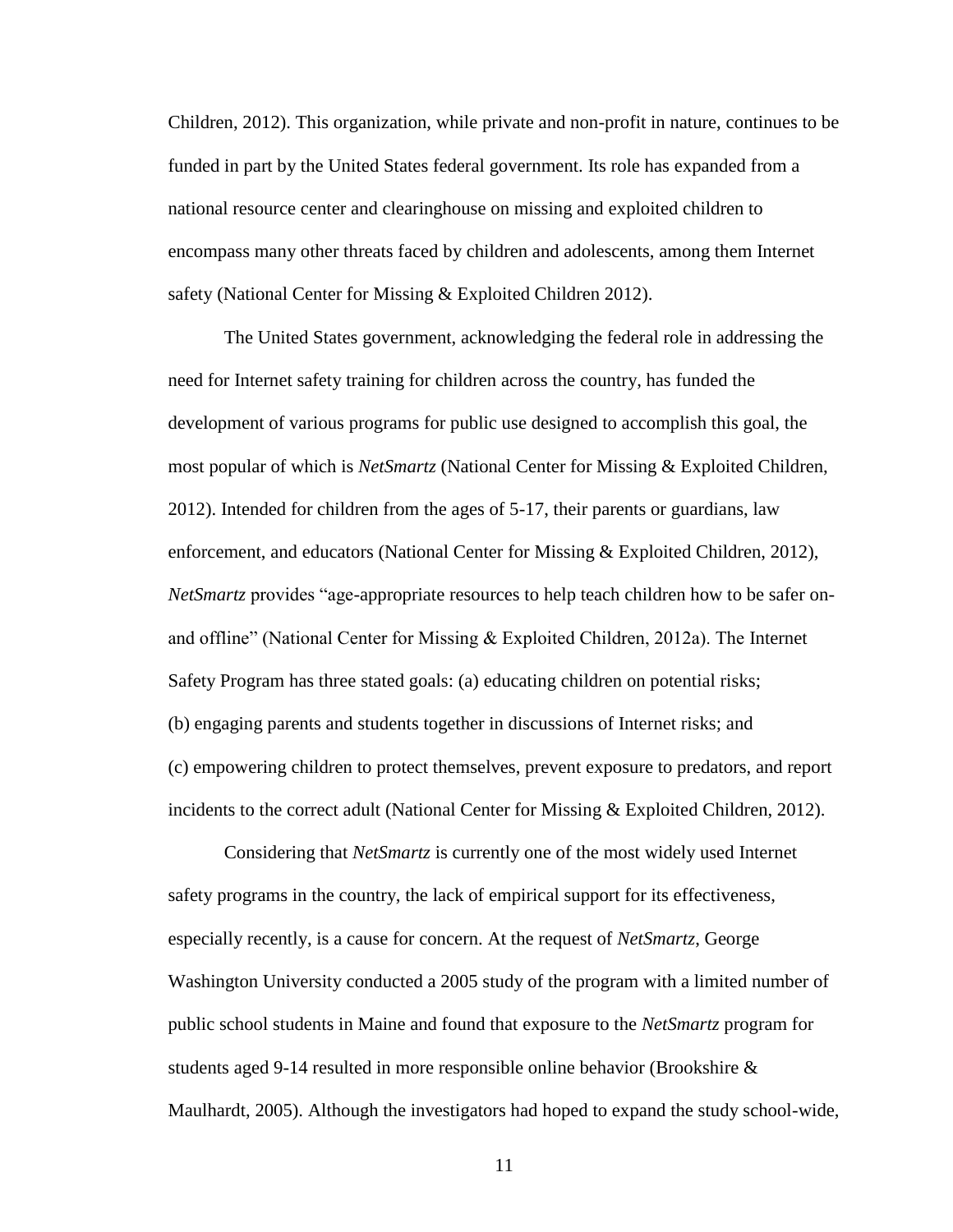Children, 2012). This organization, while private and non-profit in nature, continues to be funded in part by the United States federal government. Its role has expanded from a national resource center and clearinghouse on missing and exploited children to encompass many other threats faced by children and adolescents, among them Internet safety (National Center for Missing & Exploited Children 2012).

The United States government, acknowledging the federal role in addressing the need for Internet safety training for children across the country, has funded the development of various programs for public use designed to accomplish this goal, the most popular of which is *NetSmartz* (National Center for Missing & Exploited Children, 2012). Intended for children from the ages of 5-17, their parents or guardians, law enforcement, and educators (National Center for Missing & Exploited Children, 2012), *NetSmartz* provides "age-appropriate resources to help teach children how to be safer on- and offline" (National Center for Missing & Exploited Children, 2012a). The Internet Safety Program has three stated goals: (a) educating children on potential risks; (b) engaging parents and students together in discussions of Internet risks; and (c) empowering children to protect themselves, prevent exposure to predators, and report incidents to the correct adult (National Center for Missing & Exploited Children, 2012).

Considering that *NetSmartz* is currently one of the most widely used Internet safety programs in the country, the lack of empirical support for its effectiveness, especially recently, is a cause for concern. At the request of *NetSmartz*, George Washington University conducted a 2005 study of the program with a limited number of public school students in Maine and found that exposure to the *NetSmartz* program for students aged 9-14 resulted in more responsible online behavior (Brookshire & Maulhardt, 2005). Although the investigators had hoped to expand the study school-wide,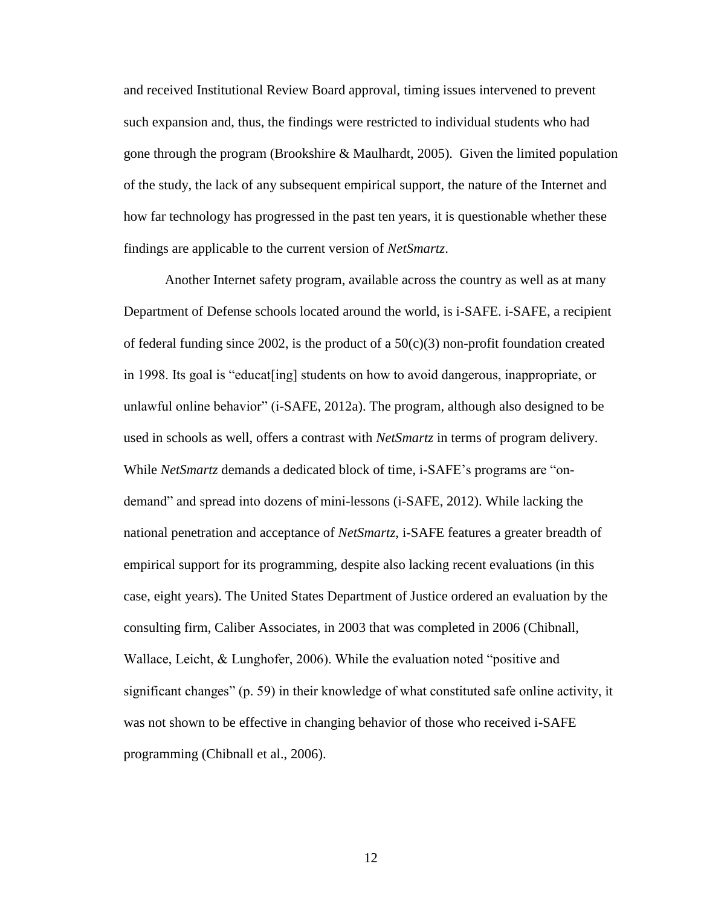and received Institutional Review Board approval, timing issues intervened to prevent such expansion and, thus, the findings were restricted to individual students who had gone through the program (Brookshire & Maulhardt, 2005). Given the limited population of the study, the lack of any subsequent empirical support, the nature of the Internet and how far technology has progressed in the past ten years, it is questionable whether these findings are applicable to the current version of *NetSmartz*.

Another Internet safety program, available across the country as well as at many Department of Defense schools located around the world, is i-SAFE. i-SAFE, a recipient of federal funding since 2002, is the product of a 50(c)(3) non-profit foundation created in 1998. Its goal is "educat[ing] students on how to avoid dangerous, inappropriate, or unlawful online behavior" (i-SAFE, 2012a). The program, although also designed to be used in schools as well, offers a contrast with *NetSmartz* in terms of program delivery. While *NetSmartz* demands a dedicated block of time, i-SAFE's programs are "on-demand" and spread into dozens of mini-lessons (i-SAFE, 2012). While lacking the national penetration and acceptance of *NetSmartz*, i-SAFE features a greater breadth of empirical support for its programming, despite also lacking recent evaluations (in this case, eight years). The United States Department of Justice ordered an evaluation by the consulting firm, Caliber Associates, in 2003 that was completed in 2006 (Chibnall, Wallace, Leicht, & Lunghofer, 2006). While the evaluation noted "positive and significant changes" (p. 59) in their knowledge of what constituted safe online activity, it was not shown to be effective in changing behavior of those who received i-SAFE programming (Chibnall et al., 2006).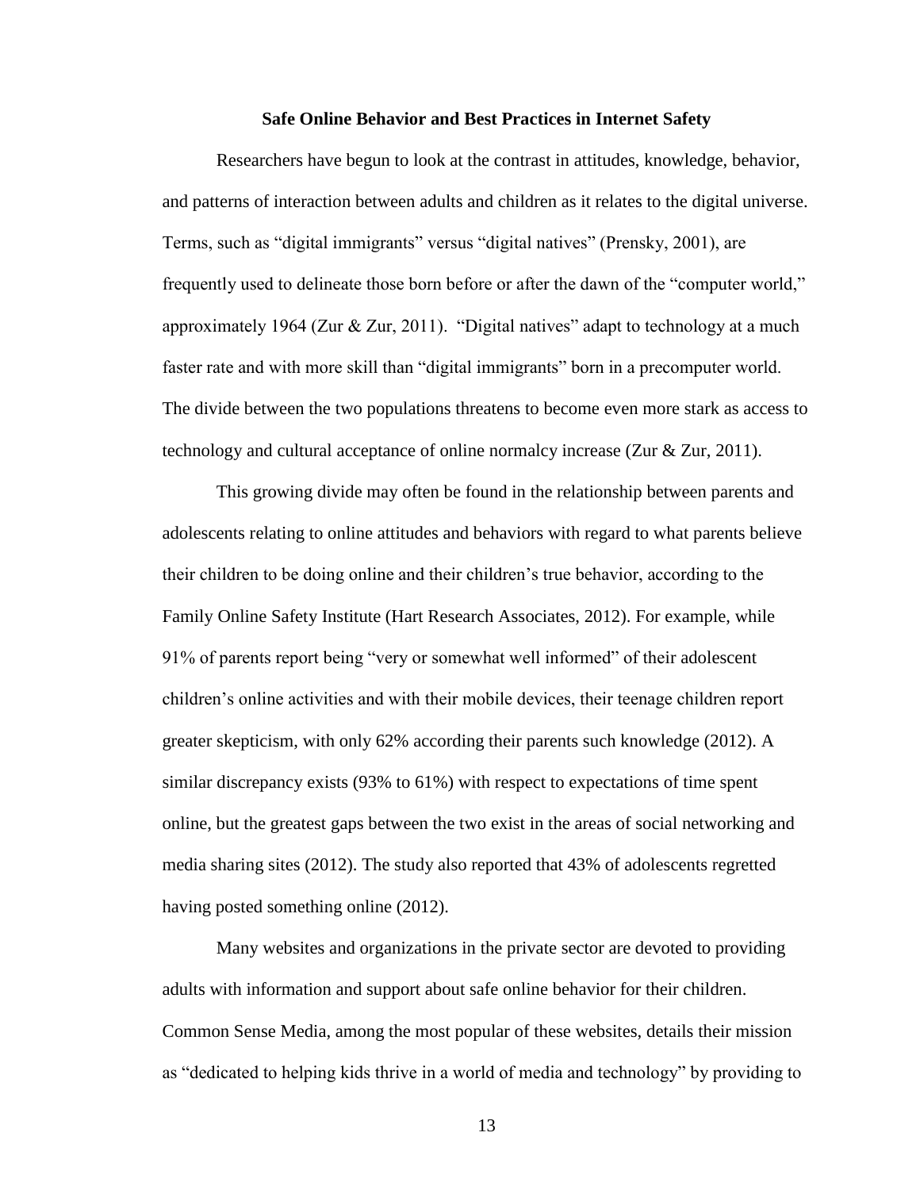## Safe Online Behavior and Best Practices in Internet Safety

Researchers have begun to look at the contrast in attitudes, knowledge, behavior, and patterns of interaction between adults and children as it relates to the digital universe. Terms, such as "digital immigrants" versus "digital natives" (Prensky, 2001), are frequently used to delineate those born before or after the dawn of the "computer world," approximately 1964 (Zur & Zur, 2011). "Digital natives" adapt to technology at a much faster rate and with more skill than "digital immigrants" born in a precomputer world. The divide between the two populations threatens to become even more stark as access to technology and cultural acceptance of online normalcy increase (Zur & Zur, 2011).

This growing divide may often be found in the relationship between parents and adolescents relating to online attitudes and behaviors with regard to what parents believe their children to be doing online and their children's true behavior, according to the Family Online Safety Institute (Hart Research Associates, 2012). For example, while 91% of parents report being "very or somewhat well informed" of their adolescent children's online activities and with their mobile devices, their teenage children report greater skepticism, with only 62% according their parents such knowledge (2012). A similar discrepancy exists (93% to 61%) with respect to expectations of time spent online, but the greatest gaps between the two exist in the areas of social networking and media sharing sites (2012). The study also reported that 43% of adolescents regretted having posted something online (2012).

Many websites and organizations in the private sector are devoted to providing adults with information and support about safe online behavior for their children. Common Sense Media, among the most popular of these websites, details their mission as "dedicated to helping kids thrive in a world of media and technology" by providing to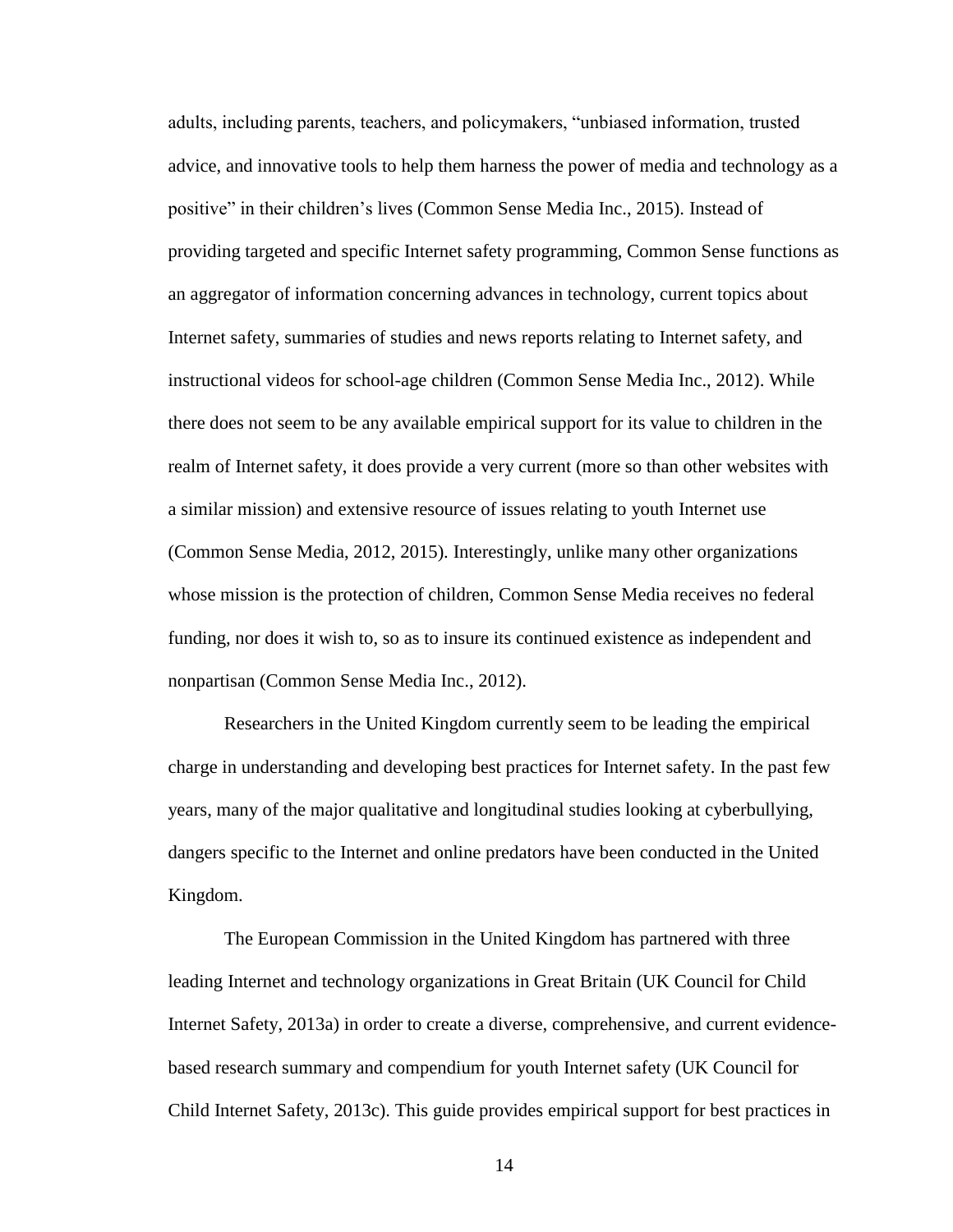adults, including parents, teachers, and policymakers, "unbiased information, trusted advice, and innovative tools to help them harness the power of media and technology as a positive" in their children's lives (Common Sense Media Inc., 2015). Instead of providing targeted and specific Internet safety programming, Common Sense functions as an aggregator of information concerning advances in technology, current topics about Internet safety, summaries of studies and news reports relating to Internet safety, and instructional videos for school-age children (Common Sense Media Inc., 2012). While there does not seem to be any available empirical support for its value to children in the realm of Internet safety, it does provide a very current (more so than other websites with a similar mission) and extensive resource of issues relating to youth Internet use (Common Sense Media, 2012, 2015). Interestingly, unlike many other organizations whose mission is the protection of children, Common Sense Media receives no federal funding, nor does it wish to, so as to insure its continued existence as independent and nonpartisan (Common Sense Media Inc., 2012).

Researchers in the United Kingdom currently seem to be leading the empirical charge in understanding and developing best practices for Internet safety. In the past few years, many of the major qualitative and longitudinal studies looking at cyberbullying, dangers specific to the Internet and online predators have been conducted in the United Kingdom.

The European Commission in the United Kingdom has partnered with three leading Internet and technology organizations in Great Britain (UK Council for Child Internet Safety, 2013a) in order to create a diverse, comprehensive, and current evidence-based research summary and compendium for youth Internet safety (UK Council for Child Internet Safety, 2013c). This guide provides empirical support for best practices in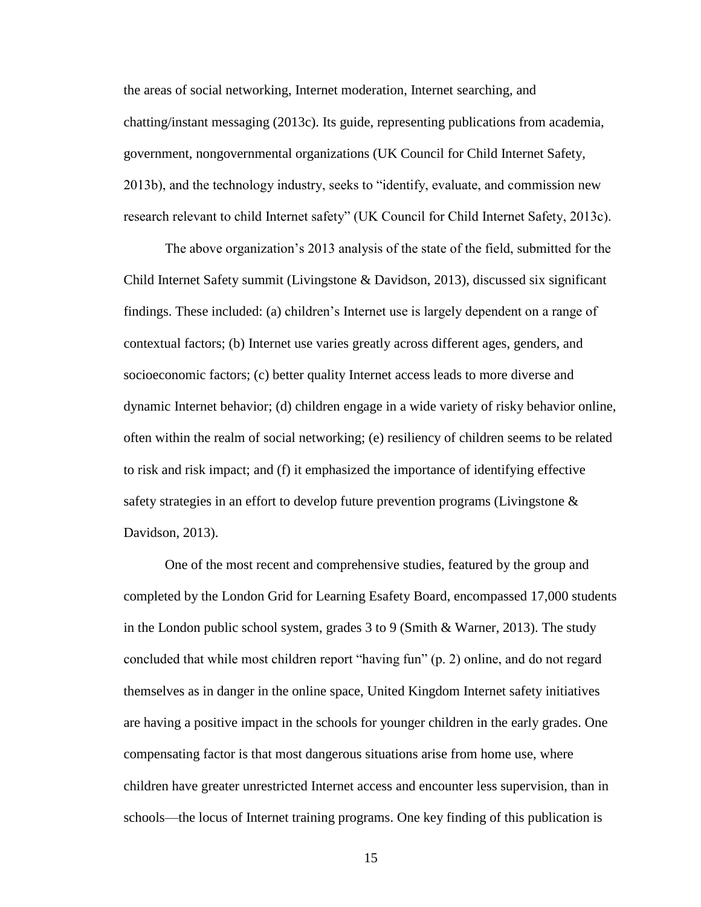the areas of social networking, Internet moderation, Internet searching, and chatting/instant messaging (2013c). Its guide, representing publications from academia, government, nongovernmental organizations (UK Council for Child Internet Safety, 2013b), and the technology industry, seeks to "identify, evaluate, and commission new research relevant to child Internet safety" (UK Council for Child Internet Safety, 2013c).

The above organization's 2013 analysis of the state of the field, submitted for the Child Internet Safety summit (Livingstone & Davidson, 2013), discussed six significant findings. These included: (a) children's Internet use is largely dependent on a range of contextual factors; (b) Internet use varies greatly across different ages, genders, and socioeconomic factors; (c) better quality Internet access leads to more diverse and dynamic Internet behavior; (d) children engage in a wide variety of risky behavior online, often within the realm of social networking; (e) resiliency of children seems to be related to risk and risk impact; and (f) it emphasized the importance of identifying effective safety strategies in an effort to develop future prevention programs (Livingstone & Davidson, 2013).

One of the most recent and comprehensive studies, featured by the group and completed by the London Grid for Learning Esafety Board, encompassed 17,000 students in the London public school system, grades 3 to 9 (Smith & Warner, 2013). The study concluded that while most children report "having fun" (p. 2) online, and do not regard themselves as in danger in the online space, United Kingdom Internet safety initiatives are having a positive impact in the schools for younger children in the early grades. One compensating factor is that most dangerous situations arise from home use, where children have greater unrestricted Internet access and encounter less supervision, than in schools—the locus of Internet training programs. One key finding of this publication is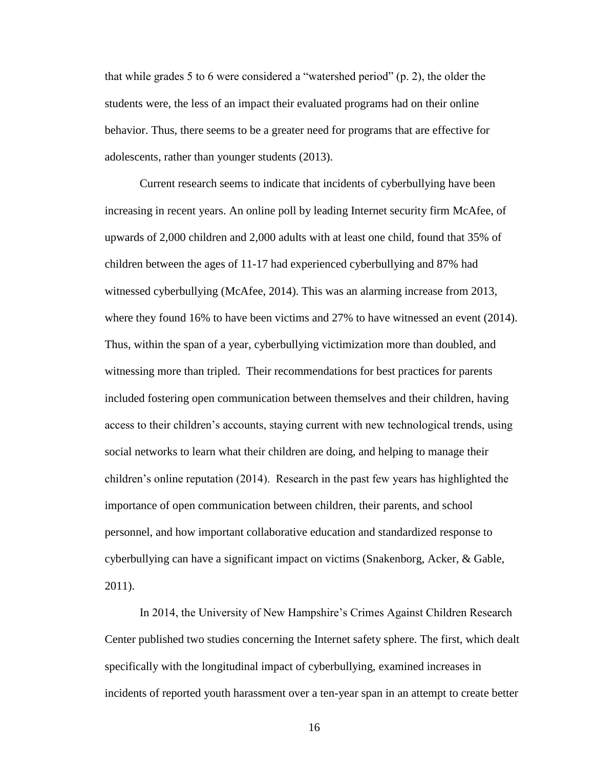that while grades 5 to 6 were considered a "watershed period" (p. 2), the older the students were, the less of an impact their evaluated programs had on their online behavior. Thus, there seems to be a greater need for programs that are effective for adolescents, rather than younger students (2013).

Current research seems to indicate that incidents of cyberbullying have been increasing in recent years. An online poll by leading Internet security firm McAfee, of upwards of 2,000 children and 2,000 adults with at least one child, found that 35% of children between the ages of 11-17 had experienced cyberbullying and 87% had witnessed cyberbullying (McAfee, 2014). This was an alarming increase from 2013, where they found 16% to have been victims and 27% to have witnessed an event (2014). Thus, within the span of a year, cyberbullying victimization more than doubled, and witnessing more than tripled. Their recommendations for best practices for parents included fostering open communication between themselves and their children, having access to their children's accounts, staying current with new technological trends, using social networks to learn what their children are doing, and helping to manage their children's online reputation (2014). Research in the past few years has highlighted the importance of open communication between children, their parents, and school personnel, and how important collaborative education and standardized response to cyberbullying can have a significant impact on victims (Snakenborg, Acker, & Gable, 2011).

In 2014, the University of New Hampshire's Crimes Against Children Research Center published two studies concerning the Internet safety sphere. The first, which dealt specifically with the longitudinal impact of cyberbullying, examined increases in incidents of reported youth harassment over a ten-year span in an attempt to create better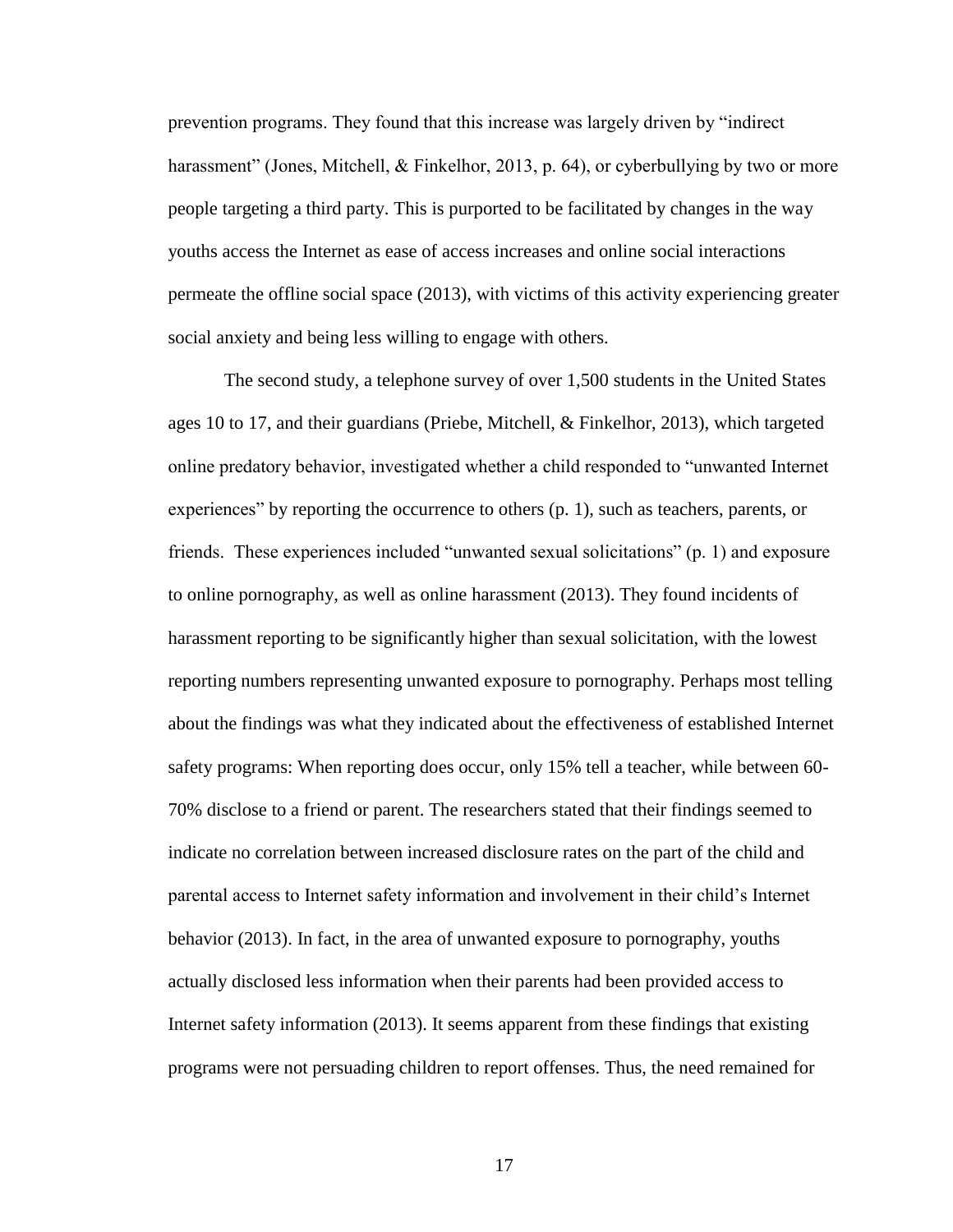prevention programs. They found that this increase was largely driven by "indirect harassment" (Jones, Mitchell, & Finkelhor, 2013, p. 64), or cyberbullying by two or more people targeting a third party. This is purported to be facilitated by changes in the way youths access the Internet as ease of access increases and online social interactions permeate the offline social space (2013), with victims of this activity experiencing greater social anxiety and being less willing to engage with others.

The second study, a telephone survey of over 1,500 students in the United States ages 10 to 17, and their guardians (Priebe, Mitchell, & Finkelhor, 2013), which targeted online predatory behavior, investigated whether a child responded to "unwanted Internet experiences" by reporting the occurrence to others (p. 1), such as teachers, parents, or friends. These experiences included "unwanted sexual solicitations" (p. 1) and exposure to online pornography, as well as online harassment (2013). They found incidents of harassment reporting to be significantly higher than sexual solicitation, with the lowest reporting numbers representing unwanted exposure to pornography. Perhaps most telling about the findings was what they indicated about the effectiveness of established Internet safety programs: When reporting does occur, only 15% tell a teacher, while between 60-70% disclose to a friend or parent. The researchers stated that their findings seemed to indicate no correlation between increased disclosure rates on the part of the child and parental access to Internet safety information and involvement in their child's Internet behavior (2013). In fact, in the area of unwanted exposure to pornography, youths actually disclosed less information when their parents had been provided access to Internet safety information (2013). It seems apparent from these findings that existing programs were not persuading children to report offenses. Thus, the need remained for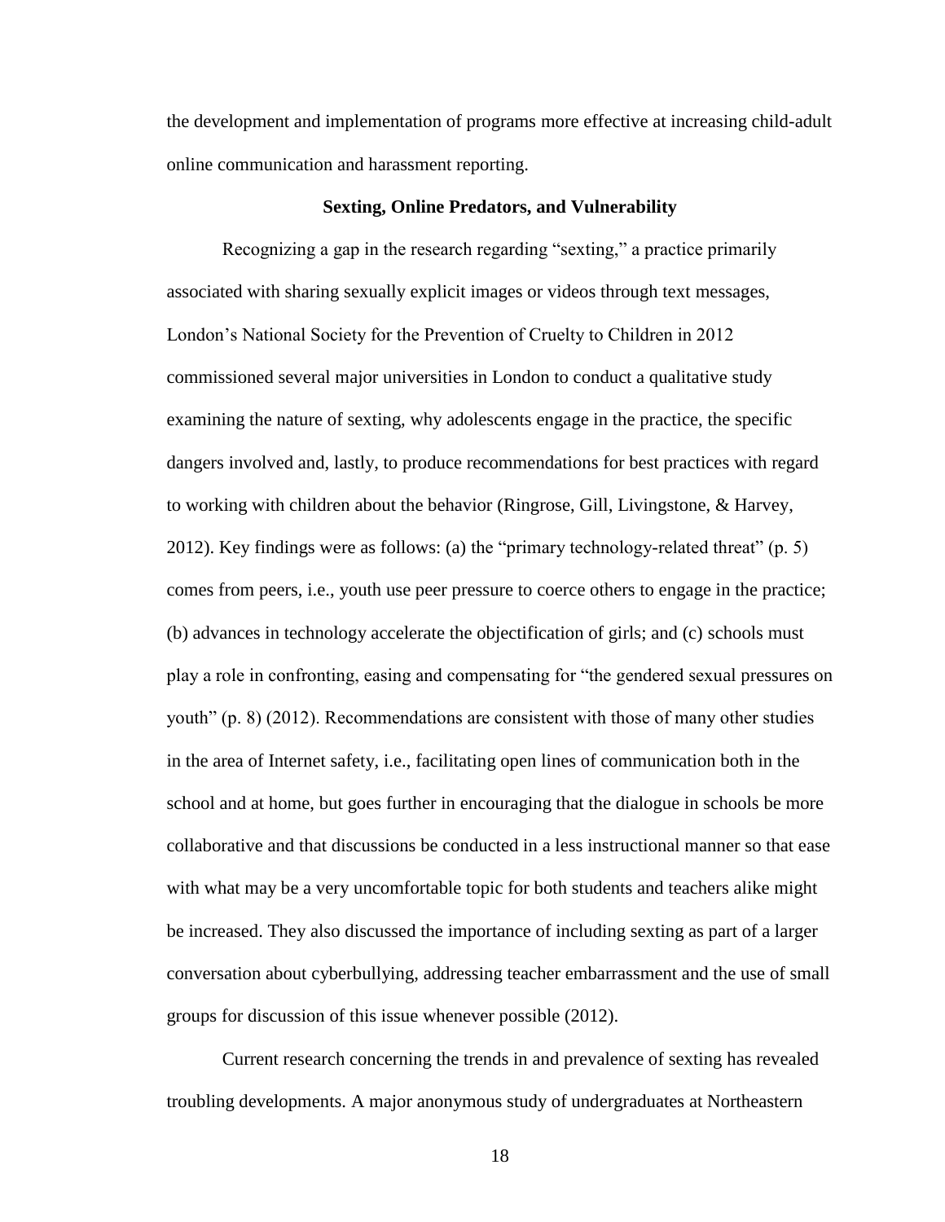the development and implementation of programs more effective at increasing child-adult online communication and harassment reporting.

## Sexting, Online Predators, and Vulnerability

Recognizing a gap in the research regarding "sexting," a practice primarily associated with sharing sexually explicit images or videos through text messages, London's National Society for the Prevention of Cruelty to Children in 2012 commissioned several major universities in London to conduct a qualitative study examining the nature of sexting, why adolescents engage in the practice, the specific dangers involved and, lastly, to produce recommendations for best practices with regard to working with children about the behavior (Ringrose, Gill, Livingstone, & Harvey, 2012). Key findings were as follows: (a) the "primary technology-related threat" (p. 5) comes from peers, i.e., youth use peer pressure to coerce others to engage in the practice; (b) advances in technology accelerate the objectification of girls; and (c) schools must play a role in confronting, easing and compensating for "the gendered sexual pressures on youth" (p. 8) (2012). Recommendations are consistent with those of many other studies in the area of Internet safety, i.e., facilitating open lines of communication both in the school and at home, but goes further in encouraging that the dialogue in schools be more collaborative and that discussions be conducted in a less instructional manner so that ease with what may be a very uncomfortable topic for both students and teachers alike might be increased. They also discussed the importance of including sexting as part of a larger conversation about cyberbullying, addressing teacher embarrassment and the use of small groups for discussion of this issue whenever possible (2012).

Current research concerning the trends in and prevalence of sexting has revealed troubling developments. A major anonymous study of undergraduates at Northeastern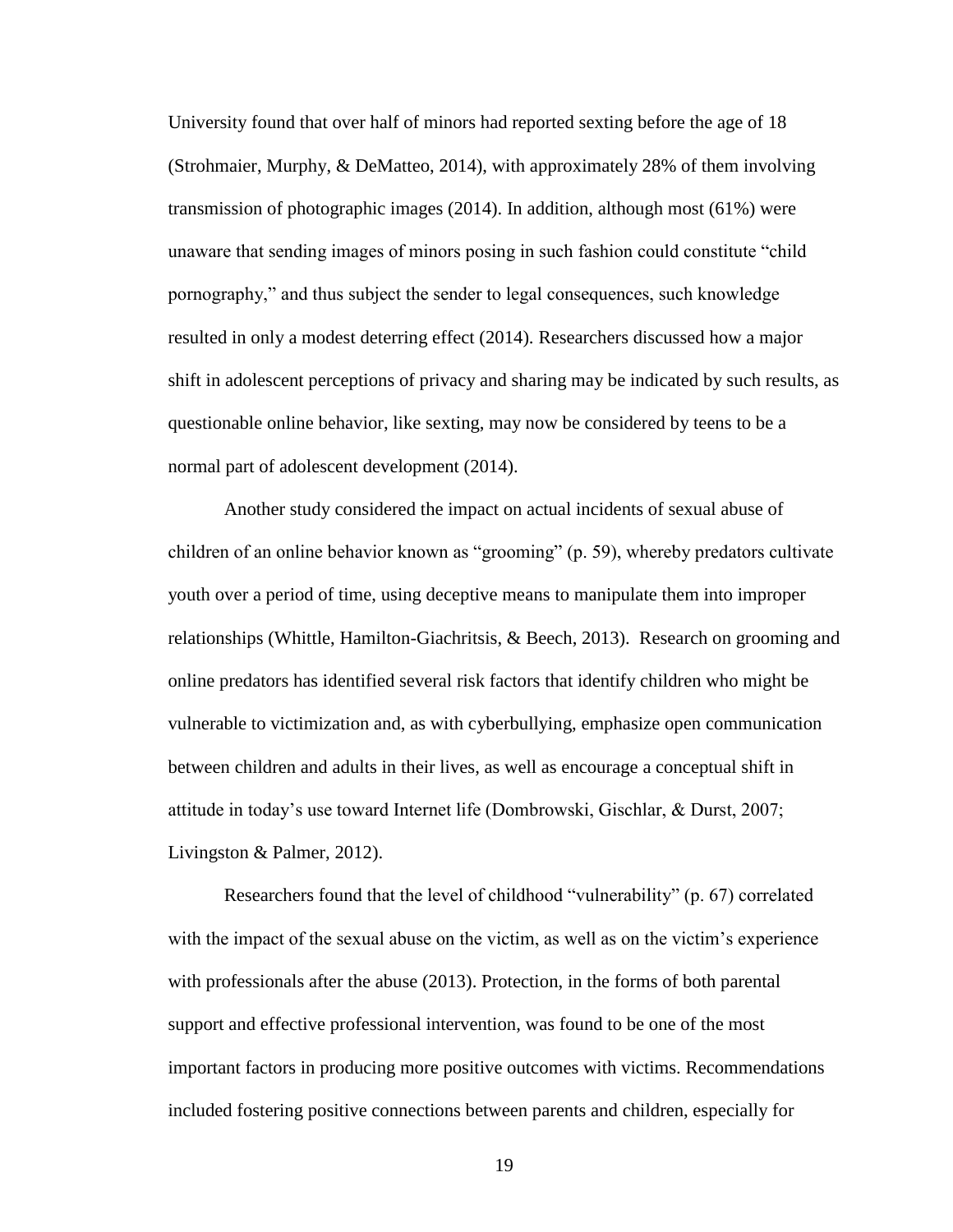University found that over half of minors had reported sexting before the age of 18 (Strohmaier, Murphy, & DeMatteo, 2014), with approximately 28% of them involving transmission of photographic images (2014). In addition, although most (61%) were unaware that sending images of minors posing in such fashion could constitute "child pornography," and thus subject the sender to legal consequences, such knowledge resulted in only a modest deterring effect (2014). Researchers discussed how a major shift in adolescent perceptions of privacy and sharing may be indicated by such results, as questionable online behavior, like sexting, may now be considered by teens to be a normal part of adolescent development (2014).

Another study considered the impact on actual incidents of sexual abuse of children of an online behavior known as "grooming" (p. 59), whereby predators cultivate youth over a period of time, using deceptive means to manipulate them into improper relationships (Whittle, Hamilton-Giachritsis, & Beech, 2013). Research on grooming and online predators has identified several risk factors that identify children who might be vulnerable to victimization and, as with cyberbullying, emphasize open communication between children and adults in their lives, as well as encourage a conceptual shift in attitude in today's use toward Internet life (Dombrowski, Gischlar, & Durst, 2007; Livingston & Palmer, 2012).

Researchers found that the level of childhood "vulnerability" (p. 67) correlated with the impact of the sexual abuse on the victim, as well as on the victim's experience with professionals after the abuse (2013). Protection, in the forms of both parental support and effective professional intervention, was found to be one of the most important factors in producing more positive outcomes with victims. Recommendations included fostering positive connections between parents and children, especially for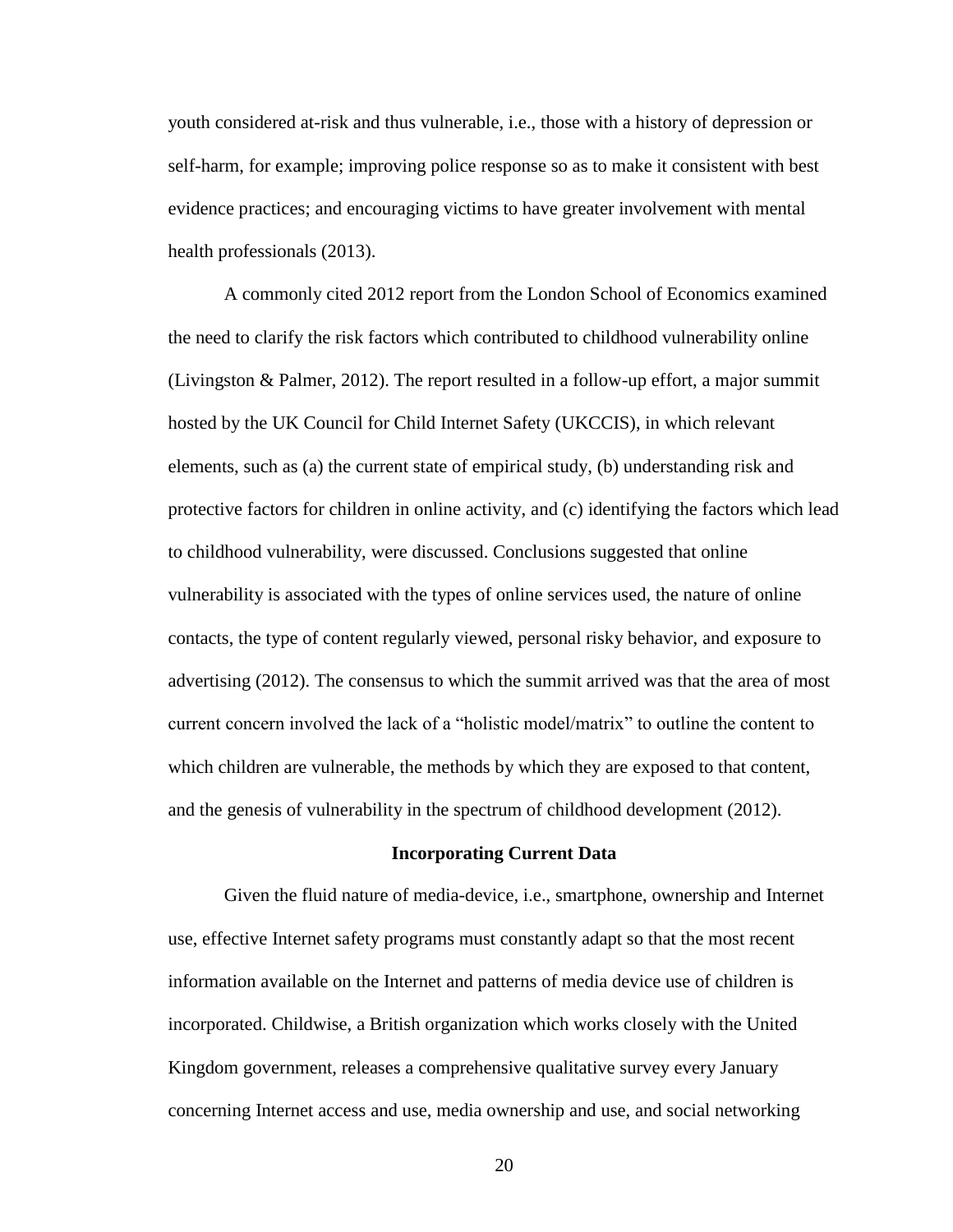youth considered at-risk and thus vulnerable, i.e., those with a history of depression or self-harm, for example; improving police response so as to make it consistent with best evidence practices; and encouraging victims to have greater involvement with mental health professionals (2013).

A commonly cited 2012 report from the London School of Economics examined the need to clarify the risk factors which contributed to childhood vulnerability online (Livingston & Palmer, 2012). The report resulted in a follow-up effort, a major summit hosted by the UK Council for Child Internet Safety (UKCCIS), in which relevant elements, such as (a) the current state of empirical study, (b) understanding risk and protective factors for children in online activity, and (c) identifying the factors which lead to childhood vulnerability, were discussed. Conclusions suggested that online vulnerability is associated with the types of online services used, the nature of online contacts, the type of content regularly viewed, personal risky behavior, and exposure to advertising (2012). The consensus to which the summit arrived was that the area of most current concern involved the lack of a "holistic model/matrix" to outline the content to which children are vulnerable, the methods by which they are exposed to that content, and the genesis of vulnerability in the spectrum of childhood development (2012).

## Incorporating Current Data

Given the fluid nature of media-device, i.e., smartphone, ownership and Internet use, effective Internet safety programs must constantly adapt so that the most recent information available on the Internet and patterns of media device use of children is incorporated. Childwise, a British organization which works closely with the United Kingdom government, releases a comprehensive qualitative survey every January concerning Internet access and use, media ownership and use, and social networking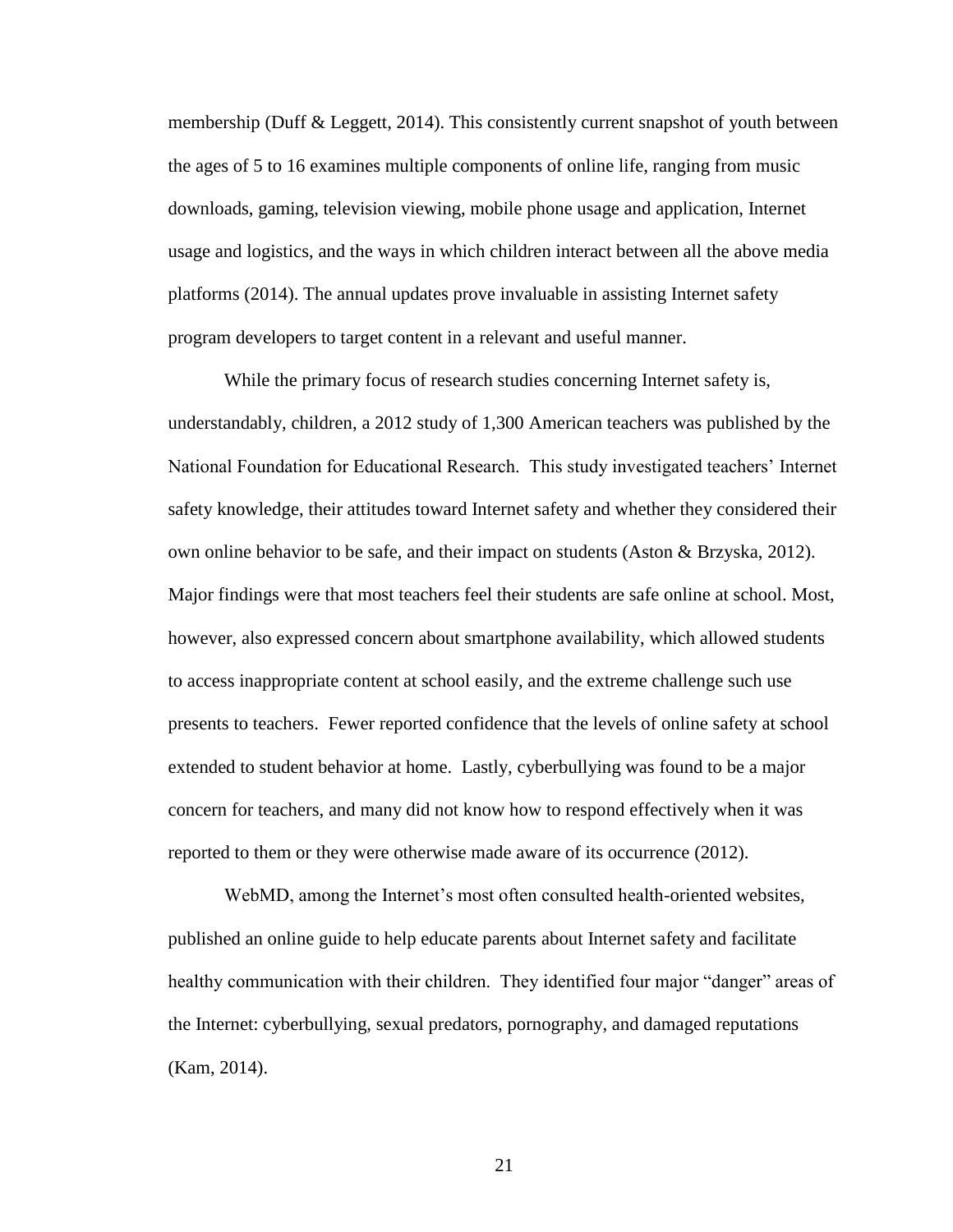membership (Duff & Leggett, 2014). This consistently current snapshot of youth between the ages of 5 to 16 examines multiple components of online life, ranging from music downloads, gaming, television viewing, mobile phone usage and application, Internet usage and logistics, and the ways in which children interact between all the above media platforms (2014). The annual updates prove invaluable in assisting Internet safety program developers to target content in a relevant and useful manner.

While the primary focus of research studies concerning Internet safety is, understandably, children, a 2012 study of 1,300 American teachers was published by the National Foundation for Educational Research. This study investigated teachers' Internet safety knowledge, their attitudes toward Internet safety and whether they considered their own online behavior to be safe, and their impact on students (Aston & Brzyska, 2012). Major findings were that most teachers feel their students are safe online at school. Most, however, also expressed concern about smartphone availability, which allowed students to access inappropriate content at school easily, and the extreme challenge such use presents to teachers. Fewer reported confidence that the levels of online safety at school extended to student behavior at home. Lastly, cyberbullying was found to be a major concern for teachers, and many did not know how to respond effectively when it was reported to them or they were otherwise made aware of its occurrence (2012).

WebMD, among the Internet's most often consulted health-oriented websites, published an online guide to help educate parents about Internet safety and facilitate healthy communication with their children. They identified four major "danger" areas of the Internet: cyberbullying, sexual predators, pornography, and damaged reputations (Kam, 2014).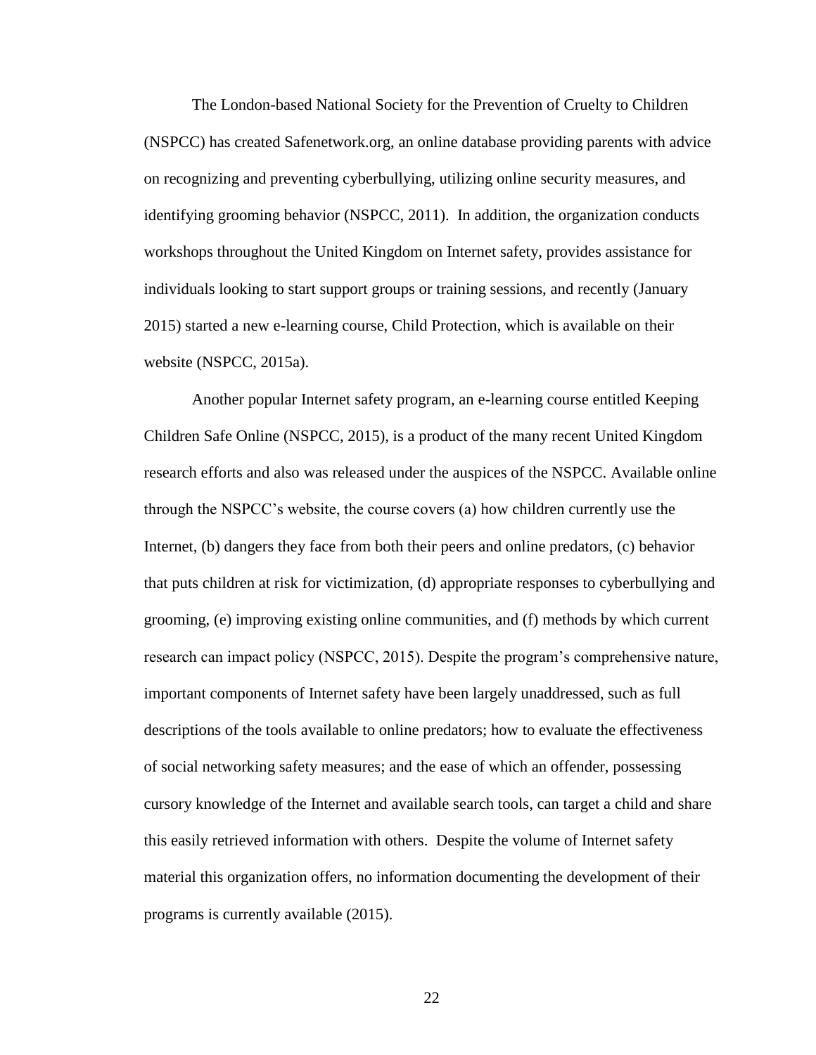The London-based National Society for the Prevention of Cruelty to Children (NSPCC) has created Safenetwork.org, an online database providing parents with advice on recognizing and preventing cyberbullying, utilizing online security measures, and identifying grooming behavior (NSPCC, 2011). In addition, the organization conducts workshops throughout the United Kingdom on Internet safety, provides assistance for individuals looking to start support groups or training sessions, and recently (January 2015) started a new e-learning course, Child Protection, which is available on their website (NSPCC, 2015a).

Another popular Internet safety program, an e-learning course entitled Keeping Children Safe Online (NSPCC, 2015), is a product of the many recent United Kingdom research efforts and also was released under the auspices of the NSPCC. Available online through the NSPCC's website, the course covers (a) how children currently use the Internet, (b) dangers they face from both their peers and online predators, (c) behavior that puts children at risk for victimization, (d) appropriate responses to cyberbullying and grooming, (e) improving existing online communities, and (f) methods by which current research can impact policy (NSPCC, 2015). Despite the program's comprehensive nature, important components of Internet safety have been largely unaddressed, such as full descriptions of the tools available to online predators; how to evaluate the effectiveness of social networking safety measures; and the ease of which an offender, possessing cursory knowledge of the Internet and available search tools, can target a child and share this easily retrieved information with others. Despite the volume of Internet safety material this organization offers, no information documenting the development of their programs is currently available (2015).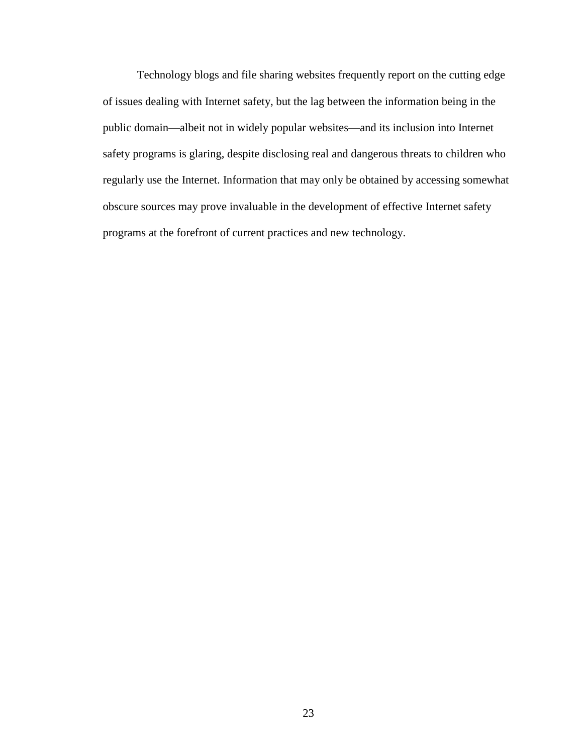Technology blogs and file sharing websites frequently report on the cutting edge of issues dealing with Internet safety, but the lag between the information being in the public domain—albeit not in widely popular websites—and its inclusion into Internet safety programs is glaring, despite disclosing real and dangerous threats to children who regularly use the Internet. Information that may only be obtained by accessing somewhat obscure sources may prove invaluable in the development of effective Internet safety programs at the forefront of current practices and new technology.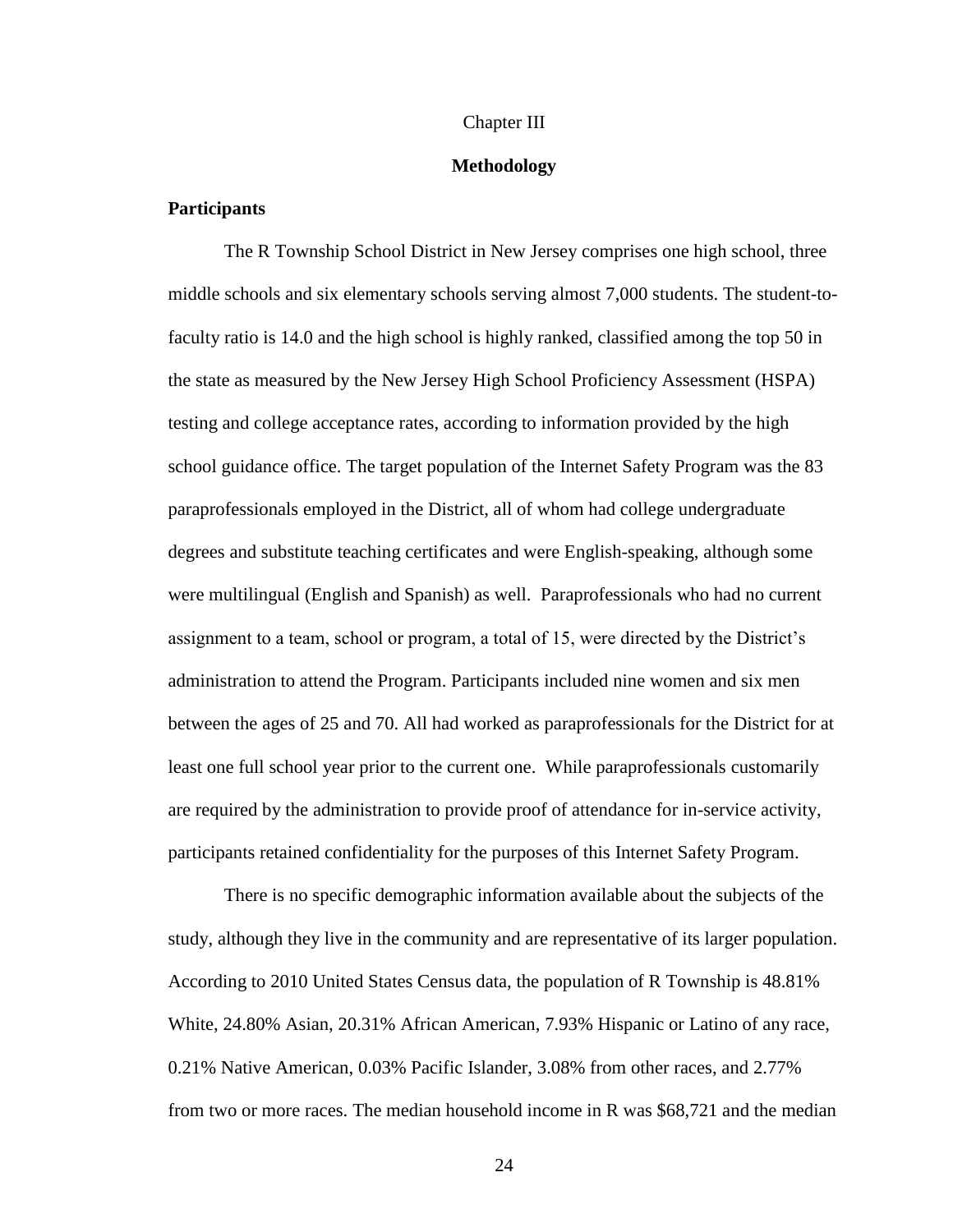# Chapter III

## Methodology

### Participants

The R Township School District in New Jersey comprises one high school, three middle schools and six elementary schools serving almost 7,000 students. The student-to-faculty ratio is 14.0 and the high school is highly ranked, classified among the top 50 in the state as measured by the New Jersey High School Proficiency Assessment (HSPA) testing and college acceptance rates, according to information provided by the high school guidance office. The target population of the Internet Safety Program was the 83 paraprofessionals employed in the District, all of whom had college undergraduate degrees and substitute teaching certificates and were English-speaking, although some were multilingual (English and Spanish) as well. Paraprofessionals who had no current assignment to a team, school or program, a total of 15, were directed by the District's administration to attend the Program. Participants included nine women and six men between the ages of 25 and 70. All had worked as paraprofessionals for the District for at least one full school year prior to the current one. While paraprofessionals customarily are required by the administration to provide proof of attendance for in-service activity, participants retained confidentiality for the purposes of this Internet Safety Program.

There is no specific demographic information available about the subjects of the study, although they live in the community and are representative of its larger population. According to 2010 United States Census data, the population of R Township is 48.81% White, 24.80% Asian, 20.31% African American, 7.93% Hispanic or Latino of any race, 0.21% Native American, 0.03% Pacific Islander, 3.08% from other races, and 2.77% from two or more races. The median household income in R was $68,721 and the median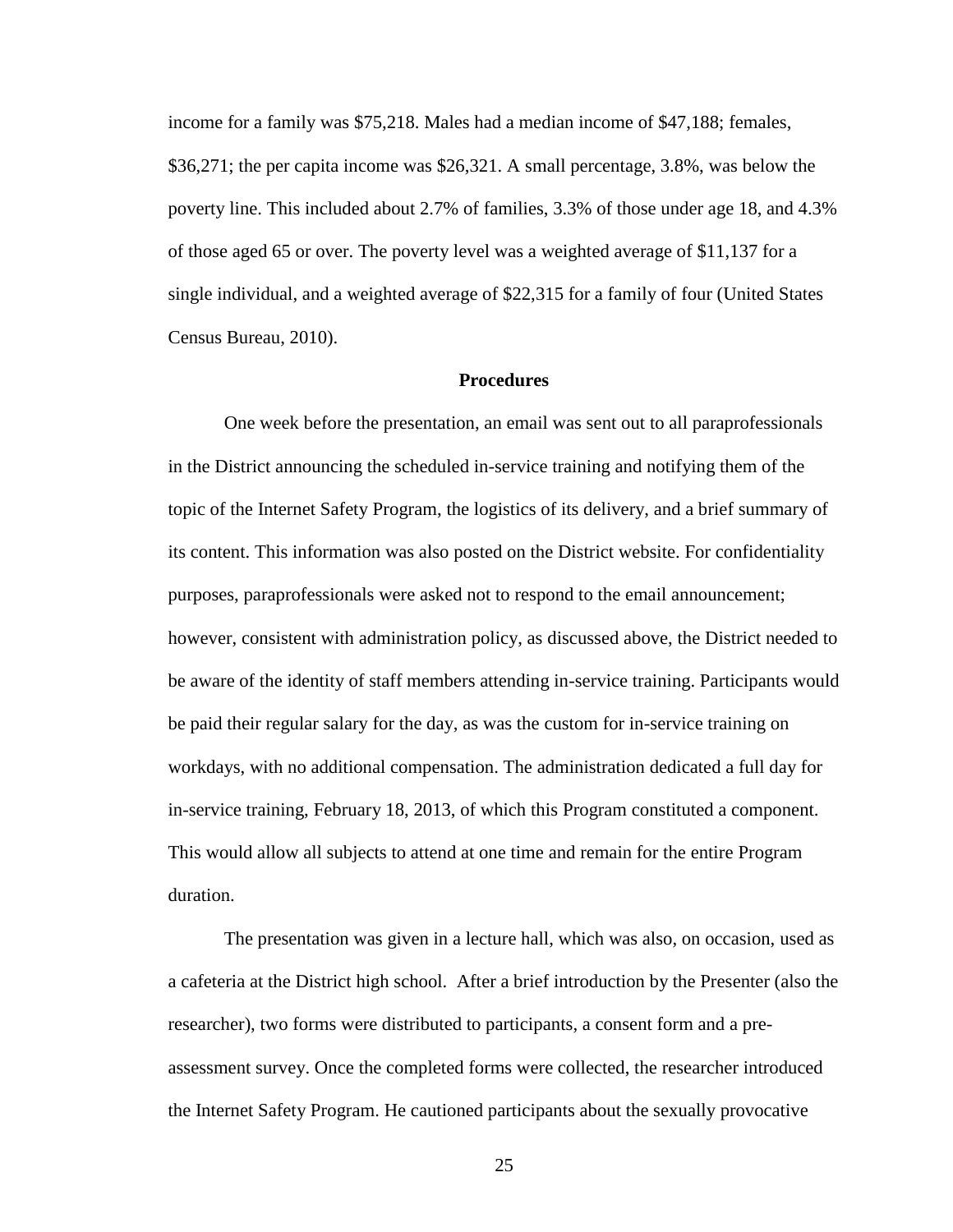income for a family was $75,218. Males had a median income of $47,188; females, $36,271; the per capita income was $26,321. A small percentage, 3.8%, was below the poverty line. This included about 2.7% of families, 3.3% of those under age 18, and 4.3% of those aged 65 or over. The poverty level was a weighted average of $11,137 for a single individual, and a weighted average of $22,315 for a family of four (United States Census Bureau, 2010).

## Procedures

One week before the presentation, an email was sent out to all paraprofessionals in the District announcing the scheduled in-service training and notifying them of the topic of the Internet Safety Program, the logistics of its delivery, and a brief summary of its content. This information was also posted on the District website. For confidentiality purposes, paraprofessionals were asked not to respond to the email announcement; however, consistent with administration policy, as discussed above, the District needed to be aware of the identity of staff members attending in-service training. Participants would be paid their regular salary for the day, as was the custom for in-service training on workdays, with no additional compensation. The administration dedicated a full day for in-service training, February 18, 2013, of which this Program constituted a component. This would allow all subjects to attend at one time and remain for the entire Program duration.

The presentation was given in a lecture hall, which was also, on occasion, used as a cafeteria at the District high school. After a brief introduction by the Presenter (also the researcher), two forms were distributed to participants, a consent form and a pre-assessment survey. Once the completed forms were collected, the researcher introduced the Internet Safety Program. He cautioned participants about the sexually provocative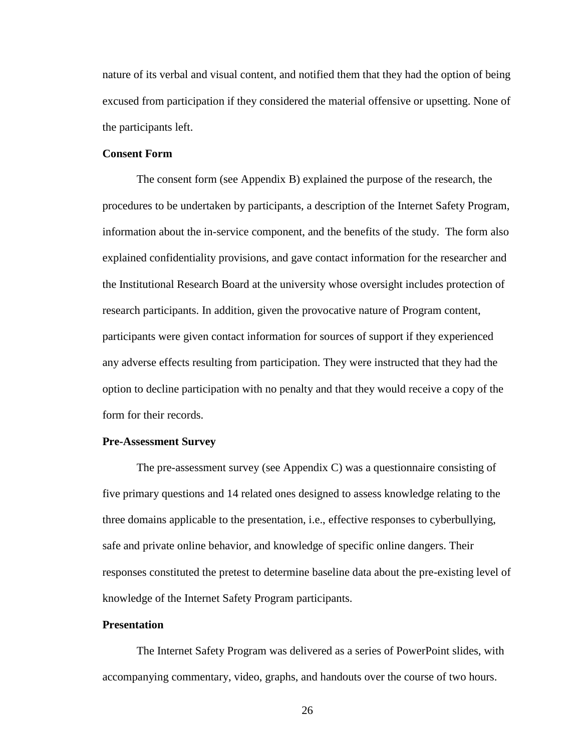nature of its verbal and visual content, and notified them that they had the option of being excused from participation if they considered the material offensive or upsetting. None of the participants left.

### Consent Form

The consent form (see Appendix B) explained the purpose of the research, the procedures to be undertaken by participants, a description of the Internet Safety Program, information about the in-service component, and the benefits of the study. The form also explained confidentiality provisions, and gave contact information for the researcher and the Institutional Research Board at the university whose oversight includes protection of research participants. In addition, given the provocative nature of Program content, participants were given contact information for sources of support if they experienced any adverse effects resulting from participation. They were instructed that they had the option to decline participation with no penalty and that they would receive a copy of the form for their records.

### Pre-Assessment Survey

The pre-assessment survey (see Appendix C) was a questionnaire consisting of five primary questions and 14 related ones designed to assess knowledge relating to the three domains applicable to the presentation, i.e., effective responses to cyberbullying, safe and private online behavior, and knowledge of specific online dangers. Their responses constituted the pretest to determine baseline data about the pre-existing level of knowledge of the Internet Safety Program participants.

### Presentation

The Internet Safety Program was delivered as a series of PowerPoint slides, with accompanying commentary, video, graphs, and handouts over the course of two hours.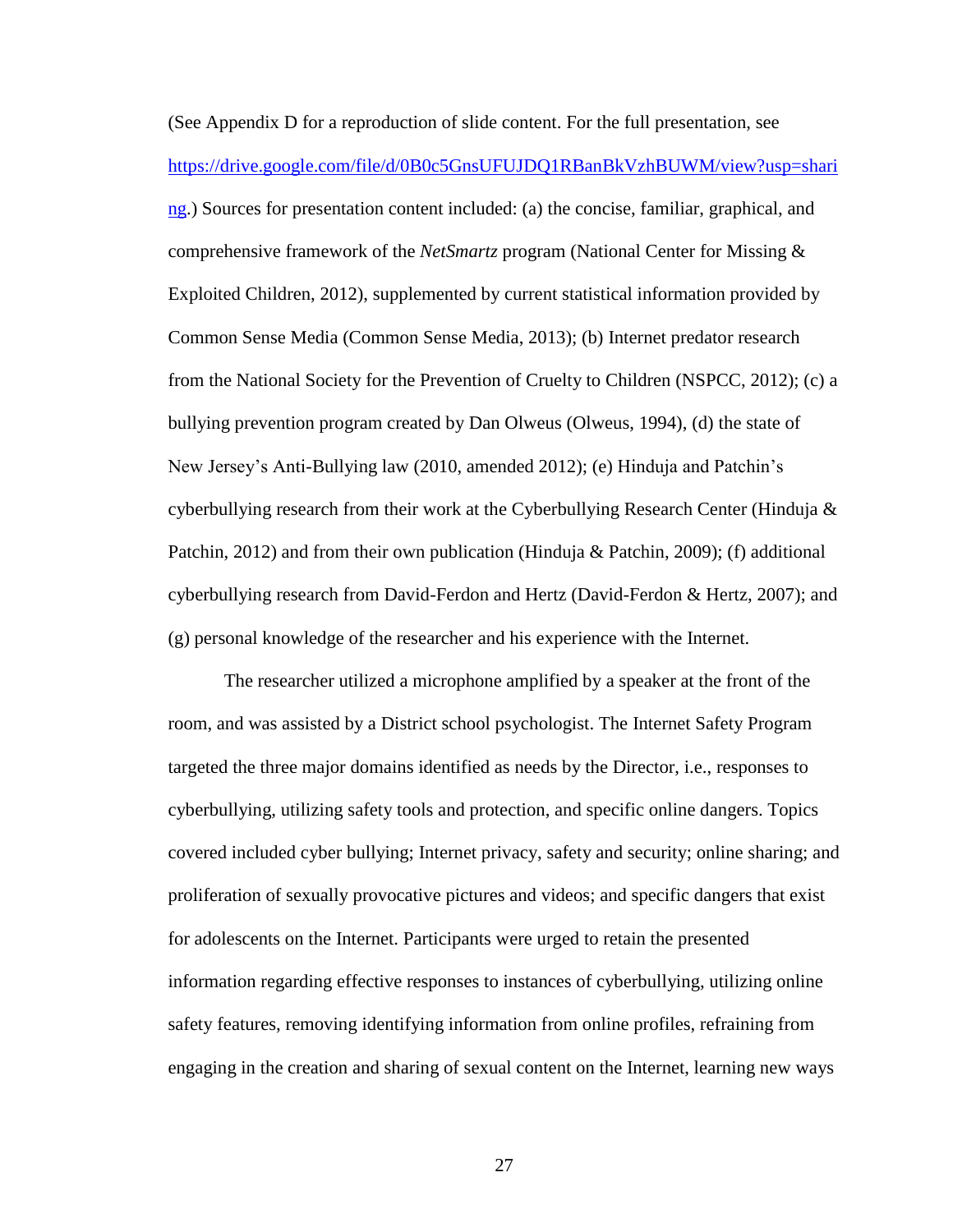(See Appendix D for a reproduction of slide content. For the full presentation, see https://drive.google.com/file/d/0B0c5GnsUFUJDQ1RBanBkVzhBUWM/view?usp=sharing.) Sources for presentation content included: (a) the concise, familiar, graphical, and comprehensive framework of the *NetSmartz* program (National Center for Missing & Exploited Children, 2012), supplemented by current statistical information provided by Common Sense Media (Common Sense Media, 2013); (b) Internet predator research from the National Society for the Prevention of Cruelty to Children (NSPCC, 2012); (c) a bullying prevention program created by Dan Olweus (Olweus, 1994), (d) the state of New Jersey's Anti-Bullying law (2010, amended 2012); (e) Hinduja and Patchin's cyberbullying research from their work at the Cyberbullying Research Center (Hinduja & Patchin, 2012) and from their own publication (Hinduja & Patchin, 2009); (f) additional cyberbullying research from David-Ferdon and Hertz (David-Ferdon & Hertz, 2007); and (g) personal knowledge of the researcher and his experience with the Internet.

The researcher utilized a microphone amplified by a speaker at the front of the room, and was assisted by a District school psychologist. The Internet Safety Program targeted the three major domains identified as needs by the Director, i.e., responses to cyberbullying, utilizing safety tools and protection, and specific online dangers. Topics covered included cyber bullying; Internet privacy, safety and security; online sharing; and proliferation of sexually provocative pictures and videos; and specific dangers that exist for adolescents on the Internet. Participants were urged to retain the presented information regarding effective responses to instances of cyberbullying, utilizing online safety features, removing identifying information from online profiles, refraining from engaging in the creation and sharing of sexual content on the Internet, learning new ways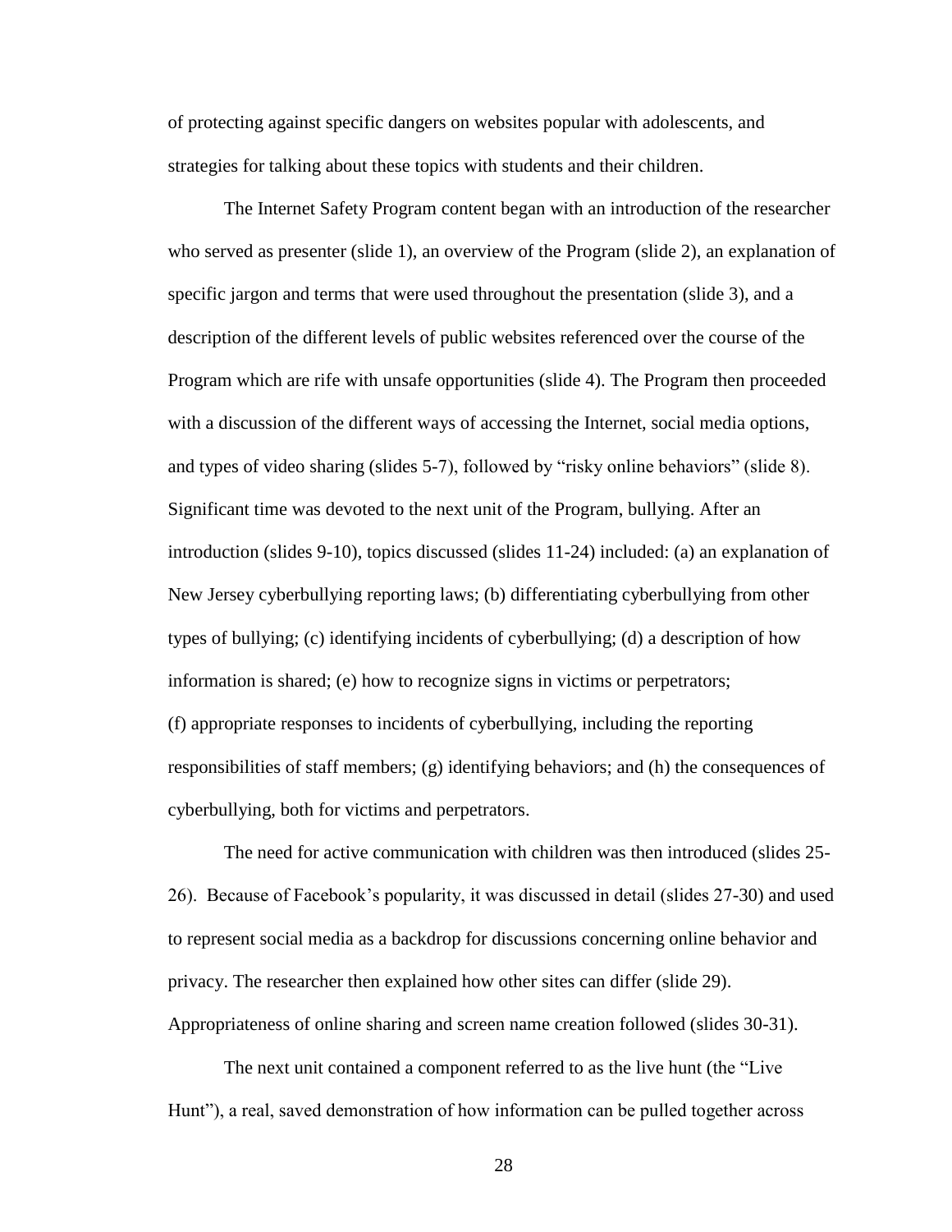of protecting against specific dangers on websites popular with adolescents, and strategies for talking about these topics with students and their children.

The Internet Safety Program content began with an introduction of the researcher who served as presenter (slide 1), an overview of the Program (slide 2), an explanation of specific jargon and terms that were used throughout the presentation (slide 3), and a description of the different levels of public websites referenced over the course of the Program which are rife with unsafe opportunities (slide 4). The Program then proceeded with a discussion of the different ways of accessing the Internet, social media options, and types of video sharing (slides 5-7), followed by "risky online behaviors" (slide 8). Significant time was devoted to the next unit of the Program, bullying. After an introduction (slides 9-10), topics discussed (slides 11-24) included: (a) an explanation of New Jersey cyberbullying reporting laws; (b) differentiating cyberbullying from other types of bullying; (c) identifying incidents of cyberbullying; (d) a description of how information is shared; (e) how to recognize signs in victims or perpetrators; (f) appropriate responses to incidents of cyberbullying, including the reporting responsibilities of staff members; (g) identifying behaviors; and (h) the consequences of cyberbullying, both for victims and perpetrators.

The need for active communication with children was then introduced (slides 25-26). Because of Facebook's popularity, it was discussed in detail (slides 27-30) and used to represent social media as a backdrop for discussions concerning online behavior and privacy. The researcher then explained how other sites can differ (slide 29). Appropriateness of online sharing and screen name creation followed (slides 30-31).

The next unit contained a component referred to as the live hunt (the "Live Hunt"), a real, saved demonstration of how information can be pulled together across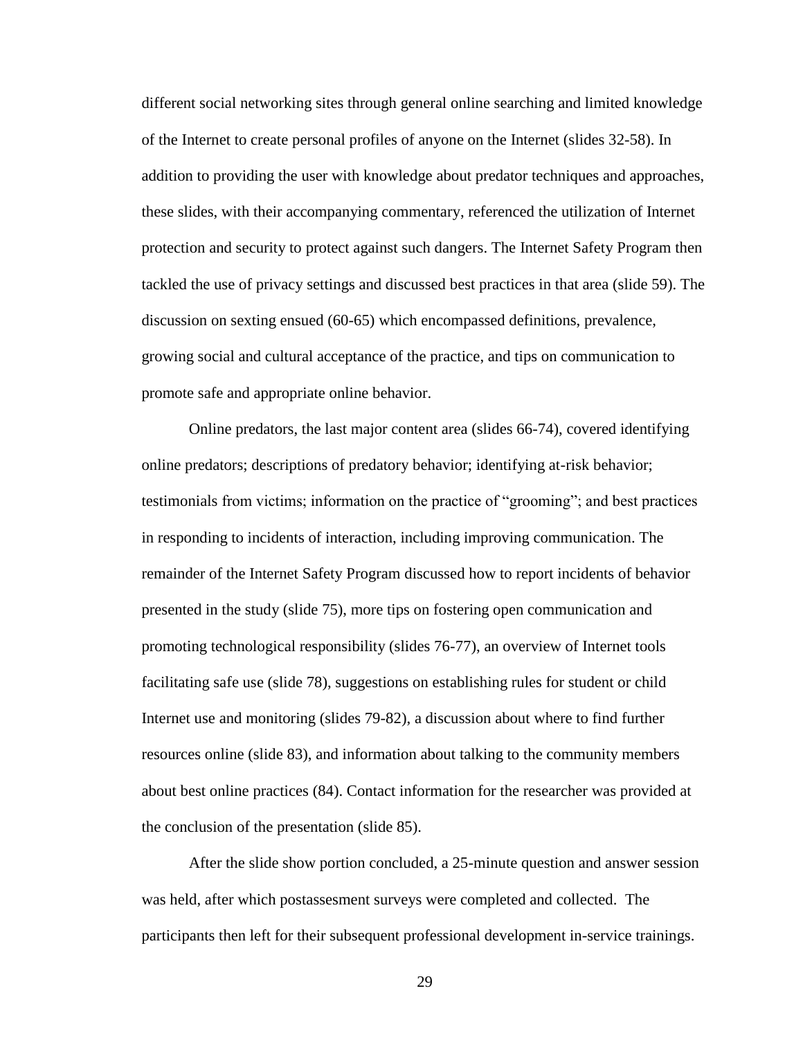different social networking sites through general online searching and limited knowledge of the Internet to create personal profiles of anyone on the Internet (slides 32-58). In addition to providing the user with knowledge about predator techniques and approaches, these slides, with their accompanying commentary, referenced the utilization of Internet protection and security to protect against such dangers. The Internet Safety Program then tackled the use of privacy settings and discussed best practices in that area (slide 59). The discussion on sexting ensued (60-65) which encompassed definitions, prevalence, growing social and cultural acceptance of the practice, and tips on communication to promote safe and appropriate online behavior.

Online predators, the last major content area (slides 66-74), covered identifying online predators; descriptions of predatory behavior; identifying at-risk behavior; testimonials from victims; information on the practice of "grooming"; and best practices in responding to incidents of interaction, including improving communication. The remainder of the Internet Safety Program discussed how to report incidents of behavior presented in the study (slide 75), more tips on fostering open communication and promoting technological responsibility (slides 76-77), an overview of Internet tools facilitating safe use (slide 78), suggestions on establishing rules for student or child Internet use and monitoring (slides 79-82), a discussion about where to find further resources online (slide 83), and information about talking to the community members about best online practices (84). Contact information for the researcher was provided at the conclusion of the presentation (slide 85).

After the slide show portion concluded, a 25-minute question and answer session was held, after which postassesment surveys were completed and collected. The participants then left for their subsequent professional development in-service trainings.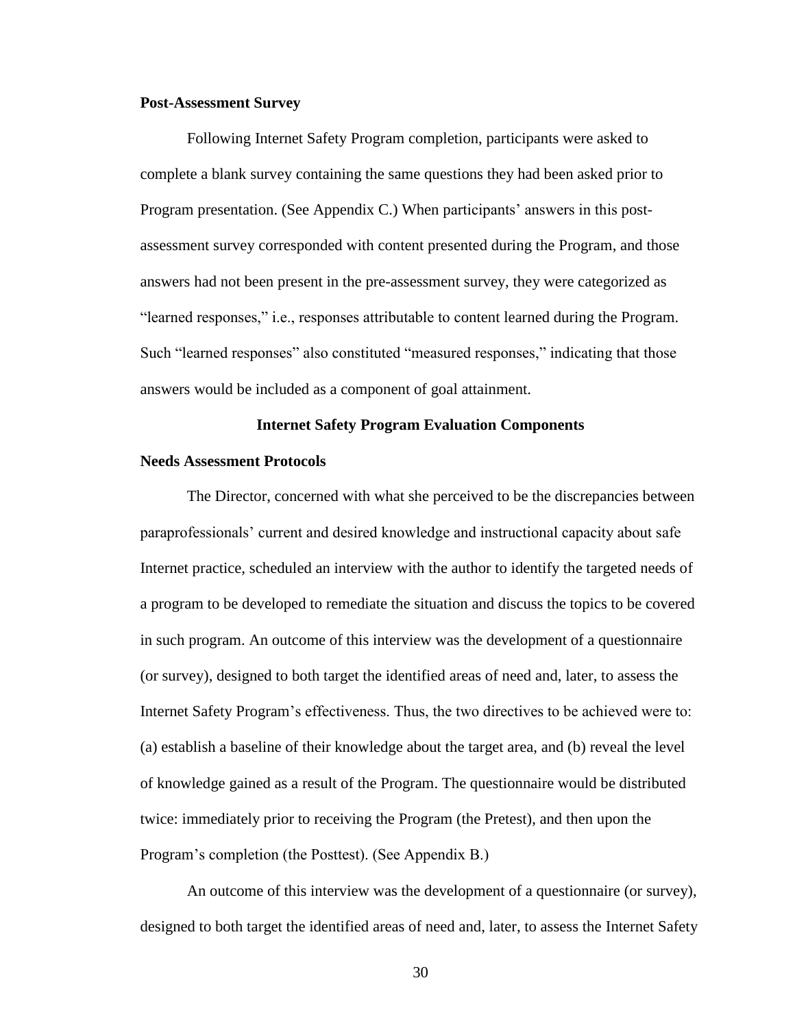**Post-Assessment Survey**

Following Internet Safety Program completion, participants were asked to complete a blank survey containing the same questions they had been asked prior to Program presentation. (See Appendix C.) When participants' answers in this post-assessment survey corresponded with content presented during the Program, and those answers had not been present in the pre-assessment survey, they were categorized as "learned responses," i.e., responses attributable to content learned during the Program. Such "learned responses" also constituted "measured responses," indicating that those answers would be included as a component of goal attainment.

## Internet Safety Program Evaluation Components

**Needs Assessment Protocols**

The Director, concerned with what she perceived to be the discrepancies between paraprofessionals' current and desired knowledge and instructional capacity about safe Internet practice, scheduled an interview with the author to identify the targeted needs of a program to be developed to remediate the situation and discuss the topics to be covered in such program. An outcome of this interview was the development of a questionnaire (or survey), designed to both target the identified areas of need and, later, to assess the Internet Safety Program's effectiveness. Thus, the two directives to be achieved were to: (a) establish a baseline of their knowledge about the target area, and (b) reveal the level of knowledge gained as a result of the Program. The questionnaire would be distributed twice: immediately prior to receiving the Program (the Pretest), and then upon the Program's completion (the Posttest). (See Appendix B.)

An outcome of this interview was the development of a questionnaire (or survey), designed to both target the identified areas of need and, later, to assess the Internet Safety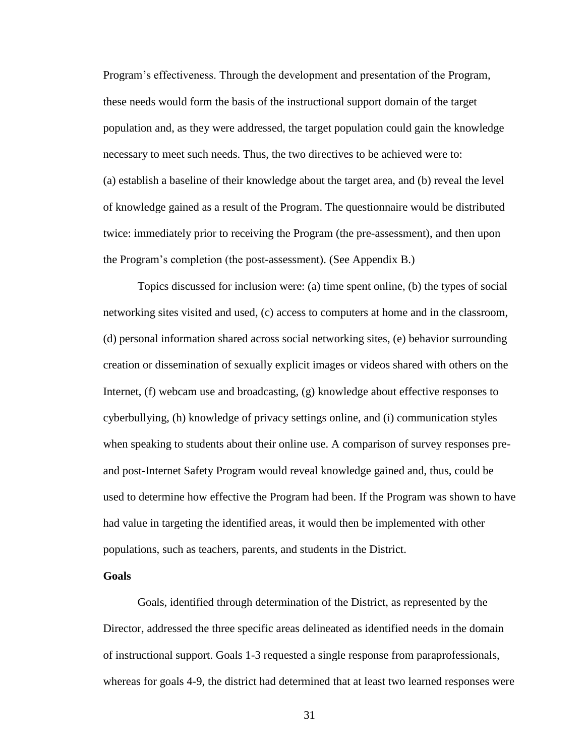Program's effectiveness. Through the development and presentation of the Program, these needs would form the basis of the instructional support domain of the target population and, as they were addressed, the target population could gain the knowledge necessary to meet such needs. Thus, the two directives to be achieved were to: (a) establish a baseline of their knowledge about the target area, and (b) reveal the level of knowledge gained as a result of the Program. The questionnaire would be distributed twice: immediately prior to receiving the Program (the pre-assessment), and then upon the Program's completion (the post-assessment). (See Appendix B.)

Topics discussed for inclusion were: (a) time spent online, (b) the types of social networking sites visited and used, (c) access to computers at home and in the classroom, (d) personal information shared across social networking sites, (e) behavior surrounding creation or dissemination of sexually explicit images or videos shared with others on the Internet, (f) webcam use and broadcasting, (g) knowledge about effective responses to cyberbullying, (h) knowledge of privacy settings online, and (i) communication styles when speaking to students about their online use. A comparison of survey responses pre- and post-Internet Safety Program would reveal knowledge gained and, thus, could be used to determine how effective the Program had been. If the Program was shown to have had value in targeting the identified areas, it would then be implemented with other populations, such as teachers, parents, and students in the District.

**Goals**

Goals, identified through determination of the District, as represented by the Director, addressed the three specific areas delineated as identified needs in the domain of instructional support. Goals 1-3 requested a single response from paraprofessionals, whereas for goals 4-9, the district had determined that at least two learned responses were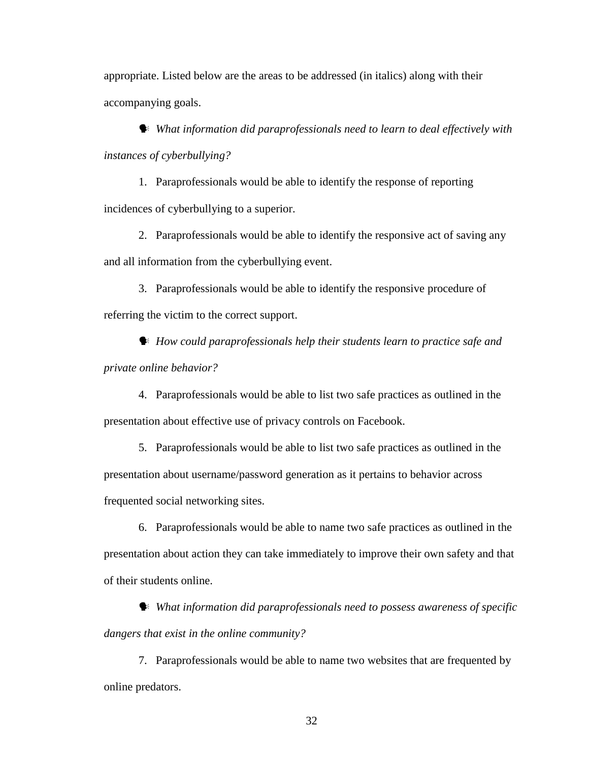appropriate. Listed below are the areas to be addressed (in italics) along with their accompanying goals.

- *What information did paraprofessionals need to learn to deal effectively with instances of cyberbullying?*

1. Paraprofessionals would be able to identify the response of reporting incidences of cyberbullying to a superior.

2. Paraprofessionals would be able to identify the responsive act of saving any and all information from the cyberbullying event.

3. Paraprofessionals would be able to identify the responsive procedure of referring the victim to the correct support.

- *How could paraprofessionals help their students learn to practice safe and private online behavior?*

4. Paraprofessionals would be able to list two safe practices as outlined in the presentation about effective use of privacy controls on Facebook.

5. Paraprofessionals would be able to list two safe practices as outlined in the presentation about username/password generation as it pertains to behavior across frequented social networking sites.

6. Paraprofessionals would be able to name two safe practices as outlined in the presentation about action they can take immediately to improve their own safety and that of their students online.

- *What information did paraprofessionals need to possess awareness of specific dangers that exist in the online community?*

7. Paraprofessionals would be able to name two websites that are frequented by online predators.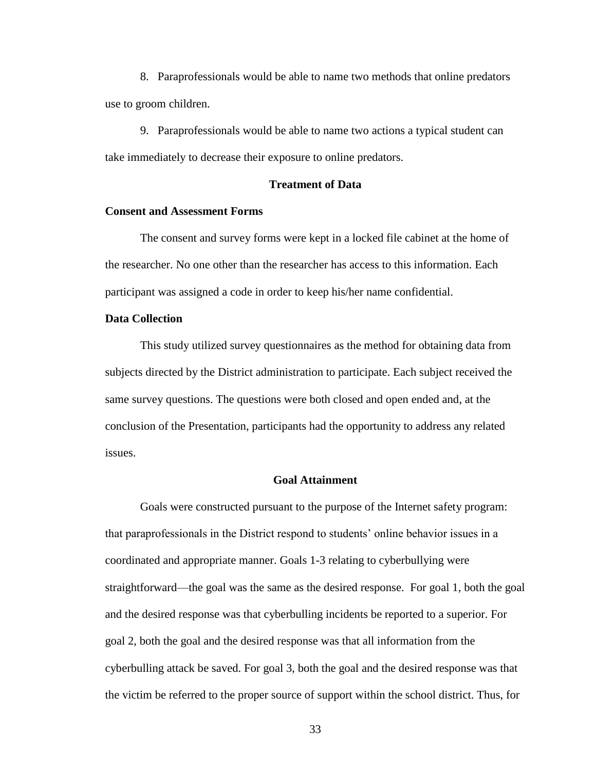8. Paraprofessionals would be able to name two methods that online predators use to groom children.

9. Paraprofessionals would be able to name two actions a typical student can take immediately to decrease their exposure to online predators.

## Treatment of Data

### Consent and Assessment Forms

The consent and survey forms were kept in a locked file cabinet at the home of the researcher. No one other than the researcher has access to this information. Each participant was assigned a code in order to keep his/her name confidential.

### Data Collection

This study utilized survey questionnaires as the method for obtaining data from subjects directed by the District administration to participate. Each subject received the same survey questions. The questions were both closed and open ended and, at the conclusion of the Presentation, participants had the opportunity to address any related issues.

## Goal Attainment

Goals were constructed pursuant to the purpose of the Internet safety program: that paraprofessionals in the District respond to students' online behavior issues in a coordinated and appropriate manner. Goals 1-3 relating to cyberbullying were straightforward—the goal was the same as the desired response. For goal 1, both the goal and the desired response was that cyberbulling incidents be reported to a superior. For goal 2, both the goal and the desired response was that all information from the cyberbulling attack be saved. For goal 3, both the goal and the desired response was that the victim be referred to the proper source of support within the school district. Thus, for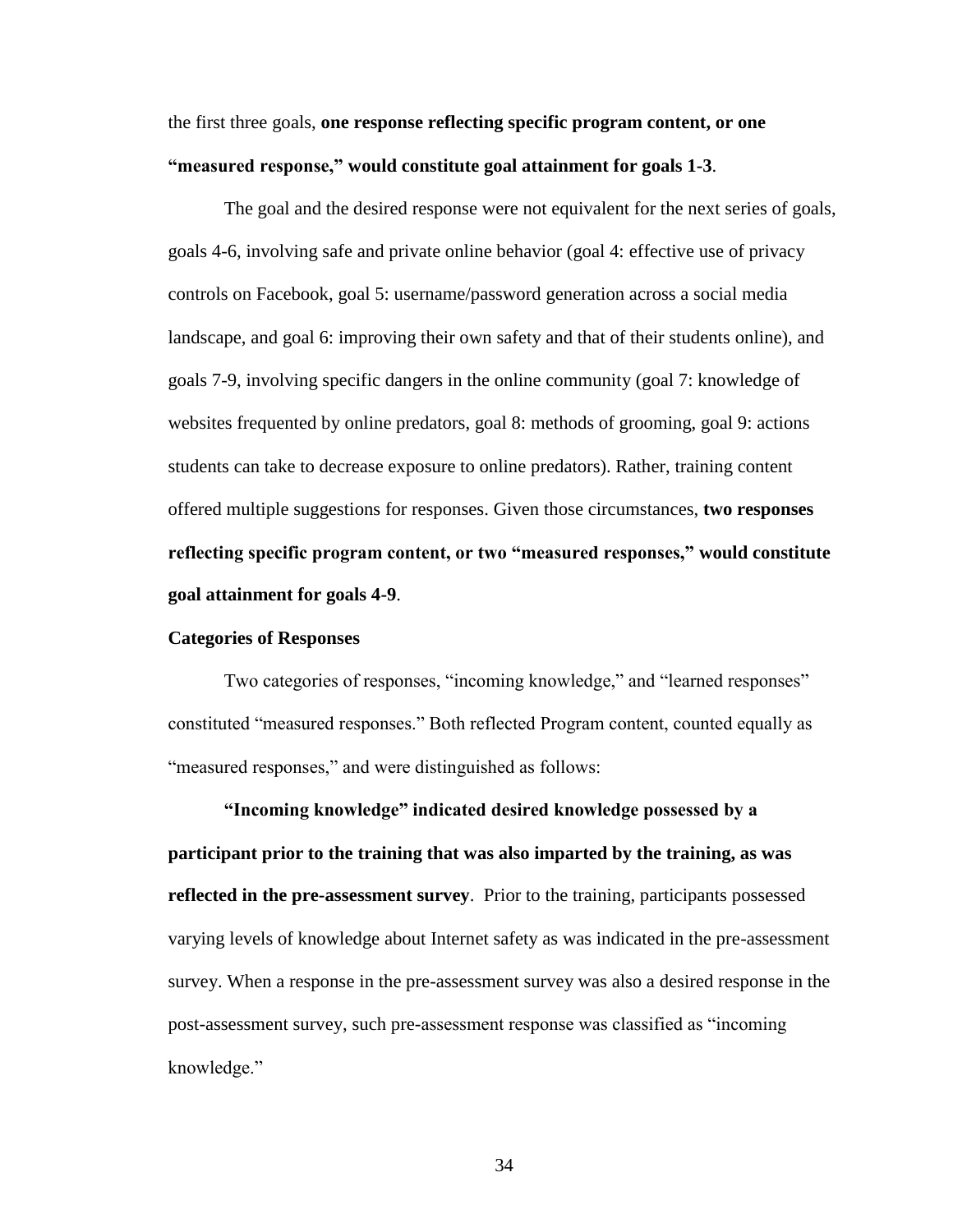the first three goals, **one response reflecting specific program content, or one "measured response," would constitute goal attainment for goals 1-3**.

The goal and the desired response were not equivalent for the next series of goals, goals 4-6, involving safe and private online behavior (goal 4: effective use of privacy controls on Facebook, goal 5: username/password generation across a social media landscape, and goal 6: improving their own safety and that of their students online), and goals 7-9, involving specific dangers in the online community (goal 7: knowledge of websites frequented by online predators, goal 8: methods of grooming, goal 9: actions students can take to decrease exposure to online predators). Rather, training content offered multiple suggestions for responses. Given those circumstances, **two responses reflecting specific program content, or two "measured responses," would constitute goal attainment for goals 4-9**.

**Categories of Responses**

Two categories of responses, "incoming knowledge," and "learned responses" constituted "measured responses." Both reflected Program content, counted equally as "measured responses," and were distinguished as follows:

**"Incoming knowledge" indicated desired knowledge possessed by a participant prior to the training that was also imparted by the training, as was reflected in the pre-assessment survey**. Prior to the training, participants possessed varying levels of knowledge about Internet safety as was indicated in the pre-assessment survey. When a response in the pre-assessment survey was also a desired response in the post-assessment survey, such pre-assessment response was classified as "incoming knowledge."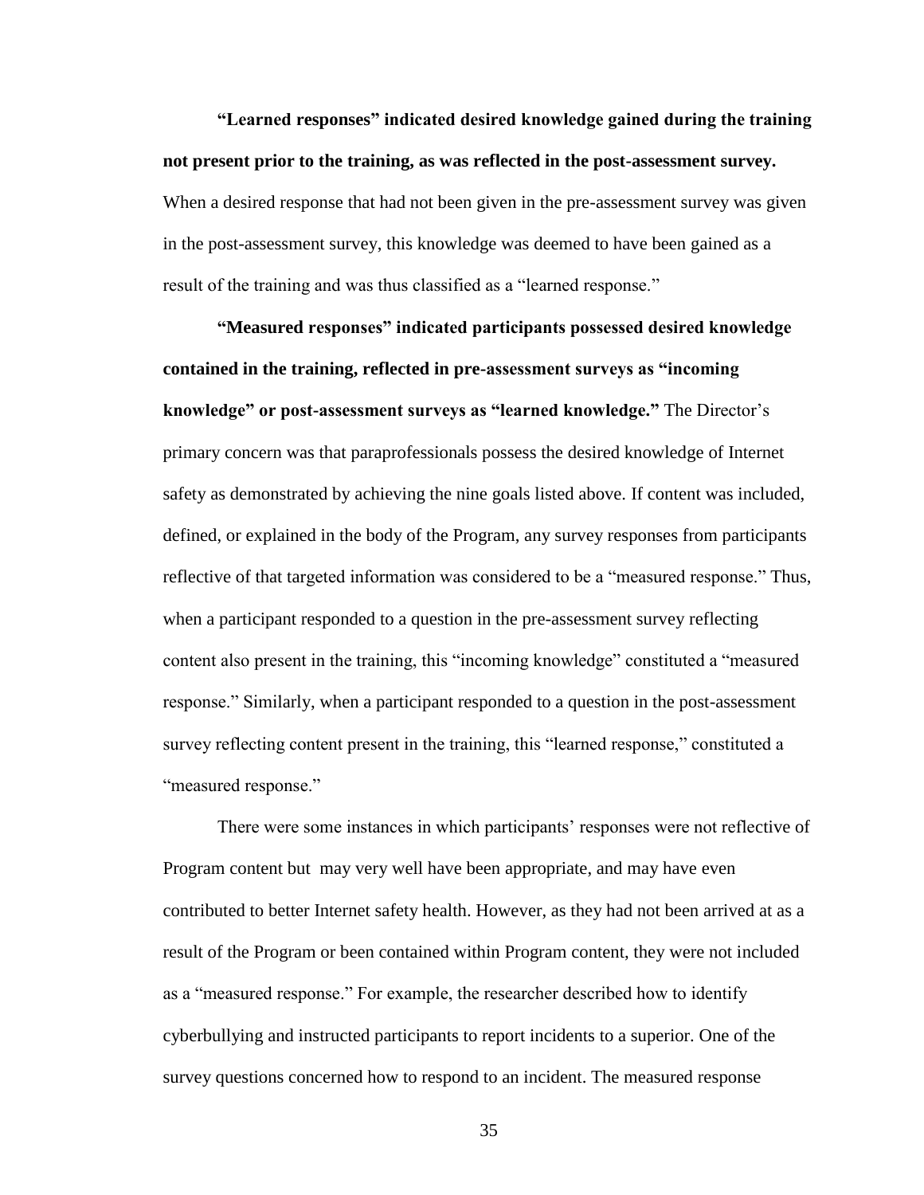**"Learned responses" indicated desired knowledge gained during the training not present prior to the training, as was reflected in the post-assessment survey.** When a desired response that had not been given in the pre-assessment survey was given in the post-assessment survey, this knowledge was deemed to have been gained as a result of the training and was thus classified as a "learned response."

**"Measured responses" indicated participants possessed desired knowledge contained in the training, reflected in pre-assessment surveys as "incoming knowledge" or post-assessment surveys as "learned knowledge."** The Director's primary concern was that paraprofessionals possess the desired knowledge of Internet safety as demonstrated by achieving the nine goals listed above. If content was included, defined, or explained in the body of the Program, any survey responses from participants reflective of that targeted information was considered to be a "measured response." Thus, when a participant responded to a question in the pre-assessment survey reflecting content also present in the training, this "incoming knowledge" constituted a "measured response." Similarly, when a participant responded to a question in the post-assessment survey reflecting content present in the training, this "learned response," constituted a "measured response."

There were some instances in which participants' responses were not reflective of Program content but may very well have been appropriate, and may have even contributed to better Internet safety health. However, as they had not been arrived at as a result of the Program or been contained within Program content, they were not included as a "measured response." For example, the researcher described how to identify cyberbullying and instructed participants to report incidents to a superior. One of the survey questions concerned how to respond to an incident. The measured response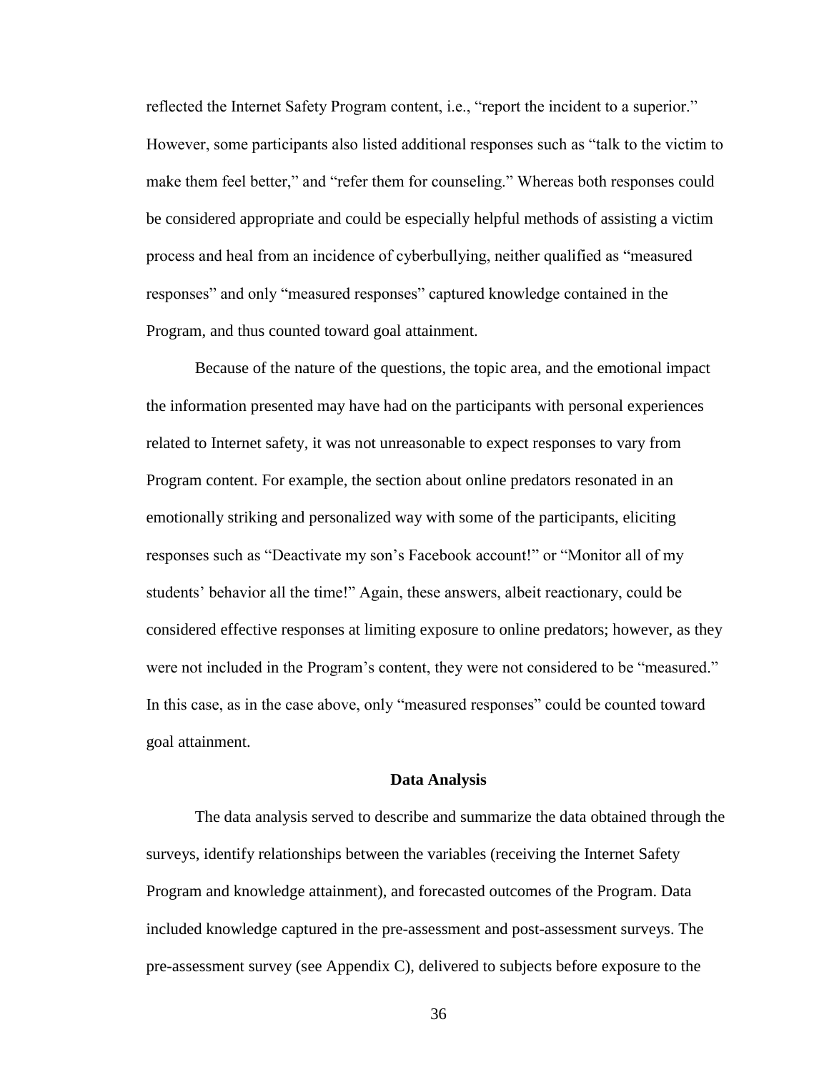reflected the Internet Safety Program content, i.e., “report the incident to a superior.” However, some participants also listed additional responses such as “talk to the victim to make them feel better,” and “refer them for counseling.” Whereas both responses could be considered appropriate and could be especially helpful methods of assisting a victim process and heal from an incidence of cyberbullying, neither qualified as “measured responses” and only “measured responses” captured knowledge contained in the Program, and thus counted toward goal attainment.

Because of the nature of the questions, the topic area, and the emotional impact the information presented may have had on the participants with personal experiences related to Internet safety, it was not unreasonable to expect responses to vary from Program content. For example, the section about online predators resonated in an emotionally striking and personalized way with some of the participants, eliciting responses such as “Deactivate my son’s Facebook account!” or “Monitor all of my students’ behavior all the time!” Again, these answers, albeit reactionary, could be considered effective responses at limiting exposure to online predators; however, as they were not included in the Program’s content, they were not considered to be “measured.” In this case, as in the case above, only “measured responses” could be counted toward goal attainment.

## Data Analysis

The data analysis served to describe and summarize the data obtained through the surveys, identify relationships between the variables (receiving the Internet Safety Program and knowledge attainment), and forecasted outcomes of the Program. Data included knowledge captured in the pre-assessment and post-assessment surveys. The pre-assessment survey (see Appendix C), delivered to subjects before exposure to the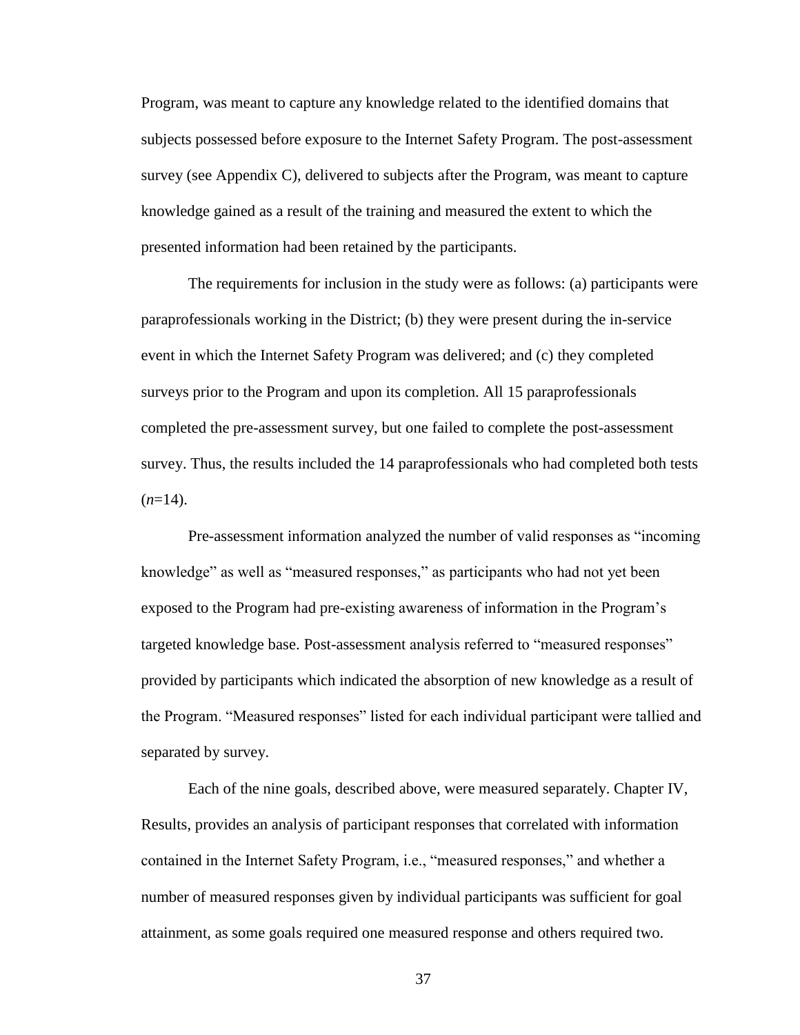Program, was meant to capture any knowledge related to the identified domains that subjects possessed before exposure to the Internet Safety Program. The post-assessment survey (see Appendix C), delivered to subjects after the Program, was meant to capture knowledge gained as a result of the training and measured the extent to which the presented information had been retained by the participants.

The requirements for inclusion in the study were as follows: (a) participants were paraprofessionals working in the District; (b) they were present during the in-service event in which the Internet Safety Program was delivered; and (c) they completed surveys prior to the Program and upon its completion. All 15 paraprofessionals completed the pre-assessment survey, but one failed to complete the post-assessment survey. Thus, the results included the 14 paraprofessionals who had completed both tests ($n$=14).

Pre-assessment information analyzed the number of valid responses as "incoming knowledge" as well as "measured responses," as participants who had not yet been exposed to the Program had pre-existing awareness of information in the Program's targeted knowledge base. Post-assessment analysis referred to "measured responses" provided by participants which indicated the absorption of new knowledge as a result of the Program. "Measured responses" listed for each individual participant were tallied and separated by survey.

Each of the nine goals, described above, were measured separately. Chapter IV, Results, provides an analysis of participant responses that correlated with information contained in the Internet Safety Program, i.e., "measured responses," and whether a number of measured responses given by individual participants was sufficient for goal attainment, as some goals required one measured response and others required two.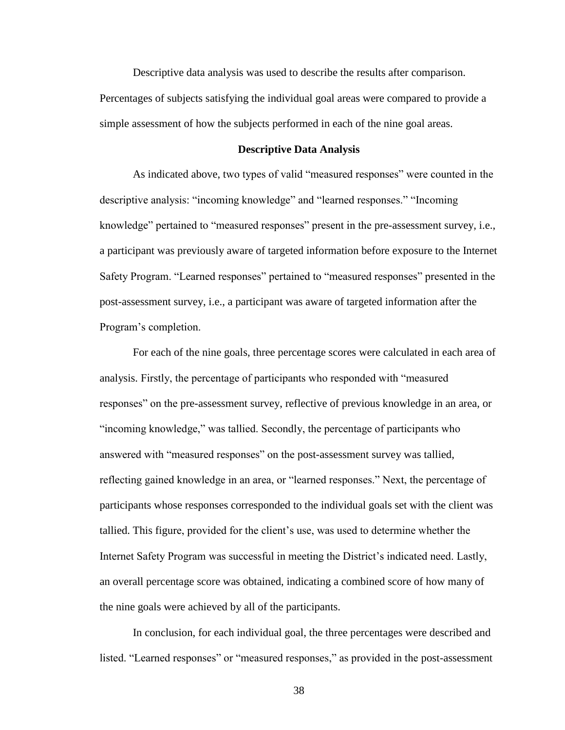Descriptive data analysis was used to describe the results after comparison. Percentages of subjects satisfying the individual goal areas were compared to provide a simple assessment of how the subjects performed in each of the nine goal areas.

### Descriptive Data Analysis

As indicated above, two types of valid "measured responses" were counted in the descriptive analysis: "incoming knowledge" and "learned responses." "Incoming knowledge" pertained to "measured responses" present in the pre-assessment survey, i.e., a participant was previously aware of targeted information before exposure to the Internet Safety Program. "Learned responses" pertained to "measured responses" presented in the post-assessment survey, i.e., a participant was aware of targeted information after the Program's completion.

For each of the nine goals, three percentage scores were calculated in each area of analysis. Firstly, the percentage of participants who responded with "measured responses" on the pre-assessment survey, reflective of previous knowledge in an area, or "incoming knowledge," was tallied. Secondly, the percentage of participants who answered with "measured responses" on the post-assessment survey was tallied, reflecting gained knowledge in an area, or "learned responses." Next, the percentage of participants whose responses corresponded to the individual goals set with the client was tallied. This figure, provided for the client's use, was used to determine whether the Internet Safety Program was successful in meeting the District's indicated need. Lastly, an overall percentage score was obtained, indicating a combined score of how many of the nine goals were achieved by all of the participants.

In conclusion, for each individual goal, the three percentages were described and listed. "Learned responses" or "measured responses," as provided in the post-assessment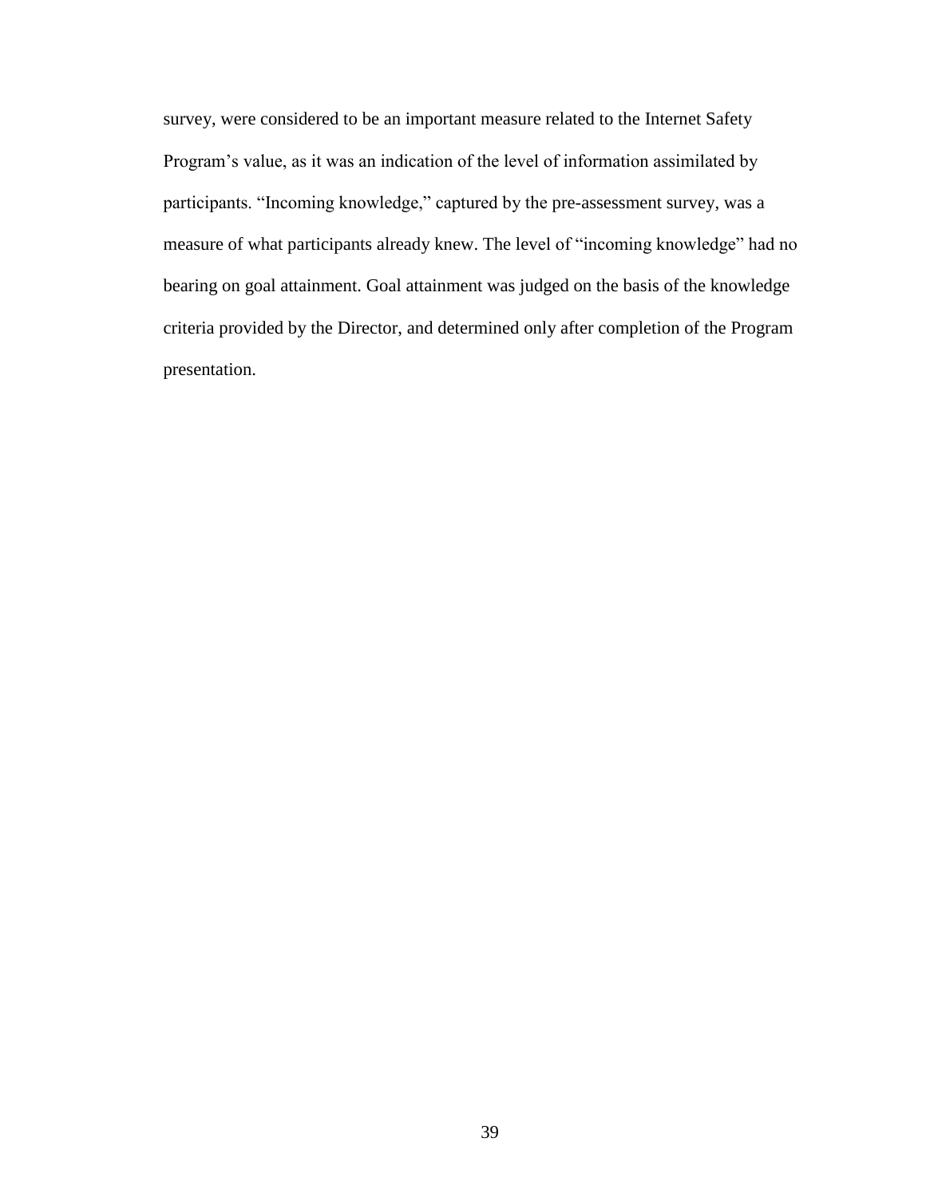survey, were considered to be an important measure related to the Internet Safety Program's value, as it was an indication of the level of information assimilated by participants. "Incoming knowledge," captured by the pre-assessment survey, was a measure of what participants already knew. The level of "incoming knowledge" had no bearing on goal attainment. Goal attainment was judged on the basis of the knowledge criteria provided by the Director, and determined only after completion of the Program presentation.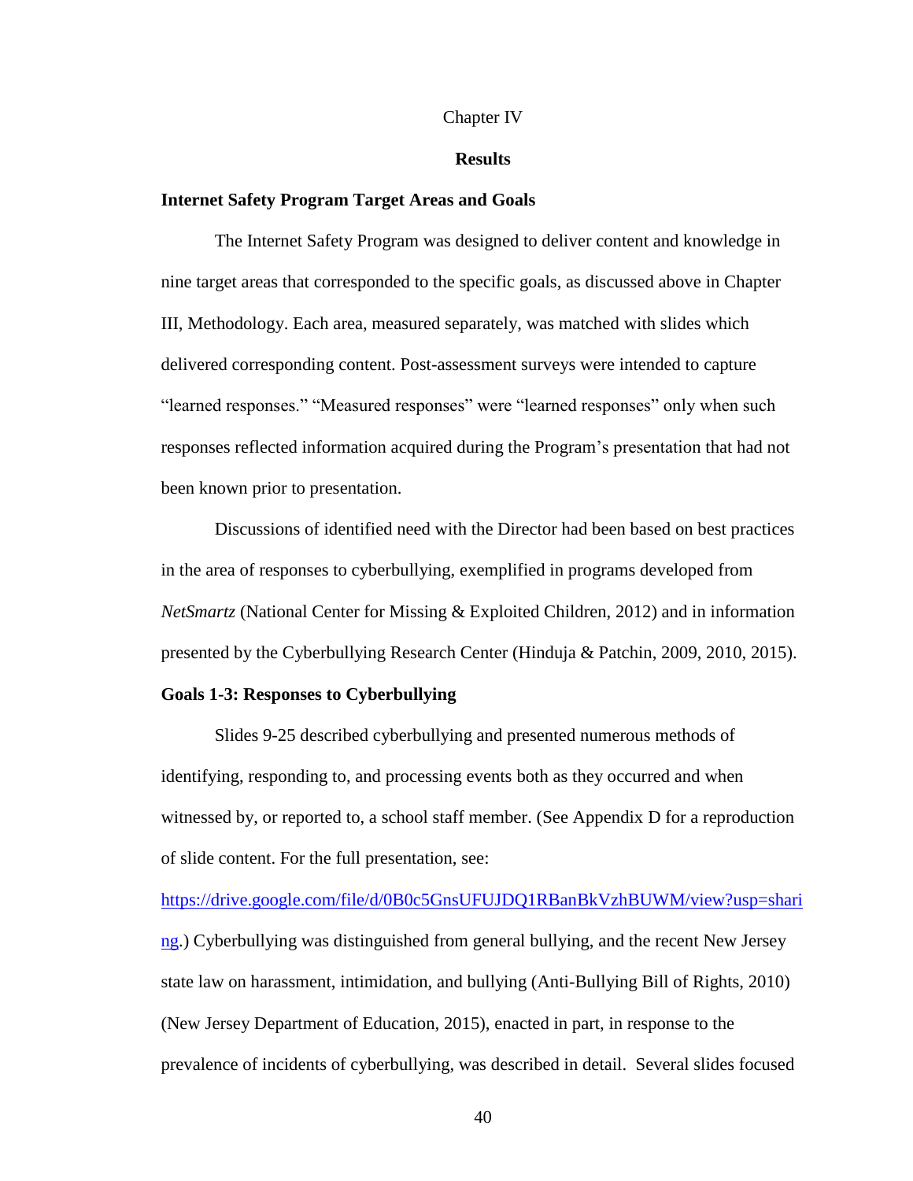# Chapter IV

## Results

### Internet Safety Program Target Areas and Goals

The Internet Safety Program was designed to deliver content and knowledge in nine target areas that corresponded to the specific goals, as discussed above in Chapter III, Methodology. Each area, measured separately, was matched with slides which delivered corresponding content. Post-assessment surveys were intended to capture "learned responses." "Measured responses" were "learned responses" only when such responses reflected information acquired during the Program's presentation that had not been known prior to presentation.

Discussions of identified need with the Director had been based on best practices in the area of responses to cyberbullying, exemplified in programs developed from *NetSmartz* (National Center for Missing & Exploited Children, 2012) and in information presented by the Cyberbullying Research Center (Hinduja & Patchin, 2009, 2010, 2015).

### Goals 1-3: Responses to Cyberbullying

Slides 9-25 described cyberbullying and presented numerous methods of identifying, responding to, and processing events both as they occurred and when witnessed by, or reported to, a school staff member. (See Appendix D for a reproduction of slide content. For the full presentation, see: [https://drive.google.com/file/d/0B0c5GnsUFUJDQ1RBanBkVzhBUWM/view?usp=sharing](https://drive.google.com/file/d/0B0c5GnsUFUJDQ1RBanBkVzhBUWM/view?usp=sharing).) Cyberbullying was distinguished from general bullying, and the recent New Jersey state law on harassment, intimidation, and bullying (Anti-Bullying Bill of Rights, 2010) (New Jersey Department of Education, 2015), enacted in part, in response to the prevalence of incidents of cyberbullying, was described in detail. Several slides focused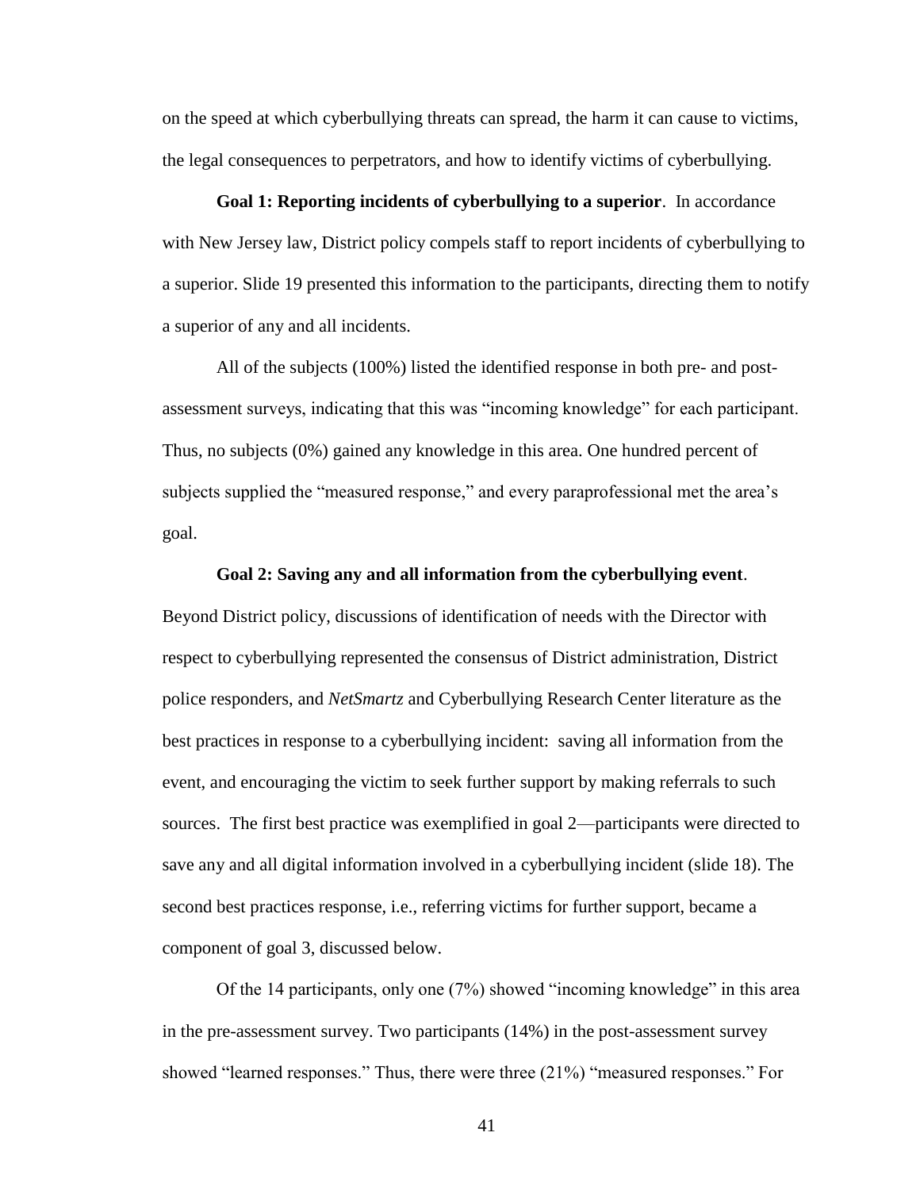on the speed at which cyberbullying threats can spread, the harm it can cause to victims, the legal consequences to perpetrators, and how to identify victims of cyberbullying.

**Goal 1: Reporting incidents of cyberbullying to a superior**. In accordance with New Jersey law, District policy compels staff to report incidents of cyberbullying to a superior. Slide 19 presented this information to the participants, directing them to notify a superior of any and all incidents.

All of the subjects (100%) listed the identified response in both pre- and post-assessment surveys, indicating that this was "incoming knowledge" for each participant. Thus, no subjects (0%) gained any knowledge in this area. One hundred percent of subjects supplied the "measured response," and every paraprofessional met the area's goal.

**Goal 2: Saving any and all information from the cyberbullying event**. Beyond District policy, discussions of identification of needs with the Director with respect to cyberbullying represented the consensus of District administration, District police responders, and *NetSmartz* and Cyberbullying Research Center literature as the best practices in response to a cyberbullying incident: saving all information from the event, and encouraging the victim to seek further support by making referrals to such sources. The first best practice was exemplified in goal 2—participants were directed to save any and all digital information involved in a cyberbullying incident (slide 18). The second best practices response, i.e., referring victims for further support, became a component of goal 3, discussed below.

Of the 14 participants, only one (7%) showed "incoming knowledge" in this area in the pre-assessment survey. Two participants (14%) in the post-assessment survey showed "learned responses." Thus, there were three (21%) "measured responses." For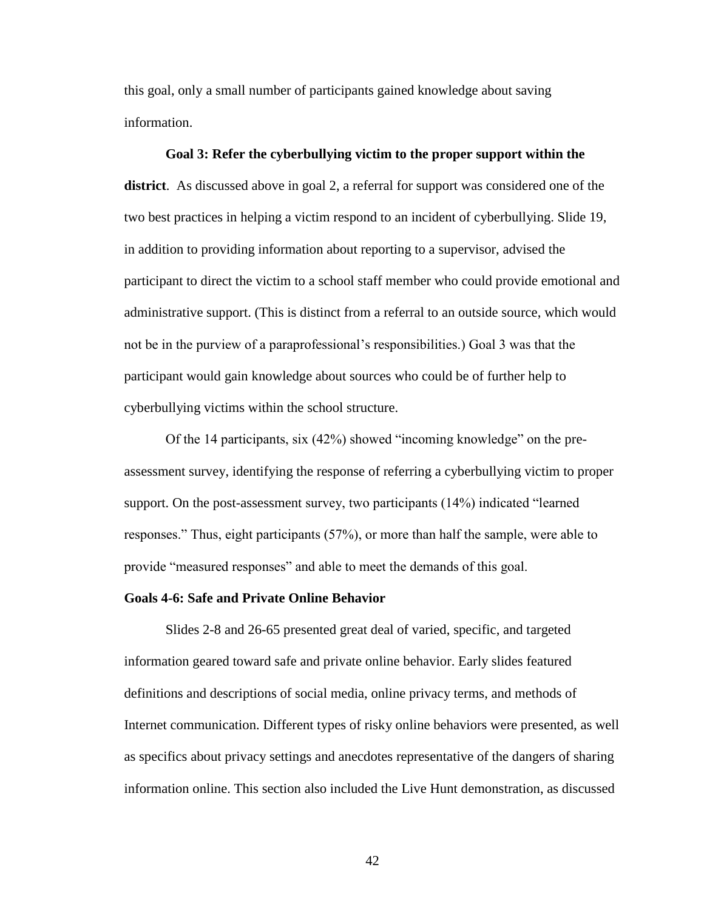this goal, only a small number of participants gained knowledge about saving information.

**Goal 3: Refer the cyberbullying victim to the proper support within the district**. As discussed above in goal 2, a referral for support was considered one of the two best practices in helping a victim respond to an incident of cyberbullying. Slide 19, in addition to providing information about reporting to a supervisor, advised the participant to direct the victim to a school staff member who could provide emotional and administrative support. (This is distinct from a referral to an outside source, which would not be in the purview of a paraprofessional's responsibilities.) Goal 3 was that the participant would gain knowledge about sources who could be of further help to cyberbullying victims within the school structure.

Of the 14 participants, six (42%) showed "incoming knowledge" on the pre-assessment survey, identifying the response of referring a cyberbullying victim to proper support. On the post-assessment survey, two participants (14%) indicated "learned responses." Thus, eight participants (57%), or more than half the sample, were able to provide "measured responses" and able to meet the demands of this goal.

**Goals 4-6: Safe and Private Online Behavior**

Slides 2-8 and 26-65 presented great deal of varied, specific, and targeted information geared toward safe and private online behavior. Early slides featured definitions and descriptions of social media, online privacy terms, and methods of Internet communication. Different types of risky online behaviors were presented, as well as specifics about privacy settings and anecdotes representative of the dangers of sharing information online. This section also included the Live Hunt demonstration, as discussed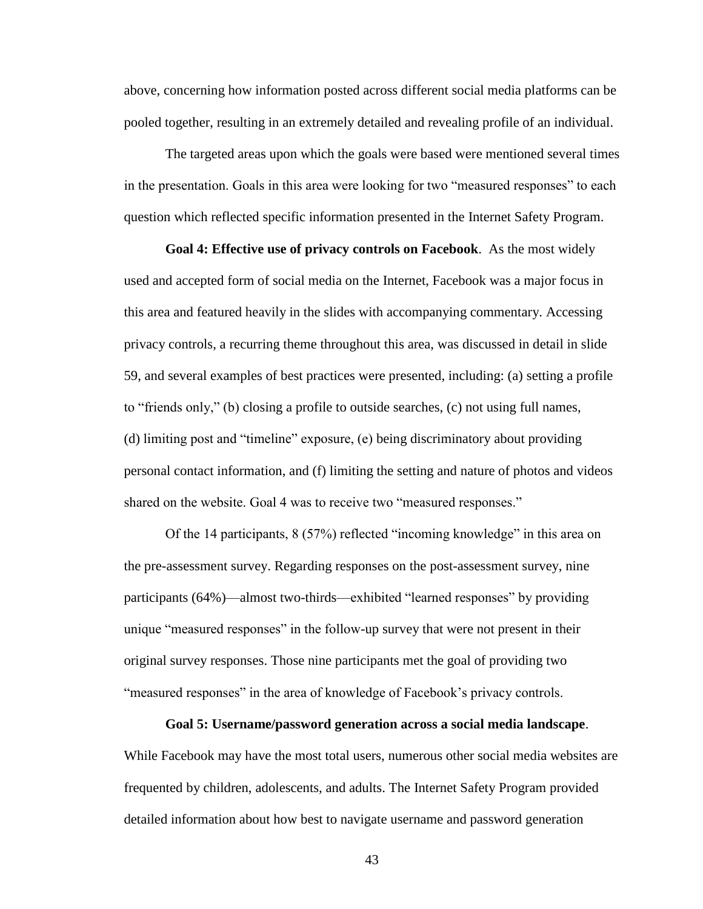above, concerning how information posted across different social media platforms can be pooled together, resulting in an extremely detailed and revealing profile of an individual.

The targeted areas upon which the goals were based were mentioned several times in the presentation. Goals in this area were looking for two "measured responses" to each question which reflected specific information presented in the Internet Safety Program.

**Goal 4: Effective use of privacy controls on Facebook**. As the most widely used and accepted form of social media on the Internet, Facebook was a major focus in this area and featured heavily in the slides with accompanying commentary. Accessing privacy controls, a recurring theme throughout this area, was discussed in detail in slide 59, and several examples of best practices were presented, including: (a) setting a profile to "friends only," (b) closing a profile to outside searches, (c) not using full names, (d) limiting post and "timeline" exposure, (e) being discriminatory about providing personal contact information, and (f) limiting the setting and nature of photos and videos shared on the website. Goal 4 was to receive two "measured responses."

Of the 14 participants, 8 (57%) reflected "incoming knowledge" in this area on the pre-assessment survey. Regarding responses on the post-assessment survey, nine participants (64%)—almost two-thirds—exhibited "learned responses" by providing unique "measured responses" in the follow-up survey that were not present in their original survey responses. Those nine participants met the goal of providing two "measured responses" in the area of knowledge of Facebook's privacy controls.

**Goal 5: Username/password generation across a social media landscape**. While Facebook may have the most total users, numerous other social media websites are frequented by children, adolescents, and adults. The Internet Safety Program provided detailed information about how best to navigate username and password generation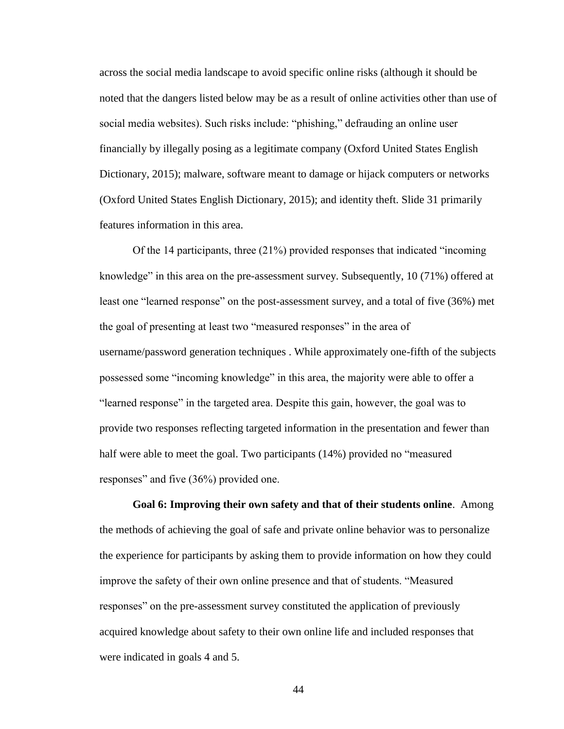across the social media landscape to avoid specific online risks (although it should be noted that the dangers listed below may be as a result of online activities other than use of social media websites). Such risks include: "phishing," defrauding an online user financially by illegally posing as a legitimate company (Oxford United States English Dictionary, 2015); malware, software meant to damage or hijack computers or networks (Oxford United States English Dictionary, 2015); and identity theft. Slide 31 primarily features information in this area.

Of the 14 participants, three (21%) provided responses that indicated "incoming knowledge" in this area on the pre-assessment survey. Subsequently, 10 (71%) offered at least one "learned response" on the post-assessment survey, and a total of five (36%) met the goal of presenting at least two "measured responses" in the area of username/password generation techniques . While approximately one-fifth of the subjects possessed some "incoming knowledge" in this area, the majority were able to offer a "learned response" in the targeted area. Despite this gain, however, the goal was to provide two responses reflecting targeted information in the presentation and fewer than half were able to meet the goal. Two participants (14%) provided no "measured responses" and five (36%) provided one.

**Goal 6: Improving their own safety and that of their students online**. Among the methods of achieving the goal of safe and private online behavior was to personalize the experience for participants by asking them to provide information on how they could improve the safety of their own online presence and that of students. "Measured responses" on the pre-assessment survey constituted the application of previously acquired knowledge about safety to their own online life and included responses that were indicated in goals 4 and 5.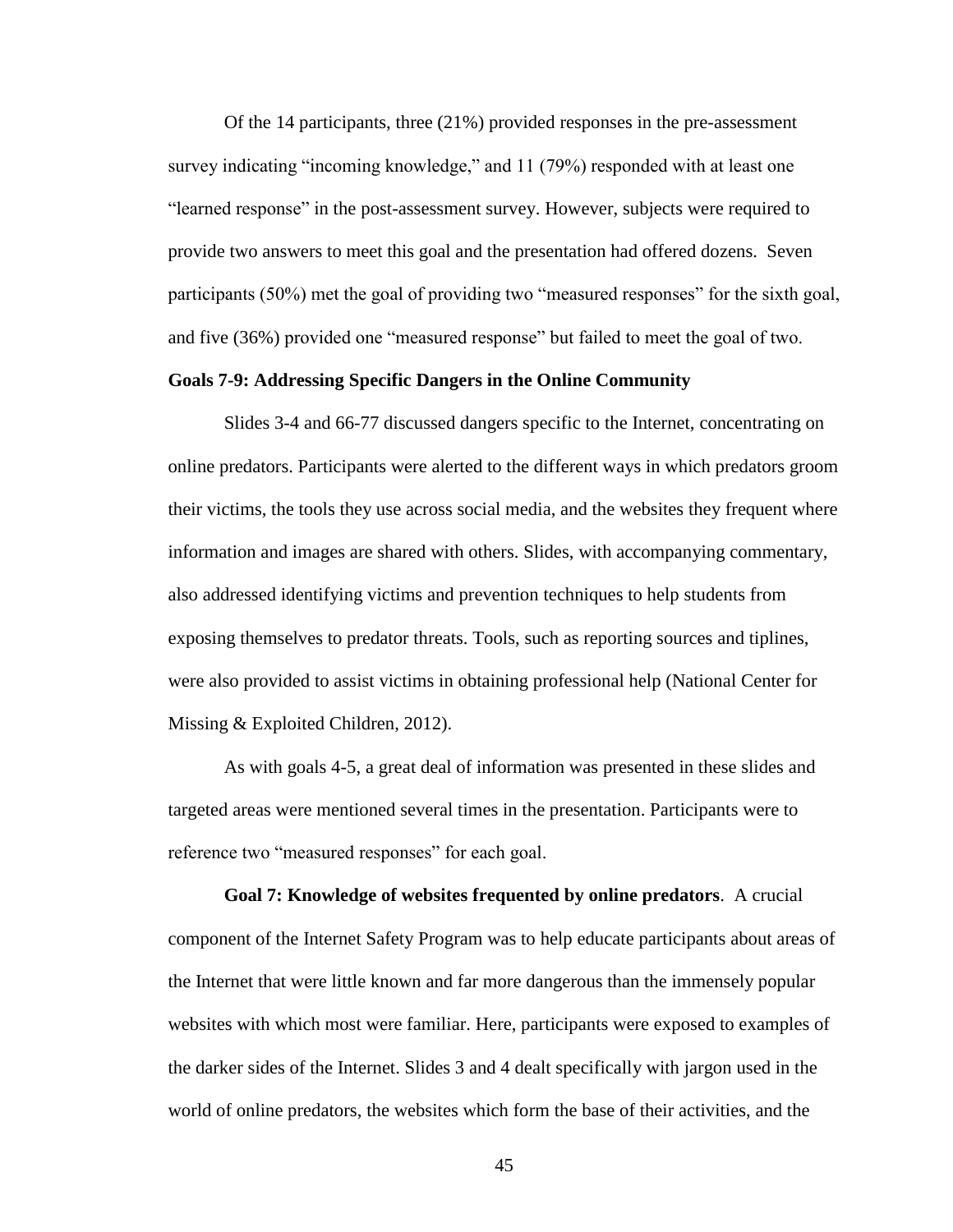Of the 14 participants, three (21%) provided responses in the pre-assessment survey indicating “incoming knowledge,” and 11 (79%) responded with at least one “learned response” in the post-assessment survey. However, subjects were required to provide two answers to meet this goal and the presentation had offered dozens. Seven participants (50%) met the goal of providing two “measured responses” for the sixth goal, and five (36%) provided one “measured response” but failed to meet the goal of two.

### Goals 7-9: Addressing Specific Dangers in the Online Community

Slides 3-4 and 66-77 discussed dangers specific to the Internet, concentrating on online predators. Participants were alerted to the different ways in which predators groom their victims, the tools they use across social media, and the websites they frequent where information and images are shared with others. Slides, with accompanying commentary, also addressed identifying victims and prevention techniques to help students from exposing themselves to predator threats. Tools, such as reporting sources and tiplines, were also provided to assist victims in obtaining professional help (National Center for Missing & Exploited Children, 2012).

As with goals 4-5, a great deal of information was presented in these slides and targeted areas were mentioned several times in the presentation. Participants were to reference two “measured responses” for each goal.

**Goal 7: Knowledge of websites frequented by online predators**. A crucial component of the Internet Safety Program was to help educate participants about areas of the Internet that were little known and far more dangerous than the immensely popular websites with which most were familiar. Here, participants were exposed to examples of the darker sides of the Internet. Slides 3 and 4 dealt specifically with jargon used in the world of online predators, the websites which form the base of their activities, and the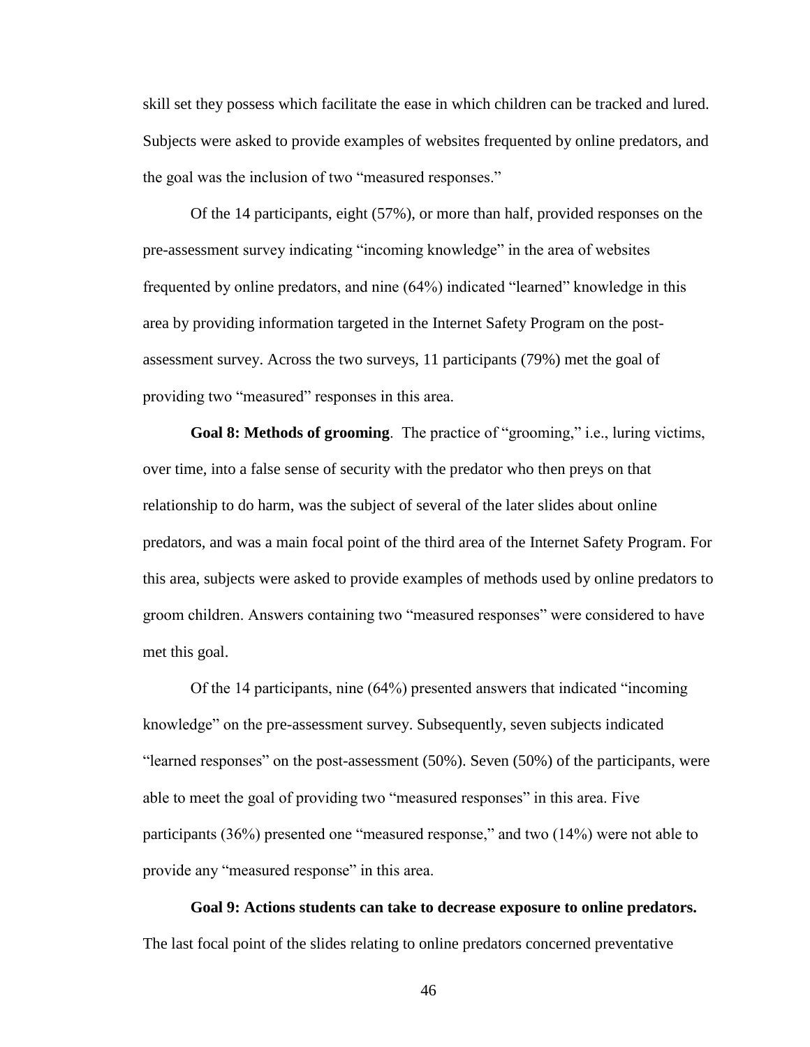skill set they possess which facilitate the ease in which children can be tracked and lured. Subjects were asked to provide examples of websites frequented by online predators, and the goal was the inclusion of two "measured responses."

Of the 14 participants, eight (57%), or more than half, provided responses on the pre-assessment survey indicating "incoming knowledge" in the area of websites frequented by online predators, and nine (64%) indicated "learned" knowledge in this area by providing information targeted in the Internet Safety Program on the post-assessment survey. Across the two surveys, 11 participants (79%) met the goal of providing two "measured" responses in this area.

**Goal 8: Methods of grooming**. The practice of "grooming," i.e., luring victims, over time, into a false sense of security with the predator who then preys on that relationship to do harm, was the subject of several of the later slides about online predators, and was a main focal point of the third area of the Internet Safety Program. For this area, subjects were asked to provide examples of methods used by online predators to groom children. Answers containing two "measured responses" were considered to have met this goal.

Of the 14 participants, nine (64%) presented answers that indicated "incoming knowledge" on the pre-assessment survey. Subsequently, seven subjects indicated "learned responses" on the post-assessment (50%). Seven (50%) of the participants, were able to meet the goal of providing two "measured responses" in this area. Five participants (36%) presented one "measured response," and two (14%) were not able to provide any "measured response" in this area.

**Goal 9: Actions students can take to decrease exposure to online predators.** The last focal point of the slides relating to online predators concerned preventative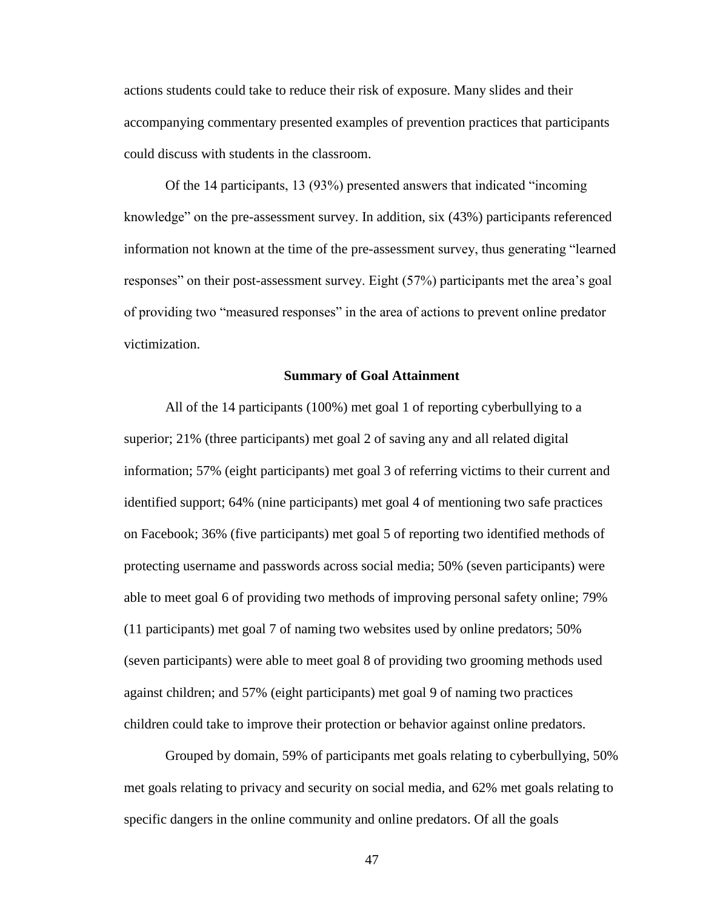actions students could take to reduce their risk of exposure. Many slides and their accompanying commentary presented examples of prevention practices that participants could discuss with students in the classroom.

Of the 14 participants, 13 (93%) presented answers that indicated "incoming knowledge" on the pre-assessment survey. In addition, six (43%) participants referenced information not known at the time of the pre-assessment survey, thus generating "learned responses" on their post-assessment survey. Eight (57%) participants met the area's goal of providing two "measured responses" in the area of actions to prevent online predator victimization.

### Summary of Goal Attainment

All of the 14 participants (100%) met goal 1 of reporting cyberbullying to a superior; 21% (three participants) met goal 2 of saving any and all related digital information; 57% (eight participants) met goal 3 of referring victims to their current and identified support; 64% (nine participants) met goal 4 of mentioning two safe practices on Facebook; 36% (five participants) met goal 5 of reporting two identified methods of protecting username and passwords across social media; 50% (seven participants) were able to meet goal 6 of providing two methods of improving personal safety online; 79% (11 participants) met goal 7 of naming two websites used by online predators; 50% (seven participants) were able to meet goal 8 of providing two grooming methods used against children; and 57% (eight participants) met goal 9 of naming two practices children could take to improve their protection or behavior against online predators.

Grouped by domain, 59% of participants met goals relating to cyberbullying, 50% met goals relating to privacy and security on social media, and 62% met goals relating to specific dangers in the online community and online predators. Of all the goals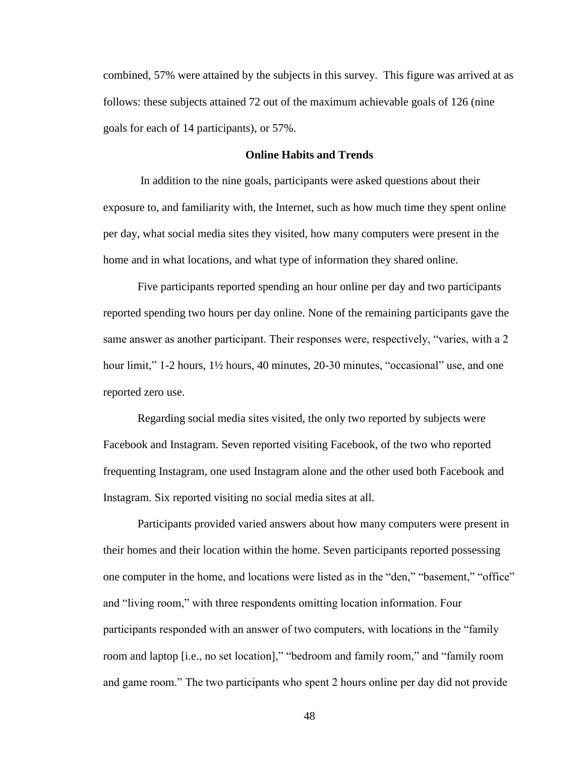combined, 57% were attained by the subjects in this survey. This figure was arrived at as follows: these subjects attained 72 out of the maximum achievable goals of 126 (nine goals for each of 14 participants), or 57%.

### Online Habits and Trends

In addition to the nine goals, participants were asked questions about their exposure to, and familiarity with, the Internet, such as how much time they spent online per day, what social media sites they visited, how many computers were present in the home and in what locations, and what type of information they shared online.

Five participants reported spending an hour online per day and two participants reported spending two hours per day online. None of the remaining participants gave the same answer as another participant. Their responses were, respectively, "varies, with a 2 hour limit," 1-2 hours, 1½ hours, 40 minutes, 20-30 minutes, "occasional" use, and one reported zero use.

Regarding social media sites visited, the only two reported by subjects were Facebook and Instagram. Seven reported visiting Facebook, of the two who reported frequenting Instagram, one used Instagram alone and the other used both Facebook and Instagram. Six reported visiting no social media sites at all.

Participants provided varied answers about how many computers were present in their homes and their location within the home. Seven participants reported possessing one computer in the home, and locations were listed as in the "den," "basement," "office" and "living room," with three respondents omitting location information. Four participants responded with an answer of two computers, with locations in the "family room and laptop [i.e., no set location]," "bedroom and family room," and "family room and game room." The two participants who spent 2 hours online per day did not provide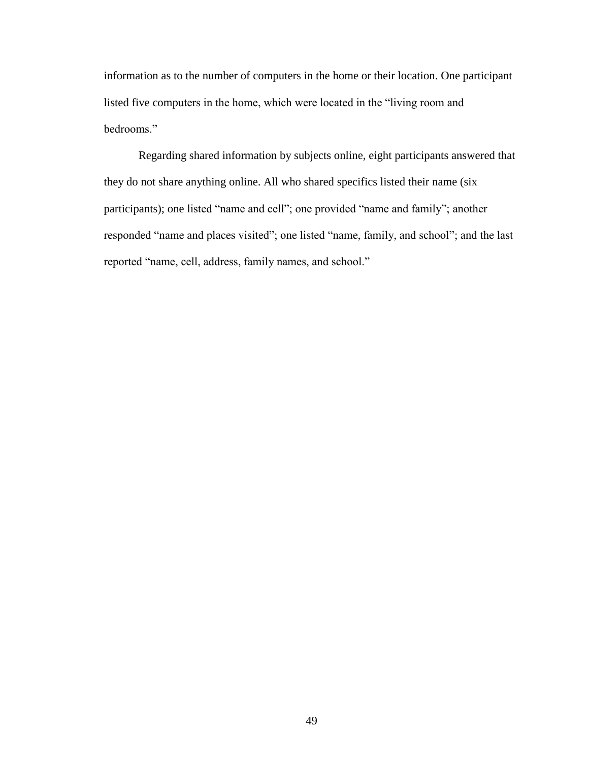information as to the number of computers in the home or their location. One participant listed five computers in the home, which were located in the "living room and bedrooms."

Regarding shared information by subjects online, eight participants answered that they do not share anything online. All who shared specifics listed their name (six participants); one listed "name and cell"; one provided "name and family"; another responded "name and places visited"; one listed "name, family, and school"; and the last reported "name, cell, address, family names, and school."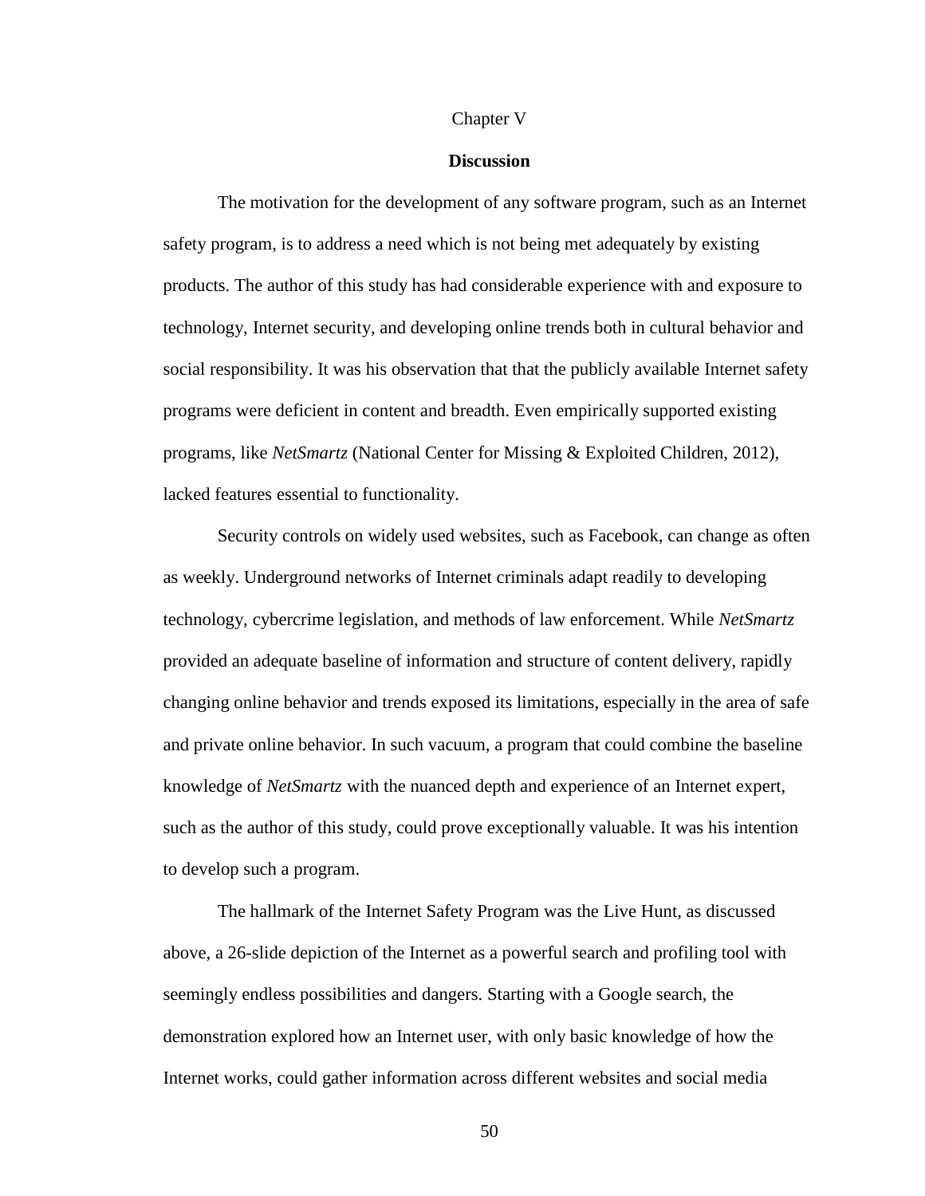Chapter V

## Discussion

The motivation for the development of any software program, such as an Internet safety program, is to address a need which is not being met adequately by existing products. The author of this study has had considerable experience with and exposure to technology, Internet security, and developing online trends both in cultural behavior and social responsibility. It was his observation that that the publicly available Internet safety programs were deficient in content and breadth. Even empirically supported existing programs, like *NetSmartz* (National Center for Missing & Exploited Children, 2012), lacked features essential to functionality.

Security controls on widely used websites, such as Facebook, can change as often as weekly. Underground networks of Internet criminals adapt readily to developing technology, cybercrime legislation, and methods of law enforcement. While *NetSmartz* provided an adequate baseline of information and structure of content delivery, rapidly changing online behavior and trends exposed its limitations, especially in the area of safe and private online behavior. In such vacuum, a program that could combine the baseline knowledge of *NetSmartz* with the nuanced depth and experience of an Internet expert, such as the author of this study, could prove exceptionally valuable. It was his intention to develop such a program.

The hallmark of the Internet Safety Program was the Live Hunt, as discussed above, a 26-slide depiction of the Internet as a powerful search and profiling tool with seemingly endless possibilities and dangers. Starting with a Google search, the demonstration explored how an Internet user, with only basic knowledge of how the Internet works, could gather information across different websites and social media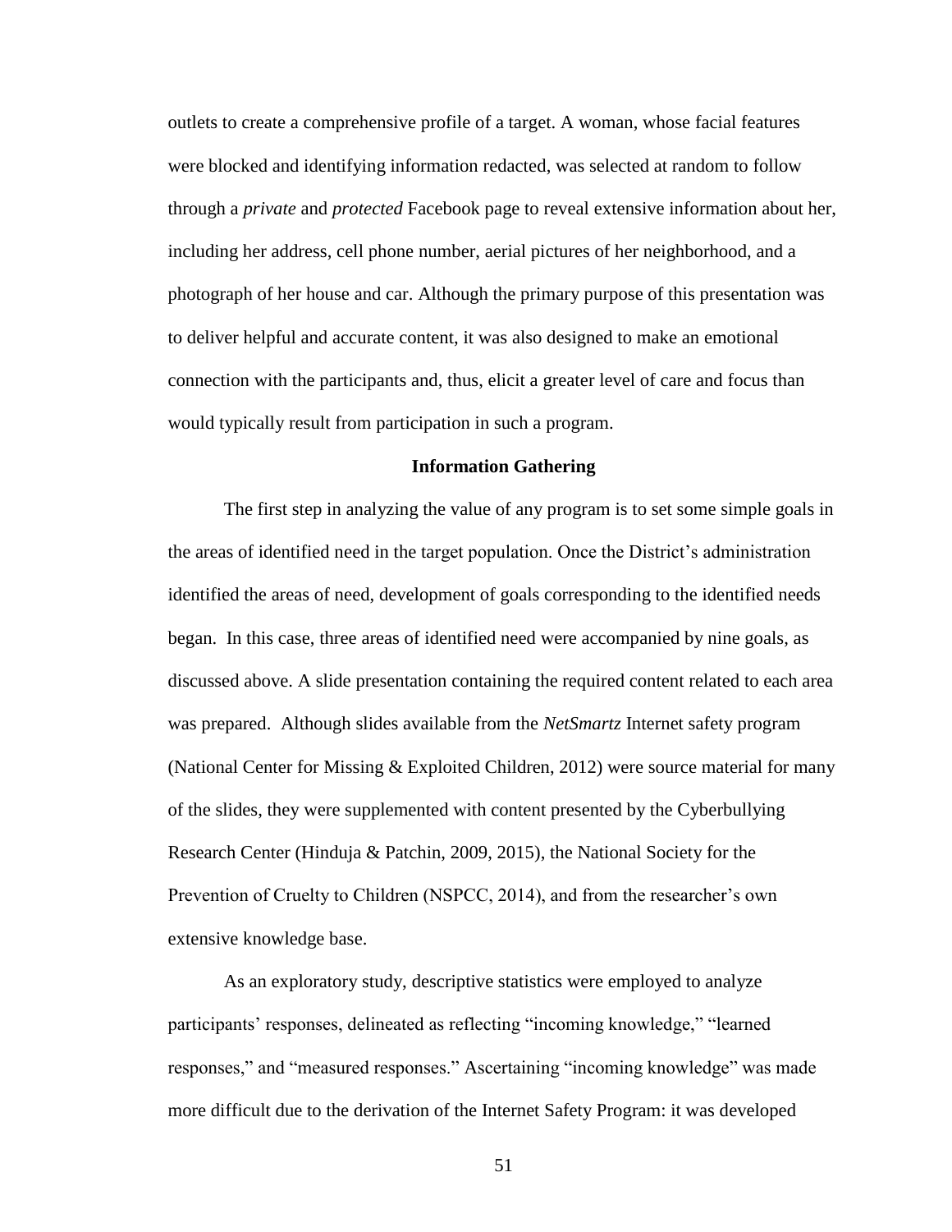outlets to create a comprehensive profile of a target. A woman, whose facial features were blocked and identifying information redacted, was selected at random to follow through a *private* and *protected* Facebook page to reveal extensive information about her, including her address, cell phone number, aerial pictures of her neighborhood, and a photograph of her house and car. Although the primary purpose of this presentation was to deliver helpful and accurate content, it was also designed to make an emotional connection with the participants and, thus, elicit a greater level of care and focus than would typically result from participation in such a program.

## Information Gathering

The first step in analyzing the value of any program is to set some simple goals in the areas of identified need in the target population. Once the District's administration identified the areas of need, development of goals corresponding to the identified needs began. In this case, three areas of identified need were accompanied by nine goals, as discussed above. A slide presentation containing the required content related to each area was prepared. Although slides available from the *NetSmartz* Internet safety program (National Center for Missing & Exploited Children, 2012) were source material for many of the slides, they were supplemented with content presented by the Cyberbullying Research Center (Hinduja & Patchin, 2009, 2015), the National Society for the Prevention of Cruelty to Children (NSPCC, 2014), and from the researcher's own extensive knowledge base.

As an exploratory study, descriptive statistics were employed to analyze participants' responses, delineated as reflecting "incoming knowledge," "learned responses," and "measured responses." Ascertaining "incoming knowledge" was made more difficult due to the derivation of the Internet Safety Program: it was developed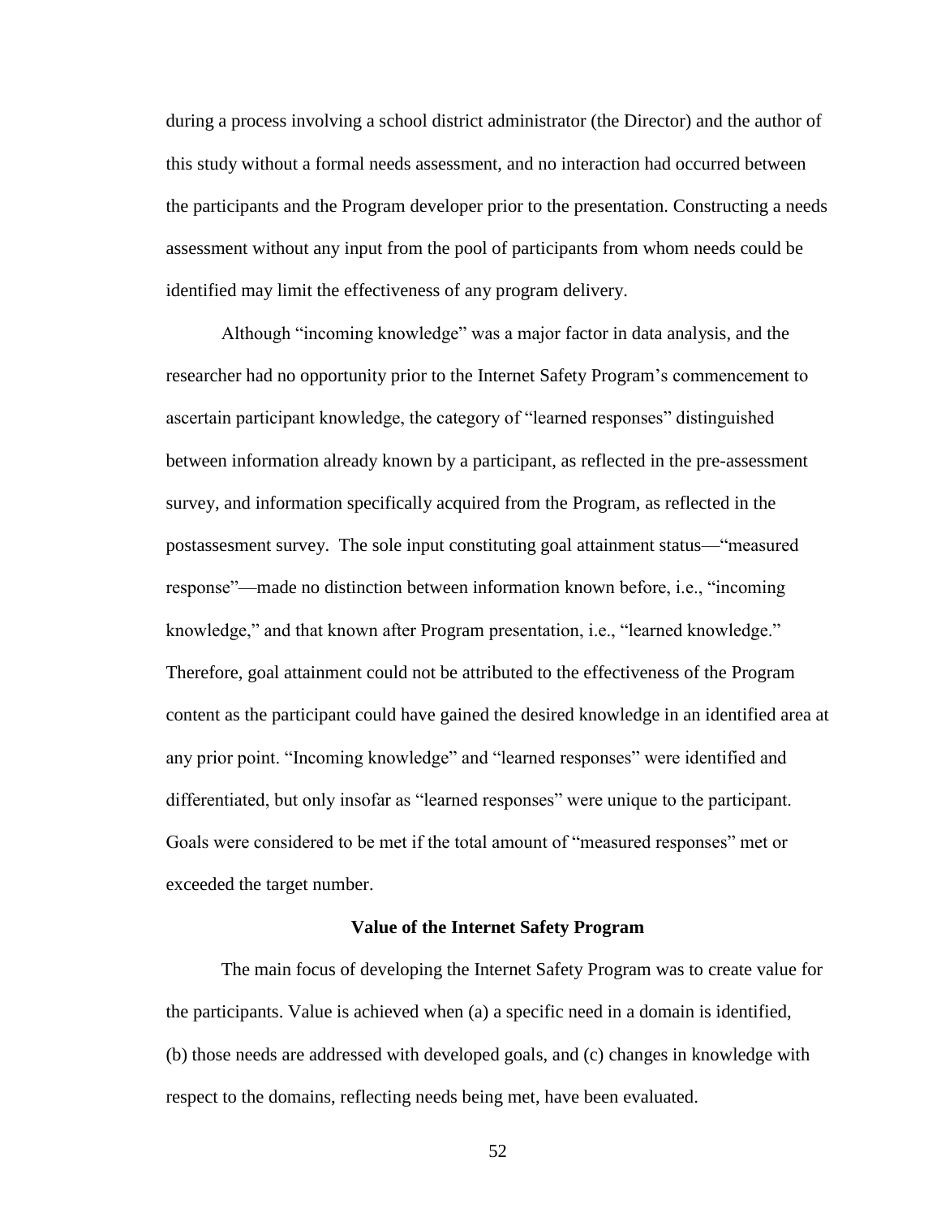during a process involving a school district administrator (the Director) and the author of this study without a formal needs assessment, and no interaction had occurred between the participants and the Program developer prior to the presentation. Constructing a needs assessment without any input from the pool of participants from whom needs could be identified may limit the effectiveness of any program delivery.

Although "incoming knowledge" was a major factor in data analysis, and the researcher had no opportunity prior to the Internet Safety Program's commencement to ascertain participant knowledge, the category of "learned responses" distinguished between information already known by a participant, as reflected in the pre-assessment survey, and information specifically acquired from the Program, as reflected in the postassesment survey. The sole input constituting goal attainment status—"measured response"—made no distinction between information known before, i.e., "incoming knowledge," and that known after Program presentation, i.e., "learned knowledge." Therefore, goal attainment could not be attributed to the effectiveness of the Program content as the participant could have gained the desired knowledge in an identified area at any prior point. "Incoming knowledge" and "learned responses" were identified and differentiated, but only insofar as "learned responses" were unique to the participant. Goals were considered to be met if the total amount of "measured responses" met or exceeded the target number.

## Value of the Internet Safety Program

The main focus of developing the Internet Safety Program was to create value for the participants. Value is achieved when (a) a specific need in a domain is identified, (b) those needs are addressed with developed goals, and (c) changes in knowledge with respect to the domains, reflecting needs being met, have been evaluated.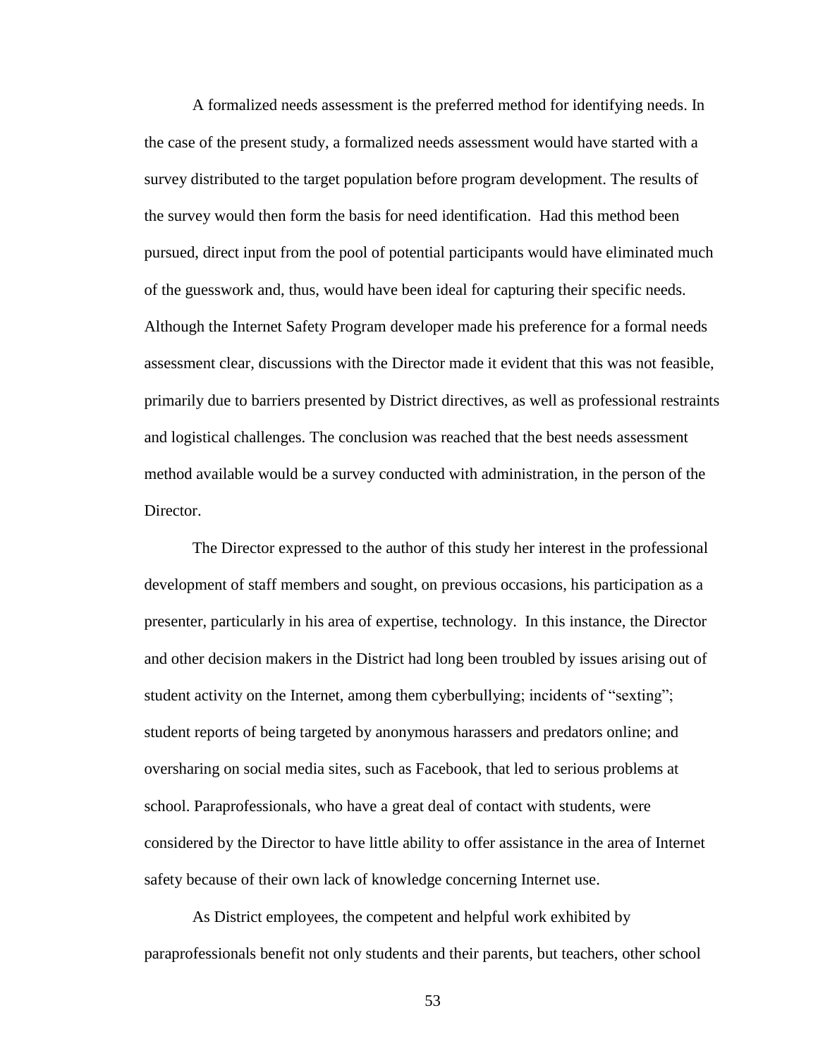A formalized needs assessment is the preferred method for identifying needs. In the case of the present study, a formalized needs assessment would have started with a survey distributed to the target population before program development. The results of the survey would then form the basis for need identification. Had this method been pursued, direct input from the pool of potential participants would have eliminated much of the guesswork and, thus, would have been ideal for capturing their specific needs. Although the Internet Safety Program developer made his preference for a formal needs assessment clear, discussions with the Director made it evident that this was not feasible, primarily due to barriers presented by District directives, as well as professional restraints and logistical challenges. The conclusion was reached that the best needs assessment method available would be a survey conducted with administration, in the person of the Director.

The Director expressed to the author of this study her interest in the professional development of staff members and sought, on previous occasions, his participation as a presenter, particularly in his area of expertise, technology. In this instance, the Director and other decision makers in the District had long been troubled by issues arising out of student activity on the Internet, among them cyberbullying; incidents of "sexting"; student reports of being targeted by anonymous harassers and predators online; and oversharing on social media sites, such as Facebook, that led to serious problems at school. Paraprofessionals, who have a great deal of contact with students, were considered by the Director to have little ability to offer assistance in the area of Internet safety because of their own lack of knowledge concerning Internet use.

As District employees, the competent and helpful work exhibited by paraprofessionals benefit not only students and their parents, but teachers, other school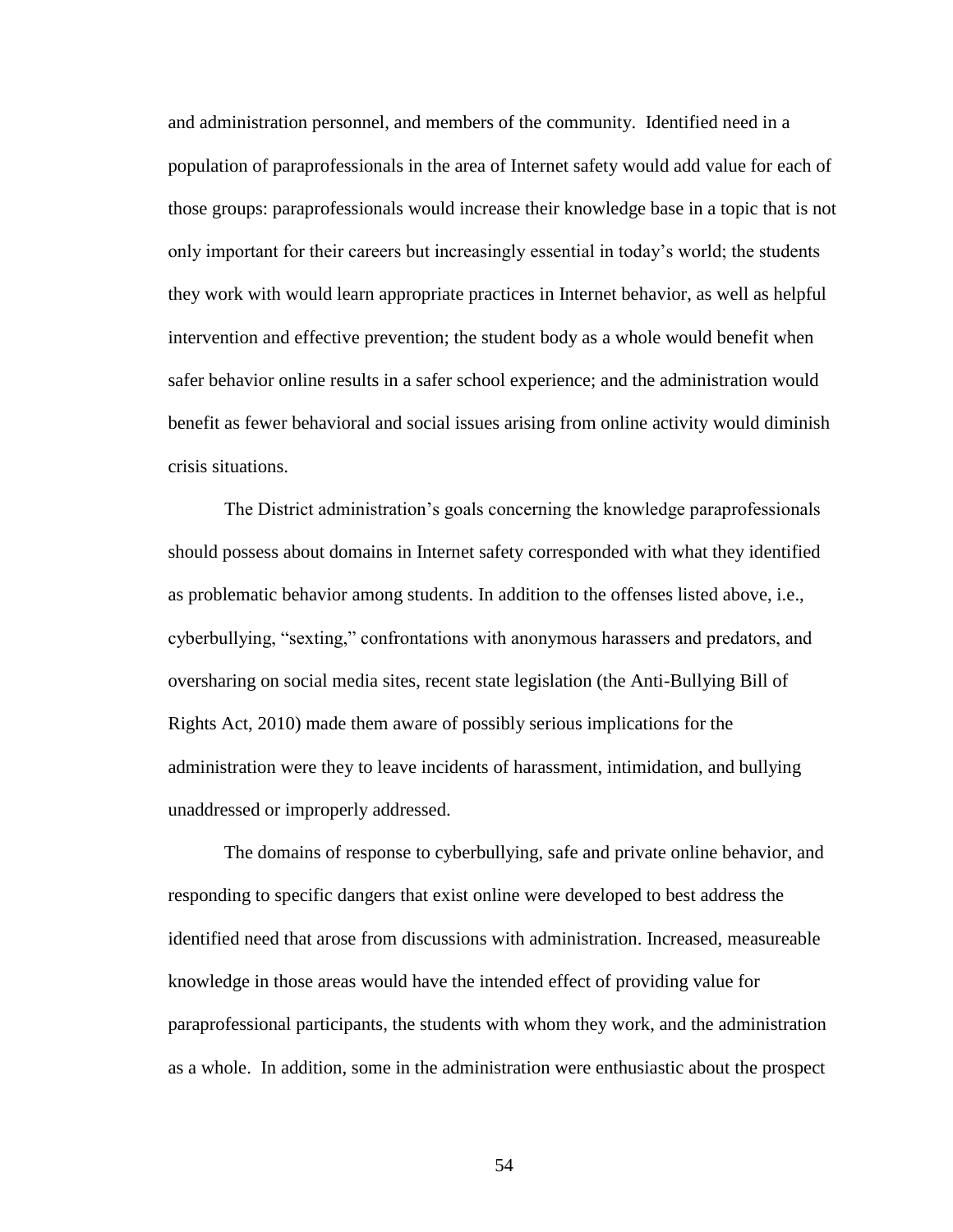and administration personnel, and members of the community. Identified need in a population of paraprofessionals in the area of Internet safety would add value for each of those groups: paraprofessionals would increase their knowledge base in a topic that is not only important for their careers but increasingly essential in today's world; the students they work with would learn appropriate practices in Internet behavior, as well as helpful intervention and effective prevention; the student body as a whole would benefit when safer behavior online results in a safer school experience; and the administration would benefit as fewer behavioral and social issues arising from online activity would diminish crisis situations.

The District administration's goals concerning the knowledge paraprofessionals should possess about domains in Internet safety corresponded with what they identified as problematic behavior among students. In addition to the offenses listed above, i.e., cyberbullying, "sexting," confrontations with anonymous harassers and predators, and oversharing on social media sites, recent state legislation (the Anti-Bullying Bill of Rights Act, 2010) made them aware of possibly serious implications for the administration were they to leave incidents of harassment, intimidation, and bullying unaddressed or improperly addressed.

The domains of response to cyberbullying, safe and private online behavior, and responding to specific dangers that exist online were developed to best address the identified need that arose from discussions with administration. Increased, measureable knowledge in those areas would have the intended effect of providing value for paraprofessional participants, the students with whom they work, and the administration as a whole. In addition, some in the administration were enthusiastic about the prospect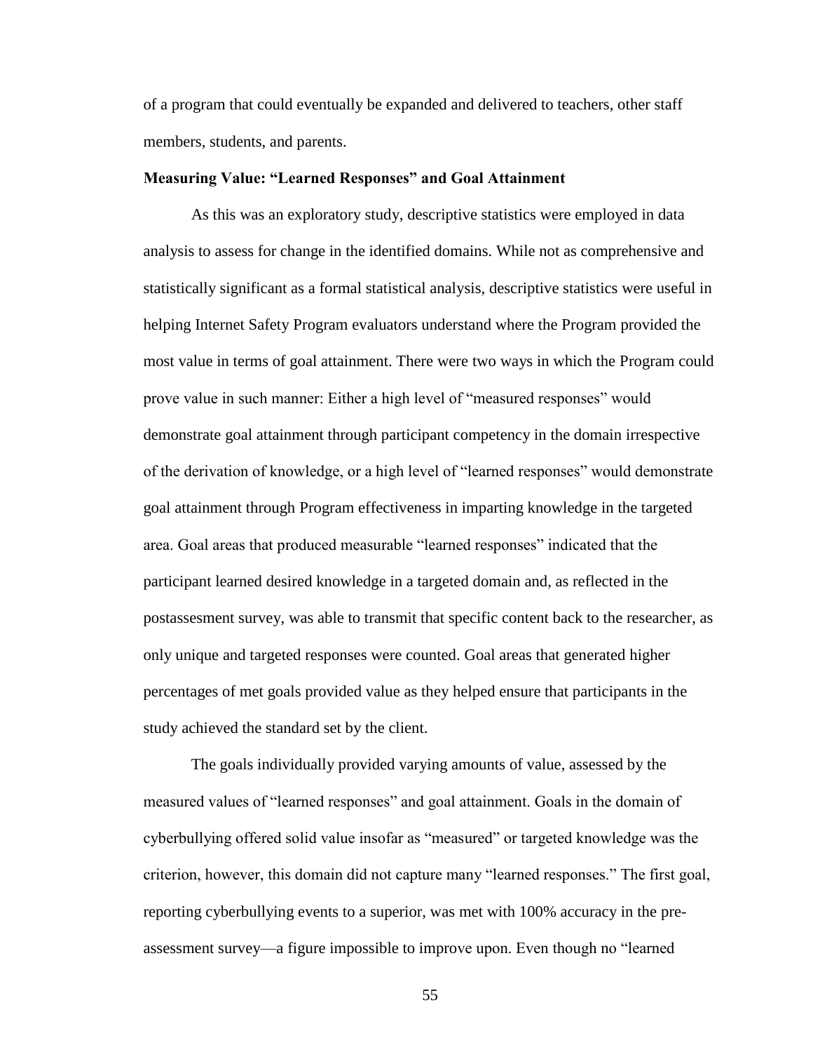of a program that could eventually be expanded and delivered to teachers, other staff members, students, and parents.

**Measuring Value: “Learned Responses” and Goal Attainment**

As this was an exploratory study, descriptive statistics were employed in data analysis to assess for change in the identified domains. While not as comprehensive and statistically significant as a formal statistical analysis, descriptive statistics were useful in helping Internet Safety Program evaluators understand where the Program provided the most value in terms of goal attainment. There were two ways in which the Program could prove value in such manner: Either a high level of “measured responses” would demonstrate goal attainment through participant competency in the domain irrespective of the derivation of knowledge, or a high level of “learned responses” would demonstrate goal attainment through Program effectiveness in imparting knowledge in the targeted area. Goal areas that produced measurable “learned responses” indicated that the participant learned desired knowledge in a targeted domain and, as reflected in the postassesment survey, was able to transmit that specific content back to the researcher, as only unique and targeted responses were counted. Goal areas that generated higher percentages of met goals provided value as they helped ensure that participants in the study achieved the standard set by the client.

The goals individually provided varying amounts of value, assessed by the measured values of “learned responses” and goal attainment. Goals in the domain of cyberbullying offered solid value insofar as “measured” or targeted knowledge was the criterion, however, this domain did not capture many “learned responses.” The first goal, reporting cyberbullying events to a superior, was met with 100% accuracy in the pre-assessment survey—a figure impossible to improve upon. Even though no “learned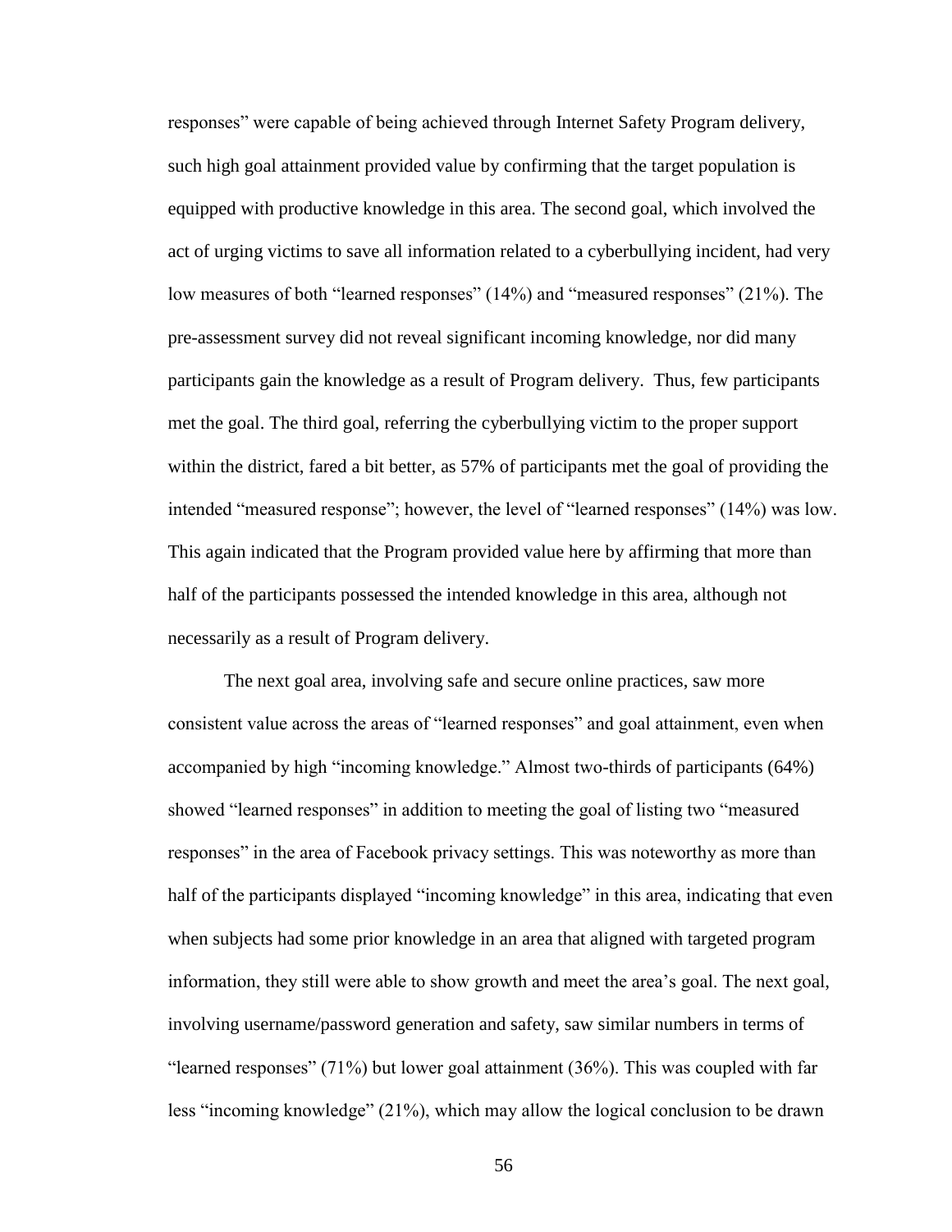responses" were capable of being achieved through Internet Safety Program delivery, such high goal attainment provided value by confirming that the target population is equipped with productive knowledge in this area. The second goal, which involved the act of urging victims to save all information related to a cyberbullying incident, had very low measures of both "learned responses" (14%) and "measured responses" (21%). The pre-assessment survey did not reveal significant incoming knowledge, nor did many participants gain the knowledge as a result of Program delivery. Thus, few participants met the goal. The third goal, referring the cyberbullying victim to the proper support within the district, fared a bit better, as 57% of participants met the goal of providing the intended "measured response"; however, the level of "learned responses" (14%) was low. This again indicated that the Program provided value here by affirming that more than half of the participants possessed the intended knowledge in this area, although not necessarily as a result of Program delivery.

The next goal area, involving safe and secure online practices, saw more consistent value across the areas of "learned responses" and goal attainment, even when accompanied by high "incoming knowledge." Almost two-thirds of participants (64%) showed "learned responses" in addition to meeting the goal of listing two "measured responses" in the area of Facebook privacy settings. This was noteworthy as more than half of the participants displayed "incoming knowledge" in this area, indicating that even when subjects had some prior knowledge in an area that aligned with targeted program information, they still were able to show growth and meet the area's goal. The next goal, involving username/password generation and safety, saw similar numbers in terms of "learned responses" (71%) but lower goal attainment (36%). This was coupled with far less "incoming knowledge" (21%), which may allow the logical conclusion to be drawn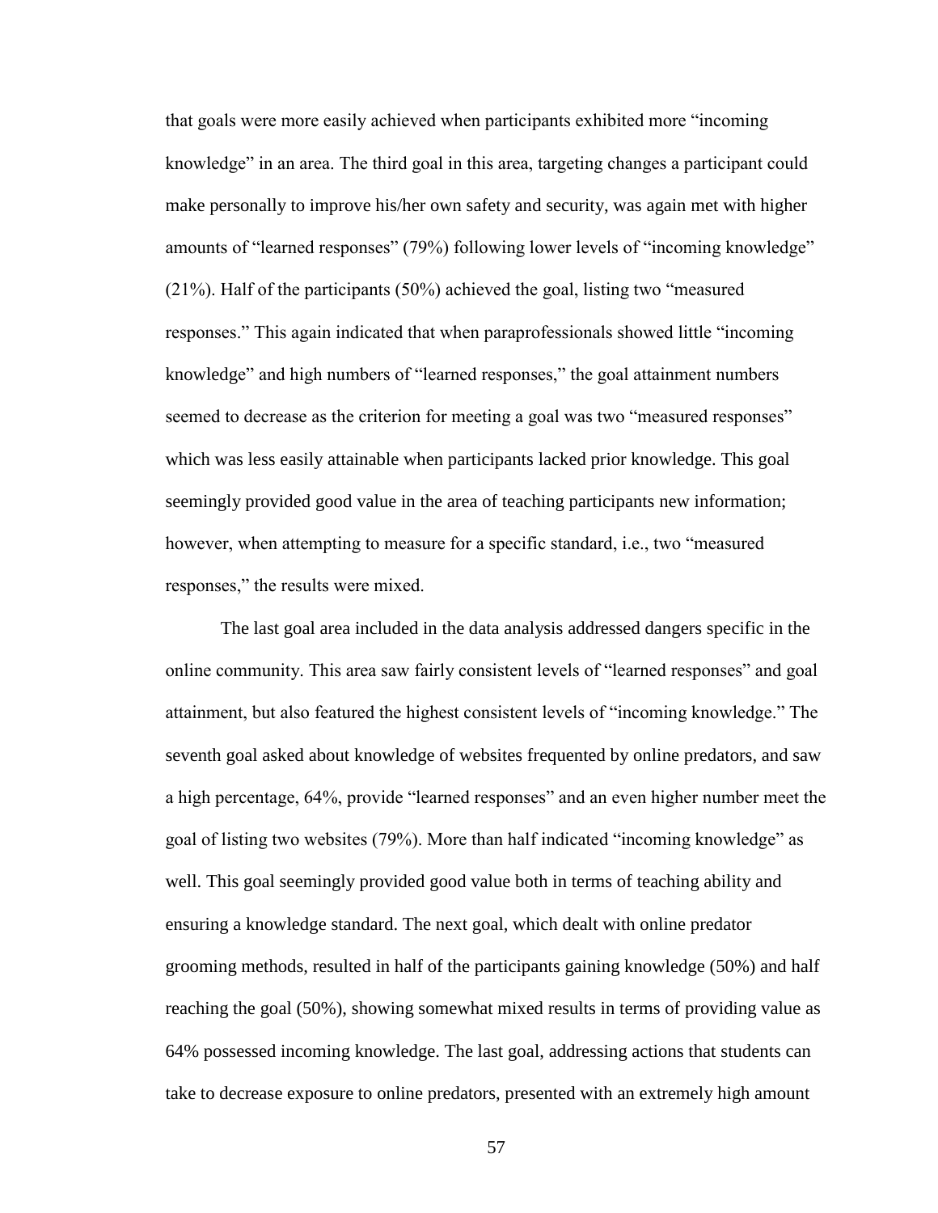that goals were more easily achieved when participants exhibited more "incoming knowledge" in an area. The third goal in this area, targeting changes a participant could make personally to improve his/her own safety and security, was again met with higher amounts of "learned responses" (79%) following lower levels of "incoming knowledge" (21%). Half of the participants (50%) achieved the goal, listing two "measured responses." This again indicated that when paraprofessionals showed little "incoming knowledge" and high numbers of "learned responses," the goal attainment numbers seemed to decrease as the criterion for meeting a goal was two "measured responses" which was less easily attainable when participants lacked prior knowledge. This goal seemingly provided good value in the area of teaching participants new information; however, when attempting to measure for a specific standard, i.e., two "measured responses," the results were mixed.

The last goal area included in the data analysis addressed dangers specific in the online community. This area saw fairly consistent levels of "learned responses" and goal attainment, but also featured the highest consistent levels of "incoming knowledge." The seventh goal asked about knowledge of websites frequented by online predators, and saw a high percentage, 64%, provide "learned responses" and an even higher number meet the goal of listing two websites (79%). More than half indicated "incoming knowledge" as well. This goal seemingly provided good value both in terms of teaching ability and ensuring a knowledge standard. The next goal, which dealt with online predator grooming methods, resulted in half of the participants gaining knowledge (50%) and half reaching the goal (50%), showing somewhat mixed results in terms of providing value as 64% possessed incoming knowledge. The last goal, addressing actions that students can take to decrease exposure to online predators, presented with an extremely high amount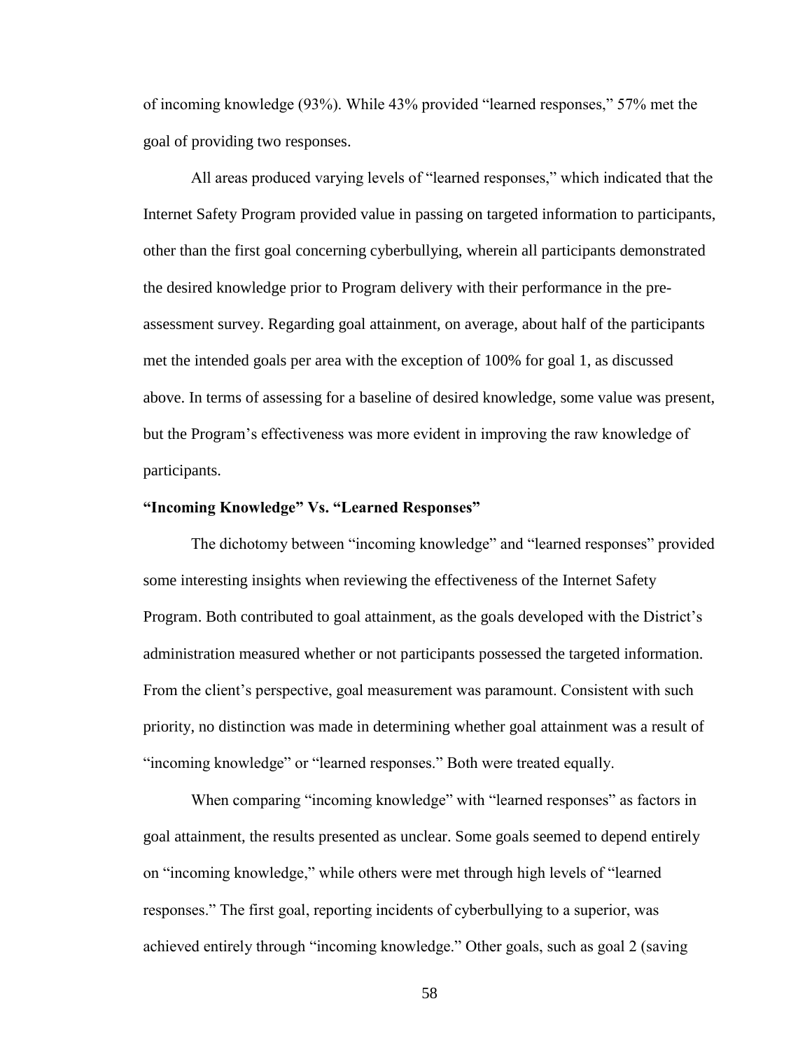of incoming knowledge (93%). While 43% provided "learned responses," 57% met the goal of providing two responses.

All areas produced varying levels of "learned responses," which indicated that the Internet Safety Program provided value in passing on targeted information to participants, other than the first goal concerning cyberbullying, wherein all participants demonstrated the desired knowledge prior to Program delivery with their performance in the pre-assessment survey. Regarding goal attainment, on average, about half of the participants met the intended goals per area with the exception of 100% for goal 1, as discussed above. In terms of assessing for a baseline of desired knowledge, some value was present, but the Program's effectiveness was more evident in improving the raw knowledge of participants.

### "Incoming Knowledge" Vs. "Learned Responses"

The dichotomy between "incoming knowledge" and "learned responses" provided some interesting insights when reviewing the effectiveness of the Internet Safety Program. Both contributed to goal attainment, as the goals developed with the District's administration measured whether or not participants possessed the targeted information. From the client's perspective, goal measurement was paramount. Consistent with such priority, no distinction was made in determining whether goal attainment was a result of "incoming knowledge" or "learned responses." Both were treated equally.

When comparing "incoming knowledge" with "learned responses" as factors in goal attainment, the results presented as unclear. Some goals seemed to depend entirely on "incoming knowledge," while others were met through high levels of "learned responses." The first goal, reporting incidents of cyberbullying to a superior, was achieved entirely through "incoming knowledge." Other goals, such as goal 2 (saving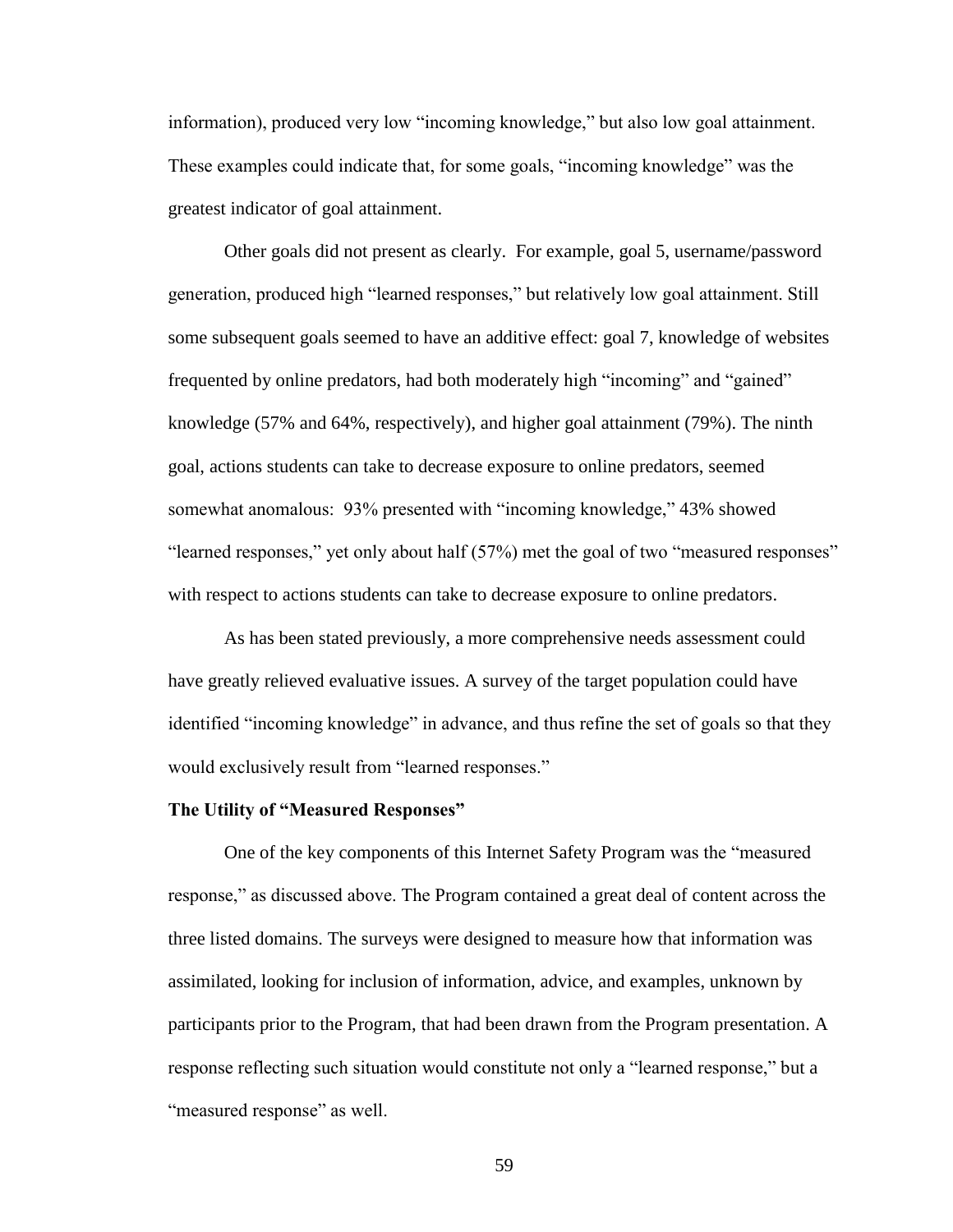information), produced very low "incoming knowledge," but also low goal attainment. These examples could indicate that, for some goals, "incoming knowledge" was the greatest indicator of goal attainment.

Other goals did not present as clearly. For example, goal 5, username/password generation, produced high "learned responses," but relatively low goal attainment. Still some subsequent goals seemed to have an additive effect: goal 7, knowledge of websites frequented by online predators, had both moderately high "incoming" and "gained" knowledge (57% and 64%, respectively), and higher goal attainment (79%). The ninth goal, actions students can take to decrease exposure to online predators, seemed somewhat anomalous: 93% presented with "incoming knowledge," 43% showed "learned responses," yet only about half (57%) met the goal of two "measured responses" with respect to actions students can take to decrease exposure to online predators.

As has been stated previously, a more comprehensive needs assessment could have greatly relieved evaluative issues. A survey of the target population could have identified "incoming knowledge" in advance, and thus refine the set of goals so that they would exclusively result from "learned responses."

**The Utility of "Measured Responses"**

One of the key components of this Internet Safety Program was the "measured response," as discussed above. The Program contained a great deal of content across the three listed domains. The surveys were designed to measure how that information was assimilated, looking for inclusion of information, advice, and examples, unknown by participants prior to the Program, that had been drawn from the Program presentation. A response reflecting such situation would constitute not only a "learned response," but a "measured response" as well.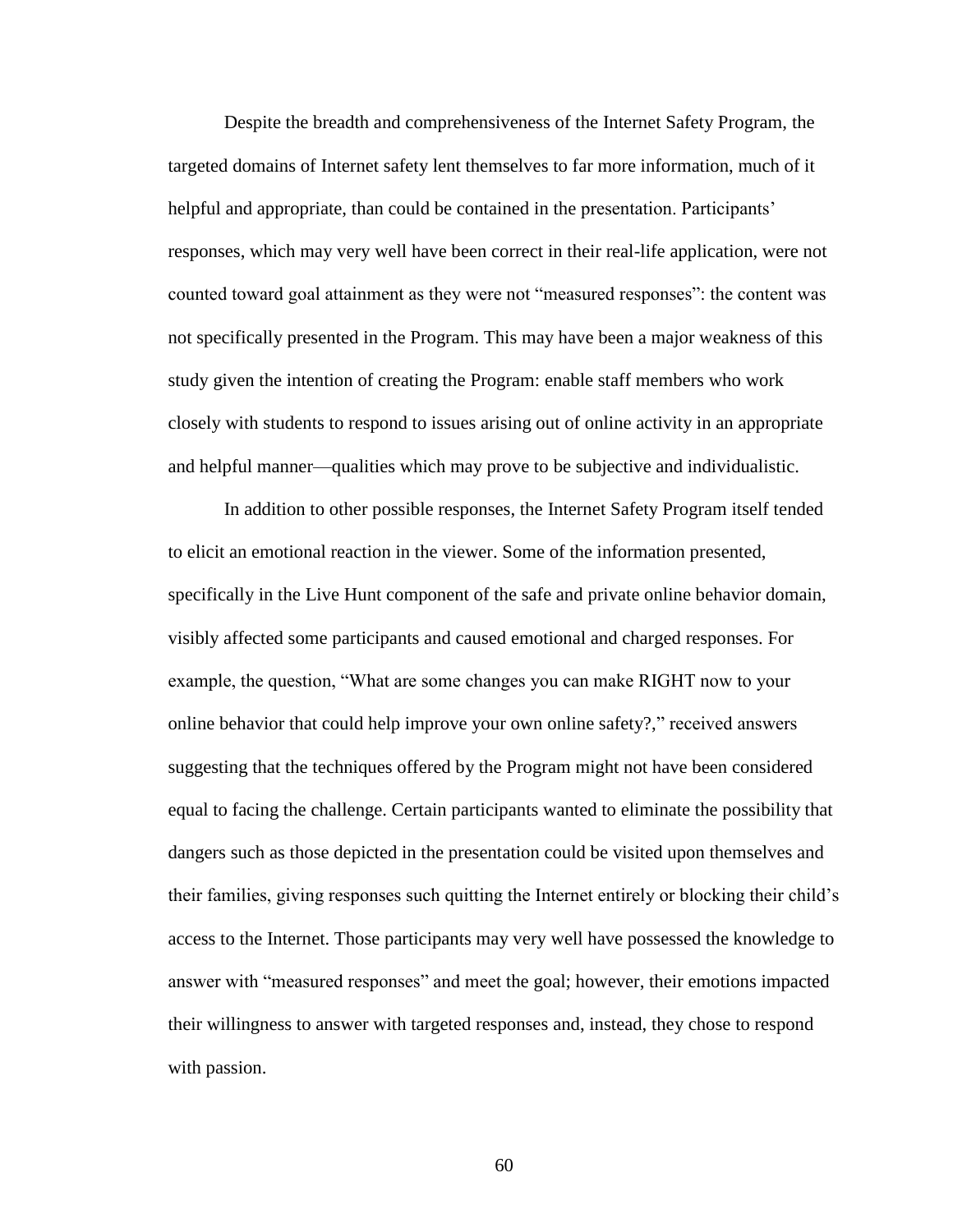Despite the breadth and comprehensiveness of the Internet Safety Program, the targeted domains of Internet safety lent themselves to far more information, much of it helpful and appropriate, than could be contained in the presentation. Participants' responses, which may very well have been correct in their real-life application, were not counted toward goal attainment as they were not "measured responses": the content was not specifically presented in the Program. This may have been a major weakness of this study given the intention of creating the Program: enable staff members who work closely with students to respond to issues arising out of online activity in an appropriate and helpful manner—qualities which may prove to be subjective and individualistic.

In addition to other possible responses, the Internet Safety Program itself tended to elicit an emotional reaction in the viewer. Some of the information presented, specifically in the Live Hunt component of the safe and private online behavior domain, visibly affected some participants and caused emotional and charged responses. For example, the question, "What are some changes you can make RIGHT now to your online behavior that could help improve your own online safety?," received answers suggesting that the techniques offered by the Program might not have been considered equal to facing the challenge. Certain participants wanted to eliminate the possibility that dangers such as those depicted in the presentation could be visited upon themselves and their families, giving responses such quitting the Internet entirely or blocking their child's access to the Internet. Those participants may very well have possessed the knowledge to answer with "measured responses" and meet the goal; however, their emotions impacted their willingness to answer with targeted responses and, instead, they chose to respond with passion.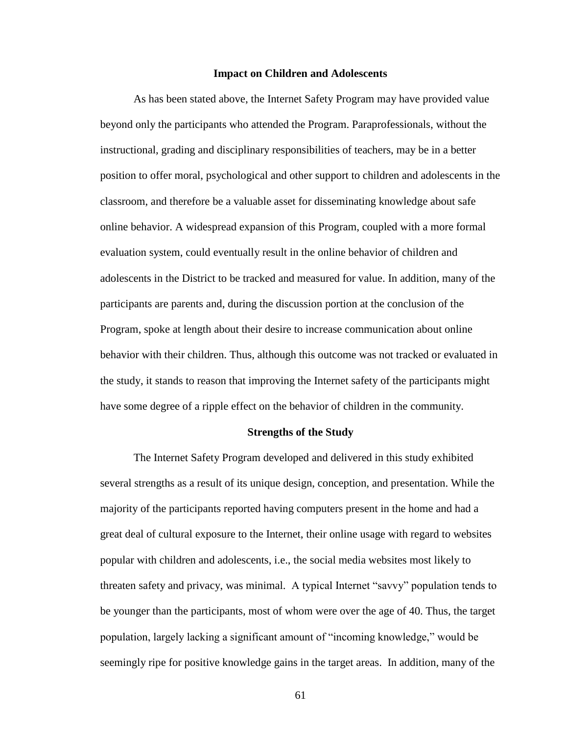## Impact on Children and Adolescents

As has been stated above, the Internet Safety Program may have provided value beyond only the participants who attended the Program. Paraprofessionals, without the instructional, grading and disciplinary responsibilities of teachers, may be in a better position to offer moral, psychological and other support to children and adolescents in the classroom, and therefore be a valuable asset for disseminating knowledge about safe online behavior. A widespread expansion of this Program, coupled with a more formal evaluation system, could eventually result in the online behavior of children and adolescents in the District to be tracked and measured for value. In addition, many of the participants are parents and, during the discussion portion at the conclusion of the Program, spoke at length about their desire to increase communication about online behavior with their children. Thus, although this outcome was not tracked or evaluated in the study, it stands to reason that improving the Internet safety of the participants might have some degree of a ripple effect on the behavior of children in the community.

## Strengths of the Study

The Internet Safety Program developed and delivered in this study exhibited several strengths as a result of its unique design, conception, and presentation. While the majority of the participants reported having computers present in the home and had a great deal of cultural exposure to the Internet, their online usage with regard to websites popular with children and adolescents, i.e., the social media websites most likely to threaten safety and privacy, was minimal. A typical Internet "savvy" population tends to be younger than the participants, most of whom were over the age of 40. Thus, the target population, largely lacking a significant amount of "incoming knowledge," would be seemingly ripe for positive knowledge gains in the target areas. In addition, many of the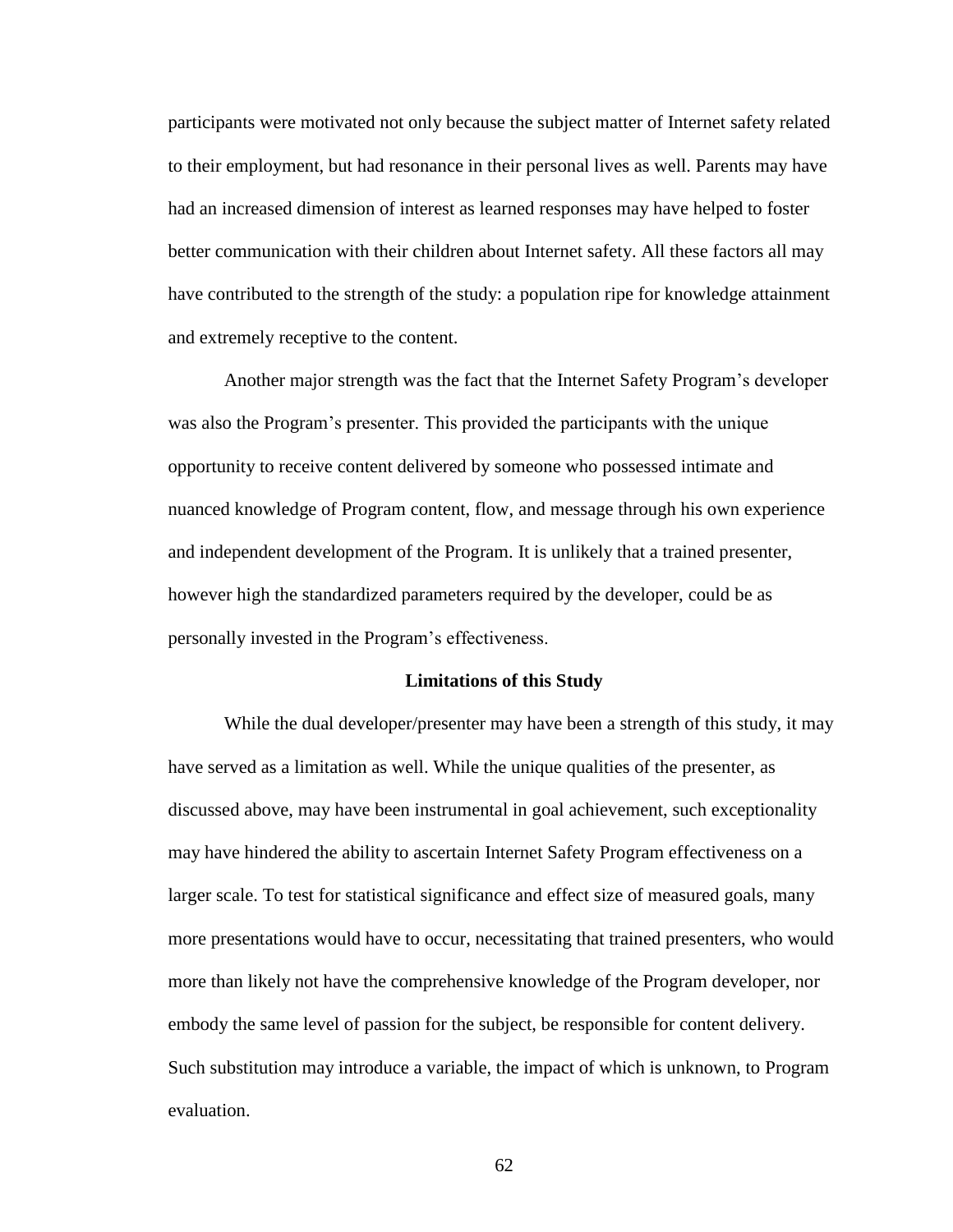participants were motivated not only because the subject matter of Internet safety related to their employment, but had resonance in their personal lives as well. Parents may have had an increased dimension of interest as learned responses may have helped to foster better communication with their children about Internet safety. All these factors all may have contributed to the strength of the study: a population ripe for knowledge attainment and extremely receptive to the content.

Another major strength was the fact that the Internet Safety Program's developer was also the Program's presenter. This provided the participants with the unique opportunity to receive content delivered by someone who possessed intimate and nuanced knowledge of Program content, flow, and message through his own experience and independent development of the Program. It is unlikely that a trained presenter, however high the standardized parameters required by the developer, could be as personally invested in the Program's effectiveness.

## Limitations of this Study

While the dual developer/presenter may have been a strength of this study, it may have served as a limitation as well. While the unique qualities of the presenter, as discussed above, may have been instrumental in goal achievement, such exceptionality may have hindered the ability to ascertain Internet Safety Program effectiveness on a larger scale. To test for statistical significance and effect size of measured goals, many more presentations would have to occur, necessitating that trained presenters, who would more than likely not have the comprehensive knowledge of the Program developer, nor embody the same level of passion for the subject, be responsible for content delivery. Such substitution may introduce a variable, the impact of which is unknown, to Program evaluation.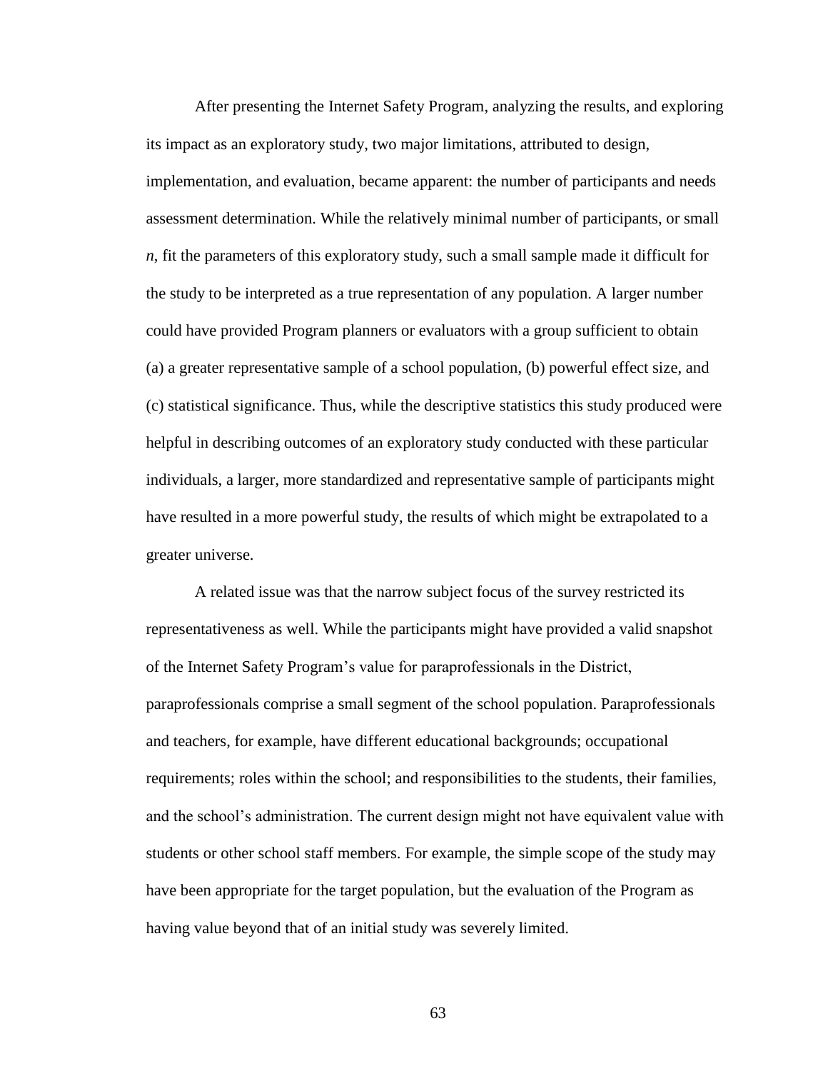After presenting the Internet Safety Program, analyzing the results, and exploring its impact as an exploratory study, two major limitations, attributed to design, implementation, and evaluation, became apparent: the number of participants and needs assessment determination. While the relatively minimal number of participants, or small *n*, fit the parameters of this exploratory study, such a small sample made it difficult for the study to be interpreted as a true representation of any population. A larger number could have provided Program planners or evaluators with a group sufficient to obtain (a) a greater representative sample of a school population, (b) powerful effect size, and (c) statistical significance. Thus, while the descriptive statistics this study produced were helpful in describing outcomes of an exploratory study conducted with these particular individuals, a larger, more standardized and representative sample of participants might have resulted in a more powerful study, the results of which might be extrapolated to a greater universe.

A related issue was that the narrow subject focus of the survey restricted its representativeness as well. While the participants might have provided a valid snapshot of the Internet Safety Program's value for paraprofessionals in the District, paraprofessionals comprise a small segment of the school population. Paraprofessionals and teachers, for example, have different educational backgrounds; occupational requirements; roles within the school; and responsibilities to the students, their families, and the school's administration. The current design might not have equivalent value with students or other school staff members. For example, the simple scope of the study may have been appropriate for the target population, but the evaluation of the Program as having value beyond that of an initial study was severely limited.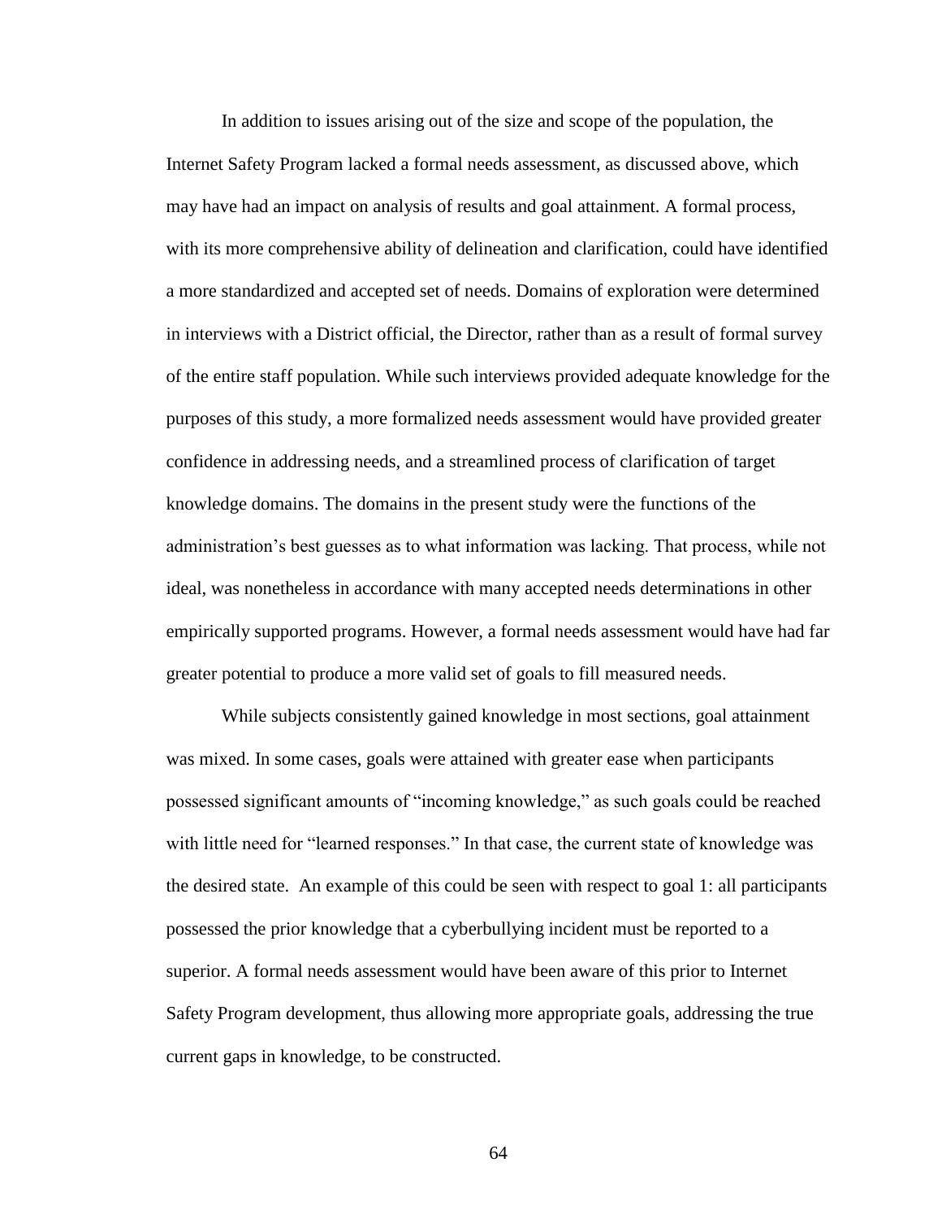In addition to issues arising out of the size and scope of the population, the Internet Safety Program lacked a formal needs assessment, as discussed above, which may have had an impact on analysis of results and goal attainment. A formal process, with its more comprehensive ability of delineation and clarification, could have identified a more standardized and accepted set of needs. Domains of exploration were determined in interviews with a District official, the Director, rather than as a result of formal survey of the entire staff population. While such interviews provided adequate knowledge for the purposes of this study, a more formalized needs assessment would have provided greater confidence in addressing needs, and a streamlined process of clarification of target knowledge domains. The domains in the present study were the functions of the administration's best guesses as to what information was lacking. That process, while not ideal, was nonetheless in accordance with many accepted needs determinations in other empirically supported programs. However, a formal needs assessment would have had far greater potential to produce a more valid set of goals to fill measured needs.

While subjects consistently gained knowledge in most sections, goal attainment was mixed. In some cases, goals were attained with greater ease when participants possessed significant amounts of "incoming knowledge," as such goals could be reached with little need for "learned responses." In that case, the current state of knowledge was the desired state. An example of this could be seen with respect to goal 1: all participants possessed the prior knowledge that a cyberbullying incident must be reported to a superior. A formal needs assessment would have been aware of this prior to Internet Safety Program development, thus allowing more appropriate goals, addressing the true current gaps in knowledge, to be constructed.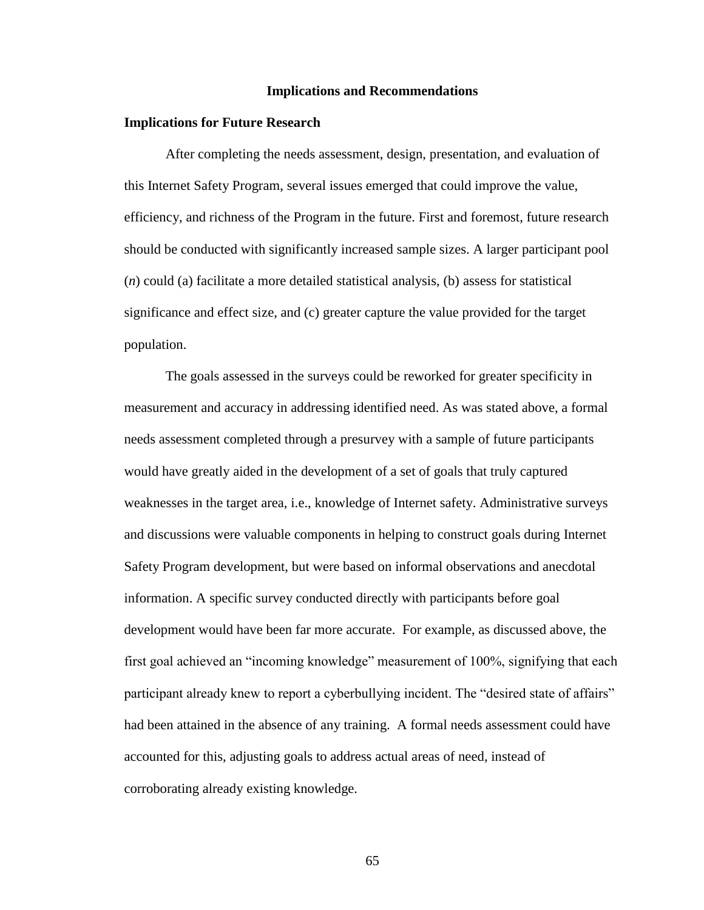## Implications and Recommendations

### Implications for Future Research

After completing the needs assessment, design, presentation, and evaluation of this Internet Safety Program, several issues emerged that could improve the value, efficiency, and richness of the Program in the future. First and foremost, future research should be conducted with significantly increased sample sizes. A larger participant pool (*n*) could (a) facilitate a more detailed statistical analysis, (b) assess for statistical significance and effect size, and (c) greater capture the value provided for the target population.

The goals assessed in the surveys could be reworked for greater specificity in measurement and accuracy in addressing identified need. As was stated above, a formal needs assessment completed through a presurvey with a sample of future participants would have greatly aided in the development of a set of goals that truly captured weaknesses in the target area, i.e., knowledge of Internet safety. Administrative surveys and discussions were valuable components in helping to construct goals during Internet Safety Program development, but were based on informal observations and anecdotal information. A specific survey conducted directly with participants before goal development would have been far more accurate. For example, as discussed above, the first goal achieved an "incoming knowledge" measurement of 100%, signifying that each participant already knew to report a cyberbullying incident. The "desired state of affairs" had been attained in the absence of any training. A formal needs assessment could have accounted for this, adjusting goals to address actual areas of need, instead of corroborating already existing knowledge.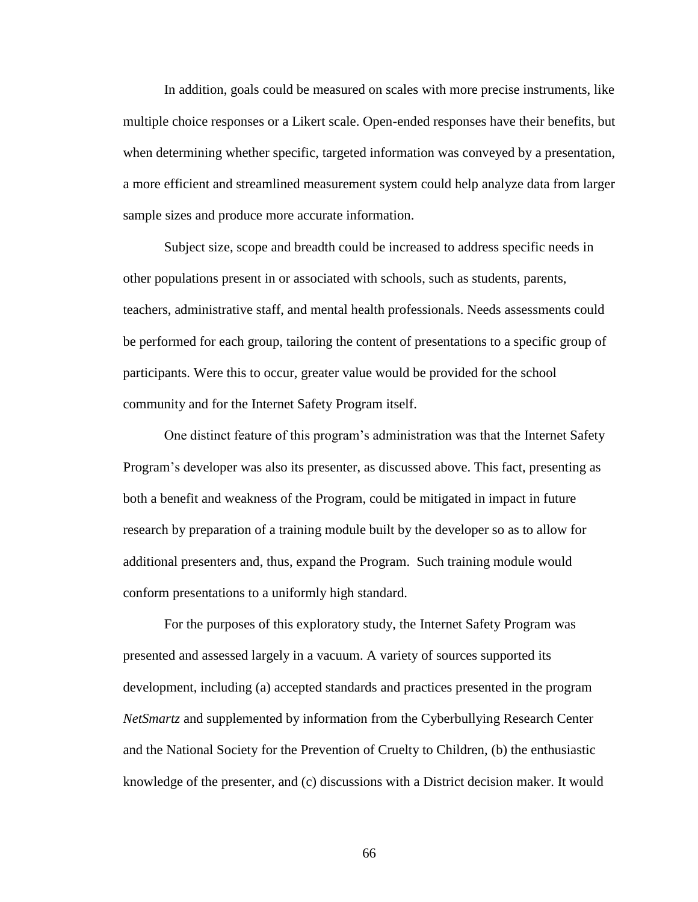In addition, goals could be measured on scales with more precise instruments, like multiple choice responses or a Likert scale. Open-ended responses have their benefits, but when determining whether specific, targeted information was conveyed by a presentation, a more efficient and streamlined measurement system could help analyze data from larger sample sizes and produce more accurate information.

Subject size, scope and breadth could be increased to address specific needs in other populations present in or associated with schools, such as students, parents, teachers, administrative staff, and mental health professionals. Needs assessments could be performed for each group, tailoring the content of presentations to a specific group of participants. Were this to occur, greater value would be provided for the school community and for the Internet Safety Program itself.

One distinct feature of this program's administration was that the Internet Safety Program's developer was also its presenter, as discussed above. This fact, presenting as both a benefit and weakness of the Program, could be mitigated in impact in future research by preparation of a training module built by the developer so as to allow for additional presenters and, thus, expand the Program. Such training module would conform presentations to a uniformly high standard.

For the purposes of this exploratory study, the Internet Safety Program was presented and assessed largely in a vacuum. A variety of sources supported its development, including (a) accepted standards and practices presented in the program *NetSmartz* and supplemented by information from the Cyberbullying Research Center and the National Society for the Prevention of Cruelty to Children, (b) the enthusiastic knowledge of the presenter, and (c) discussions with a District decision maker. It would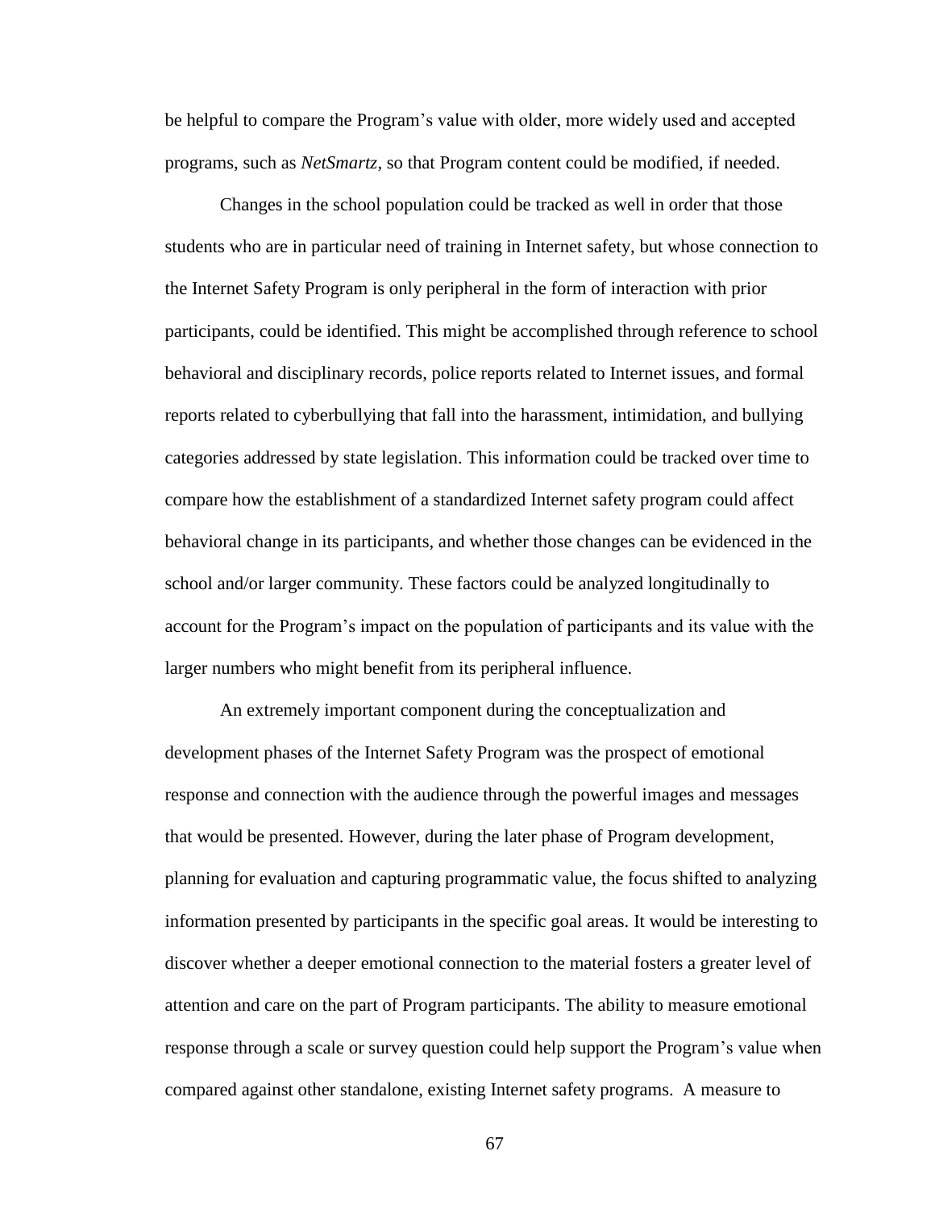be helpful to compare the Program's value with older, more widely used and accepted programs, such as *NetSmartz*, so that Program content could be modified, if needed.

Changes in the school population could be tracked as well in order that those students who are in particular need of training in Internet safety, but whose connection to the Internet Safety Program is only peripheral in the form of interaction with prior participants, could be identified. This might be accomplished through reference to school behavioral and disciplinary records, police reports related to Internet issues, and formal reports related to cyberbullying that fall into the harassment, intimidation, and bullying categories addressed by state legislation. This information could be tracked over time to compare how the establishment of a standardized Internet safety program could affect behavioral change in its participants, and whether those changes can be evidenced in the school and/or larger community. These factors could be analyzed longitudinally to account for the Program's impact on the population of participants and its value with the larger numbers who might benefit from its peripheral influence.

An extremely important component during the conceptualization and development phases of the Internet Safety Program was the prospect of emotional response and connection with the audience through the powerful images and messages that would be presented. However, during the later phase of Program development, planning for evaluation and capturing programmatic value, the focus shifted to analyzing information presented by participants in the specific goal areas. It would be interesting to discover whether a deeper emotional connection to the material fosters a greater level of attention and care on the part of Program participants. The ability to measure emotional response through a scale or survey question could help support the Program's value when compared against other standalone, existing Internet safety programs. A measure to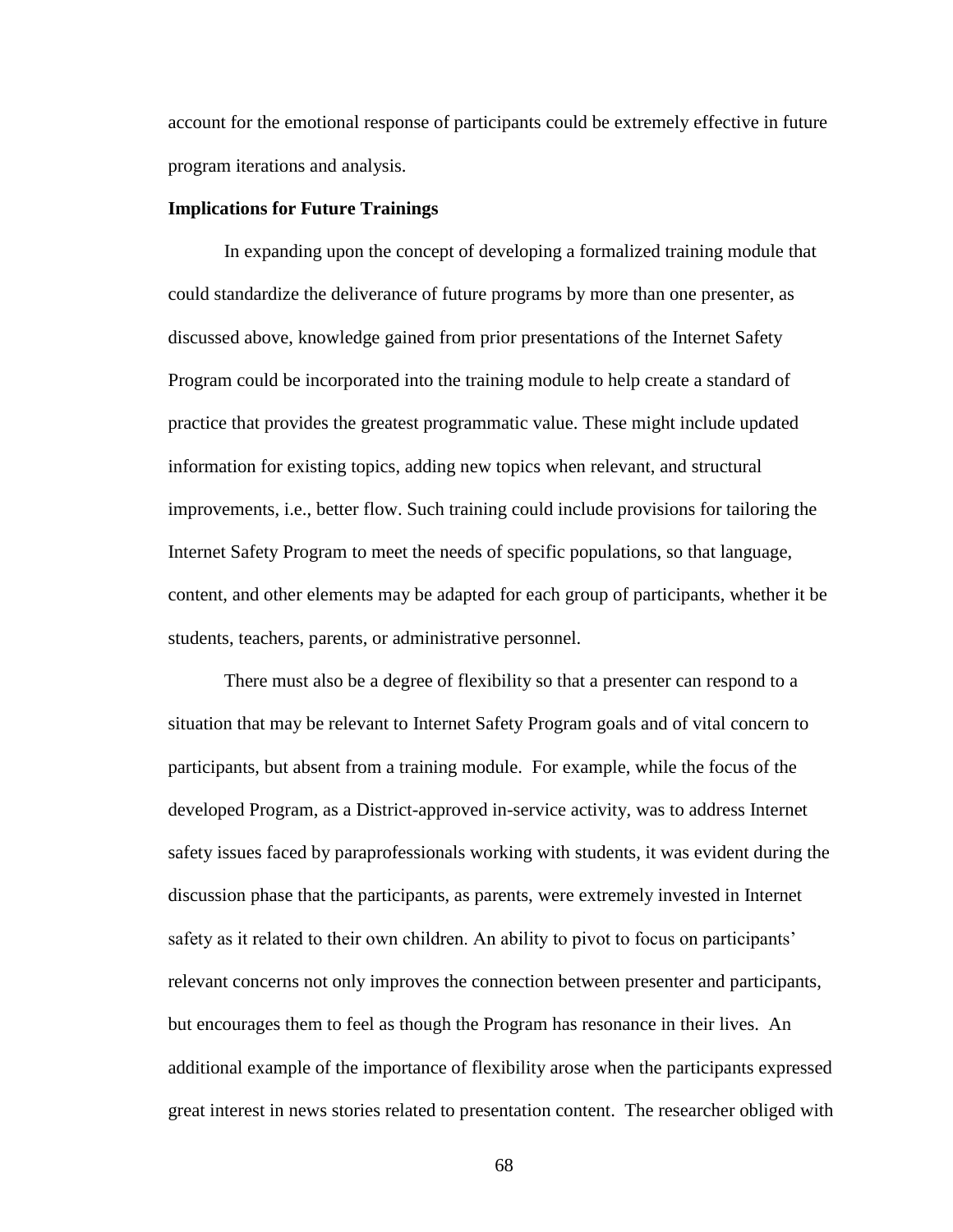account for the emotional response of participants could be extremely effective in future program iterations and analysis.

**Implications for Future Trainings**

In expanding upon the concept of developing a formalized training module that could standardize the deliverance of future programs by more than one presenter, as discussed above, knowledge gained from prior presentations of the Internet Safety Program could be incorporated into the training module to help create a standard of practice that provides the greatest programmatic value. These might include updated information for existing topics, adding new topics when relevant, and structural improvements, i.e., better flow. Such training could include provisions for tailoring the Internet Safety Program to meet the needs of specific populations, so that language, content, and other elements may be adapted for each group of participants, whether it be students, teachers, parents, or administrative personnel.

There must also be a degree of flexibility so that a presenter can respond to a situation that may be relevant to Internet Safety Program goals and of vital concern to participants, but absent from a training module. For example, while the focus of the developed Program, as a District-approved in-service activity, was to address Internet safety issues faced by paraprofessionals working with students, it was evident during the discussion phase that the participants, as parents, were extremely invested in Internet safety as it related to their own children. An ability to pivot to focus on participants' relevant concerns not only improves the connection between presenter and participants, but encourages them to feel as though the Program has resonance in their lives. An additional example of the importance of flexibility arose when the participants expressed great interest in news stories related to presentation content. The researcher obliged with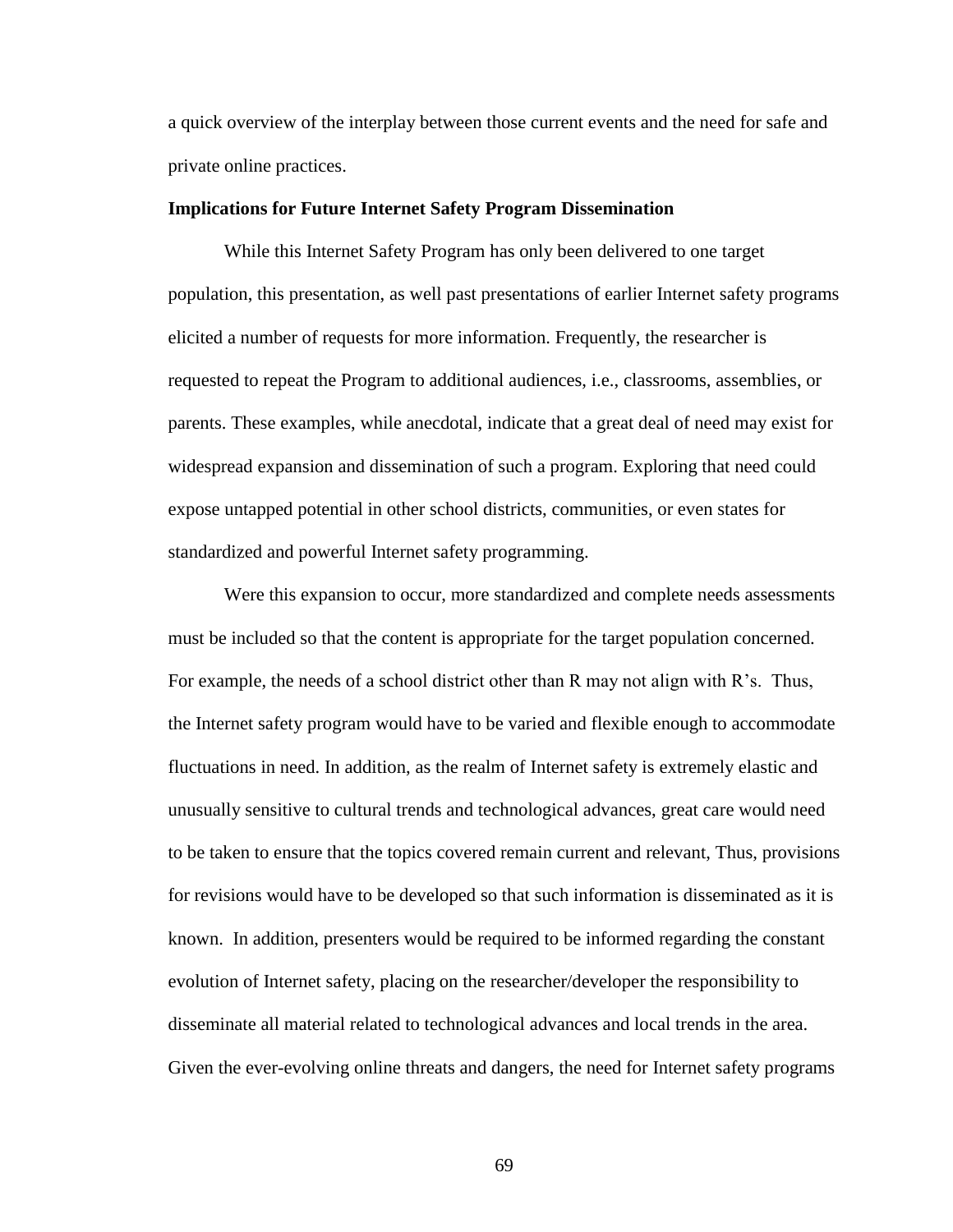a quick overview of the interplay between those current events and the need for safe and private online practices.

**Implications for Future Internet Safety Program Dissemination**

While this Internet Safety Program has only been delivered to one target population, this presentation, as well past presentations of earlier Internet safety programs elicited a number of requests for more information. Frequently, the researcher is requested to repeat the Program to additional audiences, i.e., classrooms, assemblies, or parents. These examples, while anecdotal, indicate that a great deal of need may exist for widespread expansion and dissemination of such a program. Exploring that need could expose untapped potential in other school districts, communities, or even states for standardized and powerful Internet safety programming.

Were this expansion to occur, more standardized and complete needs assessments must be included so that the content is appropriate for the target population concerned. For example, the needs of a school district other than R may not align with R's. Thus, the Internet safety program would have to be varied and flexible enough to accommodate fluctuations in need. In addition, as the realm of Internet safety is extremely elastic and unusually sensitive to cultural trends and technological advances, great care would need to be taken to ensure that the topics covered remain current and relevant, Thus, provisions for revisions would have to be developed so that such information is disseminated as it is known. In addition, presenters would be required to be informed regarding the constant evolution of Internet safety, placing on the researcher/developer the responsibility to disseminate all material related to technological advances and local trends in the area. Given the ever-evolving online threats and dangers, the need for Internet safety programs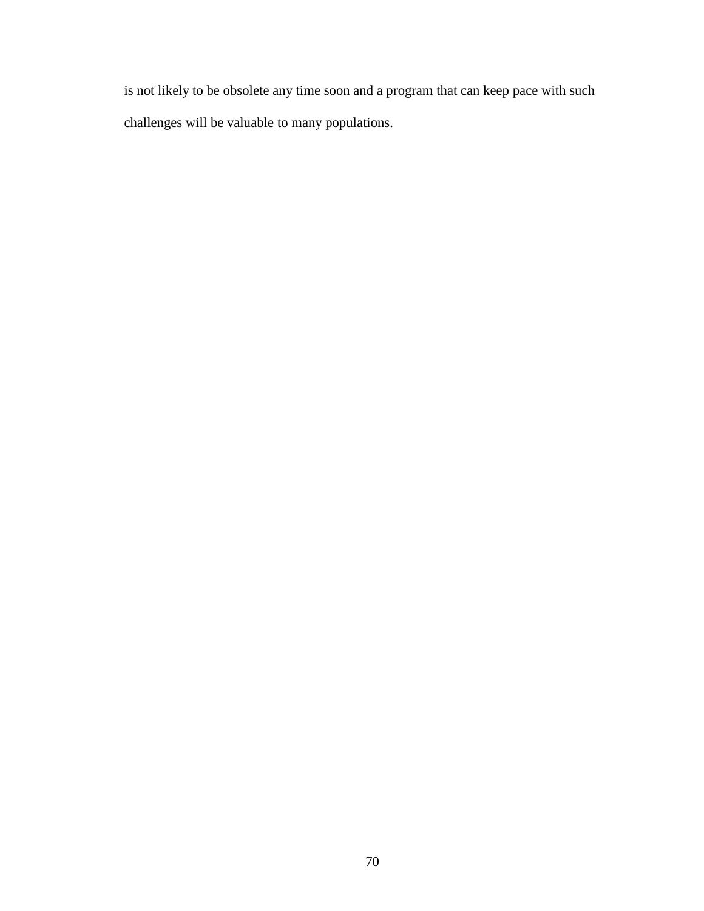is not likely to be obsolete any time soon and a program that can keep pace with such challenges will be valuable to many populations.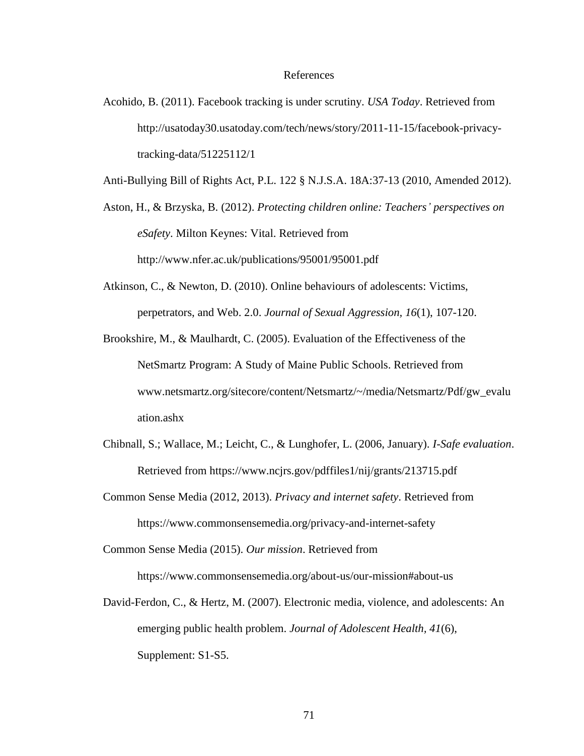# References

Acohido, B. (2011). Facebook tracking is under scrutiny. *USA Today*. Retrieved from http://usatoday30.usatoday.com/tech/news/story/2011-11-15/facebook-privacy-tracking-data/51225112/1

Anti-Bullying Bill of Rights Act, P.L. 122 § N.J.S.A. 18A:37-13 (2010, Amended 2012).

Aston, H., & Brzyska, B. (2012). *Protecting children online: Teachers' perspectives on eSafety*. Milton Keynes: Vital. Retrieved from http://www.nfer.ac.uk/publications/95001/95001.pdf

Atkinson, C., & Newton, D. (2010). Online behaviours of adolescents: Victims, perpetrators, and Web. 2.0. *Journal of Sexual Aggression, 16*(1), 107-120.

Brookshire, M., & Maulhardt, C. (2005). Evaluation of the Effectiveness of the NetSmartz Program: A Study of Maine Public Schools. Retrieved from www.netsmartz.org/sitecore/content/Netsmartz/~/media/Netsmartz/Pdf/gw_evaluation.ashx

Chibnall, S.; Wallace, M.; Leicht, C., & Lunghofer, L. (2006, January). *I-Safe evaluation*. Retrieved from https://www.ncjrs.gov/pdffiles1/nij/grants/213715.pdf

Common Sense Media (2012, 2013). *Privacy and internet safety*. Retrieved from https://www.commonsensemedia.org/privacy-and-internet-safety

Common Sense Media (2015). *Our mission*. Retrieved from https://www.commonsensemedia.org/about-us/our-mission#about-us

David-Ferdon, C., & Hertz, M. (2007). Electronic media, violence, and adolescents: An emerging public health problem. *Journal of Adolescent Health, 41*(6), Supplement: S1-S5.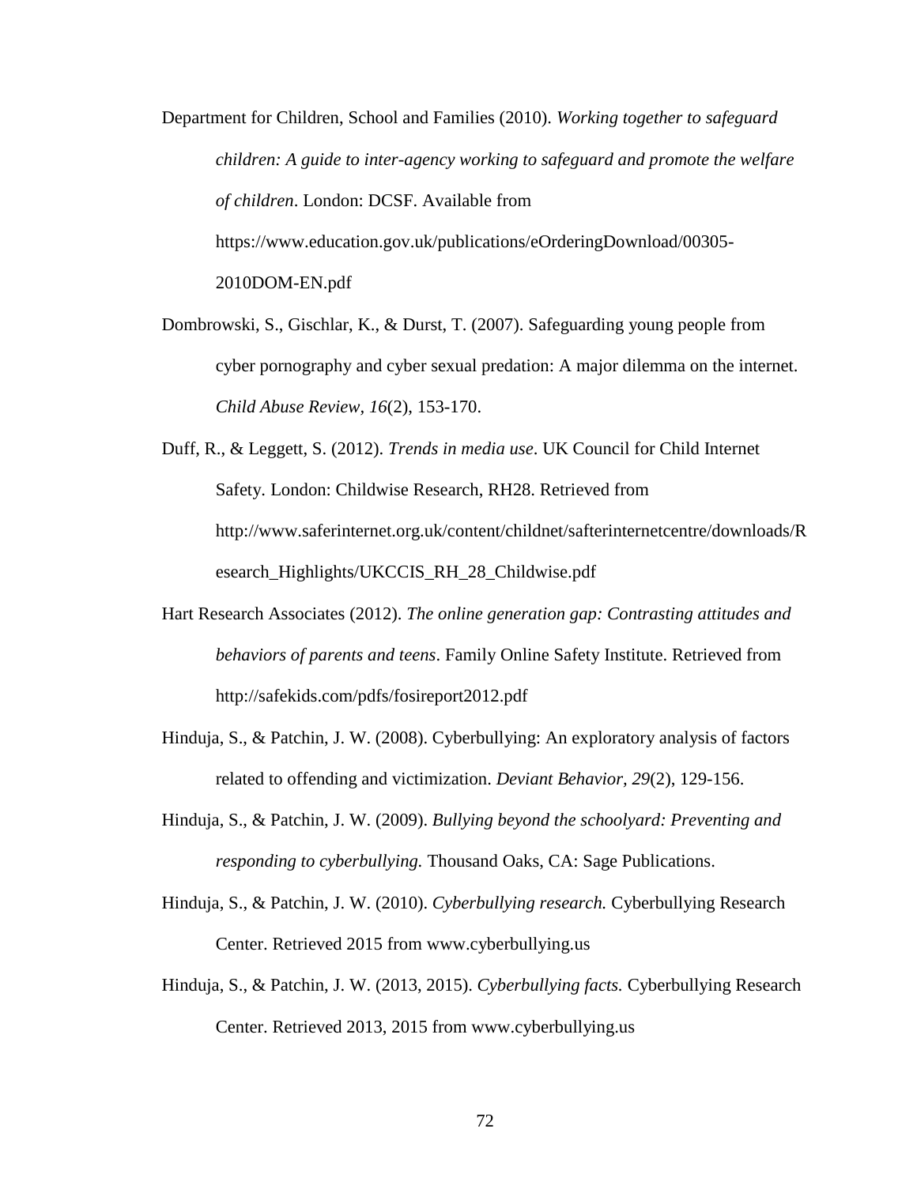Department for Children, School and Families (2010). *Working together to safeguard children: A guide to inter-agency working to safeguard and promote the welfare of children*. London: DCSF. Available from https://www.education.gov.uk/publications/eOrderingDownload/00305-2010DOM-EN.pdf

Dombrowski, S., Gischlar, K., & Durst, T. (2007). Safeguarding young people from cyber pornography and cyber sexual predation: A major dilemma on the internet. *Child Abuse Review, 16*(2), 153-170.

Duff, R., & Leggett, S. (2012). *Trends in media use*. UK Council for Child Internet Safety. London: Childwise Research, RH28. Retrieved from http://www.saferinternet.org.uk/content/childnet/safterinternetcentre/downloads/Research_Highlights/UKCCIS_RH_28_Childwise.pdf

Hart Research Associates (2012). *The online generation gap: Contrasting attitudes and behaviors of parents and teens*. Family Online Safety Institute. Retrieved from http://safekids.com/pdfs/fosireport2012.pdf

Hinduja, S., & Patchin, J. W. (2008). Cyberbullying: An exploratory analysis of factors related to offending and victimization. *Deviant Behavior, 29*(2), 129-156.

Hinduja, S., & Patchin, J. W. (2009). *Bullying beyond the schoolyard: Preventing and responding to cyberbullying.* Thousand Oaks, CA: Sage Publications.

Hinduja, S., & Patchin, J. W. (2010). *Cyberbullying research.* Cyberbullying Research Center. Retrieved 2015 from www.cyberbullying.us

Hinduja, S., & Patchin, J. W. (2013, 2015). *Cyberbullying facts.* Cyberbullying Research Center. Retrieved 2013, 2015 from www.cyberbullying.us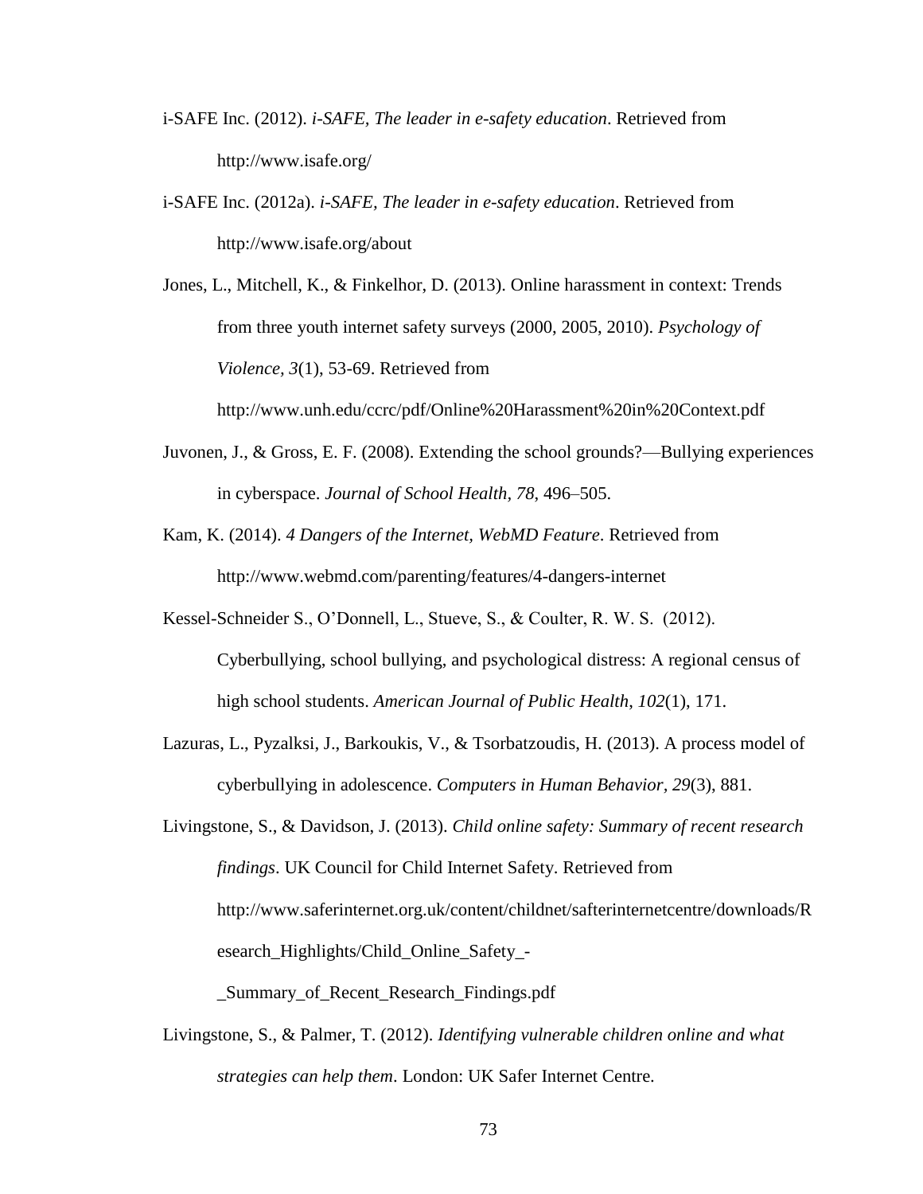i-SAFE Inc. (2012). *i-SAFE, The leader in e-safety education*. Retrieved from http://www.isafe.org/

i-SAFE Inc. (2012a). *i-SAFE, The leader in e-safety education*. Retrieved from http://www.isafe.org/about

Jones, L., Mitchell, K., & Finkelhor, D. (2013). Online harassment in context: Trends from three youth internet safety surveys (2000, 2005, 2010). *Psychology of Violence, 3*(1), 53-69. Retrieved from http://www.unh.edu/ccrc/pdf/Online%20Harassment%20in%20Context.pdf

Juvonen, J., & Gross, E. F. (2008). Extending the school grounds?—Bullying experiences in cyberspace. *Journal of School Health, 78*, 496–505.

Kam, K. (2014). *4 Dangers of the Internet, WebMD Feature*. Retrieved from http://www.webmd.com/parenting/features/4-dangers-internet

Kessel-Schneider S., O'Donnell, L., Stueve, S., & Coulter, R. W. S. (2012). Cyberbullying, school bullying, and psychological distress: A regional census of high school students. *American Journal of Public Health*, *102*(1), 171.

Lazuras, L., Pyzalksi, J., Barkoukis, V., & Tsorbatzoudis, H. (2013). A process model of cyberbullying in adolescence. *Computers in Human Behavior*, *29*(3), 881.

Livingstone, S., & Davidson, J. (2013). *Child online safety: Summary of recent research findings*. UK Council for Child Internet Safety. Retrieved from http://www.saferinternet.org.uk/content/childnet/safterinternetcentre/downloads/Research_Highlights/Child_Online_Safety_-_Summary_of_Recent_Research_Findings.pdf

Livingstone, S., & Palmer, T. (2012). *Identifying vulnerable children online and what strategies can help them*. London: UK Safer Internet Centre.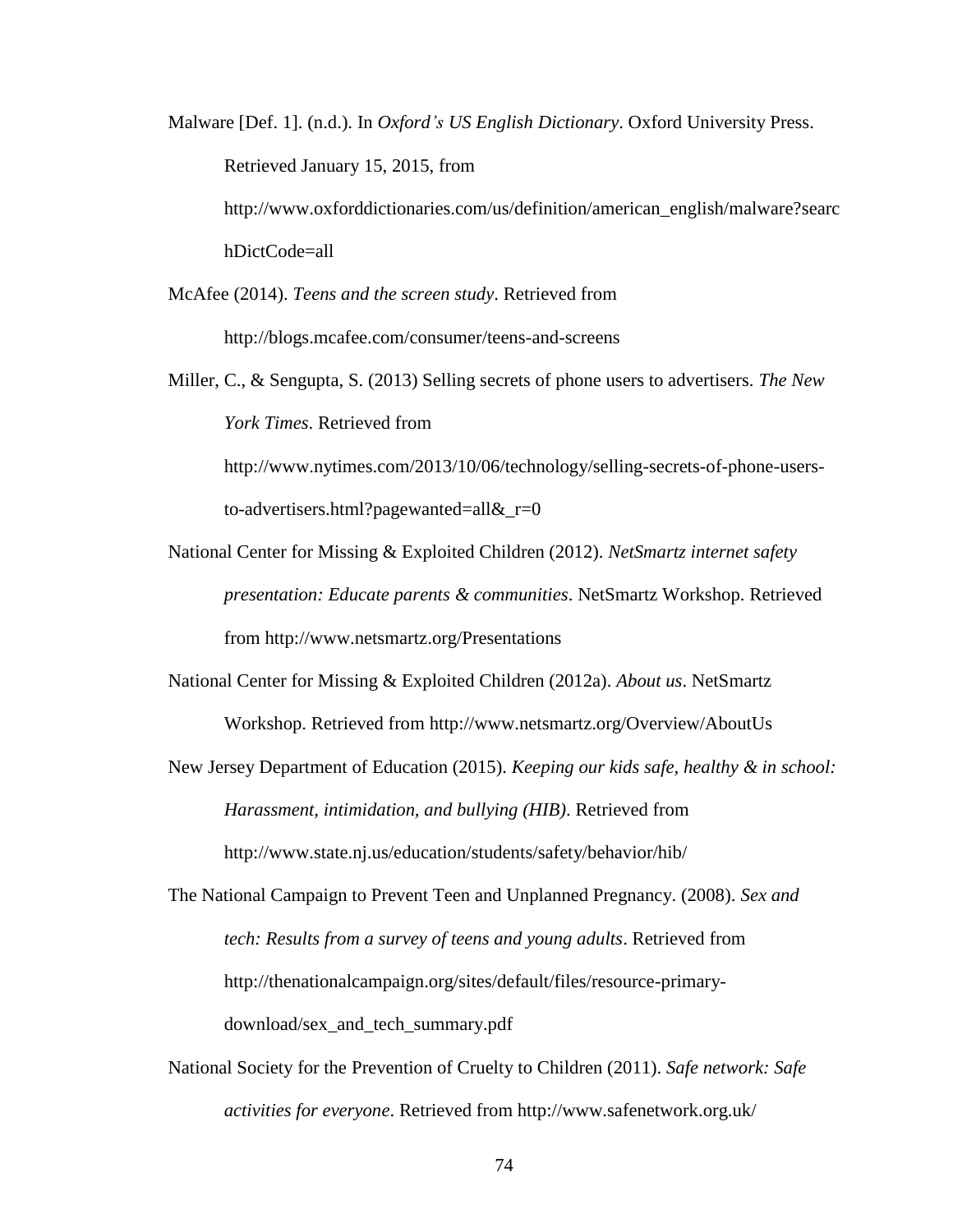Malware [Def. 1]. (n.d.). In *Oxford's US English Dictionary*. Oxford University Press. Retrieved January 15, 2015, from http://www.oxforddictionaries.com/us/definition/american_english/malware?searchDictCode=all

McAfee (2014). *Teens and the screen study*. Retrieved from http://blogs.mcafee.com/consumer/teens-and-screens

Miller, C., & Sengupta, S. (2013) Selling secrets of phone users to advertisers. *The New York Times*. Retrieved from http://www.nytimes.com/2013/10/06/technology/selling-secrets-of-phone-users-to-advertisers.html?pagewanted=all&_r=0

National Center for Missing & Exploited Children (2012). *NetSmartz internet safety presentation: Educate parents & communities*. NetSmartz Workshop. Retrieved from http://www.netsmartz.org/Presentations

National Center for Missing & Exploited Children (2012a). *About us*. NetSmartz Workshop. Retrieved from http://www.netsmartz.org/Overview/AboutUs

New Jersey Department of Education (2015). *Keeping our kids safe, healthy & in school: Harassment, intimidation, and bullying (HIB)*. Retrieved from http://www.state.nj.us/education/students/safety/behavior/hib/

The National Campaign to Prevent Teen and Unplanned Pregnancy. (2008). *Sex and tech: Results from a survey of teens and young adults*. Retrieved from http://thenationalcampaign.org/sites/default/files/resource-primary-download/sex_and_tech_summary.pdf

National Society for the Prevention of Cruelty to Children (2011). *Safe network: Safe activities for everyone*. Retrieved from http://www.safenetwork.org.uk/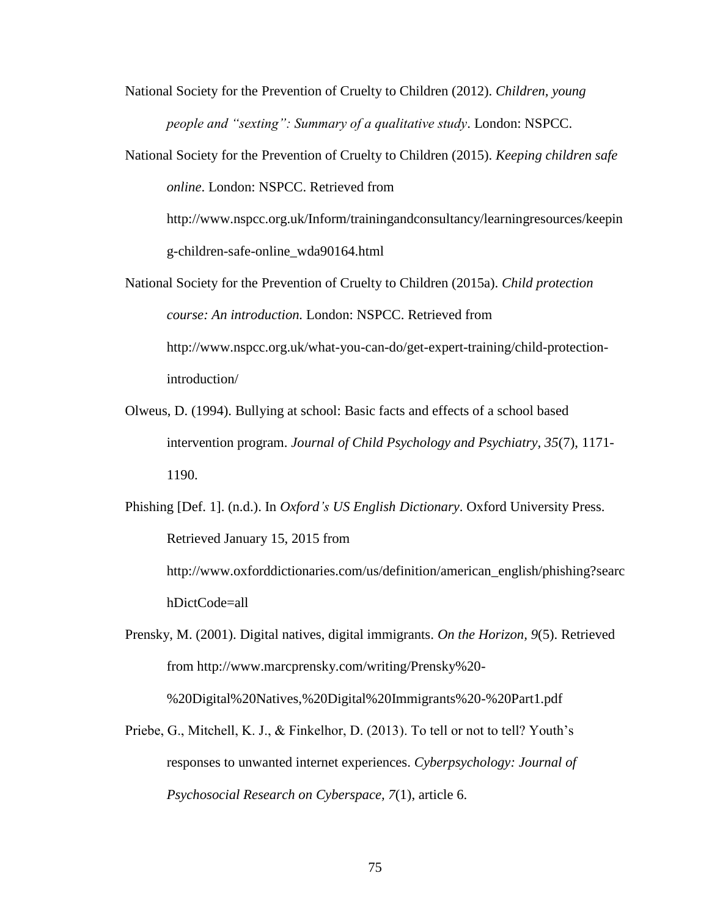National Society for the Prevention of Cruelty to Children (2012). *Children, young people and "sexting": Summary of a qualitative study*. London: NSPCC.

National Society for the Prevention of Cruelty to Children (2015). *Keeping children safe online*. London: NSPCC. Retrieved from http://www.nspcc.org.uk/Inform/trainingandconsultancy/learningresources/keeping-children-safe-online_wda90164.html

National Society for the Prevention of Cruelty to Children (2015a). *Child protection course: An introduction.* London: NSPCC. Retrieved from http://www.nspcc.org.uk/what-you-can-do/get-expert-training/child-protection-introduction/

Olweus, D. (1994). Bullying at school: Basic facts and effects of a school based intervention program. *Journal of Child Psychology and Psychiatry, 35*(7), 1171-1190.

Phishing [Def. 1]. (n.d.). In *Oxford's US English Dictionary*. Oxford University Press. Retrieved January 15, 2015 from http://www.oxforddictionaries.com/us/definition/american_english/phishing?searchDictCode=all

Prensky, M. (2001). Digital natives, digital immigrants. *On the Horizon, 9*(5). Retrieved from http://www.marcprensky.com/writing/Prensky%20-%20Digital%20Natives,%20Digital%20Immigrants%20-%20Part1.pdf

Priebe, G., Mitchell, K. J., & Finkelhor, D. (2013). To tell or not to tell? Youth's responses to unwanted internet experiences. *Cyberpsychology: Journal of Psychosocial Research on Cyberspace, 7*(1), article 6.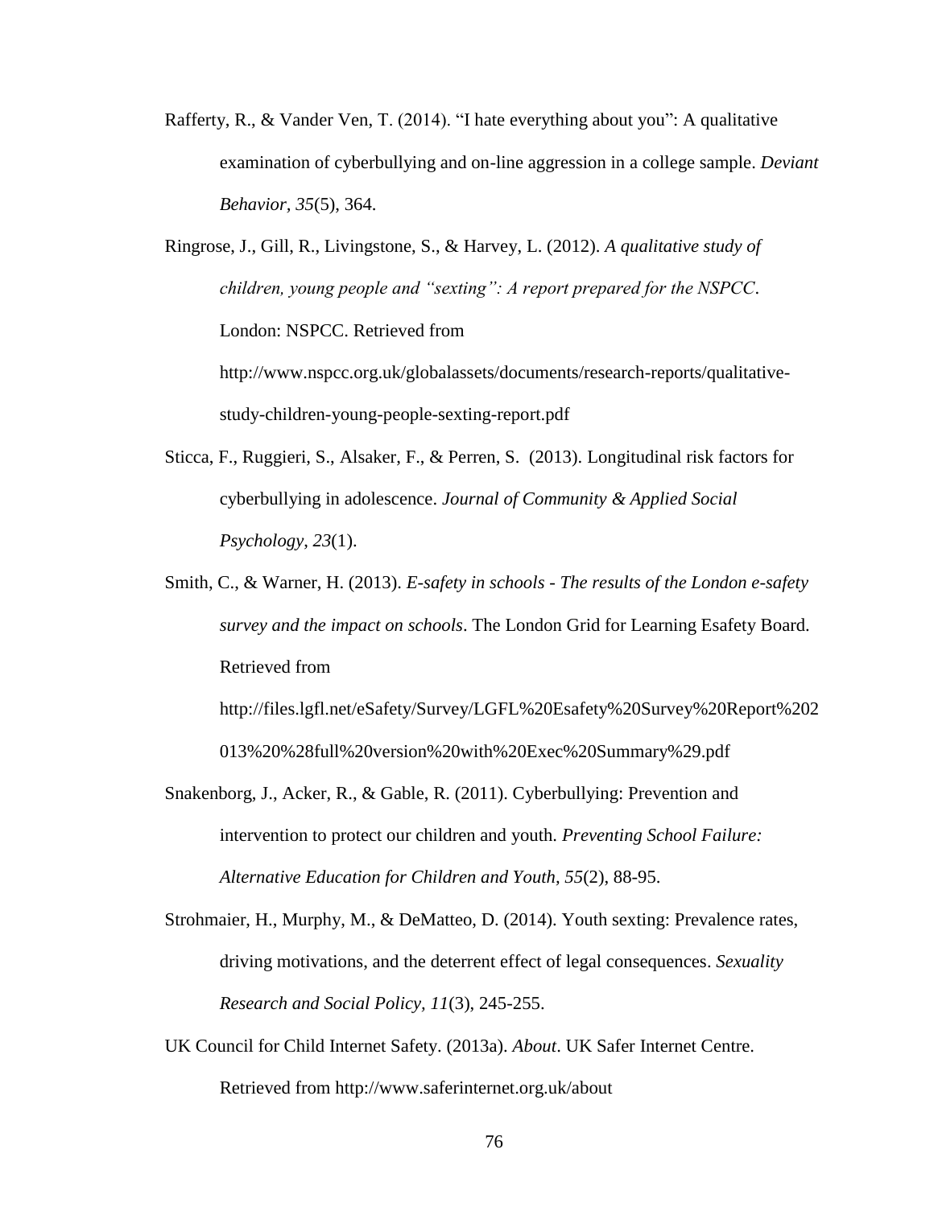Rafferty, R., & Vander Ven, T. (2014). "I hate everything about you": A qualitative examination of cyberbullying and on-line aggression in a college sample. *Deviant Behavior*, *35*(5), 364.

Ringrose, J., Gill, R., Livingstone, S., & Harvey, L. (2012). *A qualitative study of children, young people and "sexting": A report prepared for the NSPCC*. London: NSPCC. Retrieved from http://www.nspcc.org.uk/globalassets/documents/research-reports/qualitative-study-children-young-people-sexting-report.pdf

Sticca, F., Ruggieri, S., Alsaker, F., & Perren, S. (2013). Longitudinal risk factors for cyberbullying in adolescence. *Journal of Community & Applied Social Psychology*, *23*(1).

Smith, C., & Warner, H. (2013). *E-safety in schools - The results of the London e-safety survey and the impact on schools*. The London Grid for Learning Esafety Board. Retrieved from http://files.lgfl.net/eSafety/Survey/LGFL%20Esafety%20Survey%20Report%202013%20%28full%20version%20with%20Exec%20Summary%29.pdf

Snakenborg, J., Acker, R., & Gable, R. (2011). Cyberbullying: Prevention and intervention to protect our children and youth. *Preventing School Failure: Alternative Education for Children and Youth, 55*(2), 88-95.

Strohmaier, H., Murphy, M., & DeMatteo, D. (2014). Youth sexting: Prevalence rates, driving motivations, and the deterrent effect of legal consequences. *Sexuality Research and Social Policy, 11*(3), 245-255.

UK Council for Child Internet Safety. (2013a). *About*. UK Safer Internet Centre. Retrieved from http://www.saferinternet.org.uk/about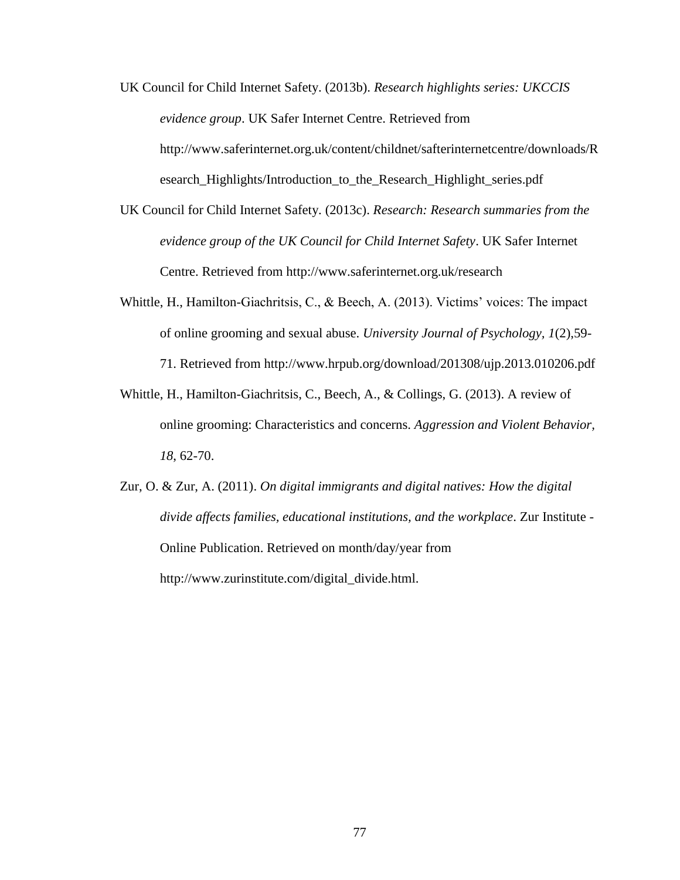UK Council for Child Internet Safety. (2013b). *Research highlights series: UKCCIS evidence group*. UK Safer Internet Centre. Retrieved from http://www.saferinternet.org.uk/content/childnet/safterinternetcentre/downloads/Research_Highlights/Introduction_to_the_Research_Highlight_series.pdf

UK Council for Child Internet Safety. (2013c). *Research: Research summaries from the evidence group of the UK Council for Child Internet Safety*. UK Safer Internet Centre. Retrieved from http://www.saferinternet.org.uk/research

Whittle, H., Hamilton-Giachritsis, C., & Beech, A. (2013). Victims' voices: The impact of online grooming and sexual abuse. *University Journal of Psychology, 1*(2),59-71. Retrieved from http://www.hrpub.org/download/201308/ujp.2013.010206.pdf

Whittle, H., Hamilton-Giachritsis, C., Beech, A., & Collings, G. (2013). A review of online grooming: Characteristics and concerns. *Aggression and Violent Behavior, 18*, 62-70.

Zur, O. & Zur, A. (2011). *On digital immigrants and digital natives: How the digital divide affects families, educational institutions, and the workplace*. Zur Institute - Online Publication. Retrieved on month/day/year from http://www.zurinstitute.com/digital_divide.html.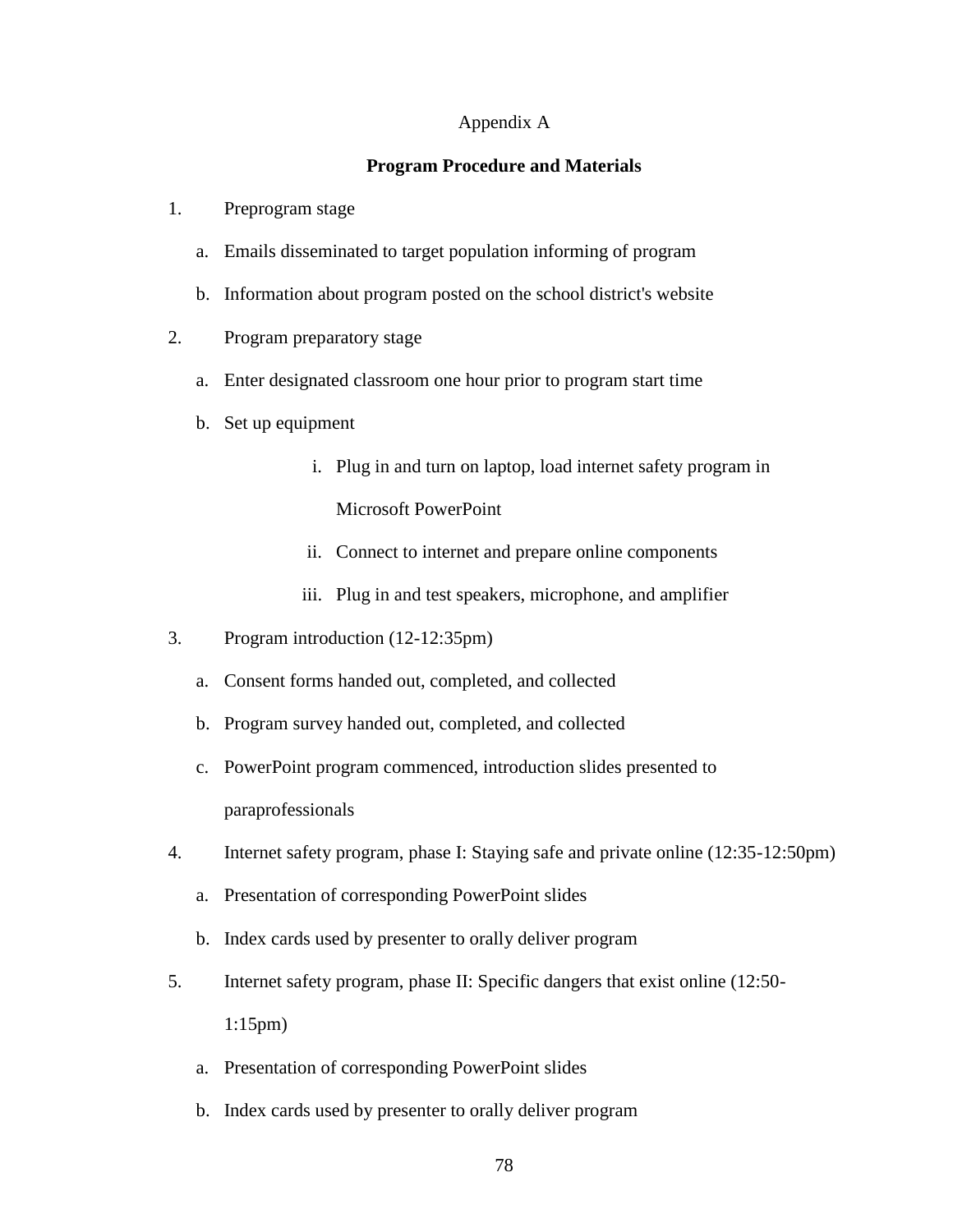Appendix A

**Program Procedure and Materials**

1. Preprogram stage
   a. Emails disseminated to target population informing of program
   b. Information about program posted on the school district's website
2. Program preparatory stage
   a. Enter designated classroom one hour prior to program start time
   b. Set up equipment
      i. Plug in and turn on laptop, load internet safety program in Microsoft PowerPoint
      ii. Connect to internet and prepare online components
      iii. Plug in and test speakers, microphone, and amplifier
3. Program introduction (12-12:35pm)
   a. Consent forms handed out, completed, and collected
   b. Program survey handed out, completed, and collected
   c. PowerPoint program commenced, introduction slides presented to paraprofessionals
4. Internet safety program, phase I: Staying safe and private online (12:35-12:50pm)
   a. Presentation of corresponding PowerPoint slides
   b. Index cards used by presenter to orally deliver program
5. Internet safety program, phase II: Specific dangers that exist online (12:50-1:15pm)
   a. Presentation of corresponding PowerPoint slides
   b. Index cards used by presenter to orally deliver program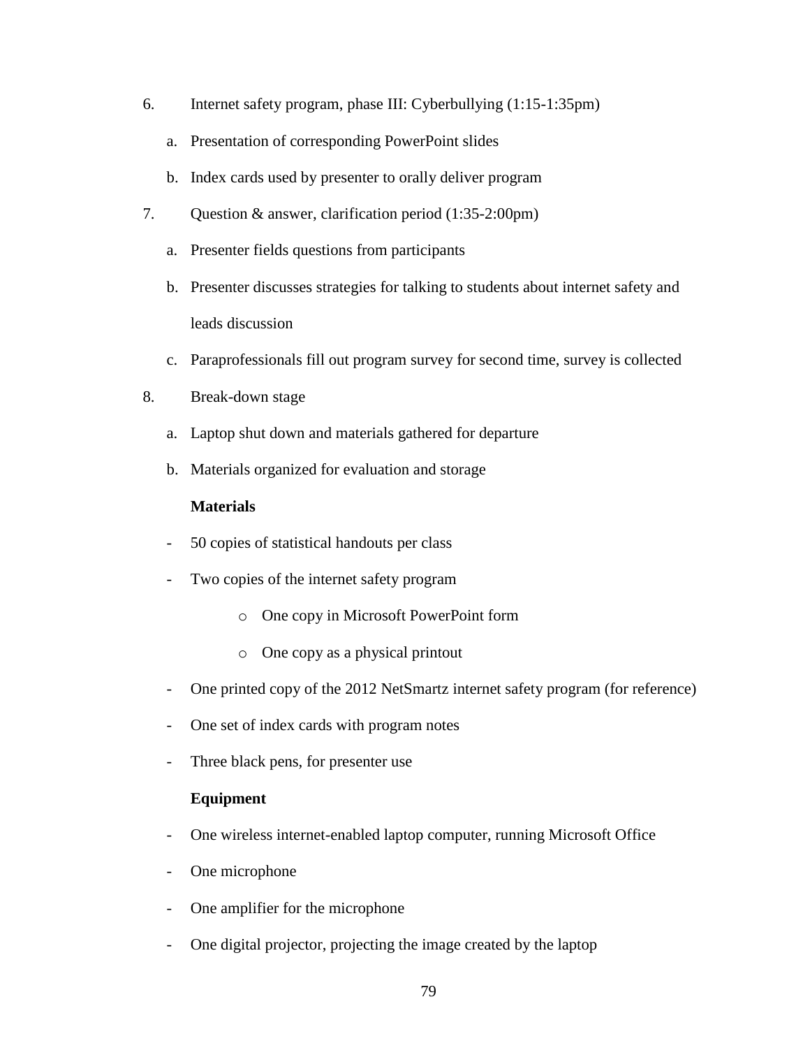6. Internet safety program, phase III: Cyberbullying (1:15-1:35pm)
    a. Presentation of corresponding PowerPoint slides
    b. Index cards used by presenter to orally deliver program
7. Question & answer, clarification period (1:35-2:00pm)
    a. Presenter fields questions from participants
    b. Presenter discusses strategies for talking to students about internet safety and leads discussion
    c. Paraprofessionals fill out program survey for second time, survey is collected
8. Break-down stage
    a. Laptop shut down and materials gathered for departure
    b. Materials organized for evaluation and storage

**Materials**

- 50 copies of statistical handouts per class
- Two copies of the internet safety program
    - One copy in Microsoft PowerPoint form
    - One copy as a physical printout
- One printed copy of the 2012 NetSmartz internet safety program (for reference)
- One set of index cards with program notes
- Three black pens, for presenter use

**Equipment**

- One wireless internet-enabled laptop computer, running Microsoft Office
- One microphone
- One amplifier for the microphone
- One digital projector, projecting the image created by the laptop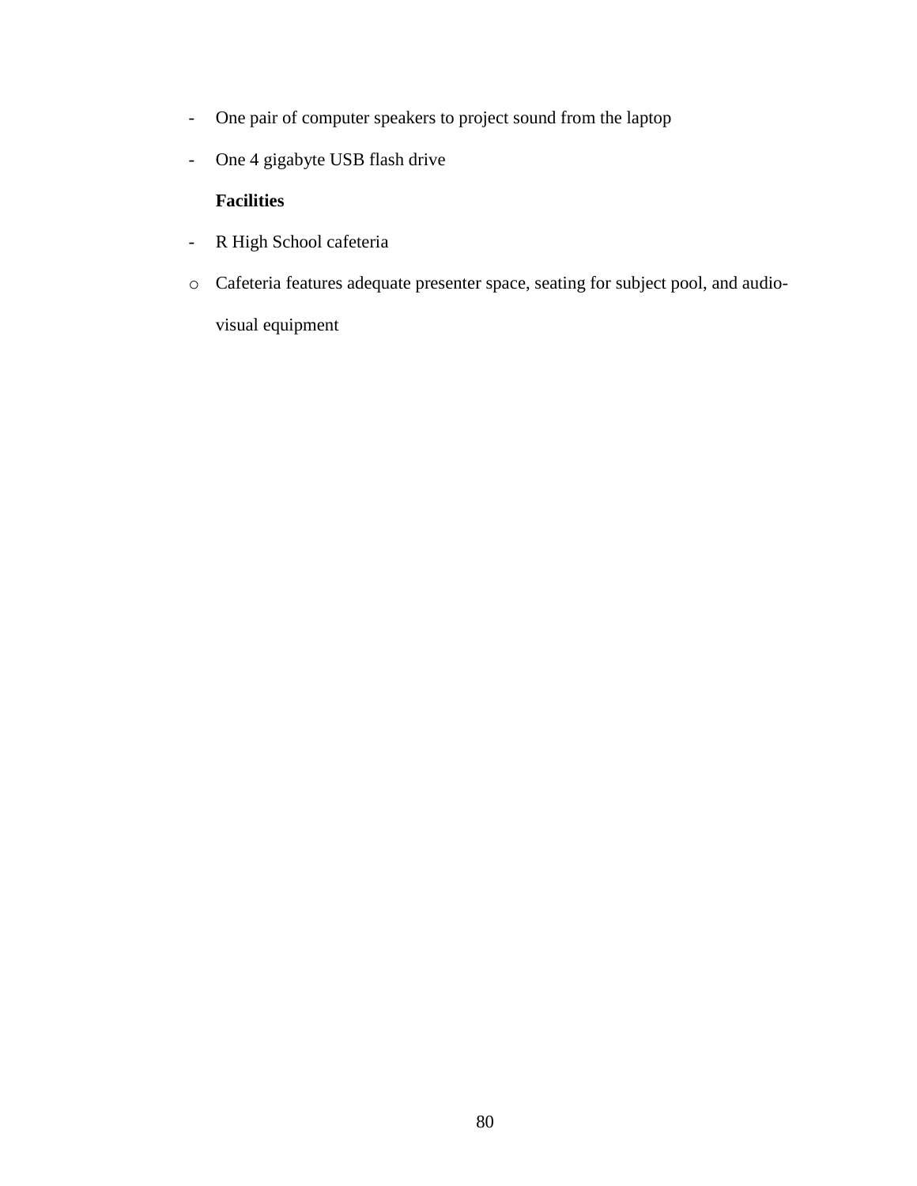- One pair of computer speakers to project sound from the laptop
- One 4 gigabyte USB flash drive

**Facilities**

- R High School cafeteria
  - Cafeteria features adequate presenter space, seating for subject pool, and audio-visual equipment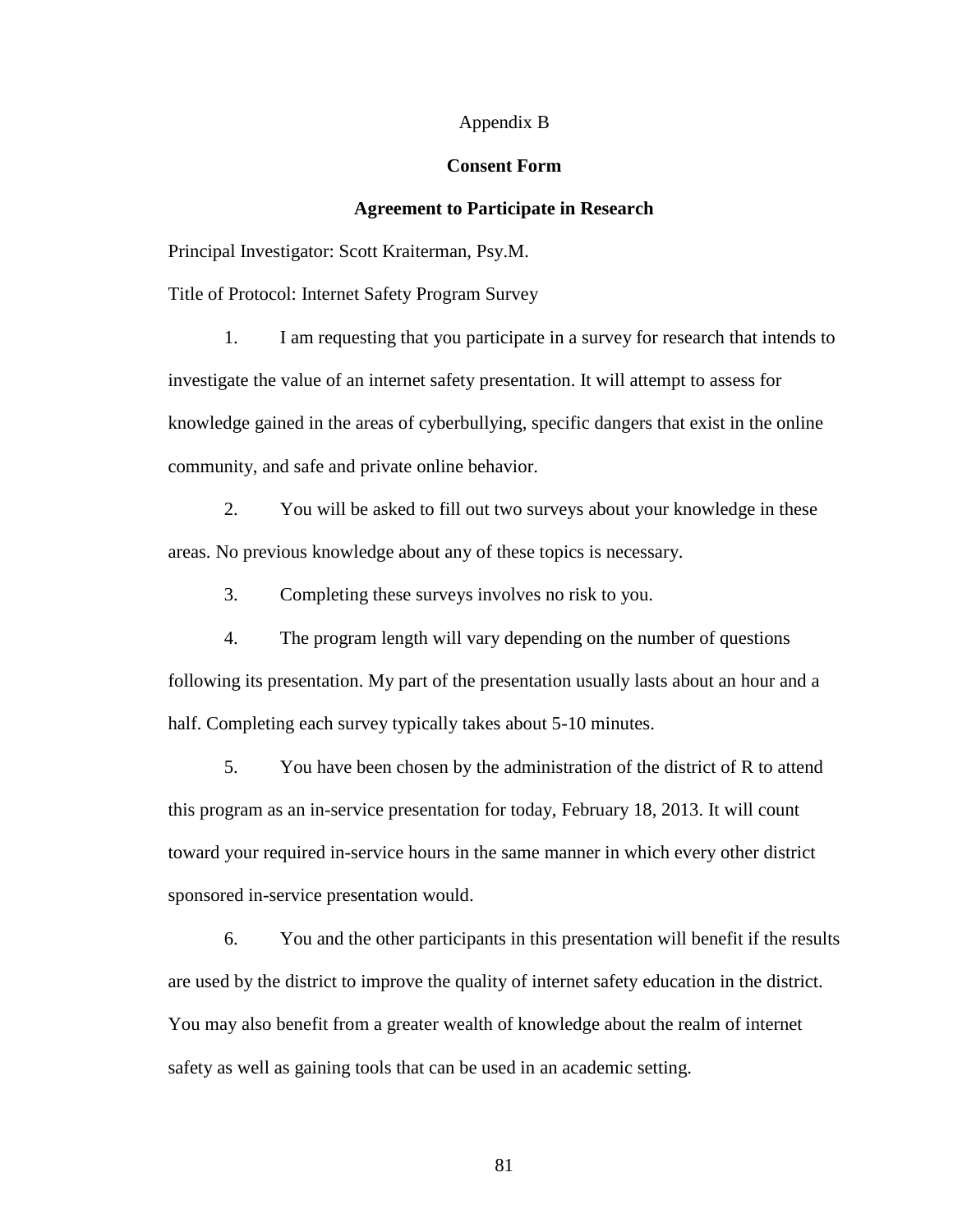# Appendix B

## Consent Form

### Agreement to Participate in Research

Principal Investigator: Scott Kraiterman, Psy.M.

Title of Protocol: Internet Safety Program Survey

1. I am requesting that you participate in a survey for research that intends to investigate the value of an internet safety presentation. It will attempt to assess for knowledge gained in the areas of cyberbullying, specific dangers that exist in the online community, and safe and private online behavior.

2. You will be asked to fill out two surveys about your knowledge in these areas. No previous knowledge about any of these topics is necessary.

3. Completing these surveys involves no risk to you.

4. The program length will vary depending on the number of questions following its presentation. My part of the presentation usually lasts about an hour and a half. Completing each survey typically takes about 5-10 minutes.

5. You have been chosen by the administration of the district of R to attend this program as an in-service presentation for today, February 18, 2013. It will count toward your required in-service hours in the same manner in which every other district sponsored in-service presentation would.

6. You and the other participants in this presentation will benefit if the results are used by the district to improve the quality of internet safety education in the district. You may also benefit from a greater wealth of knowledge about the realm of internet safety as well as gaining tools that can be used in an academic setting.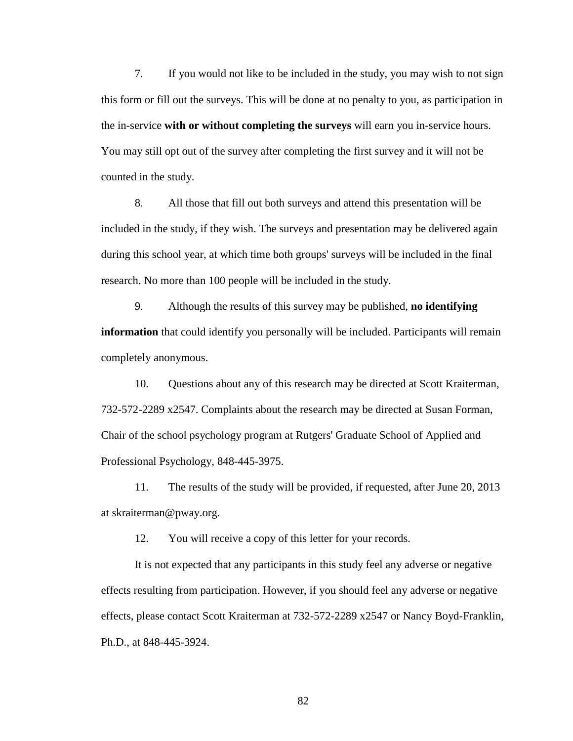7. If you would not like to be included in the study, you may wish to not sign this form or fill out the surveys. This will be done at no penalty to you, as participation in the in-service **with or without completing the surveys** will earn you in-service hours. You may still opt out of the survey after completing the first survey and it will not be counted in the study.

8. All those that fill out both surveys and attend this presentation will be included in the study, if they wish. The surveys and presentation may be delivered again during this school year, at which time both groups' surveys will be included in the final research. No more than 100 people will be included in the study.

9. Although the results of this survey may be published, **no identifying information** that could identify you personally will be included. Participants will remain completely anonymous.

10. Questions about any of this research may be directed at Scott Kraiterman, 732-572-2289 x2547. Complaints about the research may be directed at Susan Forman, Chair of the school psychology program at Rutgers' Graduate School of Applied and Professional Psychology, 848-445-3975.

11. The results of the study will be provided, if requested, after June 20, 2013 at skraiterman@pway.org.

12. You will receive a copy of this letter for your records.

It is not expected that any participants in this study feel any adverse or negative effects resulting from participation. However, if you should feel any adverse or negative effects, please contact Scott Kraiterman at 732-572-2289 x2547 or Nancy Boyd-Franklin, Ph.D., at 848-445-3924.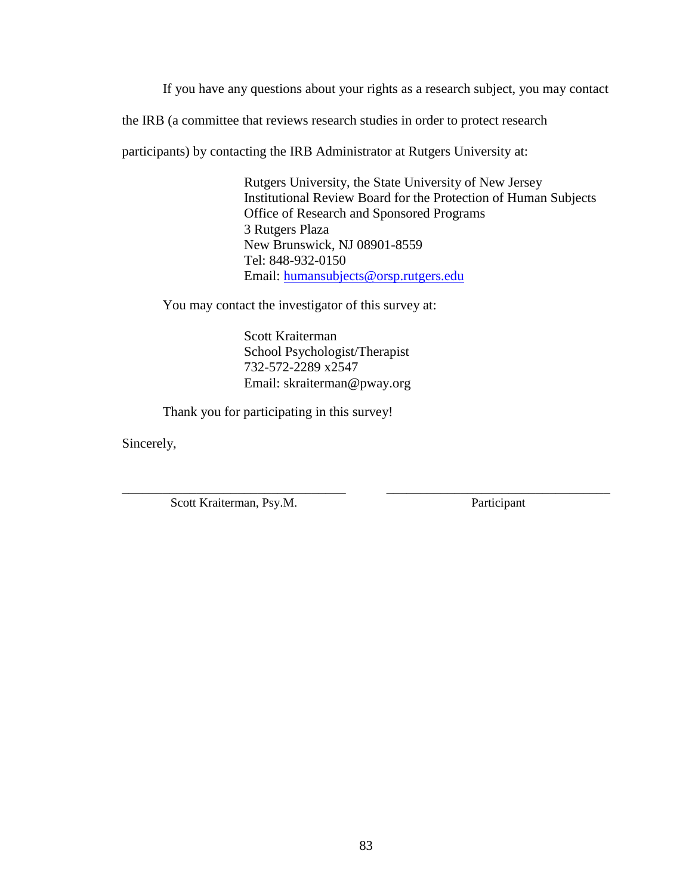If you have any questions about your rights as a research subject, you may contact the IRB (a committee that reviews research studies in order to protect research participants) by contacting the IRB Administrator at Rutgers University at:

> Rutgers University, the State University of New Jersey  
> Institutional Review Board for the Protection of Human Subjects  
> Office of Research and Sponsored Programs  
> 3 Rutgers Plaza  
> New Brunswick, NJ 08901-8559  
> Tel: 848-932-0150  
> Email: humansubjects@orsp.rutgers.edu

You may contact the investigator of this survey at:

> Scott Kraiterman  
> School Psychologist/Therapist  
> 732-572-2289 x2547  
> Email: skraiterman@pway.org

Thank you for participating in this survey!

Sincerely,

| ______________________________ | ______________________________ |
| --- | --- |
| Scott Kraiterman, Psy.M. | Participant |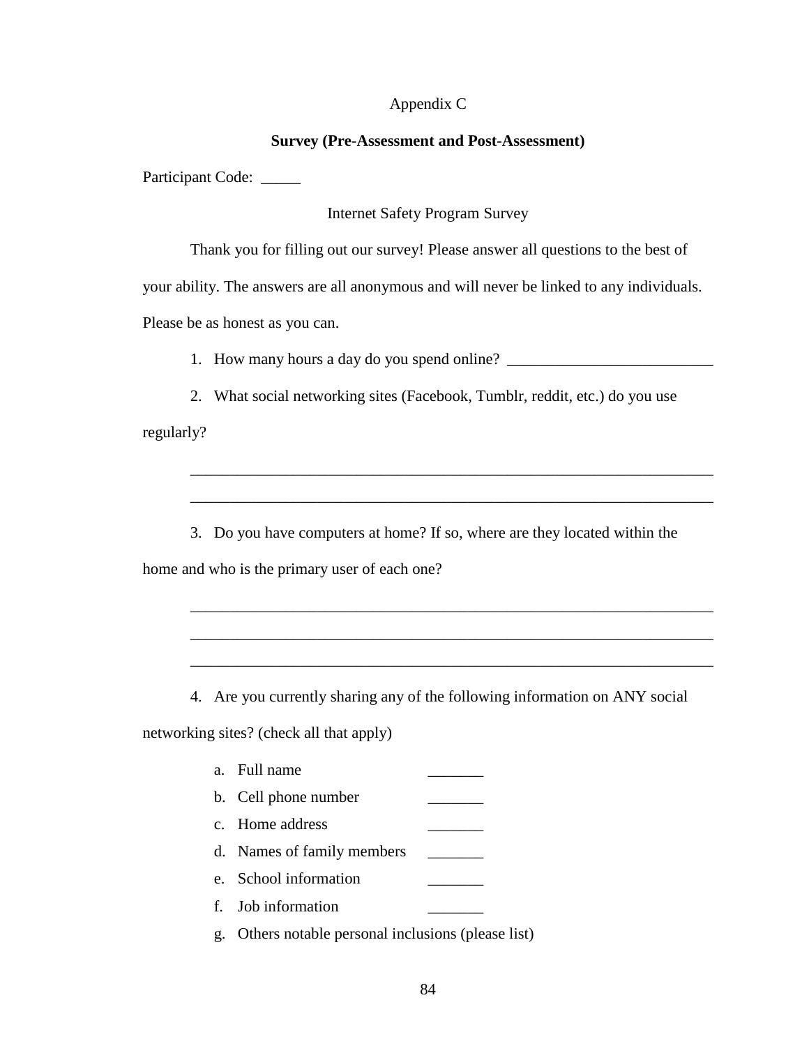Appendix C

**Survey (Pre-Assessment and Post-Assessment)**

Participant Code: _____

Internet Safety Program Survey

Thank you for filling out our survey! Please answer all questions to the best of your ability. The answers are all anonymous and will never be linked to any individuals. Please be as honest as you can.

1. How many hours a day do you spend online? __________________________

2. What social networking sites (Facebook, Tumblr, reddit, etc.) do you use regularly?

____________________________________________________________________

____________________________________________________________________

3. Do you have computers at home? If so, where are they located within the home and who is the primary user of each one?

____________________________________________________________________

____________________________________________________________________

____________________________________________________________________

4. Are you currently sharing any of the following information on ANY social networking sites? (check all that apply)

   a. Full name _______
   b. Cell phone number _______
   c. Home address _______
   d. Names of family members _______
   e. School information _______
   f. Job information _______
   g. Others notable personal inclusions (please list)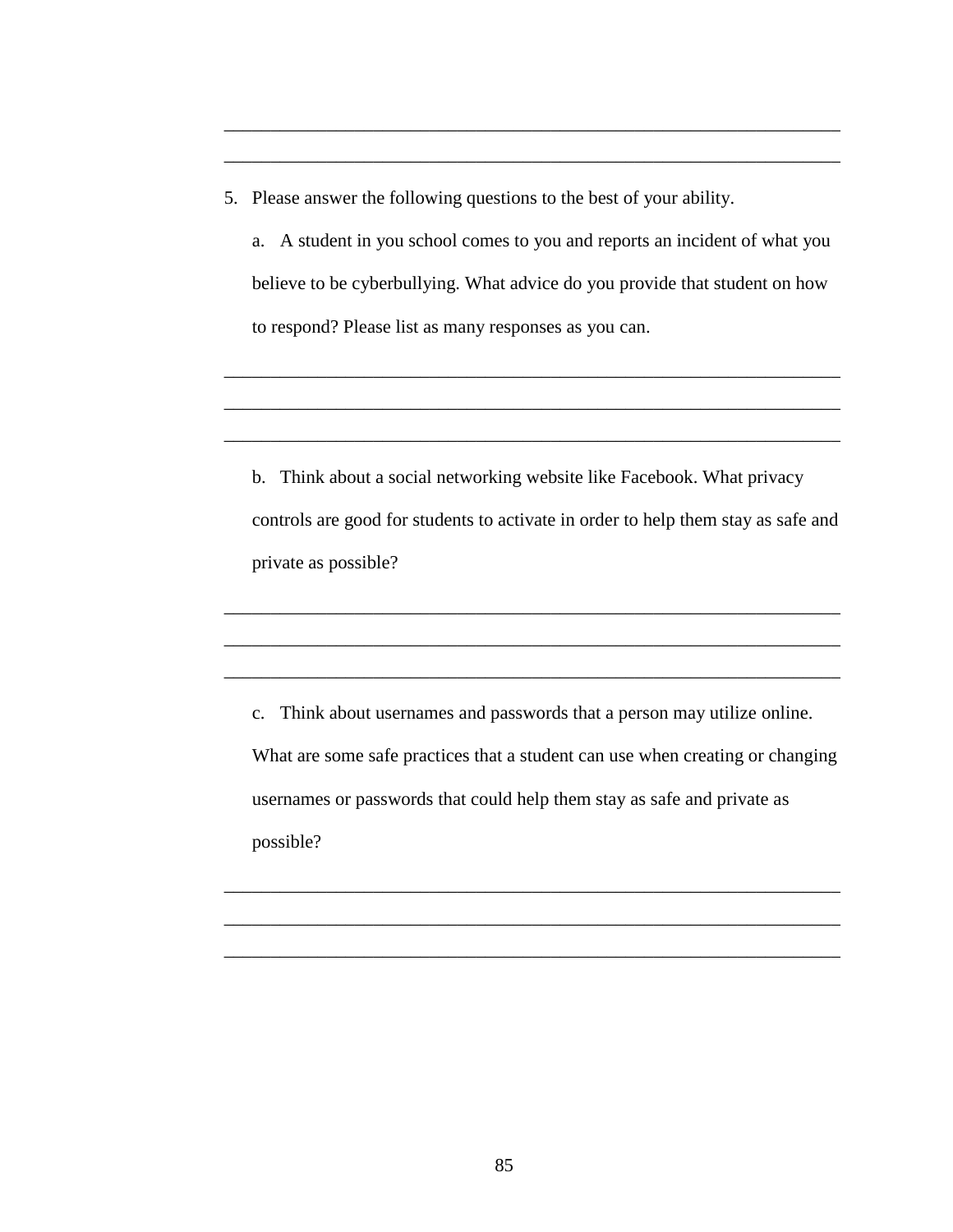___________________________________________________________________

___________________________________________________________________

5. Please answer the following questions to the best of your ability.

   a. A student in you school comes to you and reports an incident of what you believe to be cyberbullying. What advice do you provide that student on how to respond? Please list as many responses as you can.

___________________________________________________________________

___________________________________________________________________

___________________________________________________________________

   b. Think about a social networking website like Facebook. What privacy controls are good for students to activate in order to help them stay as safe and private as possible?

___________________________________________________________________

___________________________________________________________________

___________________________________________________________________

   c. Think about usernames and passwords that a person may utilize online. What are some safe practices that a student can use when creating or changing usernames or passwords that could help them stay as safe and private as possible?

___________________________________________________________________

___________________________________________________________________

___________________________________________________________________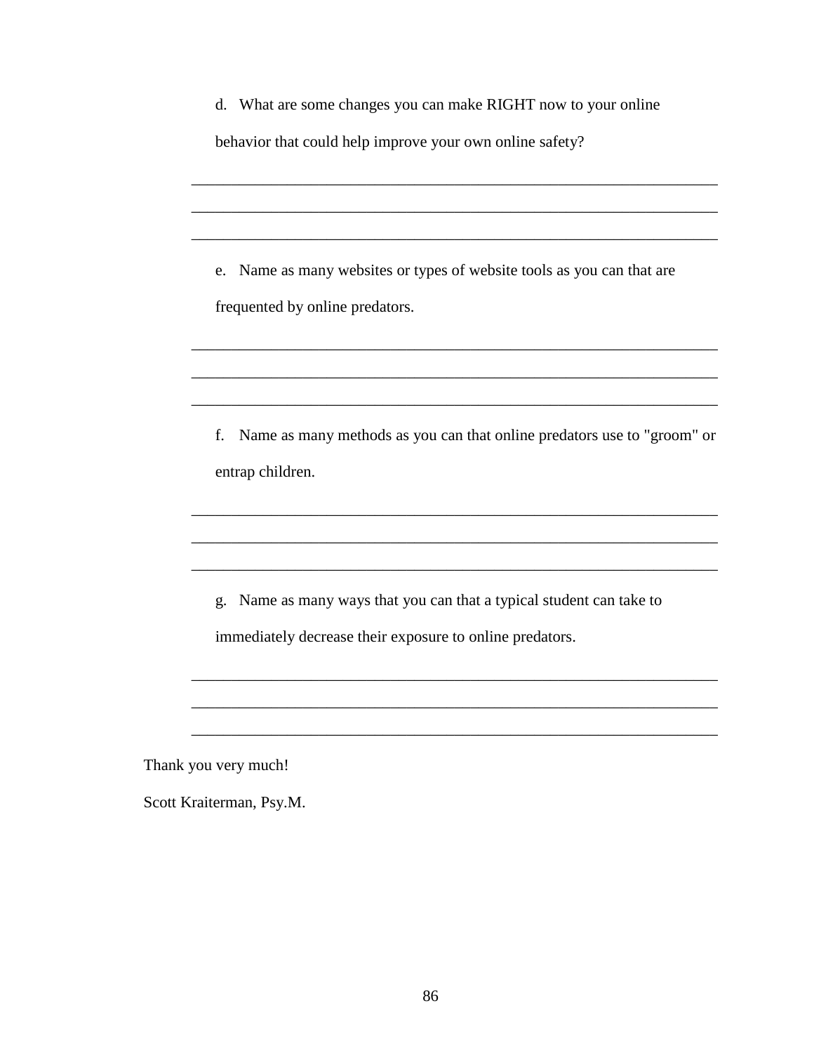d. What are some changes you can make RIGHT now to your online behavior that could help improve your own online safety?

___________________________________________________________________

___________________________________________________________________

___________________________________________________________________

e. Name as many websites or types of website tools as you can that are frequented by online predators.

___________________________________________________________________

___________________________________________________________________

___________________________________________________________________

f. Name as many methods as you can that online predators use to "groom" or entrap children.

___________________________________________________________________

___________________________________________________________________

___________________________________________________________________

g. Name as many ways that you can that a typical student can take to immediately decrease their exposure to online predators.

___________________________________________________________________

___________________________________________________________________

___________________________________________________________________

Thank you very much!

Scott Kraiterman, Psy.M.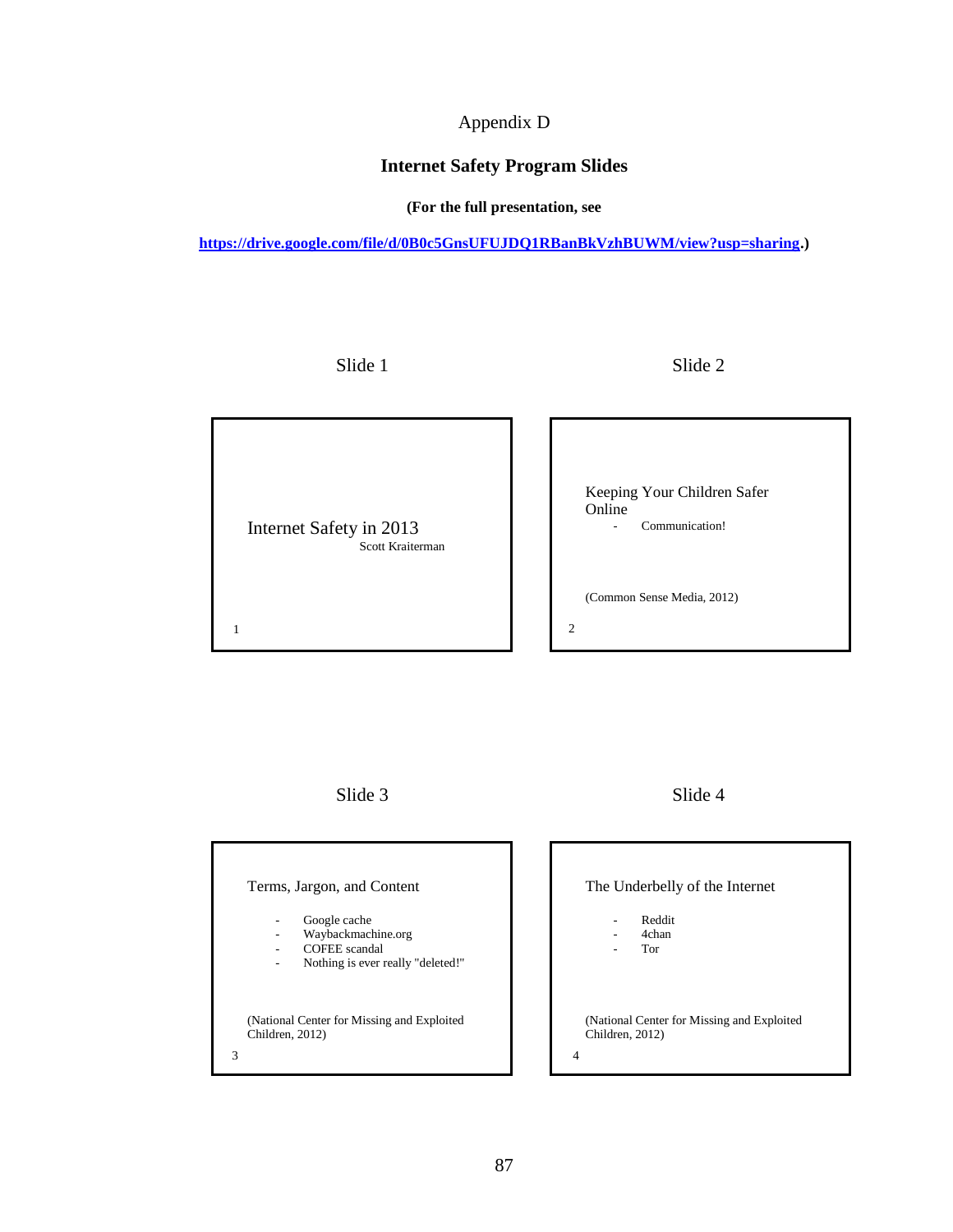Appendix D

## Internet Safety Program Slides

**(For the full presentation, see**

**https://drive.google.com/file/d/0B0c5GnsUFUJDQ1RBanBkVzhBUWM/view?usp=sharing.)**

Slide 1

Internet Safety in 2013
Scott Kraiterman

1

Slide 2

Keeping Your Children Safer Online

- Communication!

(Common Sense Media, 2012)

2

Slide 3

Terms, Jargon, and Content

- Google cache
- Waybackmachine.org
- COFEE scandal
- Nothing is ever really "deleted!"

(National Center for Missing and Exploited Children, 2012)

3

Slide 4

The Underbelly of the Internet

- Reddit
- 4chan
- Tor

(National Center for Missing and Exploited Children, 2012)

4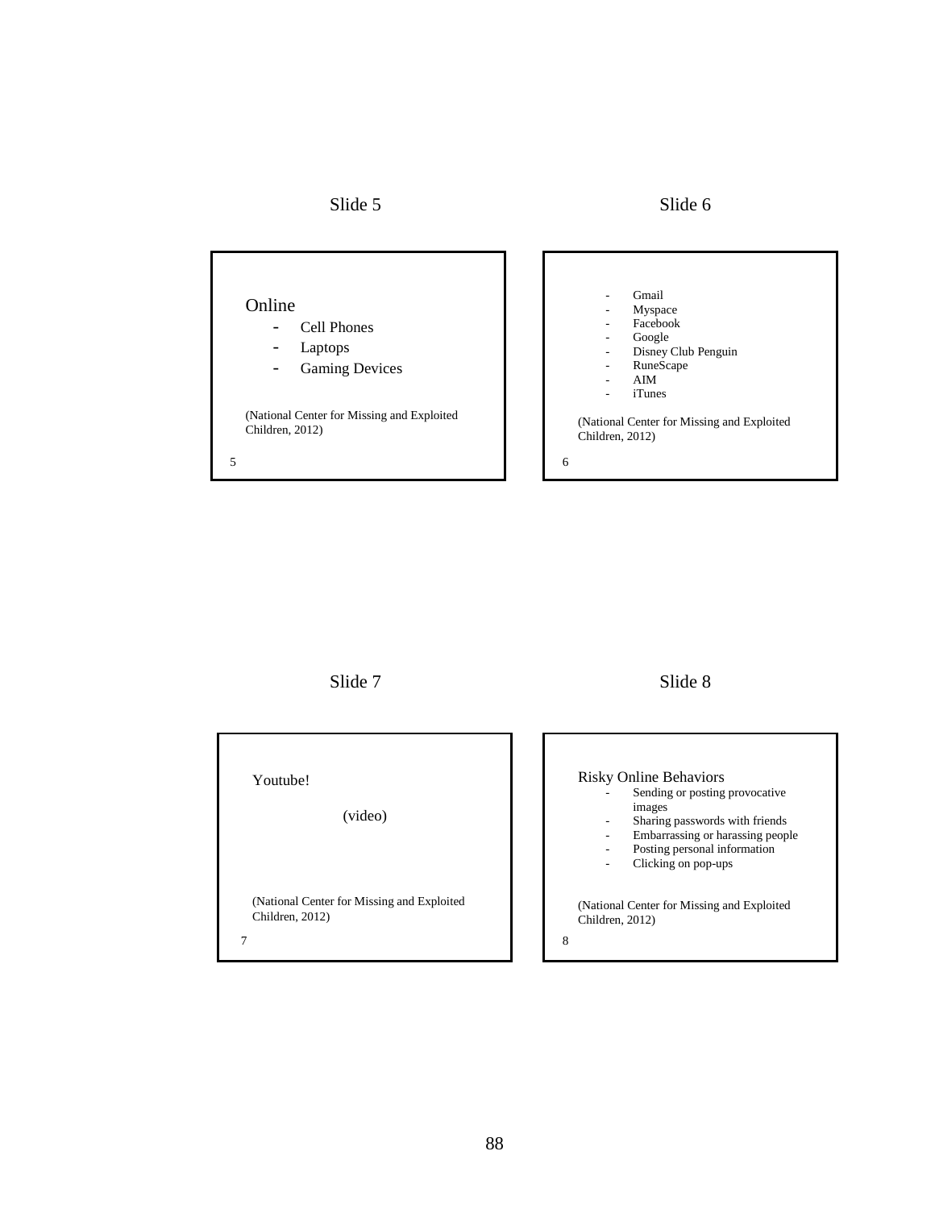Slide 5

Online
- Cell Phones
- Laptops
- Gaming Devices

(National Center for Missing and Exploited Children, 2012)

5

Slide 6

- Gmail
- Myspace
- Facebook
- Google
- Disney Club Penguin
- RuneScape
- AIM
- iTunes

(National Center for Missing and Exploited Children, 2012)

6

Slide 7

Youtube!

(video)

(National Center for Missing and Exploited Children, 2012)

7

Slide 8

Risky Online Behaviors
- Sending or posting provocative images
- Sharing passwords with friends
- Embarrassing or harassing people
- Posting personal information
- Clicking on pop-ups

(National Center for Missing and Exploited Children, 2012)

8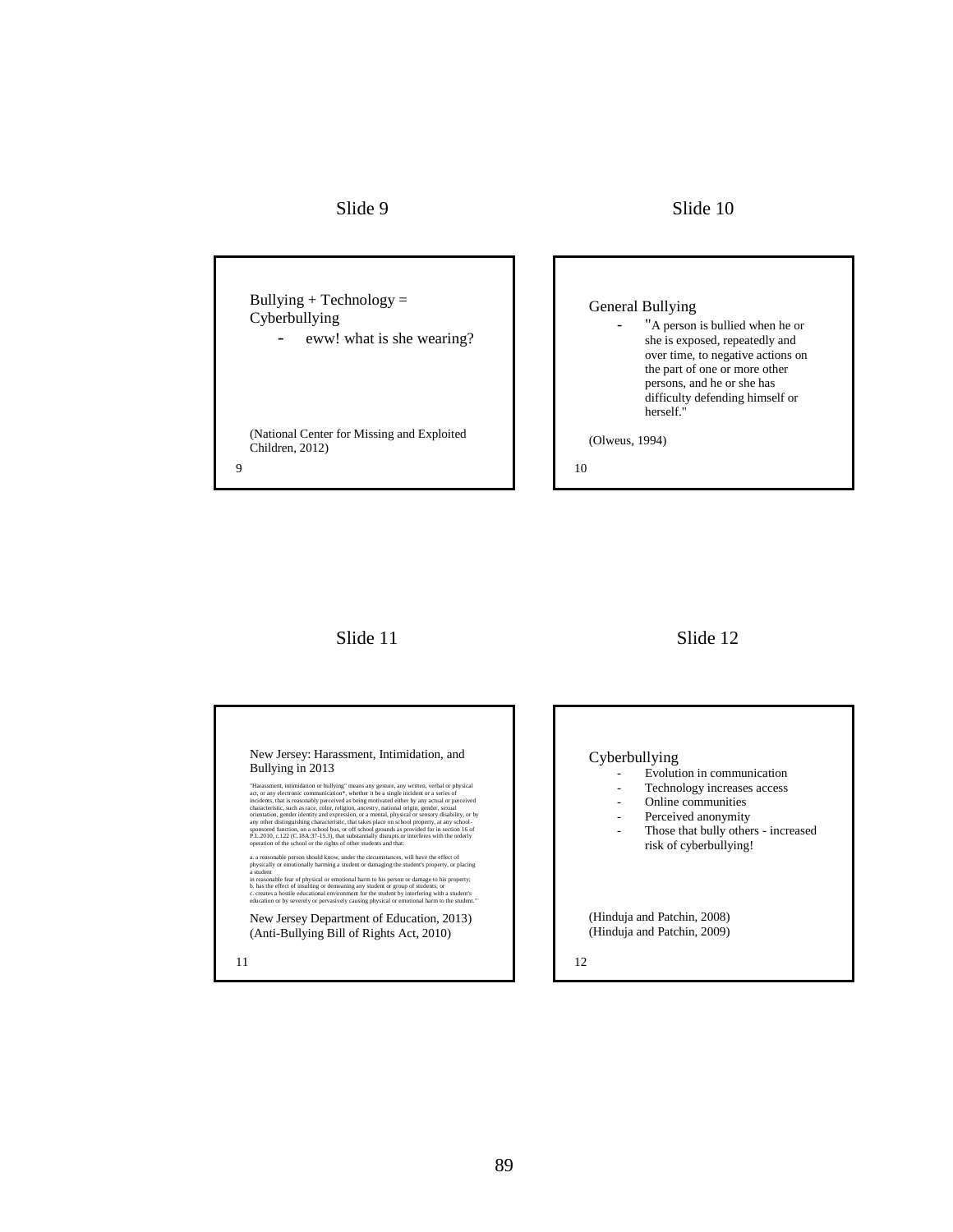Slide 9

Bullying + Technology = Cyberbullying

- eww! what is she wearing?

(National Center for Missing and Exploited Children, 2012)

9

Slide 10

General Bullying

- "A person is bullied when he or she is exposed, repeatedly and over time, to negative actions on the part of one or more other persons, and he or she has difficulty defending himself or herself."

(Olweus, 1994)

10

Slide 11

New Jersey: Harassment, Intimidation, and Bullying in 2013

"Harassment, intimidation or bullying" means any gesture, any written, verbal or physical act, or any electronic communication*, whether it be a single incident or a series of incidents, that is reasonably perceived as being motivated either by any actual or perceived characteristic, such as race, color, religion, ancestry, national origin, gender, sexual orientation, gender identity and expression, or a mental, physical or sensory disability, or by any other distinguishing characteristic, that takes place on school property, at any school-sponsored function, on a school bus, or off school grounds as provided for in section 16 of P.L.2010, c.122 (C.18A:37-15.3), that substantially disrupts or interferes with the orderly operation of the school or the rights of other students and that:

a. a reasonable person should know, under the circumstances, will have the effect of physically or emotionally harming a student or damaging the student's property, or placing a student in reasonable fear of physical or emotional harm to his person or damage to his property;
b. has the effect of insulting or demeaning any student or group of students; or
c. creates a hostile educational environment for the student by interfering with a student's education or by severely or pervasively causing physical or emotional harm to the student."

New Jersey Department of Education, 2013)
(Anti-Bullying Bill of Rights Act, 2010)

11

Slide 12

Cyberbullying

- Evolution in communication
- Technology increases access
- Online communities
- Perceived anonymity
- Those that bully others - increased risk of cyberbullying!

(Hinduja and Patchin, 2008)
(Hinduja and Patchin, 2009)

12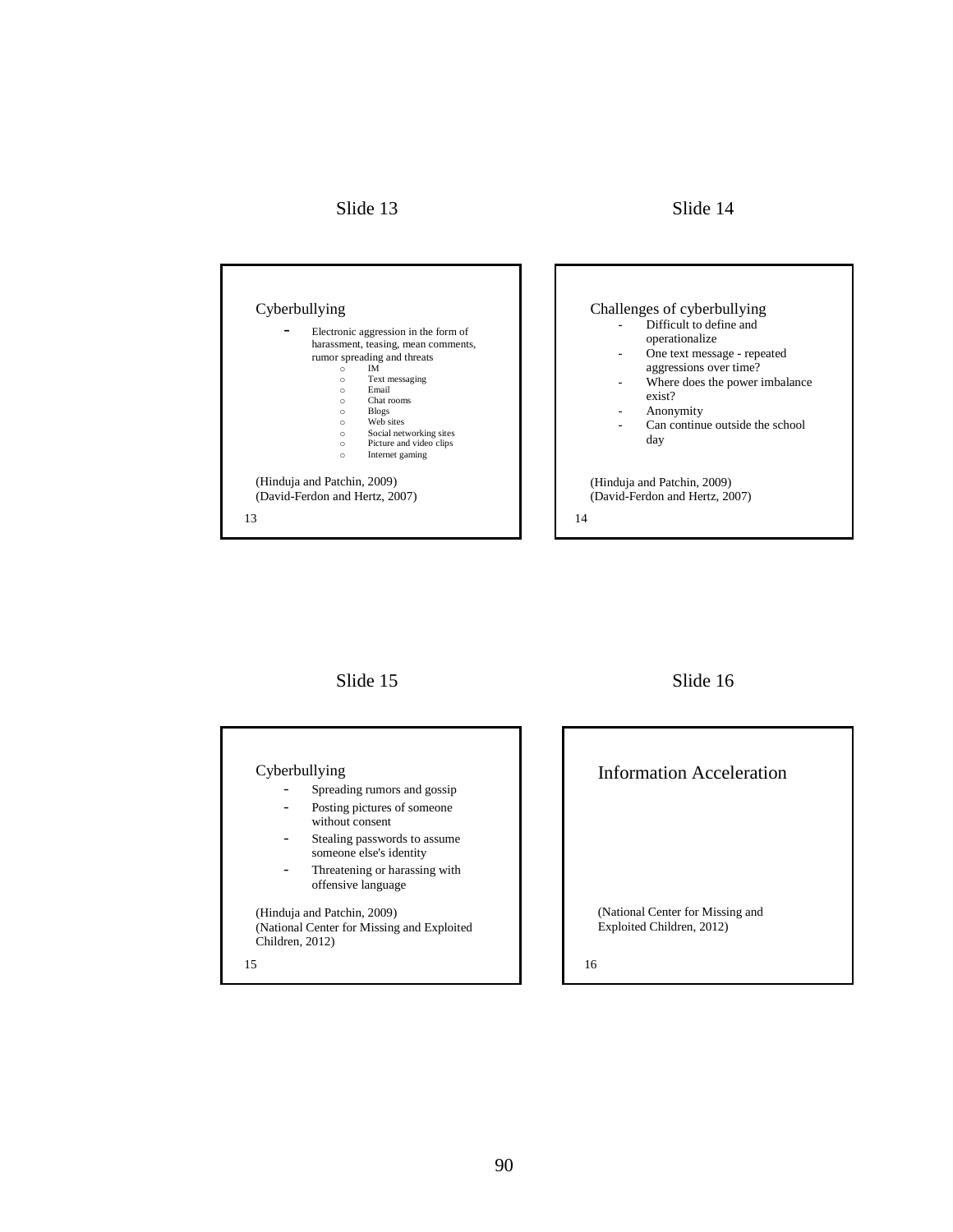Slide 13

Cyberbullying

- Electronic aggression in the form of harassment, teasing, mean comments, rumor spreading and threats
  - IM
  - Text messaging
  - Email
  - Chat rooms
  - Blogs
  - Web sites
  - Social networking sites
  - Picture and video clips
  - Internet gaming

(Hinduja and Patchin, 2009)
(David-Ferdon and Hertz, 2007)

13

Slide 14

Challenges of cyberbullying

- Difficult to define and operationalize
- One text message - repeated aggressions over time?
- Where does the power imbalance exist?
- Anonymity
- Can continue outside the school day

(Hinduja and Patchin, 2009)
(David-Ferdon and Hertz, 2007)

14

Slide 15

Cyberbullying

- Spreading rumors and gossip
- Posting pictures of someone without consent
- Stealing passwords to assume someone else's identity
- Threatening or harassing with offensive language

(Hinduja and Patchin, 2009)
(National Center for Missing and Exploited Children, 2012)

15

Slide 16

Information Acceleration

(National Center for Missing and Exploited Children, 2012)

16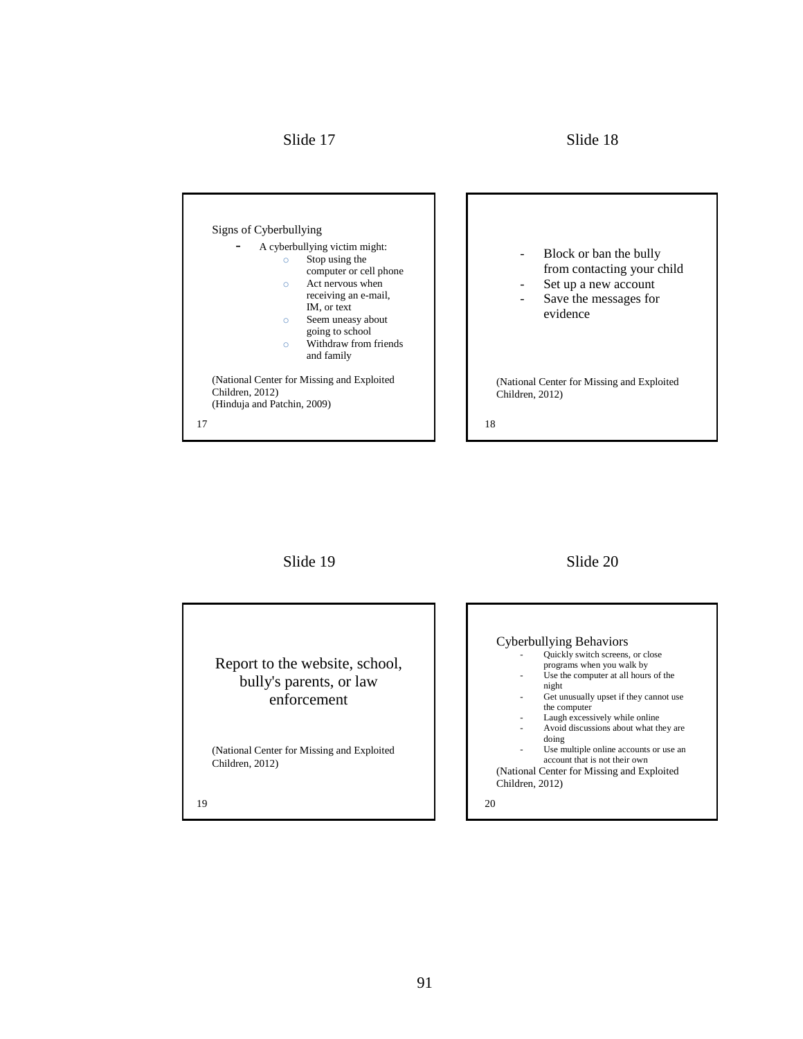Slide 17

Signs of Cyberbullying

- A cyberbullying victim might:
  - Stop using the computer or cell phone
  - Act nervous when receiving an e-mail, IM, or text
  - Seem uneasy about going to school
  - Withdraw from friends and family

(National Center for Missing and Exploited Children, 2012)
(Hinduja and Patchin, 2009)

17

Slide 18

- Block or ban the bully from contacting your child
- Set up a new account
- Save the messages for evidence

(National Center for Missing and Exploited Children, 2012)

18

Slide 19

Report to the website, school, bully's parents, or law enforcement

(National Center for Missing and Exploited Children, 2012)

19

Slide 20

Cyberbullying Behaviors

- Quickly switch screens, or close programs when you walk by
- Use the computer at all hours of the night
- Get unusually upset if they cannot use the computer
- Laugh excessively while online
- Avoid discussions about what they are doing
- Use multiple online accounts or use an account that is not their own

(National Center for Missing and Exploited Children, 2012)

20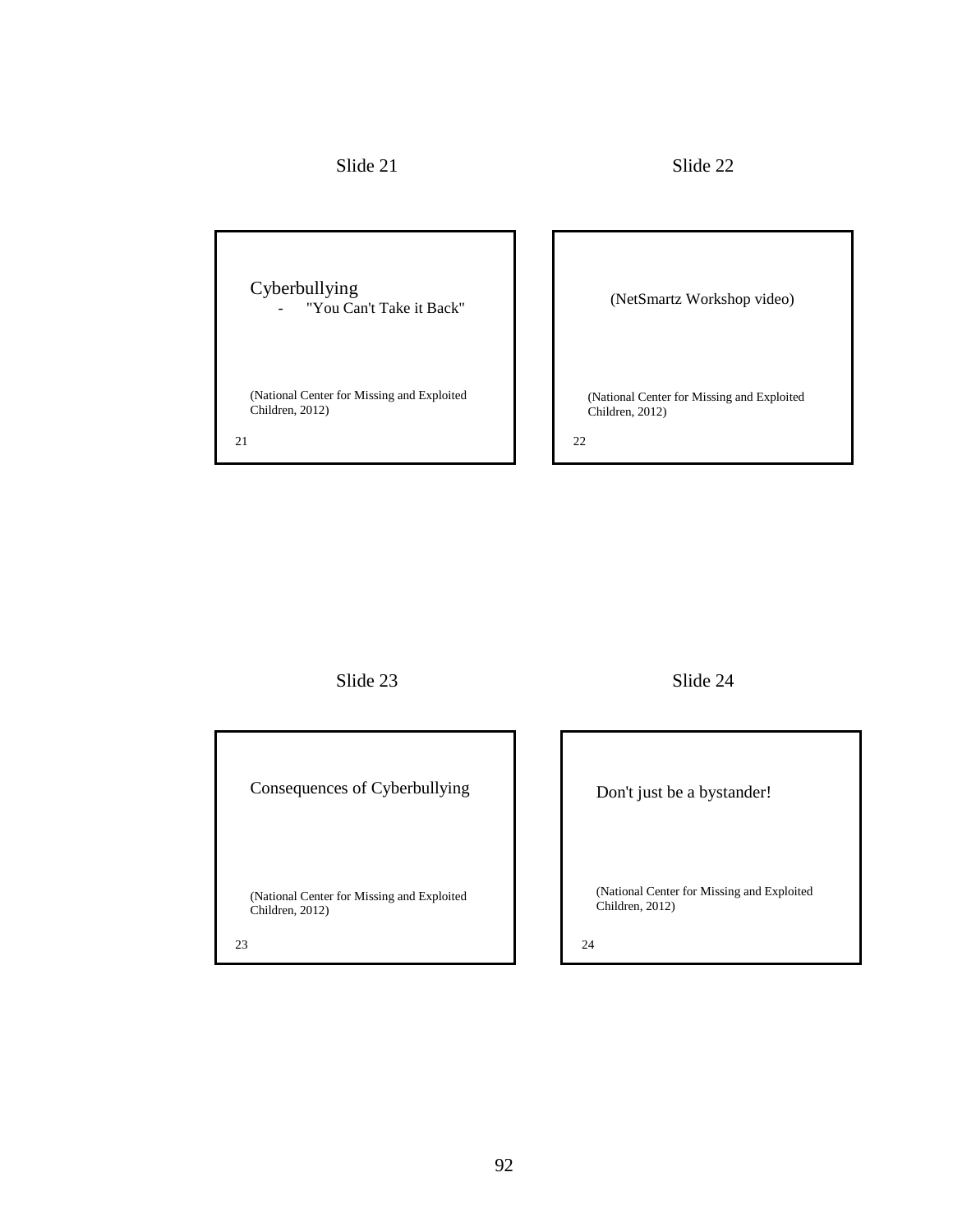Slide 21

Cyberbullying
- "You Can't Take it Back"

(National Center for Missing and Exploited Children, 2012)

21

Slide 22

(NetSmartz Workshop video)

(National Center for Missing and Exploited Children, 2012)

22

Slide 23

Consequences of Cyberbullying

(National Center for Missing and Exploited Children, 2012)

23

Slide 24

Don't just be a bystander!

(National Center for Missing and Exploited Children, 2012)

24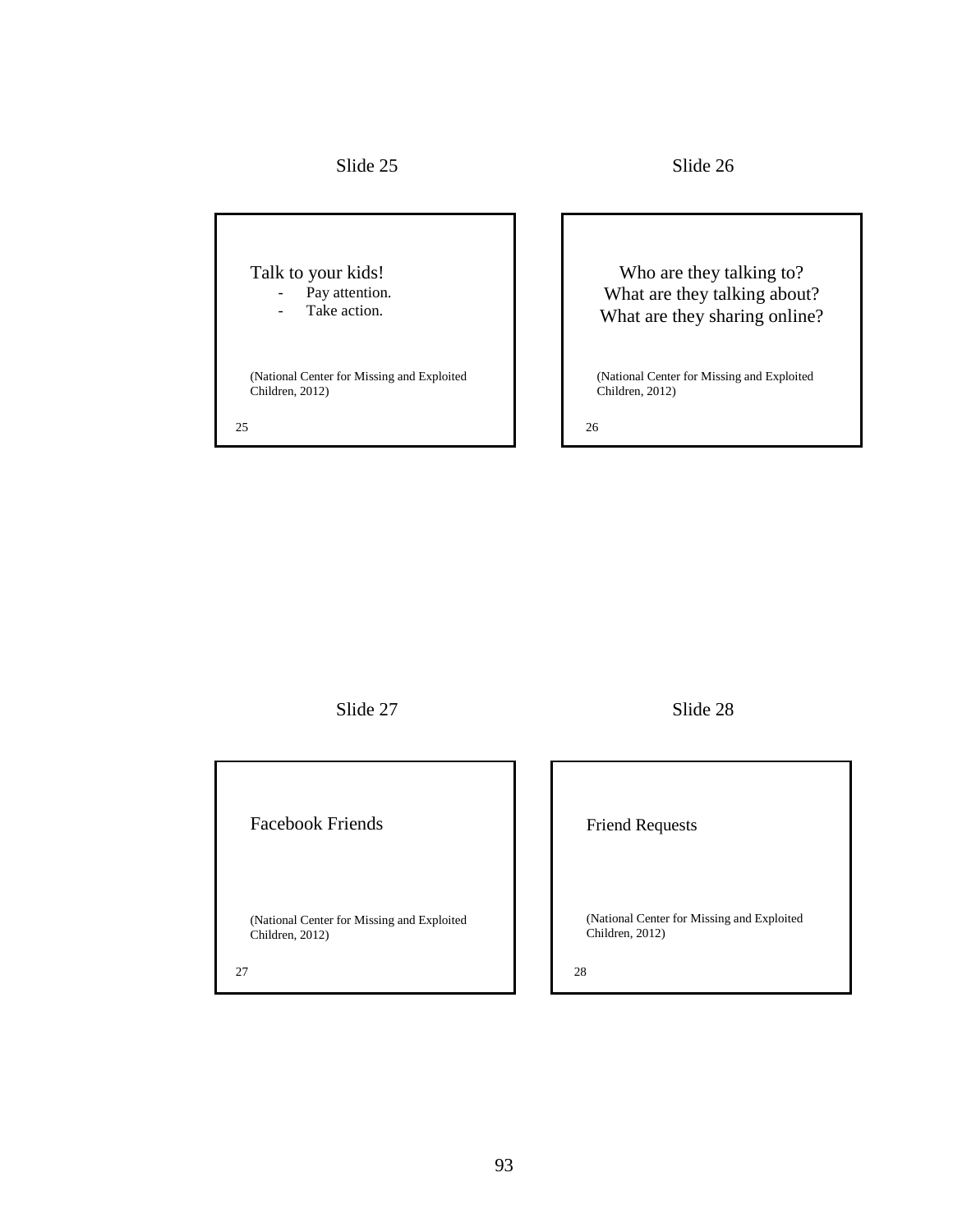Slide 25

Talk to your kids!

- Pay attention.
- Take action.

(National Center for Missing and Exploited Children, 2012)

25

Slide 26

Who are they talking to?
What are they talking about?
What are they sharing online?

(National Center for Missing and Exploited Children, 2012)

26

Slide 27

Facebook Friends

(National Center for Missing and Exploited Children, 2012)

27

Slide 28

Friend Requests

(National Center for Missing and Exploited Children, 2012)

28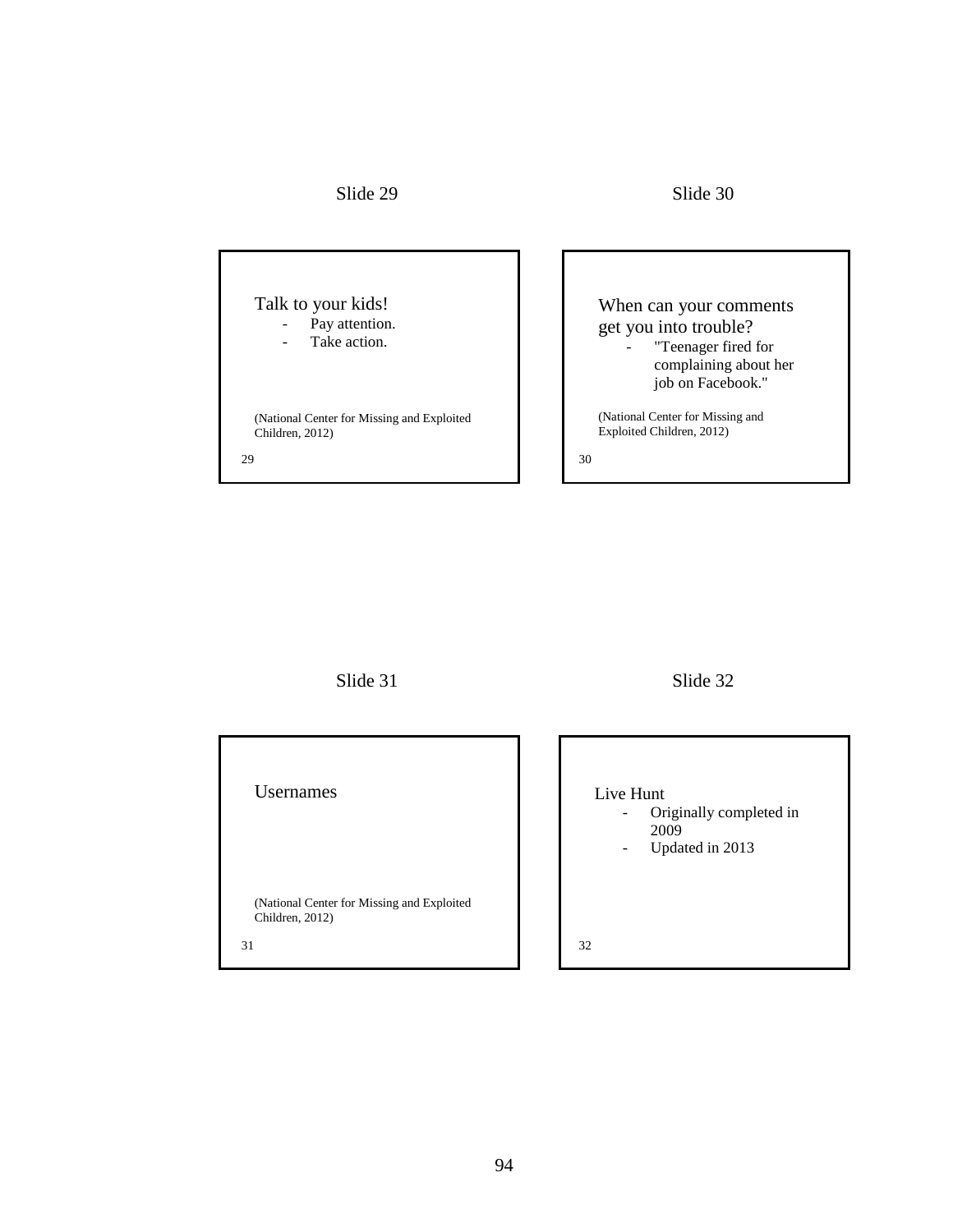Slide 29

Talk to your kids!

- Pay attention.
- Take action.

(National Center for Missing and Exploited Children, 2012)

29

Slide 30

When can your comments get you into trouble?

- "Teenager fired for complaining about her job on Facebook."

(National Center for Missing and Exploited Children, 2012)

30

Slide 31

Usernames

(National Center for Missing and Exploited Children, 2012)

31

Slide 32

Live Hunt

- Originally completed in 2009
- Updated in 2013

32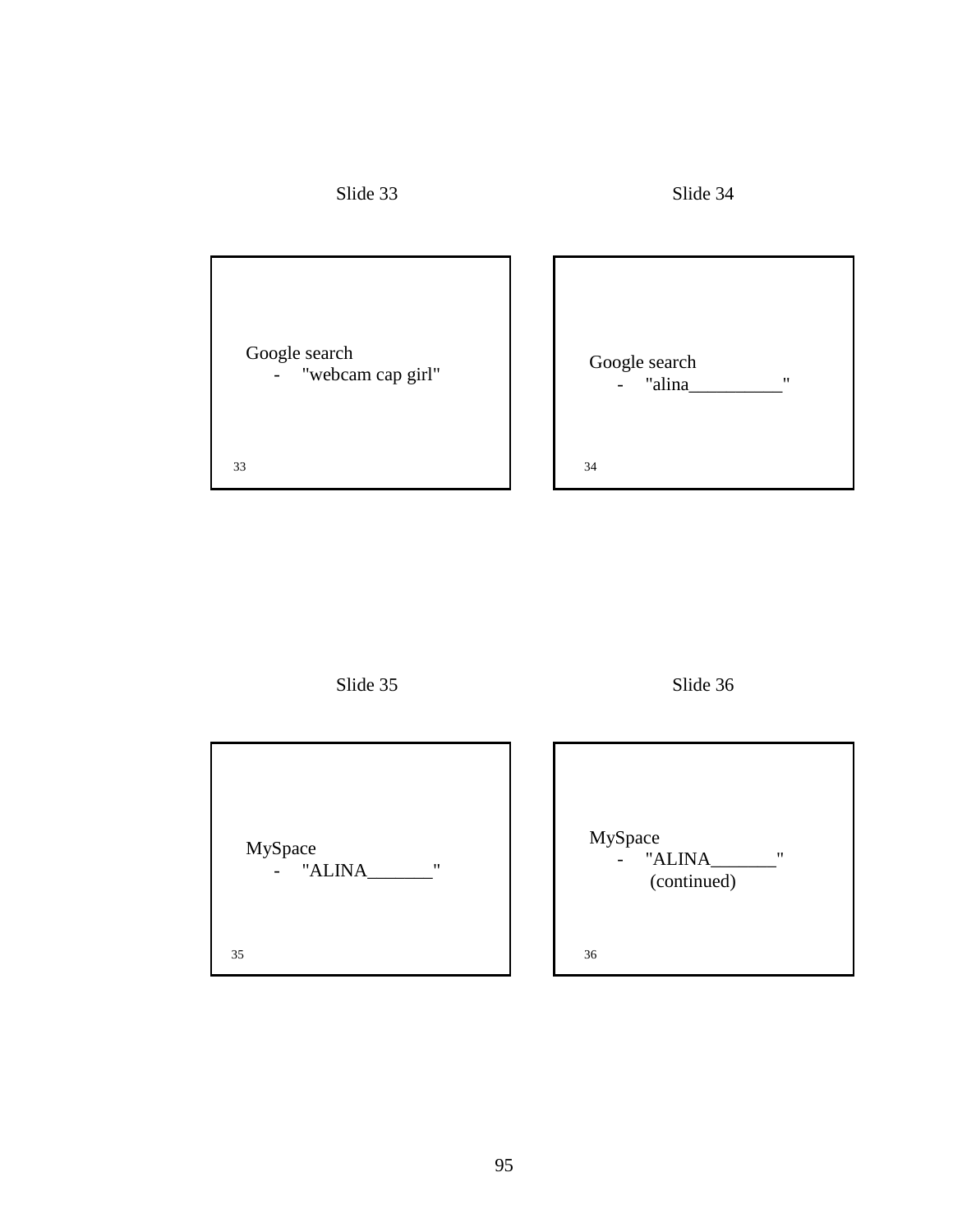Slide 33

Google search
- "webcam cap girl"

33

Slide 34

Google search
- "alina__________"

34

Slide 35

MySpace
- "ALINA_______"

35

Slide 36

MySpace
- "ALINA_______" (continued)

36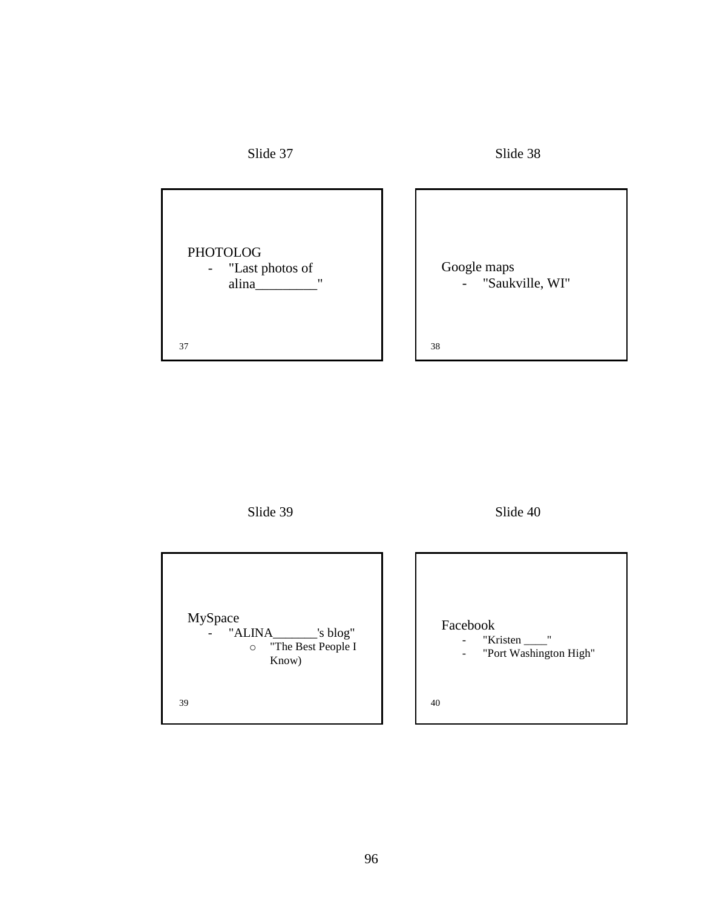Slide 37

PHOTOLOG
- "Last photos of alina_________"

37

Slide 38

Google maps
- "Saukville, WI"

38

Slide 39

MySpace
- "ALINA_______'s blog"
    - "The Best People I Know)

39

Slide 40

Facebook
- "Kristen ____"
- "Port Washington High"

40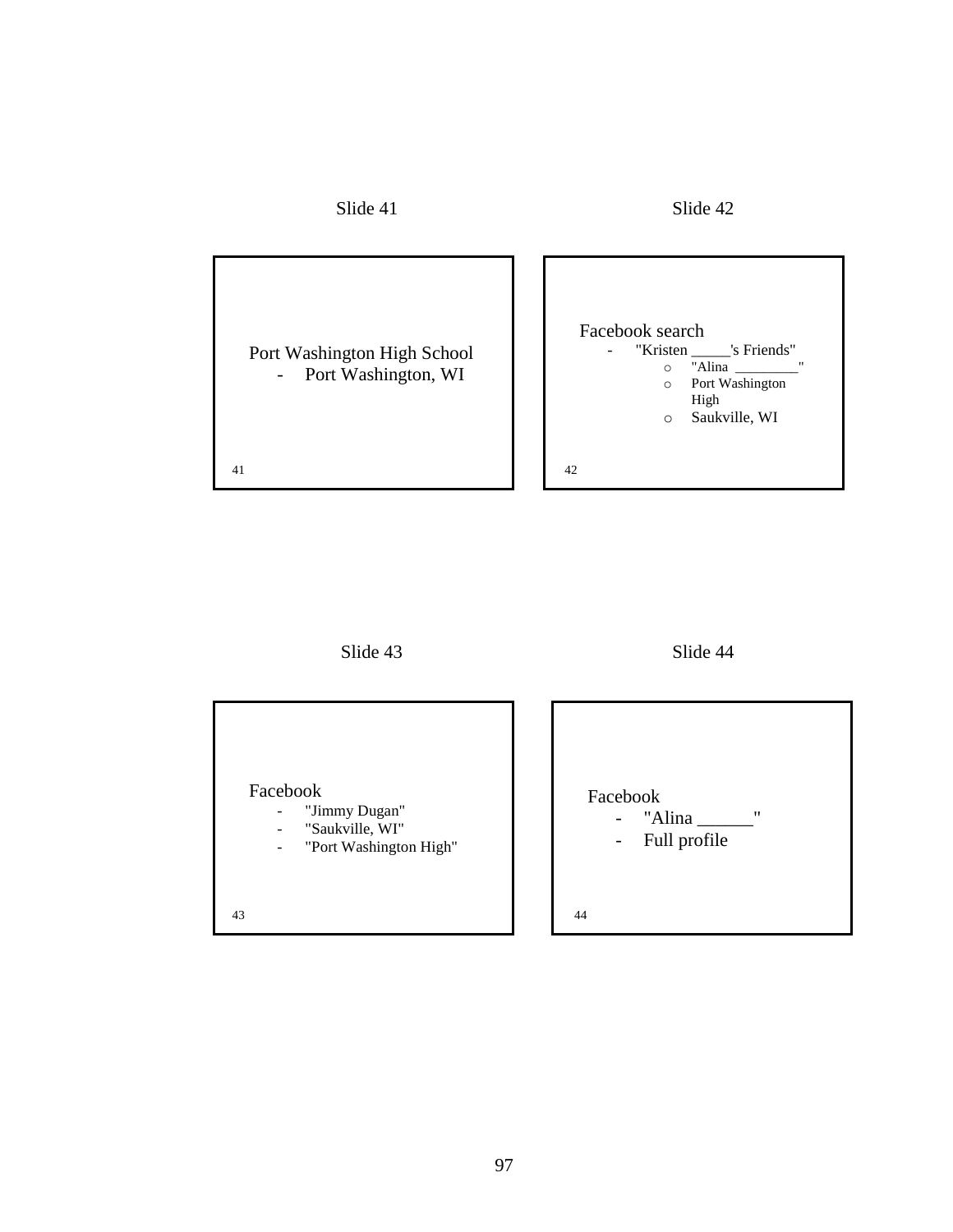Slide 41

Port Washington High School

- Port Washington, WI

41

Slide 42

Facebook search

- "Kristen _____'s Friends"
  - "Alina _________"
  - Port Washington High
  - Saukville, WI

42

Slide 43

Facebook

- "Jimmy Dugan"
- "Saukville, WI"
- "Port Washington High"

43

Slide 44

Facebook

- "Alina ______"
- Full profile

44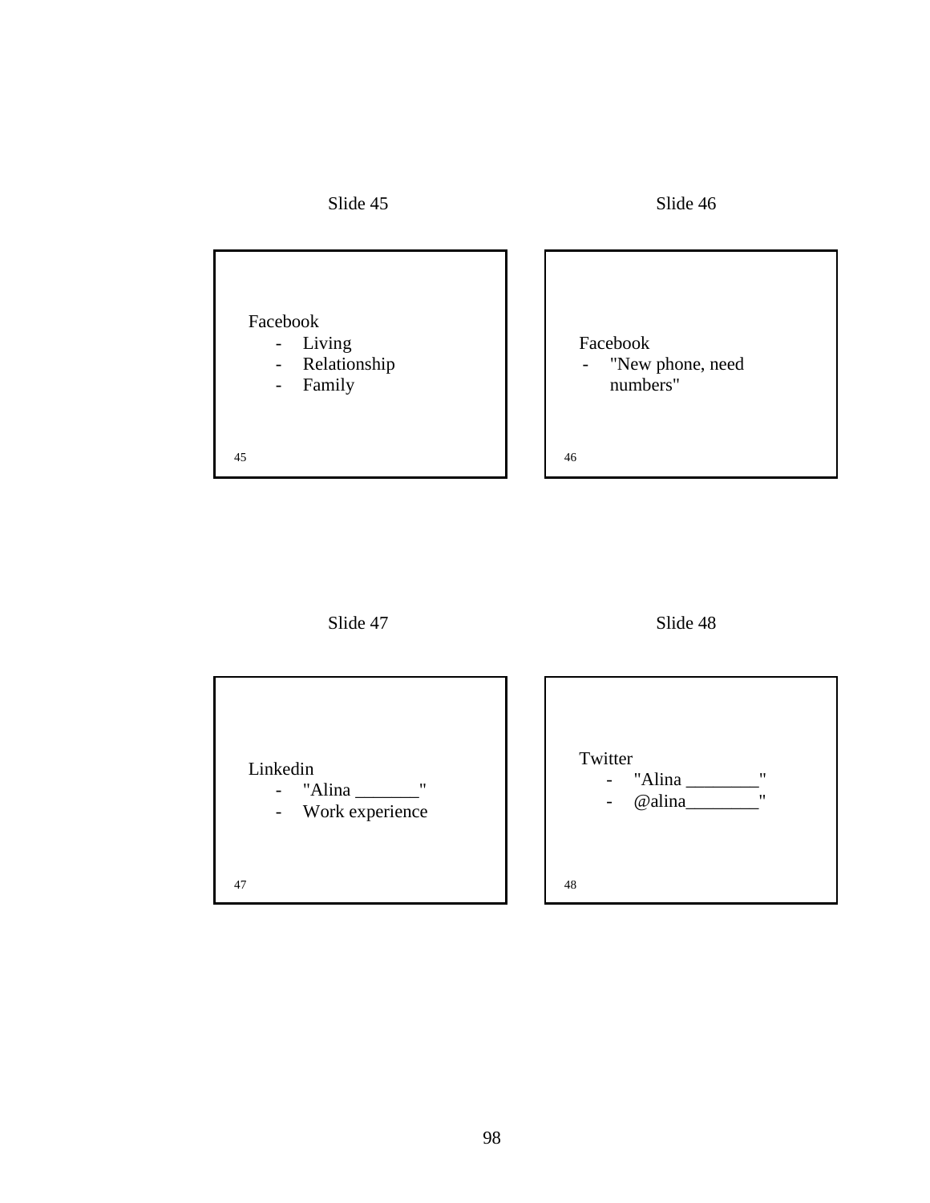Slide 45

Facebook

- Living
- Relationship
- Family

45

Slide 46

Facebook

- "New phone, need numbers"

46

Slide 47

Linkedin

- "Alina _______"
- Work experience

47

Slide 48

Twitter

- "Alina ________"
- @alina________"

48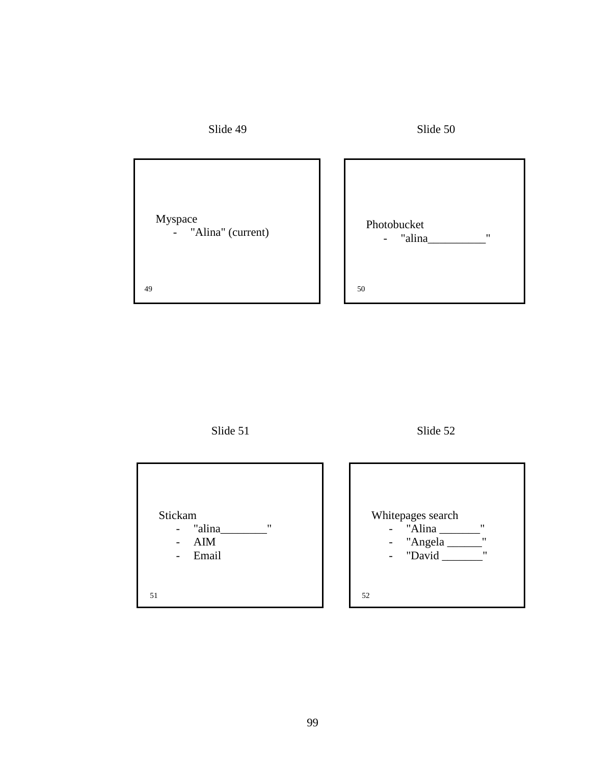Slide 49

Myspace
- "Alina" (current)

49

Slide 50

Photobucket
- "alina__________"

50

Slide 51

Stickam
- "alina________"
- AIM
- Email

51

Slide 52

Whitepages search
- "Alina _______"
- "Angela ______"
- "David _______"

52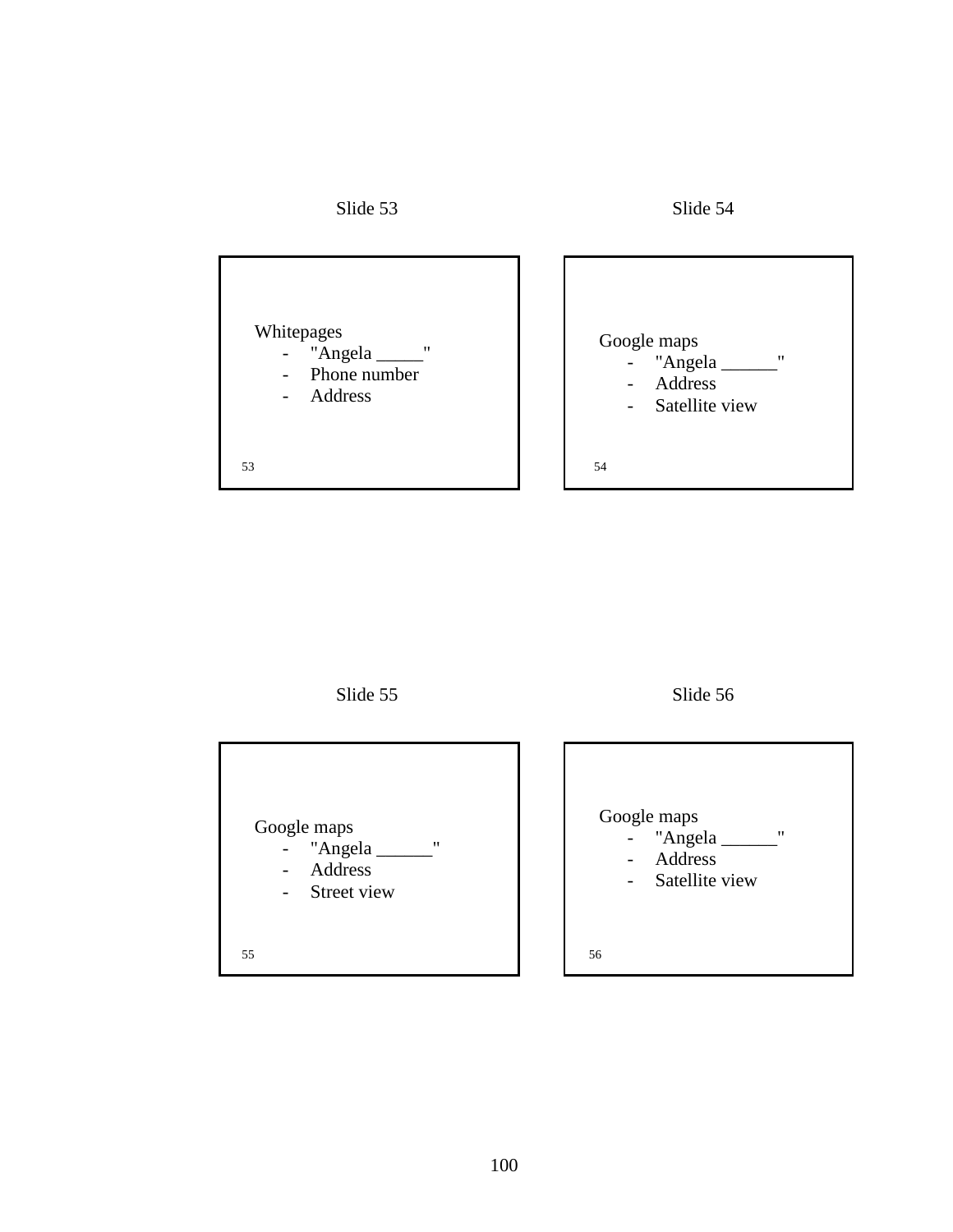Slide 53

Whitepages

- "Angela _____"
- Phone number
- Address

53

Slide 54

Google maps

- "Angela ______"
- Address
- Satellite view

54

Slide 55

Google maps

- "Angela ______"
- Address
- Street view

55

Slide 56

Google maps

- "Angela ______"
- Address
- Satellite view

56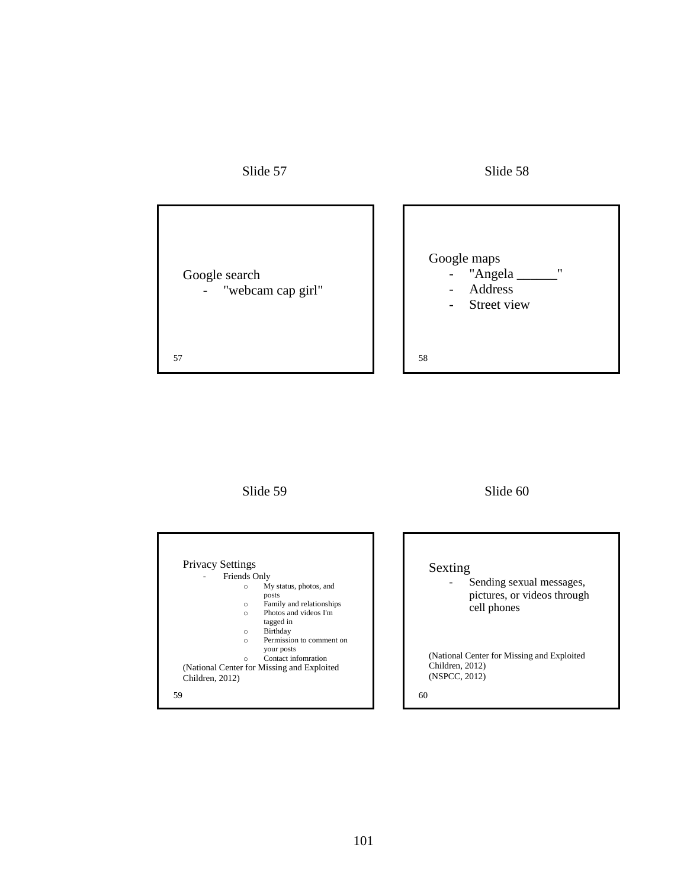Slide 57

Google search
- "webcam cap girl"

57

Slide 58

Google maps
- "Angela ______"
- Address
- Street view

58

Slide 59

Privacy Settings
- Friends Only
  - My status, photos, and posts
  - Family and relationships
  - Photos and videos I'm tagged in
  - Birthday
  - Permission to comment on your posts
  - Contact infomration

(National Center for Missing and Exploited Children, 2012)

59

Slide 60

Sexting
- Sending sexual messages, pictures, or videos through cell phones

(National Center for Missing and Exploited Children, 2012)
(NSPCC, 2012)

60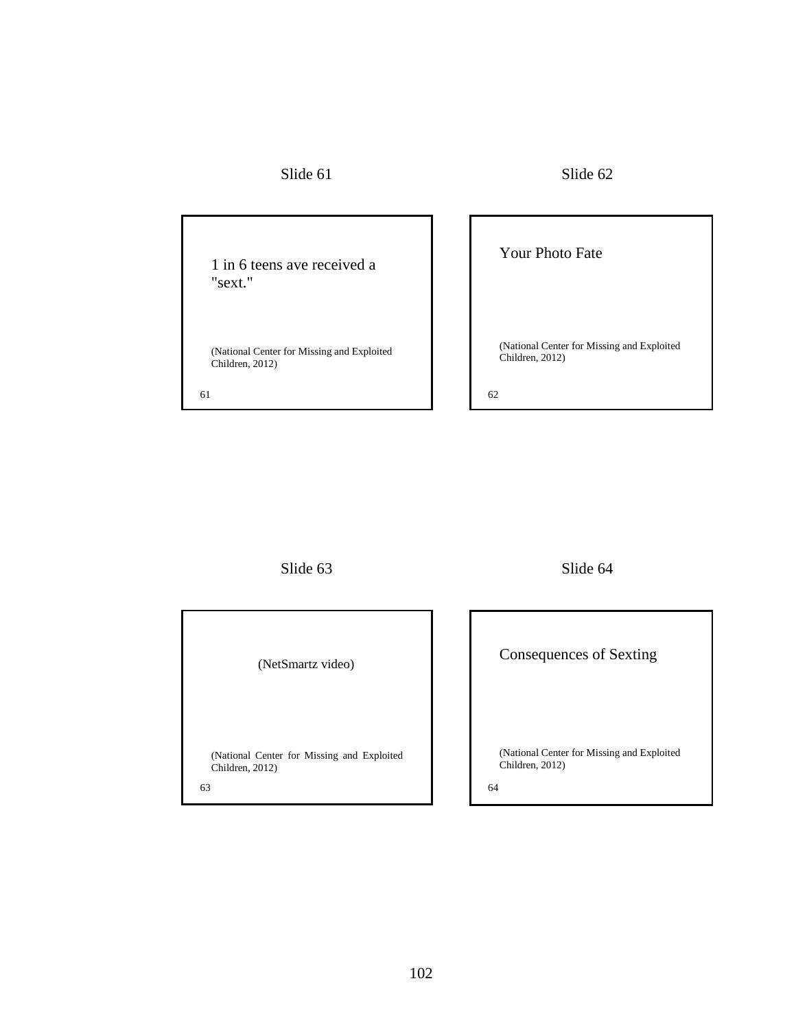Slide 61

1 in 6 teens ave received a "sext."

(National Center for Missing and Exploited Children, 2012)

61

Slide 62

Your Photo Fate

(National Center for Missing and Exploited Children, 2012)

62

Slide 63

(NetSmartz video)

(National Center for Missing and Exploited Children, 2012)

63

Slide 64

Consequences of Sexting

(National Center for Missing and Exploited Children, 2012)

64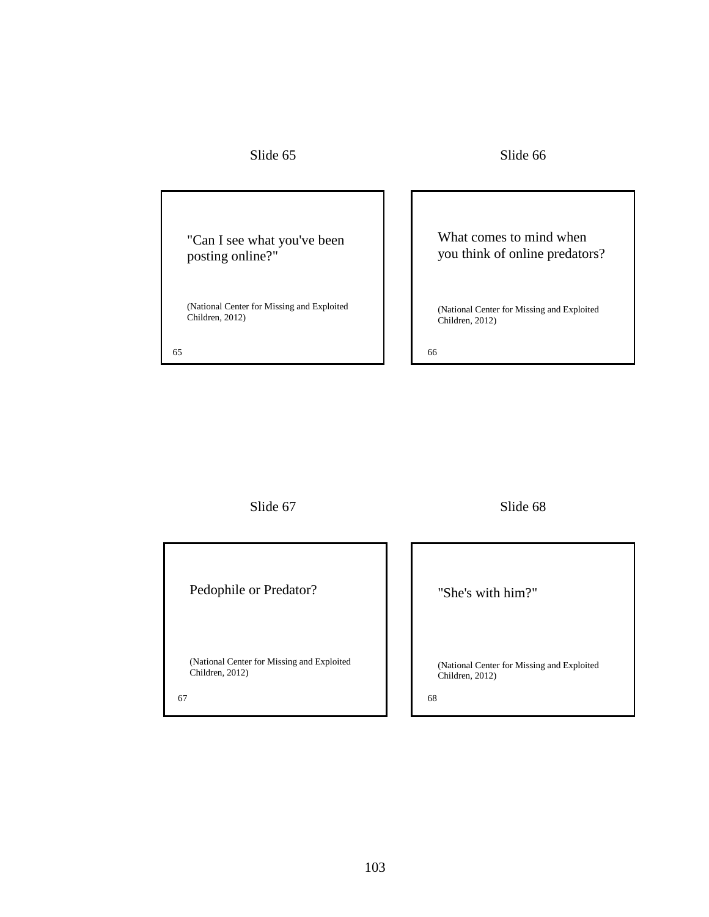Slide 65

"Can I see what you've been posting online?"

(National Center for Missing and Exploited Children, 2012)

65

Slide 66

What comes to mind when you think of online predators?

(National Center for Missing and Exploited Children, 2012)

66

Slide 67

Pedophile or Predator?

(National Center for Missing and Exploited Children, 2012)

67

Slide 68

"She's with him?"

(National Center for Missing and Exploited Children, 2012)

68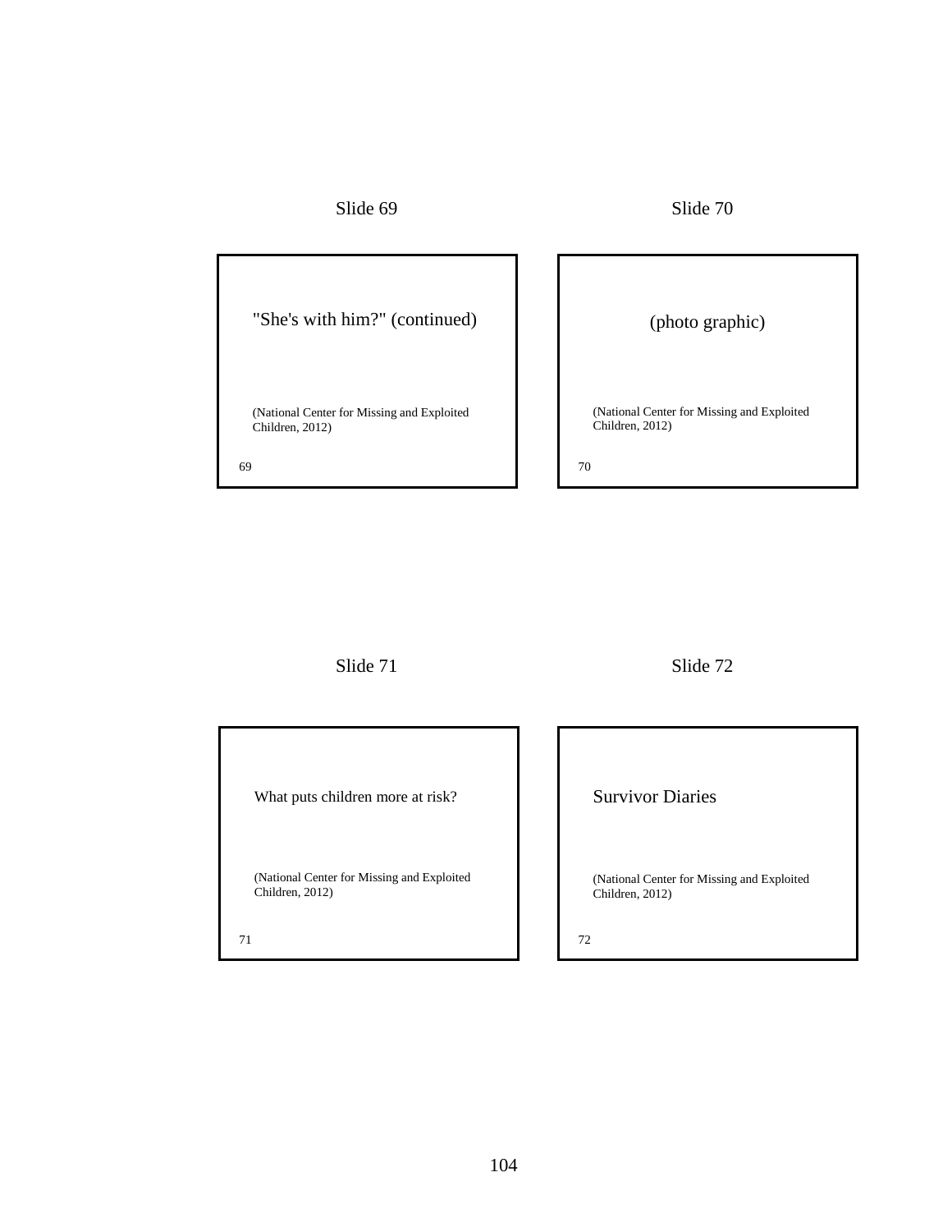Slide 69

"She's with him?" (continued)

(National Center for Missing and Exploited Children, 2012)

69

Slide 70

(photo graphic)

(National Center for Missing and Exploited Children, 2012)

70

Slide 71

What puts children more at risk?

(National Center for Missing and Exploited Children, 2012)

71

Slide 72

Survivor Diaries

(National Center for Missing and Exploited Children, 2012)

72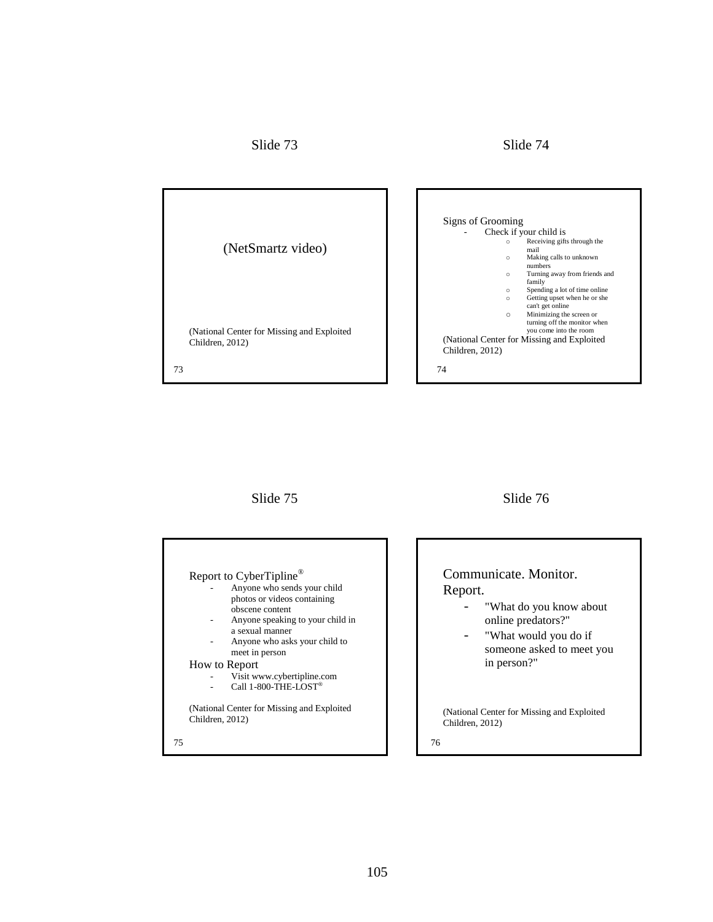Slide 73

(NetSmartz video)

(National Center for Missing and Exploited Children, 2012)

73

Slide 74

Signs of Grooming

- Check if your child is
  - Receiving gifts through the mail
  - Making calls to unknown numbers
  - Turning away from friends and family
  - Spending a lot of time online
  - Getting upset when he or she can't get online
  - Minimizing the screen or turning off the monitor when you come into the room

(National Center for Missing and Exploited Children, 2012)

74

Slide 75

Report to CyberTipline®

- Anyone who sends your child photos or videos containing obscene content
- Anyone speaking to your child in a sexual manner
- Anyone who asks your child to meet in person

How to Report

- Visit www.cybertipline.com
- Call 1-800-THE-LOST®

(National Center for Missing and Exploited Children, 2012)

75

Slide 76

Communicate. Monitor. Report.

- "What do you know about online predators?"
- "What would you do if someone asked to meet you in person?"

(National Center for Missing and Exploited Children, 2012)

76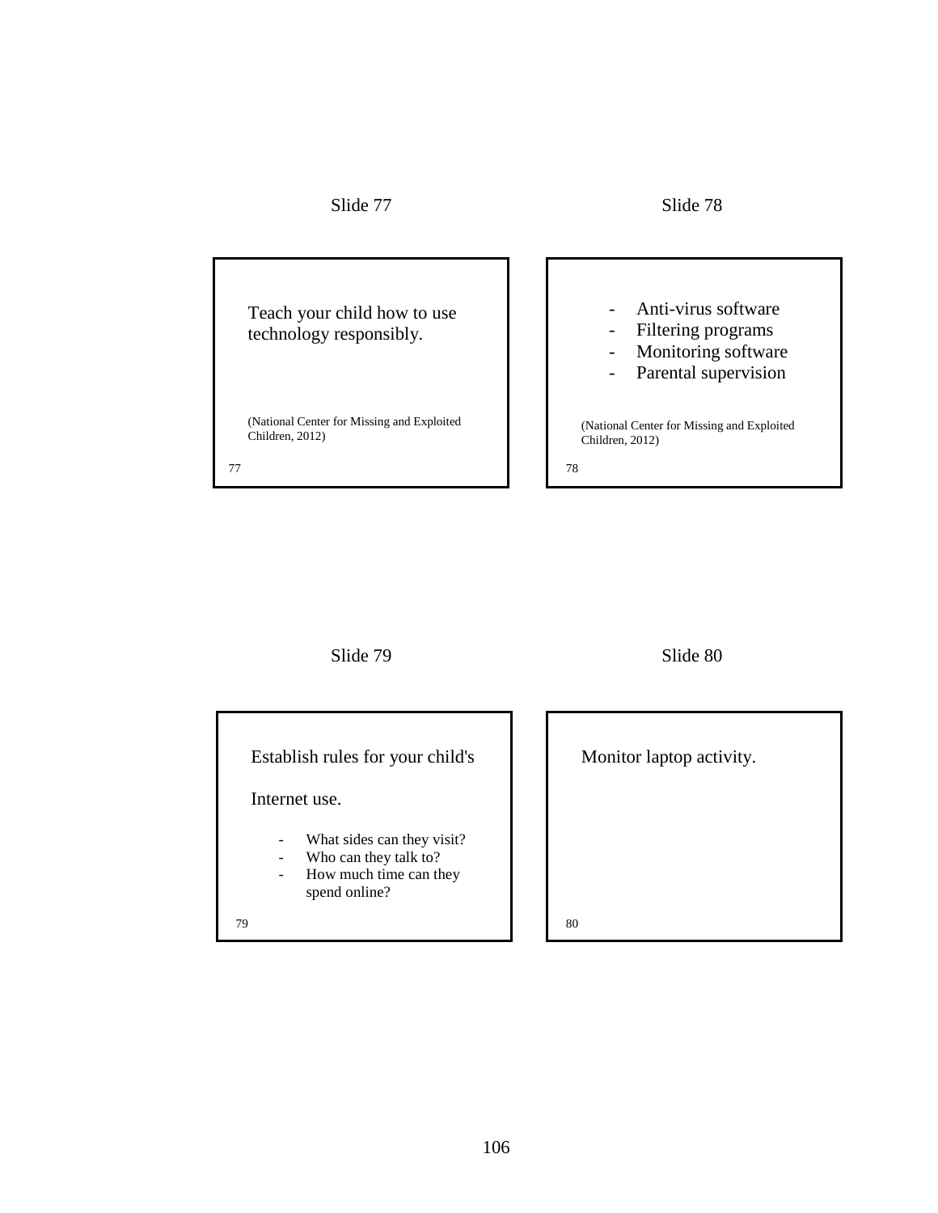Slide 77

Teach your child how to use technology responsibly.

(National Center for Missing and Exploited Children, 2012)

77

Slide 78

- Anti-virus software
- Filtering programs
- Monitoring software
- Parental supervision

(National Center for Missing and Exploited Children, 2012)

78

Slide 79

Establish rules for your child's

Internet use.

- What sides can they visit?
- Who can they talk to?
- How much time can they spend online?

79

Slide 80

Monitor laptop activity.

80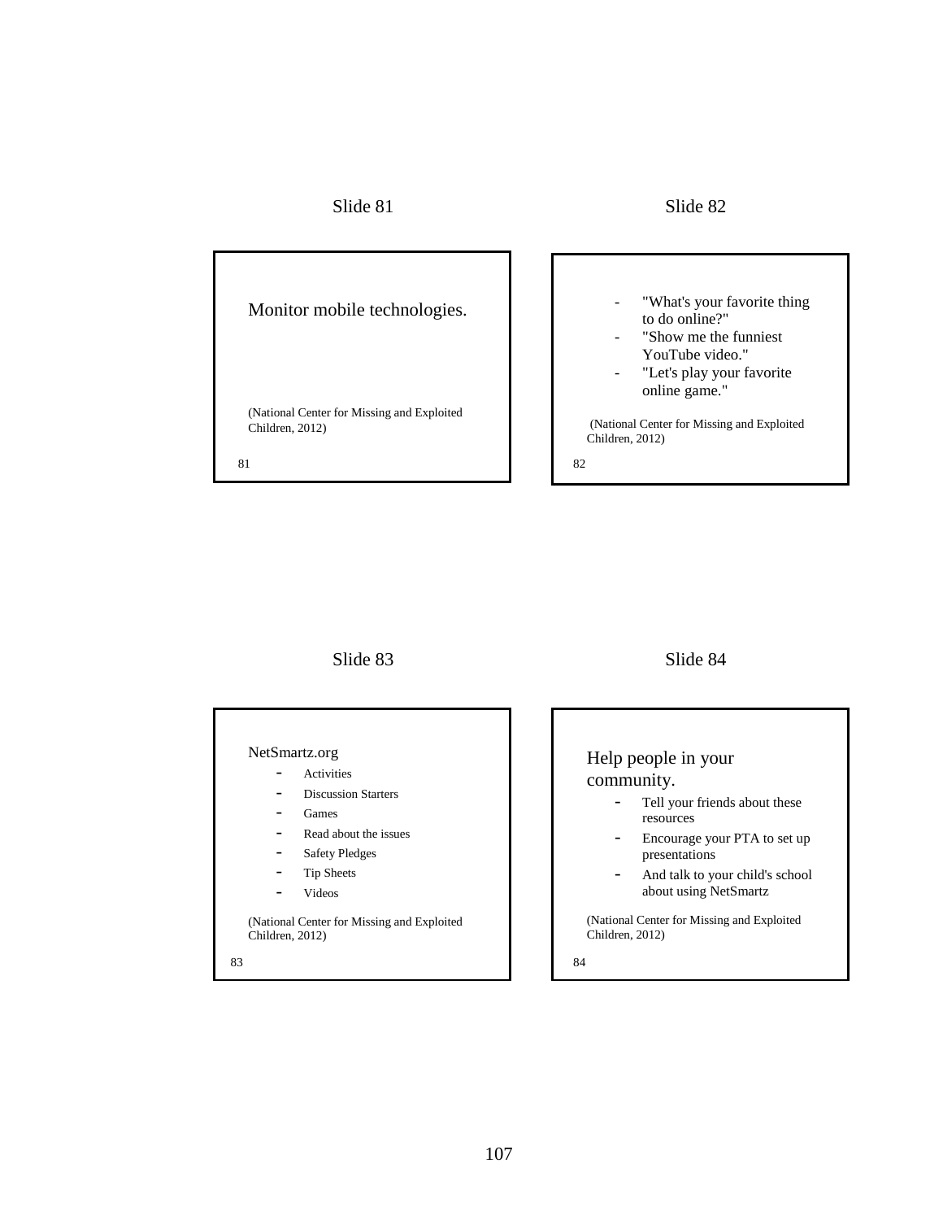Slide 81

Monitor mobile technologies.

(National Center for Missing and Exploited Children, 2012)

81

Slide 82

- "What's your favorite thing to do online?"
- "Show me the funniest YouTube video."
- "Let's play your favorite online game."

(National Center for Missing and Exploited Children, 2012)

82

Slide 83

NetSmartz.org

- Activities
- Discussion Starters
- Games
- Read about the issues
- Safety Pledges
- Tip Sheets
- Videos

(National Center for Missing and Exploited Children, 2012)

83

Slide 84

Help people in your community.

- Tell your friends about these resources
- Encourage your PTA to set up presentations
- And talk to your child's school about using NetSmartz

(National Center for Missing and Exploited Children, 2012)

84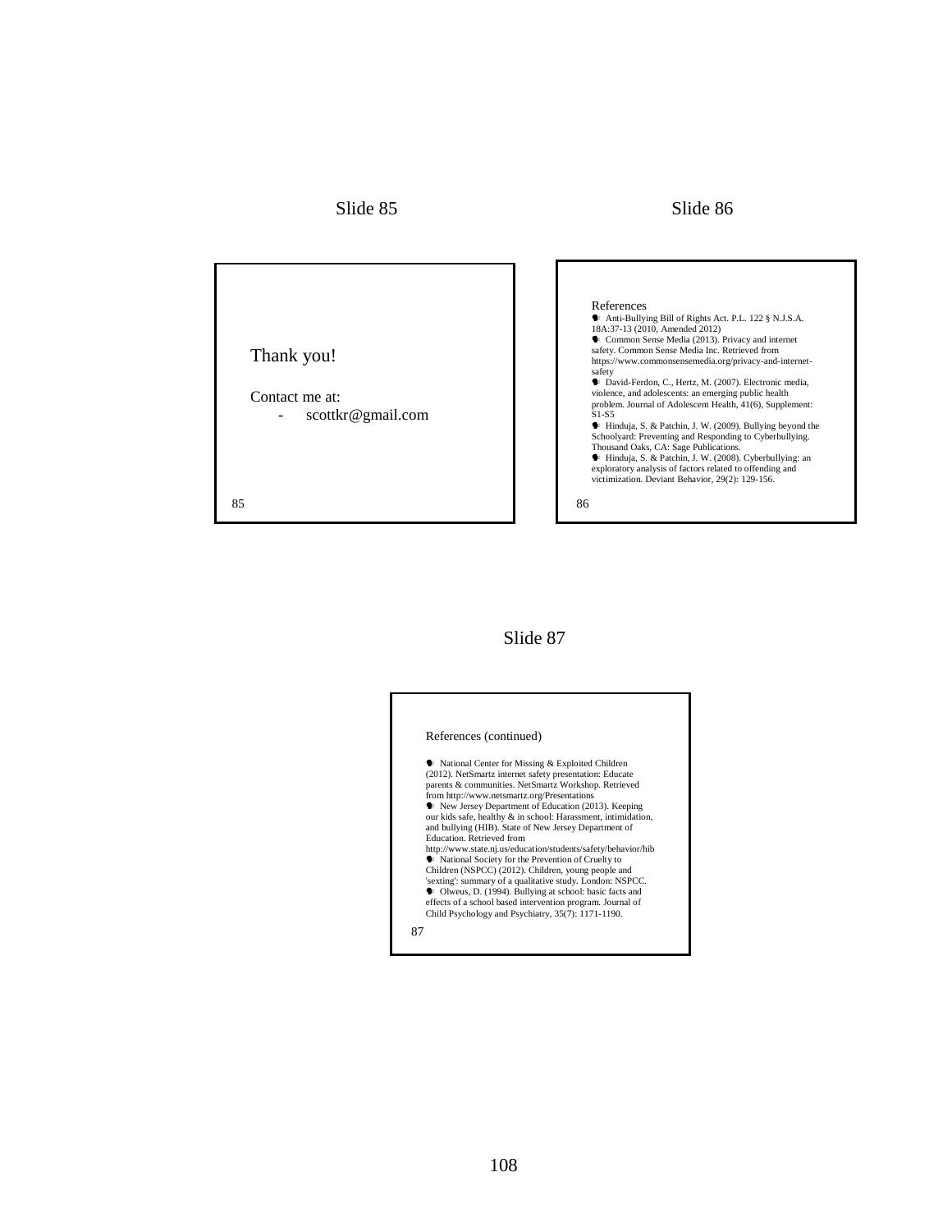Slide 85

Thank you!

Contact me at:

- scottkr@gmail.com

85

Slide 86

References

- Anti-Bullying Bill of Rights Act. P.L. 122 § N.J.S.A. 18A:37-13 (2010, Amended 2012)
- Common Sense Media (2013). Privacy and internet safety. Common Sense Media Inc. Retrieved from https://www.commonsensemedia.org/privacy-and-internet-safety
- David-Ferdon, C., Hertz, M. (2007). Electronic media, violence, and adolescents: an emerging public health problem. Journal of Adolescent Health, 41(6), Supplement: S1-S5
- Hinduja, S. & Patchin, J. W. (2009). Bullying beyond the Schoolyard: Preventing and Responding to Cyberbullying. Thousand Oaks, CA: Sage Publications.
- Hinduja, S. & Patchin, J. W. (2008). Cyberbullying: an exploratory analysis of factors related to offending and victimization. Deviant Behavior, 29(2): 129-156.

86

Slide 87

References (continued)

- National Center for Missing & Exploited Children (2012). NetSmartz internet safety presentation: Educate parents & communities. NetSmartz Workshop. Retrieved from http://www.netsmartz.org/Presentations
- New Jersey Department of Education (2013). Keeping our kids safe, healthy & in school: Harassment, intimidation, and bullying (HIB). State of New Jersey Department of Education. Retrieved from http://www.state.nj.us/education/students/safety/behavior/hib
- National Society for the Prevention of Cruelty to Children (NSPCC) (2012). Children, young people and 'sexting': summary of a qualitative study. London: NSPCC.
- Olweus, D. (1994). Bullying at school: basic facts and effects of a school based intervention program. Journal of Child Psychology and Psychiatry, 35(7): 1171-1190.

87